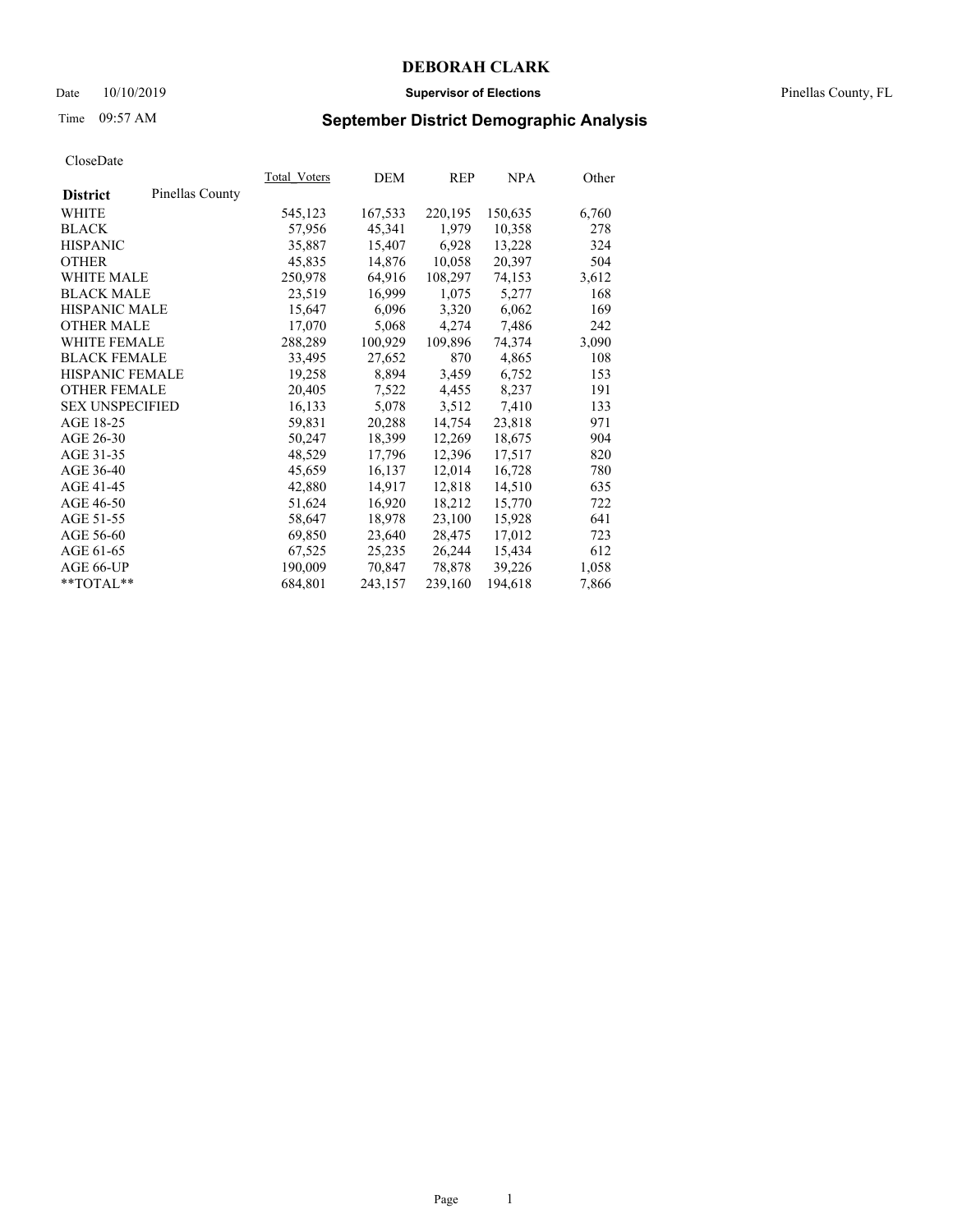# DEBORAH CLARK

Date 10/10/2019 **Supervisor of Elections** Pinellas County, FL

Time 09:57 AM **September District Demographic Analysis**

CloseDate

| **District** Pinellas County | Total_Voters | DEM | REP | NPA | Other |
|---|---|---|---|---|---|
| WHITE | 545,123 | 167,533 | 220,195 | 150,635 | 6,760 |
| BLACK | 57,956 | 45,341 | 1,979 | 10,358 | 278 |
| HISPANIC | 35,887 | 15,407 | 6,928 | 13,228 | 324 |
| OTHER | 45,835 | 14,876 | 10,058 | 20,397 | 504 |
| WHITE MALE | 250,978 | 64,916 | 108,297 | 74,153 | 3,612 |
| BLACK MALE | 23,519 | 16,999 | 1,075 | 5,277 | 168 |
| HISPANIC MALE | 15,647 | 6,096 | 3,320 | 6,062 | 169 |
| OTHER MALE | 17,070 | 5,068 | 4,274 | 7,486 | 242 |
| WHITE FEMALE | 288,289 | 100,929 | 109,896 | 74,374 | 3,090 |
| BLACK FEMALE | 33,495 | 27,652 | 870 | 4,865 | 108 |
| HISPANIC FEMALE | 19,258 | 8,894 | 3,459 | 6,752 | 153 |
| OTHER FEMALE | 20,405 | 7,522 | 4,455 | 8,237 | 191 |
| SEX UNSPECIFIED | 16,133 | 5,078 | 3,512 | 7,410 | 133 |
| AGE 18-25 | 59,831 | 20,288 | 14,754 | 23,818 | 971 |
| AGE 26-30 | 50,247 | 18,399 | 12,269 | 18,675 | 904 |
| AGE 31-35 | 48,529 | 17,796 | 12,396 | 17,517 | 820 |
| AGE 36-40 | 45,659 | 16,137 | 12,014 | 16,728 | 780 |
| AGE 41-45 | 42,880 | 14,917 | 12,818 | 14,510 | 635 |
| AGE 46-50 | 51,624 | 16,920 | 18,212 | 15,770 | 722 |
| AGE 51-55 | 58,647 | 18,978 | 23,100 | 15,928 | 641 |
| AGE 56-60 | 69,850 | 23,640 | 28,475 | 17,012 | 723 |
| AGE 61-65 | 67,525 | 25,235 | 26,244 | 15,434 | 612 |
| AGE 66-UP | 190,009 | 70,847 | 78,878 | 39,226 | 1,058 |
| **TOTAL** | 684,801 | 243,157 | 239,160 | 194,618 | 7,866 |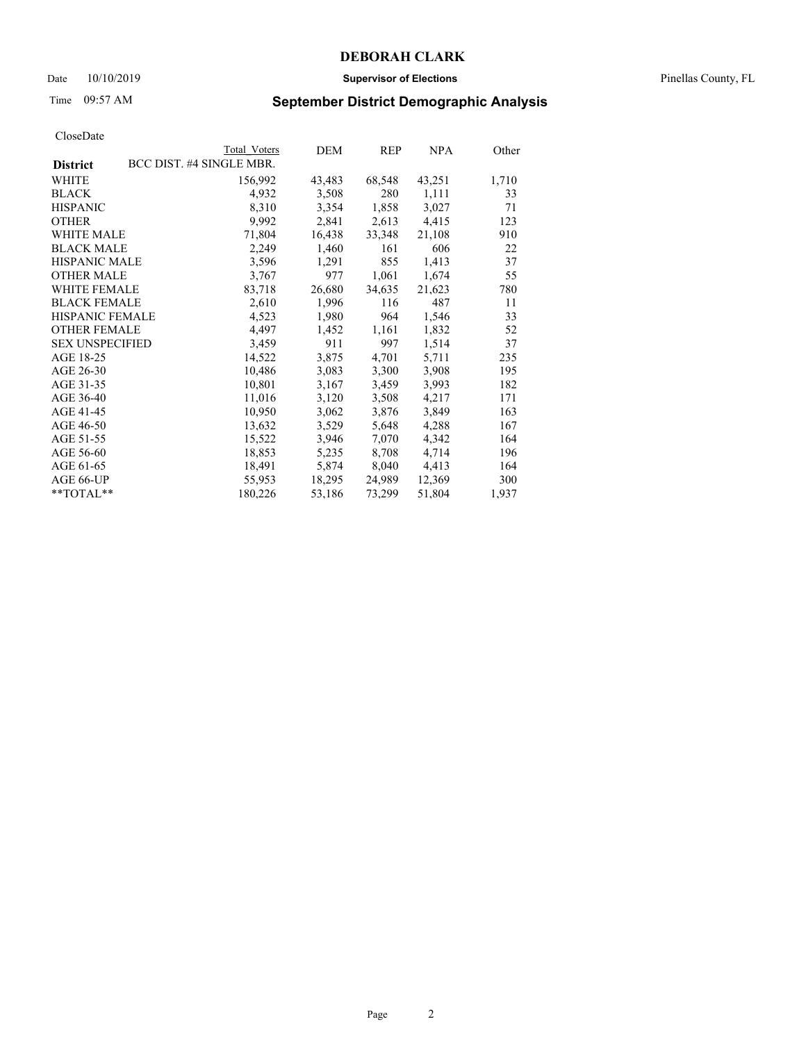# DEBORAH CLARK

Date 10/10/2019 **Supervisor of Elections** Pinellas County, FL

Time 09:57 AM **September District Demographic Analysis**

CloseDate

| **District** | BCC DIST. #4 SINGLE MBR. Total Voters | DEM | REP | NPA | Other |
|---|---|---|---|---|---|
| WHITE | 156,992 | 43,483 | 68,548 | 43,251 | 1,710 |
| BLACK | 4,932 | 3,508 | 280 | 1,111 | 33 |
| HISPANIC | 8,310 | 3,354 | 1,858 | 3,027 | 71 |
| OTHER | 9,992 | 2,841 | 2,613 | 4,415 | 123 |
| WHITE MALE | 71,804 | 16,438 | 33,348 | 21,108 | 910 |
| BLACK MALE | 2,249 | 1,460 | 161 | 606 | 22 |
| HISPANIC MALE | 3,596 | 1,291 | 855 | 1,413 | 37 |
| OTHER MALE | 3,767 | 977 | 1,061 | 1,674 | 55 |
| WHITE FEMALE | 83,718 | 26,680 | 34,635 | 21,623 | 780 |
| BLACK FEMALE | 2,610 | 1,996 | 116 | 487 | 11 |
| HISPANIC FEMALE | 4,523 | 1,980 | 964 | 1,546 | 33 |
| OTHER FEMALE | 4,497 | 1,452 | 1,161 | 1,832 | 52 |
| SEX UNSPECIFIED | 3,459 | 911 | 997 | 1,514 | 37 |
| AGE 18-25 | 14,522 | 3,875 | 4,701 | 5,711 | 235 |
| AGE 26-30 | 10,486 | 3,083 | 3,300 | 3,908 | 195 |
| AGE 31-35 | 10,801 | 3,167 | 3,459 | 3,993 | 182 |
| AGE 36-40 | 11,016 | 3,120 | 3,508 | 4,217 | 171 |
| AGE 41-45 | 10,950 | 3,062 | 3,876 | 3,849 | 163 |
| AGE 46-50 | 13,632 | 3,529 | 5,648 | 4,288 | 167 |
| AGE 51-55 | 15,522 | 3,946 | 7,070 | 4,342 | 164 |
| AGE 56-60 | 18,853 | 5,235 | 8,708 | 4,714 | 196 |
| AGE 61-65 | 18,491 | 5,874 | 8,040 | 4,413 | 164 |
| AGE 66-UP | 55,953 | 18,295 | 24,989 | 12,369 | 300 |
| **TOTAL** | 180,226 | 53,186 | 73,299 | 51,804 | 1,937 |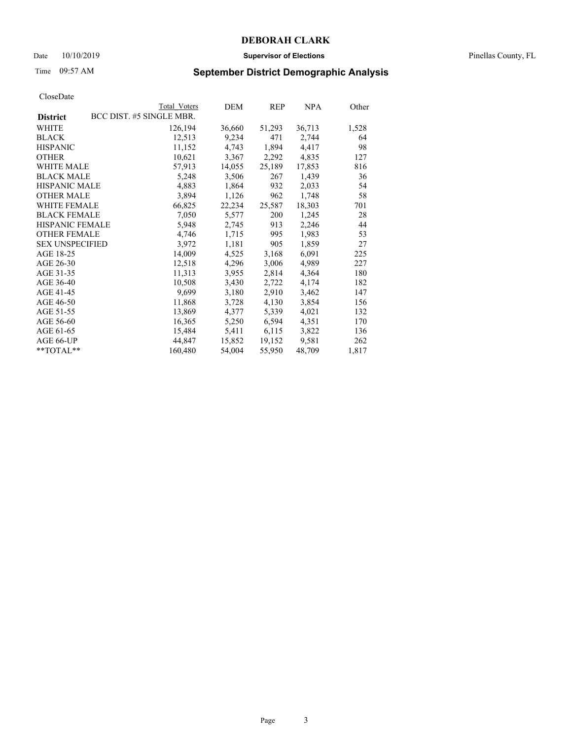# DEBORAH CLARK

Date 10/10/2019 **Supervisor of Elections** Pinellas County, FL

Time 09:57 AM **September District Demographic Analysis**

CloseDate

| **District** | Total Voters | DEM | REP | NPA | Other |
|---|---|---|---|---|---|
| BCC DIST. #5 SINGLE MBR. | | | | | |
| WHITE | 126,194 | 36,660 | 51,293 | 36,713 | 1,528 |
| BLACK | 12,513 | 9,234 | 471 | 2,744 | 64 |
| HISPANIC | 11,152 | 4,743 | 1,894 | 4,417 | 98 |
| OTHER | 10,621 | 3,367 | 2,292 | 4,835 | 127 |
| WHITE MALE | 57,913 | 14,055 | 25,189 | 17,853 | 816 |
| BLACK MALE | 5,248 | 3,506 | 267 | 1,439 | 36 |
| HISPANIC MALE | 4,883 | 1,864 | 932 | 2,033 | 54 |
| OTHER MALE | 3,894 | 1,126 | 962 | 1,748 | 58 |
| WHITE FEMALE | 66,825 | 22,234 | 25,587 | 18,303 | 701 |
| BLACK FEMALE | 7,050 | 5,577 | 200 | 1,245 | 28 |
| HISPANIC FEMALE | 5,948 | 2,745 | 913 | 2,246 | 44 |
| OTHER FEMALE | 4,746 | 1,715 | 995 | 1,983 | 53 |
| SEX UNSPECIFIED | 3,972 | 1,181 | 905 | 1,859 | 27 |
| AGE 18-25 | 14,009 | 4,525 | 3,168 | 6,091 | 225 |
| AGE 26-30 | 12,518 | 4,296 | 3,006 | 4,989 | 227 |
| AGE 31-35 | 11,313 | 3,955 | 2,814 | 4,364 | 180 |
| AGE 36-40 | 10,508 | 3,430 | 2,722 | 4,174 | 182 |
| AGE 41-45 | 9,699 | 3,180 | 2,910 | 3,462 | 147 |
| AGE 46-50 | 11,868 | 3,728 | 4,130 | 3,854 | 156 |
| AGE 51-55 | 13,869 | 4,377 | 5,339 | 4,021 | 132 |
| AGE 56-60 | 16,365 | 5,250 | 6,594 | 4,351 | 170 |
| AGE 61-65 | 15,484 | 5,411 | 6,115 | 3,822 | 136 |
| AGE 66-UP | 44,847 | 15,852 | 19,152 | 9,581 | 262 |
| **TOTAL** | 160,480 | 54,004 | 55,950 | 48,709 | 1,817 |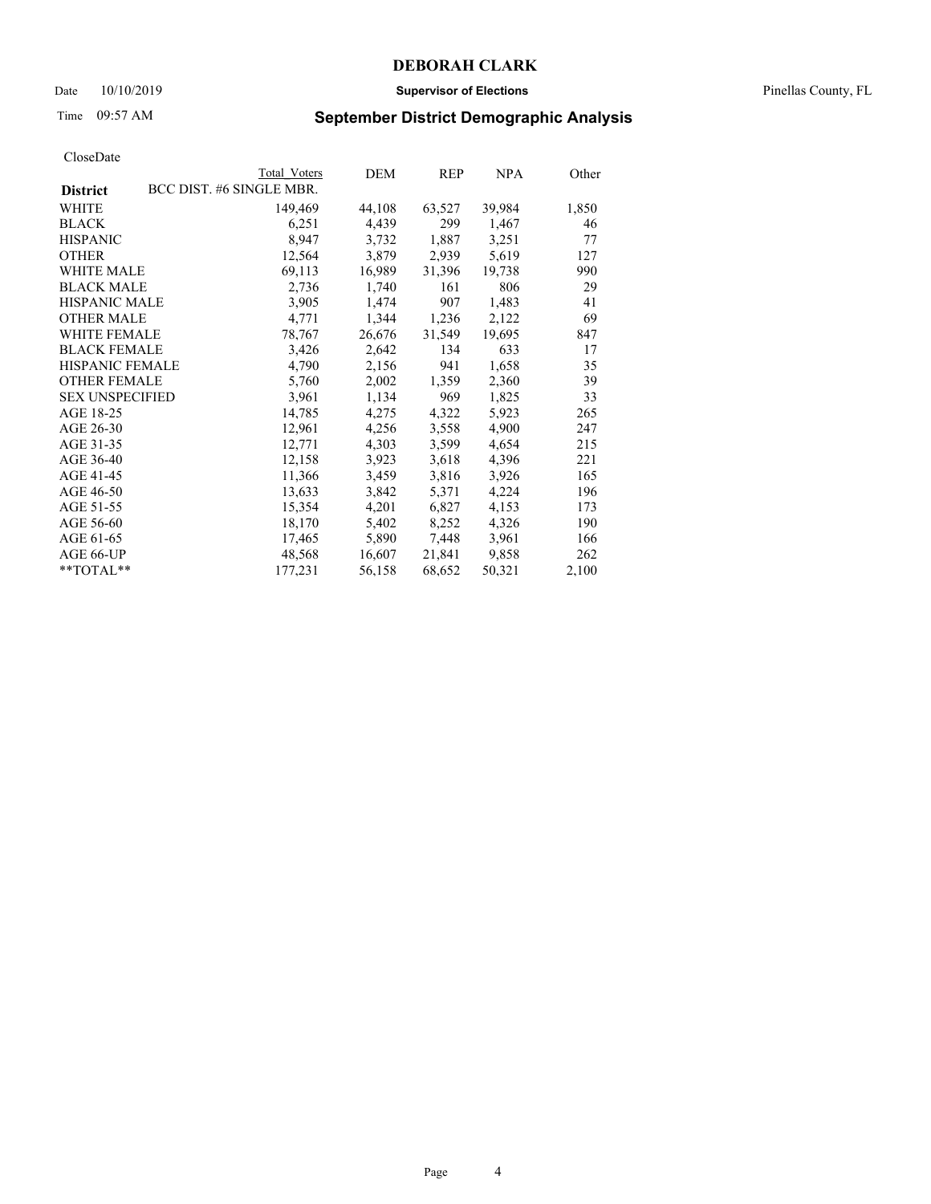# DEBORAH CLARK

Date 10/10/2019 **Supervisor of Elections** Pinellas County, FL

Time 09:57 AM **September District Demographic Analysis**

CloseDate

| District | Total Voters | DEM | REP | NPA | Other |
|---|---|---|---|---|---|
| BCC DIST. #6 SINGLE MBR. | | | | | |
| WHITE | 149,469 | 44,108 | 63,527 | 39,984 | 1,850 |
| BLACK | 6,251 | 4,439 | 299 | 1,467 | 46 |
| HISPANIC | 8,947 | 3,732 | 1,887 | 3,251 | 77 |
| OTHER | 12,564 | 3,879 | 2,939 | 5,619 | 127 |
| WHITE MALE | 69,113 | 16,989 | 31,396 | 19,738 | 990 |
| BLACK MALE | 2,736 | 1,740 | 161 | 806 | 29 |
| HISPANIC MALE | 3,905 | 1,474 | 907 | 1,483 | 41 |
| OTHER MALE | 4,771 | 1,344 | 1,236 | 2,122 | 69 |
| WHITE FEMALE | 78,767 | 26,676 | 31,549 | 19,695 | 847 |
| BLACK FEMALE | 3,426 | 2,642 | 134 | 633 | 17 |
| HISPANIC FEMALE | 4,790 | 2,156 | 941 | 1,658 | 35 |
| OTHER FEMALE | 5,760 | 2,002 | 1,359 | 2,360 | 39 |
| SEX UNSPECIFIED | 3,961 | 1,134 | 969 | 1,825 | 33 |
| AGE 18-25 | 14,785 | 4,275 | 4,322 | 5,923 | 265 |
| AGE 26-30 | 12,961 | 4,256 | 3,558 | 4,900 | 247 |
| AGE 31-35 | 12,771 | 4,303 | 3,599 | 4,654 | 215 |
| AGE 36-40 | 12,158 | 3,923 | 3,618 | 4,396 | 221 |
| AGE 41-45 | 11,366 | 3,459 | 3,816 | 3,926 | 165 |
| AGE 46-50 | 13,633 | 3,842 | 5,371 | 4,224 | 196 |
| AGE 51-55 | 15,354 | 4,201 | 6,827 | 4,153 | 173 |
| AGE 56-60 | 18,170 | 5,402 | 8,252 | 4,326 | 190 |
| AGE 61-65 | 17,465 | 5,890 | 7,448 | 3,961 | 166 |
| AGE 66-UP | 48,568 | 16,607 | 21,841 | 9,858 | 262 |
| **TOTAL** | 177,231 | 56,158 | 68,652 | 50,321 | 2,100 |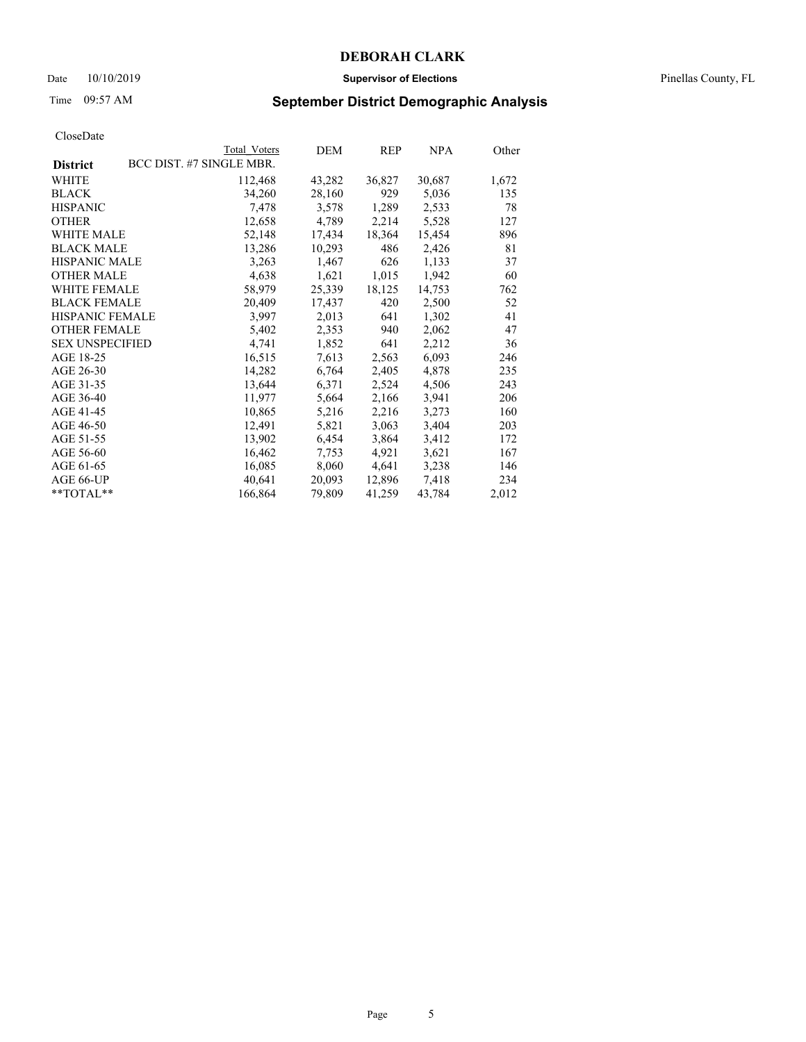# DEBORAH CLARK

Date 10/10/2019 **Supervisor of Elections** Pinellas County, FL

Time 09:57 AM **September District Demographic Analysis**

CloseDate

| District | Total Voters | DEM | REP | NPA | Other |
|---|---|---|---|---|---|
| BCC DIST. #7 SINGLE MBR. | | | | | |
| WHITE | 112,468 | 43,282 | 36,827 | 30,687 | 1,672 |
| BLACK | 34,260 | 28,160 | 929 | 5,036 | 135 |
| HISPANIC | 7,478 | 3,578 | 1,289 | 2,533 | 78 |
| OTHER | 12,658 | 4,789 | 2,214 | 5,528 | 127 |
| WHITE MALE | 52,148 | 17,434 | 18,364 | 15,454 | 896 |
| BLACK MALE | 13,286 | 10,293 | 486 | 2,426 | 81 |
| HISPANIC MALE | 3,263 | 1,467 | 626 | 1,133 | 37 |
| OTHER MALE | 4,638 | 1,621 | 1,015 | 1,942 | 60 |
| WHITE FEMALE | 58,979 | 25,339 | 18,125 | 14,753 | 762 |
| BLACK FEMALE | 20,409 | 17,437 | 420 | 2,500 | 52 |
| HISPANIC FEMALE | 3,997 | 2,013 | 641 | 1,302 | 41 |
| OTHER FEMALE | 5,402 | 2,353 | 940 | 2,062 | 47 |
| SEX UNSPECIFIED | 4,741 | 1,852 | 641 | 2,212 | 36 |
| AGE 18-25 | 16,515 | 7,613 | 2,563 | 6,093 | 246 |
| AGE 26-30 | 14,282 | 6,764 | 2,405 | 4,878 | 235 |
| AGE 31-35 | 13,644 | 6,371 | 2,524 | 4,506 | 243 |
| AGE 36-40 | 11,977 | 5,664 | 2,166 | 3,941 | 206 |
| AGE 41-45 | 10,865 | 5,216 | 2,216 | 3,273 | 160 |
| AGE 46-50 | 12,491 | 5,821 | 3,063 | 3,404 | 203 |
| AGE 51-55 | 13,902 | 6,454 | 3,864 | 3,412 | 172 |
| AGE 56-60 | 16,462 | 7,753 | 4,921 | 3,621 | 167 |
| AGE 61-65 | 16,085 | 8,060 | 4,641 | 3,238 | 146 |
| AGE 66-UP | 40,641 | 20,093 | 12,896 | 7,418 | 234 |
| **TOTAL** | 166,864 | 79,809 | 41,259 | 43,784 | 2,012 |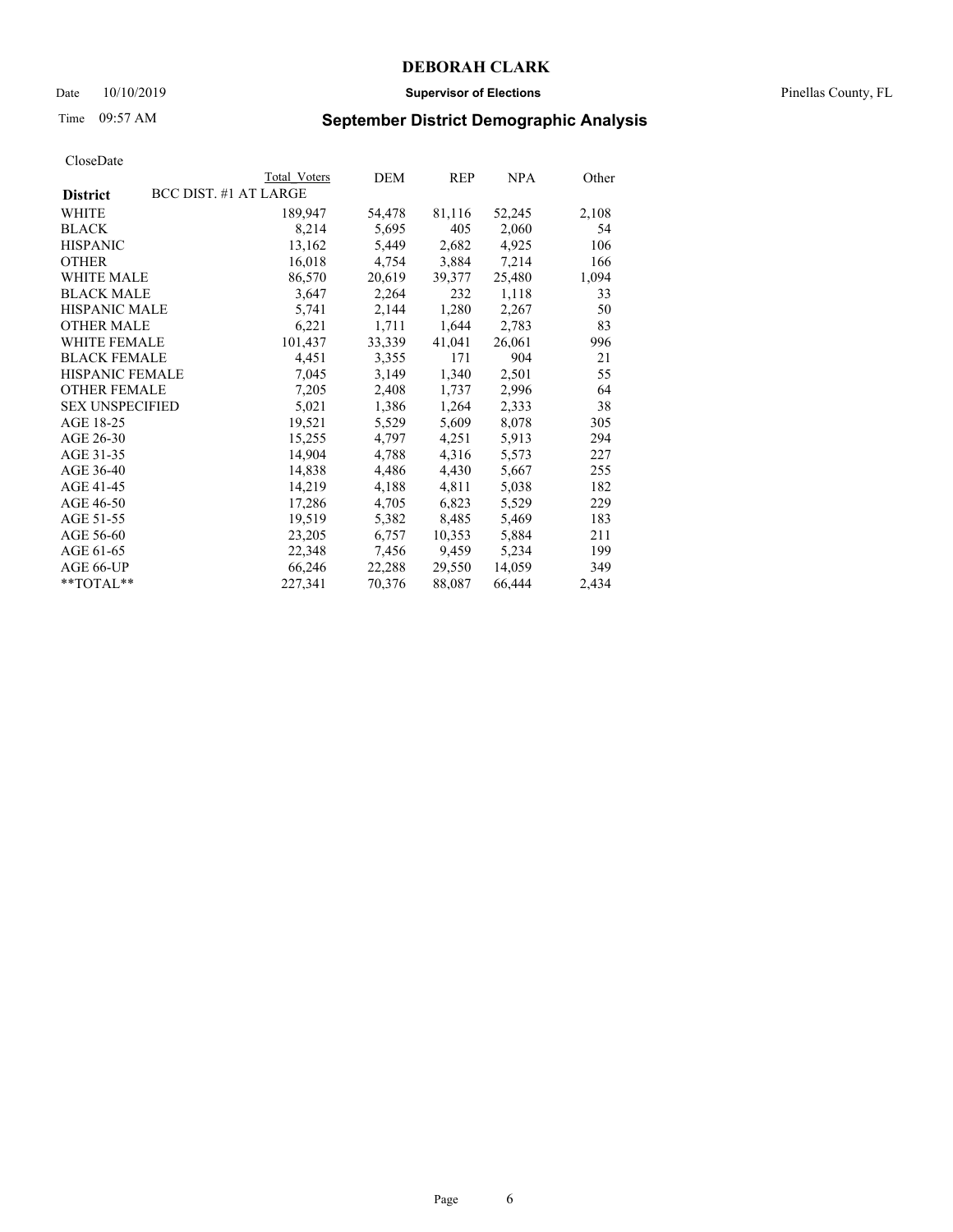# DEBORAH CLARK

Date 10/10/2019 **Supervisor of Elections** Pinellas County, FL

Time 09:57 AM **September District Demographic Analysis**

CloseDate

| **District** | Total Voters | DEM | REP | NPA | Other |
|---|---|---|---|---|---|
| BCC DIST. #1 AT LARGE | | | | | |
| WHITE | 189,947 | 54,478 | 81,116 | 52,245 | 2,108 |
| BLACK | 8,214 | 5,695 | 405 | 2,060 | 54 |
| HISPANIC | 13,162 | 5,449 | 2,682 | 4,925 | 106 |
| OTHER | 16,018 | 4,754 | 3,884 | 7,214 | 166 |
| WHITE MALE | 86,570 | 20,619 | 39,377 | 25,480 | 1,094 |
| BLACK MALE | 3,647 | 2,264 | 232 | 1,118 | 33 |
| HISPANIC MALE | 5,741 | 2,144 | 1,280 | 2,267 | 50 |
| OTHER MALE | 6,221 | 1,711 | 1,644 | 2,783 | 83 |
| WHITE FEMALE | 101,437 | 33,339 | 41,041 | 26,061 | 996 |
| BLACK FEMALE | 4,451 | 3,355 | 171 | 904 | 21 |
| HISPANIC FEMALE | 7,045 | 3,149 | 1,340 | 2,501 | 55 |
| OTHER FEMALE | 7,205 | 2,408 | 1,737 | 2,996 | 64 |
| SEX UNSPECIFIED | 5,021 | 1,386 | 1,264 | 2,333 | 38 |
| AGE 18-25 | 19,521 | 5,529 | 5,609 | 8,078 | 305 |
| AGE 26-30 | 15,255 | 4,797 | 4,251 | 5,913 | 294 |
| AGE 31-35 | 14,904 | 4,788 | 4,316 | 5,573 | 227 |
| AGE 36-40 | 14,838 | 4,486 | 4,430 | 5,667 | 255 |
| AGE 41-45 | 14,219 | 4,188 | 4,811 | 5,038 | 182 |
| AGE 46-50 | 17,286 | 4,705 | 6,823 | 5,529 | 229 |
| AGE 51-55 | 19,519 | 5,382 | 8,485 | 5,469 | 183 |
| AGE 56-60 | 23,205 | 6,757 | 10,353 | 5,884 | 211 |
| AGE 61-65 | 22,348 | 7,456 | 9,459 | 5,234 | 199 |
| AGE 66-UP | 66,246 | 22,288 | 29,550 | 14,059 | 349 |
| **TOTAL** | 227,341 | 70,376 | 88,087 | 66,444 | 2,434 |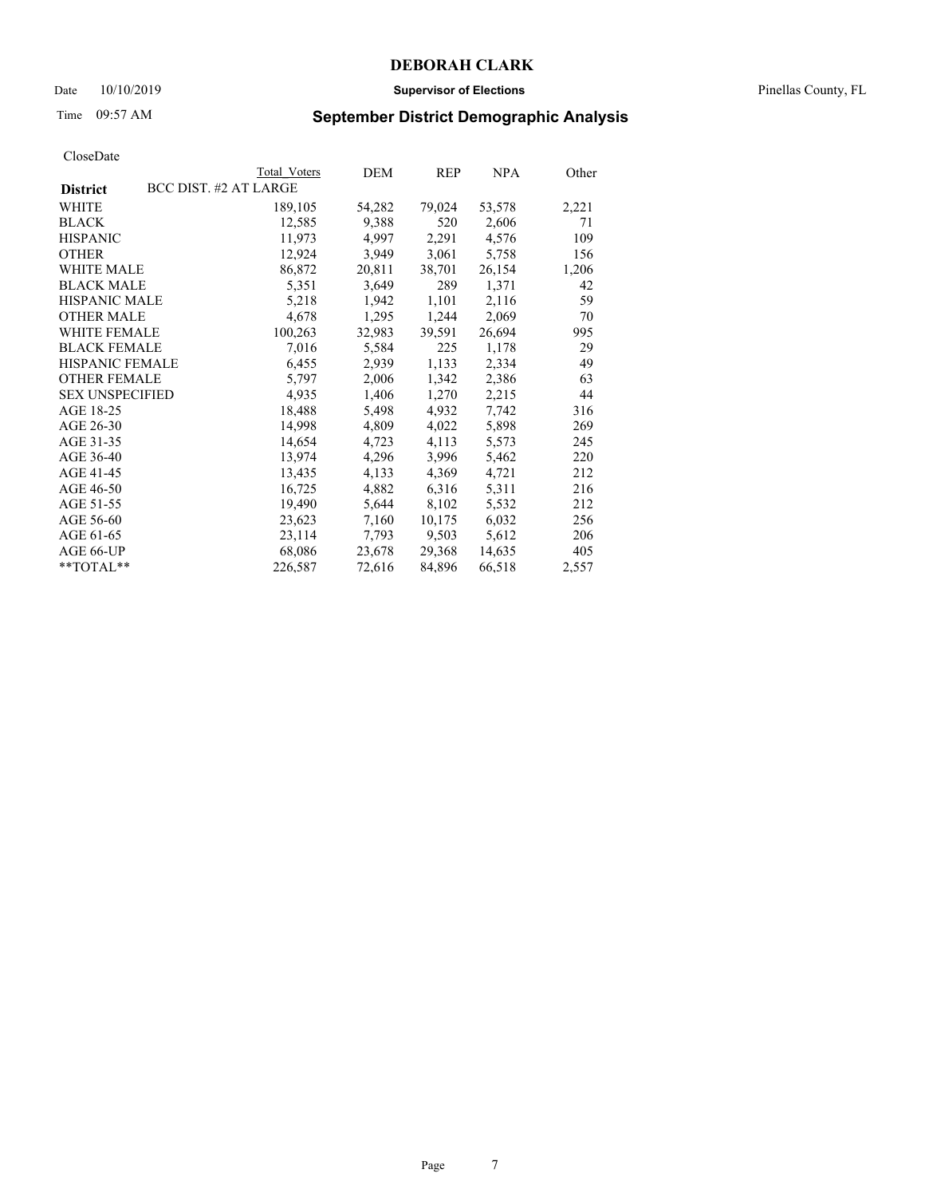# DEBORAH CLARK

Date 10/10/2019 **Supervisor of Elections** Pinellas County, FL

Time 09:57 AM **September District Demographic Analysis**

CloseDate

| District | Total Voters | DEM | REP | NPA | Other |
|---|---|---|---|---|---|
| BCC DIST. #2 AT LARGE | | | | | |
| WHITE | 189,105 | 54,282 | 79,024 | 53,578 | 2,221 |
| BLACK | 12,585 | 9,388 | 520 | 2,606 | 71 |
| HISPANIC | 11,973 | 4,997 | 2,291 | 4,576 | 109 |
| OTHER | 12,924 | 3,949 | 3,061 | 5,758 | 156 |
| WHITE MALE | 86,872 | 20,811 | 38,701 | 26,154 | 1,206 |
| BLACK MALE | 5,351 | 3,649 | 289 | 1,371 | 42 |
| HISPANIC MALE | 5,218 | 1,942 | 1,101 | 2,116 | 59 |
| OTHER MALE | 4,678 | 1,295 | 1,244 | 2,069 | 70 |
| WHITE FEMALE | 100,263 | 32,983 | 39,591 | 26,694 | 995 |
| BLACK FEMALE | 7,016 | 5,584 | 225 | 1,178 | 29 |
| HISPANIC FEMALE | 6,455 | 2,939 | 1,133 | 2,334 | 49 |
| OTHER FEMALE | 5,797 | 2,006 | 1,342 | 2,386 | 63 |
| SEX UNSPECIFIED | 4,935 | 1,406 | 1,270 | 2,215 | 44 |
| AGE 18-25 | 18,488 | 5,498 | 4,932 | 7,742 | 316 |
| AGE 26-30 | 14,998 | 4,809 | 4,022 | 5,898 | 269 |
| AGE 31-35 | 14,654 | 4,723 | 4,113 | 5,573 | 245 |
| AGE 36-40 | 13,974 | 4,296 | 3,996 | 5,462 | 220 |
| AGE 41-45 | 13,435 | 4,133 | 4,369 | 4,721 | 212 |
| AGE 46-50 | 16,725 | 4,882 | 6,316 | 5,311 | 216 |
| AGE 51-55 | 19,490 | 5,644 | 8,102 | 5,532 | 212 |
| AGE 56-60 | 23,623 | 7,160 | 10,175 | 6,032 | 256 |
| AGE 61-65 | 23,114 | 7,793 | 9,503 | 5,612 | 206 |
| AGE 66-UP | 68,086 | 23,678 | 29,368 | 14,635 | 405 |
| **TOTAL** | 226,587 | 72,616 | 84,896 | 66,518 | 2,557 |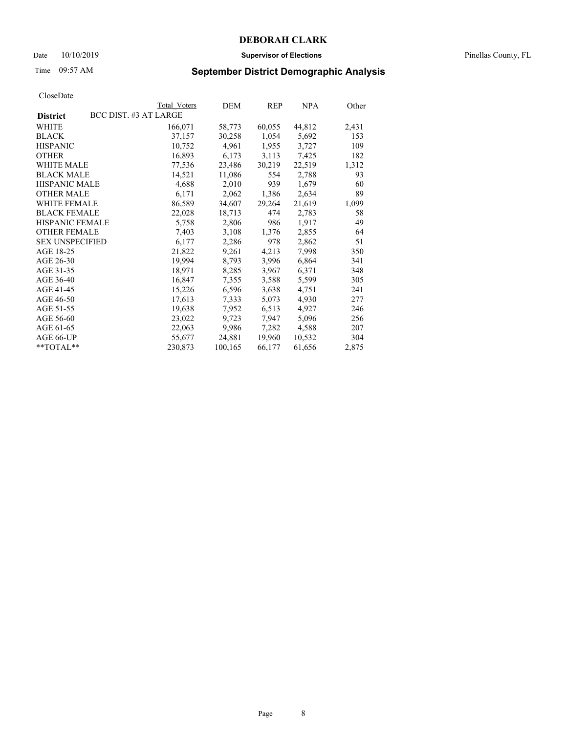# DEBORAH CLARK

Date 10/10/2019 **Supervisor of Elections** Pinellas County, FL

Time 09:57 AM **September District Demographic Analysis**

CloseDate

| District | Total Voters | DEM | REP | NPA | Other |
|---|---|---|---|---|---|
| **BCC DIST. #3 AT LARGE** | | | | | |
| WHITE | 166,071 | 58,773 | 60,055 | 44,812 | 2,431 |
| BLACK | 37,157 | 30,258 | 1,054 | 5,692 | 153 |
| HISPANIC | 10,752 | 4,961 | 1,955 | 3,727 | 109 |
| OTHER | 16,893 | 6,173 | 3,113 | 7,425 | 182 |
| WHITE MALE | 77,536 | 23,486 | 30,219 | 22,519 | 1,312 |
| BLACK MALE | 14,521 | 11,086 | 554 | 2,788 | 93 |
| HISPANIC MALE | 4,688 | 2,010 | 939 | 1,679 | 60 |
| OTHER MALE | 6,171 | 2,062 | 1,386 | 2,634 | 89 |
| WHITE FEMALE | 86,589 | 34,607 | 29,264 | 21,619 | 1,099 |
| BLACK FEMALE | 22,028 | 18,713 | 474 | 2,783 | 58 |
| HISPANIC FEMALE | 5,758 | 2,806 | 986 | 1,917 | 49 |
| OTHER FEMALE | 7,403 | 3,108 | 1,376 | 2,855 | 64 |
| SEX UNSPECIFIED | 6,177 | 2,286 | 978 | 2,862 | 51 |
| AGE 18-25 | 21,822 | 9,261 | 4,213 | 7,998 | 350 |
| AGE 26-30 | 19,994 | 8,793 | 3,996 | 6,864 | 341 |
| AGE 31-35 | 18,971 | 8,285 | 3,967 | 6,371 | 348 |
| AGE 36-40 | 16,847 | 7,355 | 3,588 | 5,599 | 305 |
| AGE 41-45 | 15,226 | 6,596 | 3,638 | 4,751 | 241 |
| AGE 46-50 | 17,613 | 7,333 | 5,073 | 4,930 | 277 |
| AGE 51-55 | 19,638 | 7,952 | 6,513 | 4,927 | 246 |
| AGE 56-60 | 23,022 | 9,723 | 7,947 | 5,096 | 256 |
| AGE 61-65 | 22,063 | 9,986 | 7,282 | 4,588 | 207 |
| AGE 66-UP | 55,677 | 24,881 | 19,960 | 10,532 | 304 |
| **TOTAL** | 230,873 | 100,165 | 66,177 | 61,656 | 2,875 |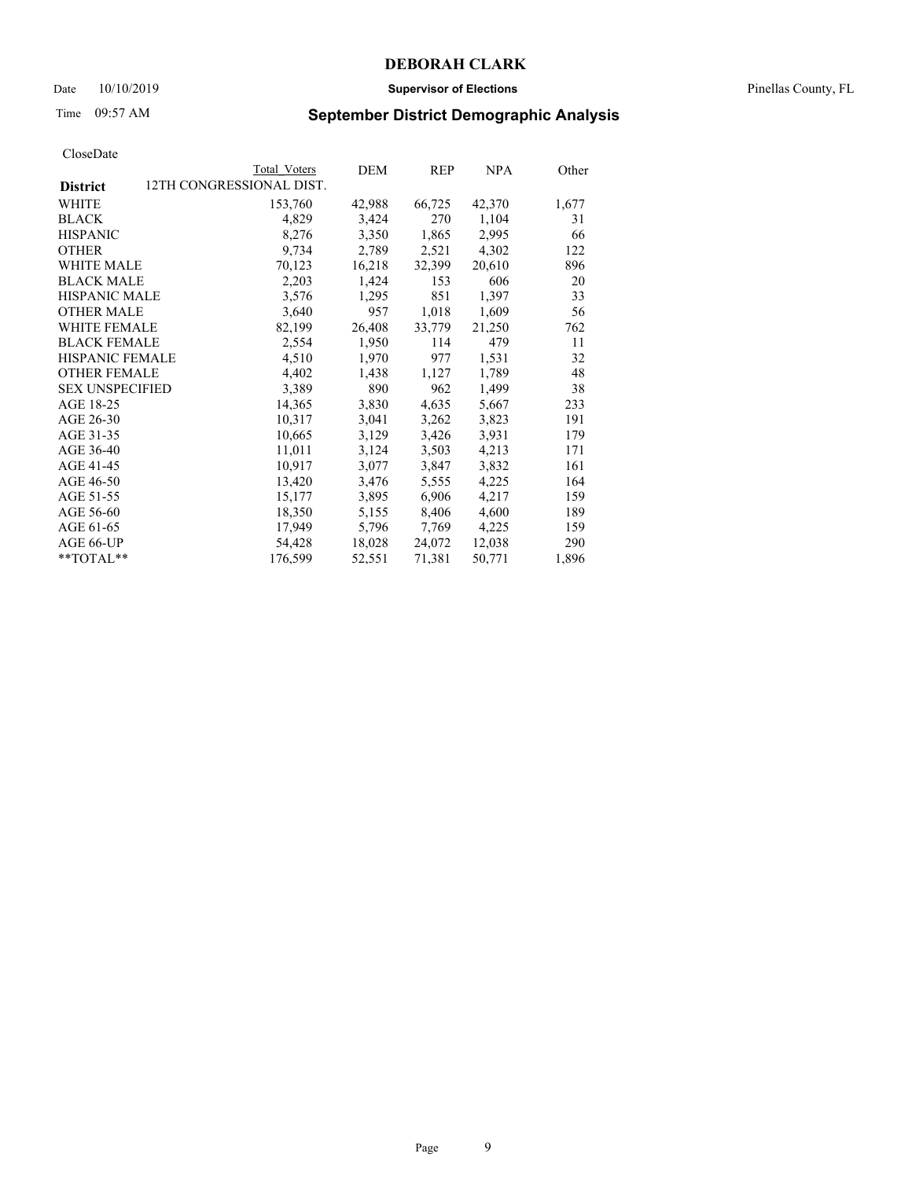# DEBORAH CLARK

Date 10/10/2019 **Supervisor of Elections** Pinellas County, FL

Time 09:57 AM **September District Demographic Analysis**

CloseDate

| District | Total Voters | DEM | REP | NPA | Other |
|---|---|---|---|---|---|
| 12TH CONGRESSIONAL DIST. | | | | | |
| WHITE | 153,760 | 42,988 | 66,725 | 42,370 | 1,677 |
| BLACK | 4,829 | 3,424 | 270 | 1,104 | 31 |
| HISPANIC | 8,276 | 3,350 | 1,865 | 2,995 | 66 |
| OTHER | 9,734 | 2,789 | 2,521 | 4,302 | 122 |
| WHITE MALE | 70,123 | 16,218 | 32,399 | 20,610 | 896 |
| BLACK MALE | 2,203 | 1,424 | 153 | 606 | 20 |
| HISPANIC MALE | 3,576 | 1,295 | 851 | 1,397 | 33 |
| OTHER MALE | 3,640 | 957 | 1,018 | 1,609 | 56 |
| WHITE FEMALE | 82,199 | 26,408 | 33,779 | 21,250 | 762 |
| BLACK FEMALE | 2,554 | 1,950 | 114 | 479 | 11 |
| HISPANIC FEMALE | 4,510 | 1,970 | 977 | 1,531 | 32 |
| OTHER FEMALE | 4,402 | 1,438 | 1,127 | 1,789 | 48 |
| SEX UNSPECIFIED | 3,389 | 890 | 962 | 1,499 | 38 |
| AGE 18-25 | 14,365 | 3,830 | 4,635 | 5,667 | 233 |
| AGE 26-30 | 10,317 | 3,041 | 3,262 | 3,823 | 191 |
| AGE 31-35 | 10,665 | 3,129 | 3,426 | 3,931 | 179 |
| AGE 36-40 | 11,011 | 3,124 | 3,503 | 4,213 | 171 |
| AGE 41-45 | 10,917 | 3,077 | 3,847 | 3,832 | 161 |
| AGE 46-50 | 13,420 | 3,476 | 5,555 | 4,225 | 164 |
| AGE 51-55 | 15,177 | 3,895 | 6,906 | 4,217 | 159 |
| AGE 56-60 | 18,350 | 5,155 | 8,406 | 4,600 | 189 |
| AGE 61-65 | 17,949 | 5,796 | 7,769 | 4,225 | 159 |
| AGE 66-UP | 54,428 | 18,028 | 24,072 | 12,038 | 290 |
| **TOTAL** | 176,599 | 52,551 | 71,381 | 50,771 | 1,896 |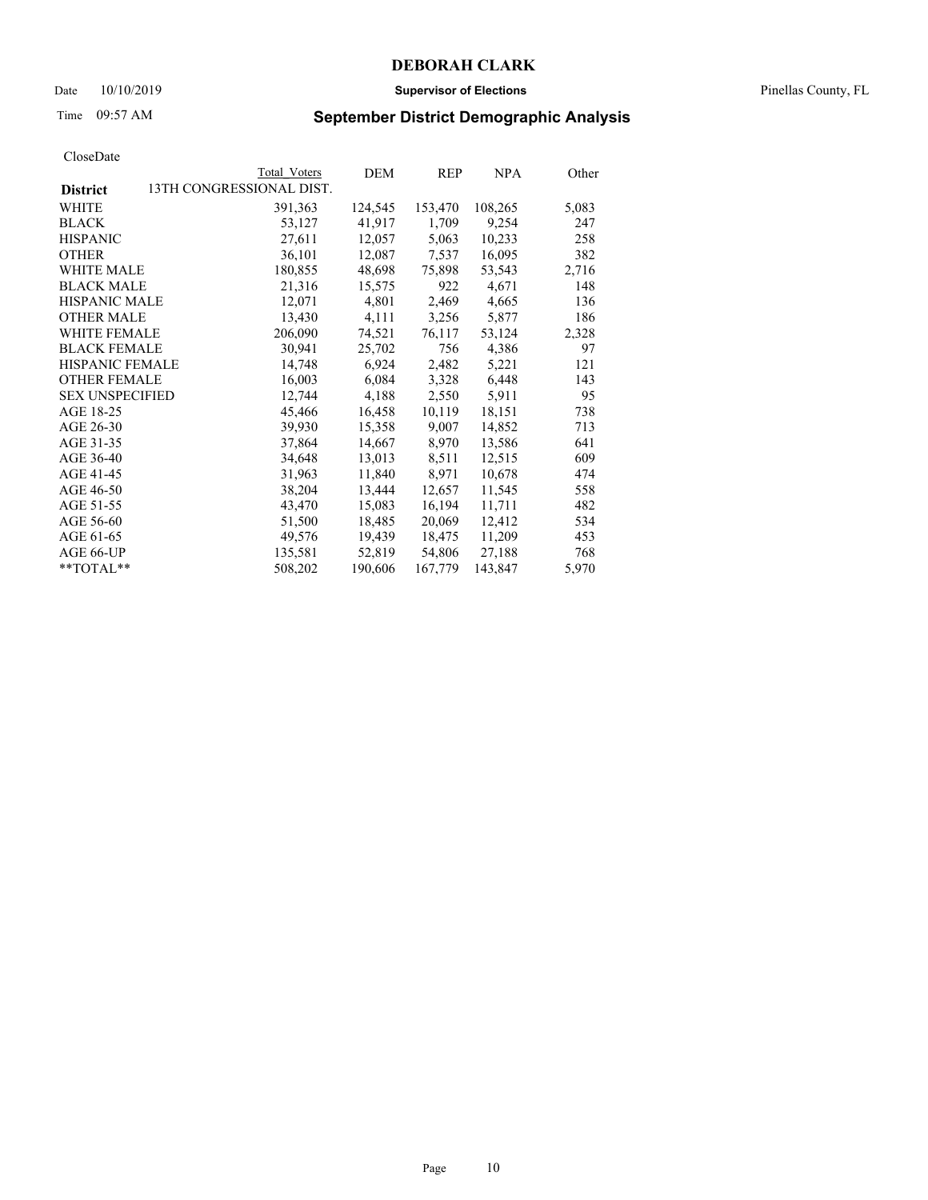**DEBORAH CLARK**

Date 10/10/2019 **Supervisor of Elections** Pinellas County, FL

Time 09:57 AM

## September District Demographic Analysis

CloseDate

| | Total Voters | DEM | REP | NPA | Other |
|---|---|---|---|---|---|
| **District** 13TH CONGRESSIONAL DIST. | | | | | |
| WHITE | 391,363 | 124,545 | 153,470 | 108,265 | 5,083 |
| BLACK | 53,127 | 41,917 | 1,709 | 9,254 | 247 |
| HISPANIC | 27,611 | 12,057 | 5,063 | 10,233 | 258 |
| OTHER | 36,101 | 12,087 | 7,537 | 16,095 | 382 |
| WHITE MALE | 180,855 | 48,698 | 75,898 | 53,543 | 2,716 |
| BLACK MALE | 21,316 | 15,575 | 922 | 4,671 | 148 |
| HISPANIC MALE | 12,071 | 4,801 | 2,469 | 4,665 | 136 |
| OTHER MALE | 13,430 | 4,111 | 3,256 | 5,877 | 186 |
| WHITE FEMALE | 206,090 | 74,521 | 76,117 | 53,124 | 2,328 |
| BLACK FEMALE | 30,941 | 25,702 | 756 | 4,386 | 97 |
| HISPANIC FEMALE | 14,748 | 6,924 | 2,482 | 5,221 | 121 |
| OTHER FEMALE | 16,003 | 6,084 | 3,328 | 6,448 | 143 |
| SEX UNSPECIFIED | 12,744 | 4,188 | 2,550 | 5,911 | 95 |
| AGE 18-25 | 45,466 | 16,458 | 10,119 | 18,151 | 738 |
| AGE 26-30 | 39,930 | 15,358 | 9,007 | 14,852 | 713 |
| AGE 31-35 | 37,864 | 14,667 | 8,970 | 13,586 | 641 |
| AGE 36-40 | 34,648 | 13,013 | 8,511 | 12,515 | 609 |
| AGE 41-45 | 31,963 | 11,840 | 8,971 | 10,678 | 474 |
| AGE 46-50 | 38,204 | 13,444 | 12,657 | 11,545 | 558 |
| AGE 51-55 | 43,470 | 15,083 | 16,194 | 11,711 | 482 |
| AGE 56-60 | 51,500 | 18,485 | 20,069 | 12,412 | 534 |
| AGE 61-65 | 49,576 | 19,439 | 18,475 | 11,209 | 453 |
| AGE 66-UP | 135,581 | 52,819 | 54,806 | 27,188 | 768 |
| **TOTAL** | 508,202 | 190,606 | 167,779 | 143,847 | 5,970 |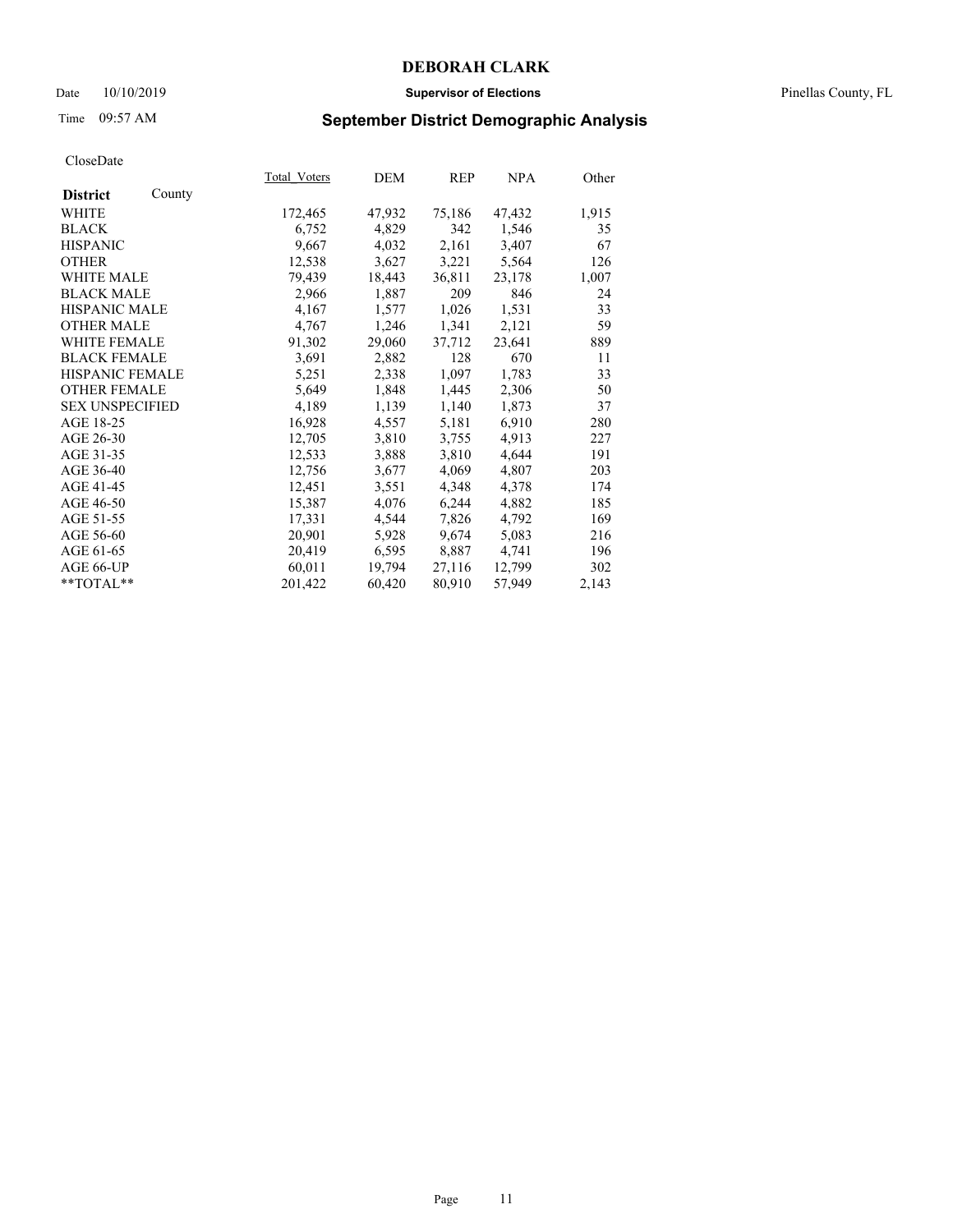**DEBORAH CLARK**

Date 10/10/2019 **Supervisor of Elections** Pinellas County, FL

Time 09:57 AM **September District Demographic Analysis**

CloseDate

| **District** County | Total_Voters | DEM | REP | NPA | Other |
|---|---|---|---|---|---|
| WHITE | 172,465 | 47,932 | 75,186 | 47,432 | 1,915 |
| BLACK | 6,752 | 4,829 | 342 | 1,546 | 35 |
| HISPANIC | 9,667 | 4,032 | 2,161 | 3,407 | 67 |
| OTHER | 12,538 | 3,627 | 3,221 | 5,564 | 126 |
| WHITE MALE | 79,439 | 18,443 | 36,811 | 23,178 | 1,007 |
| BLACK MALE | 2,966 | 1,887 | 209 | 846 | 24 |
| HISPANIC MALE | 4,167 | 1,577 | 1,026 | 1,531 | 33 |
| OTHER MALE | 4,767 | 1,246 | 1,341 | 2,121 | 59 |
| WHITE FEMALE | 91,302 | 29,060 | 37,712 | 23,641 | 889 |
| BLACK FEMALE | 3,691 | 2,882 | 128 | 670 | 11 |
| HISPANIC FEMALE | 5,251 | 2,338 | 1,097 | 1,783 | 33 |
| OTHER FEMALE | 5,649 | 1,848 | 1,445 | 2,306 | 50 |
| SEX UNSPECIFIED | 4,189 | 1,139 | 1,140 | 1,873 | 37 |
| AGE 18-25 | 16,928 | 4,557 | 5,181 | 6,910 | 280 |
| AGE 26-30 | 12,705 | 3,810 | 3,755 | 4,913 | 227 |
| AGE 31-35 | 12,533 | 3,888 | 3,810 | 4,644 | 191 |
| AGE 36-40 | 12,756 | 3,677 | 4,069 | 4,807 | 203 |
| AGE 41-45 | 12,451 | 3,551 | 4,348 | 4,378 | 174 |
| AGE 46-50 | 15,387 | 4,076 | 6,244 | 4,882 | 185 |
| AGE 51-55 | 17,331 | 4,544 | 7,826 | 4,792 | 169 |
| AGE 56-60 | 20,901 | 5,928 | 9,674 | 5,083 | 216 |
| AGE 61-65 | 20,419 | 6,595 | 8,887 | 4,741 | 196 |
| AGE 66-UP | 60,011 | 19,794 | 27,116 | 12,799 | 302 |
| **TOTAL** | 201,422 | 60,420 | 80,910 | 57,949 | 2,143 |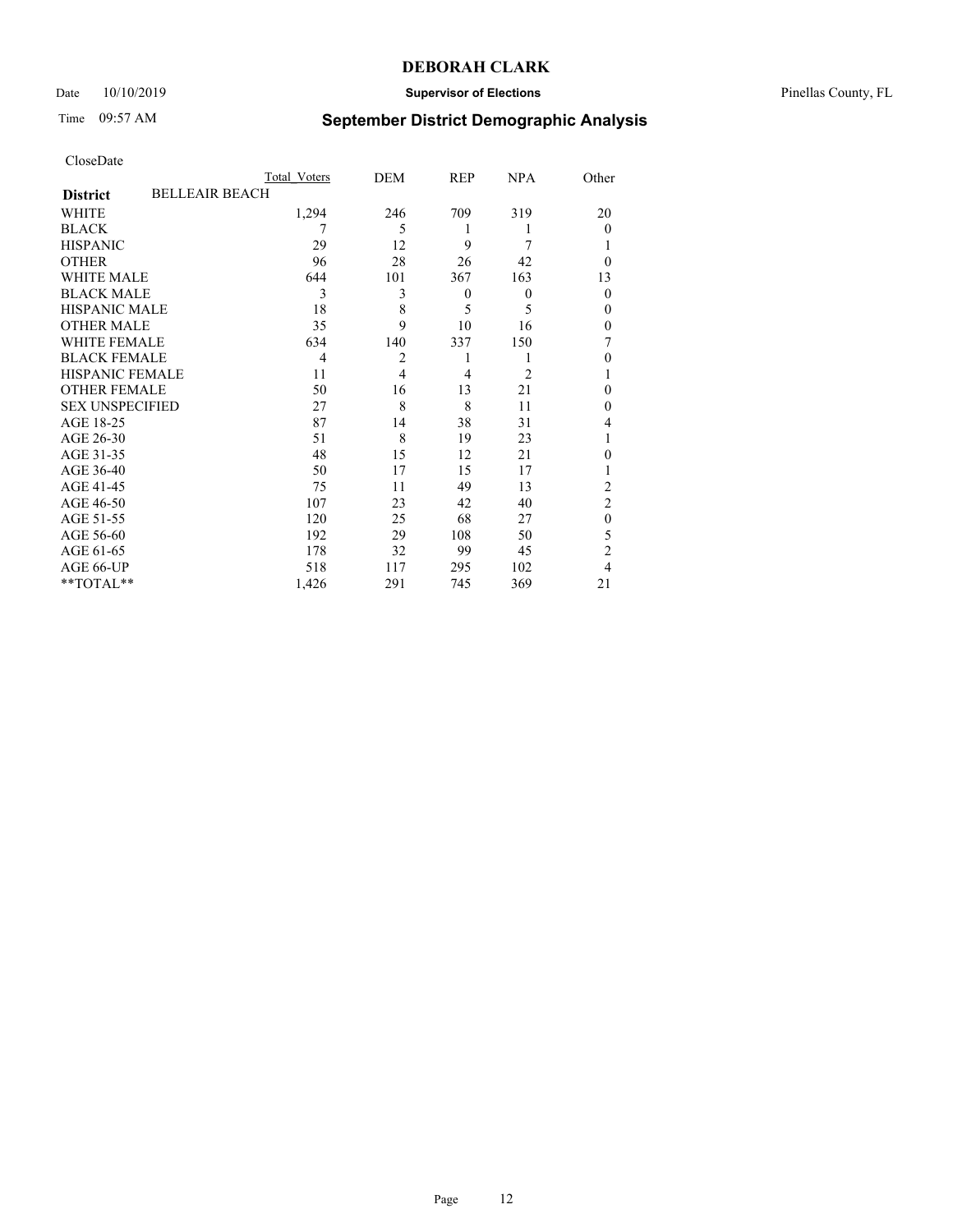# DEBORAH CLARK

Date 10/10/2019 **Supervisor of Elections** Pinellas County, FL

Time 09:57 AM **September District Demographic Analysis**

CloseDate

| | Total Voters | DEM | REP | NPA | Other |
|---|---|---|---|---|---|
| **District** BELLEAIR BEACH | | | | | |
| WHITE | 1,294 | 246 | 709 | 319 | 20 |
| BLACK | 7 | 5 | 1 | 1 | 0 |
| HISPANIC | 29 | 12 | 9 | 7 | 1 |
| OTHER | 96 | 28 | 26 | 42 | 0 |
| WHITE MALE | 644 | 101 | 367 | 163 | 13 |
| BLACK MALE | 3 | 3 | 0 | 0 | 0 |
| HISPANIC MALE | 18 | 8 | 5 | 5 | 0 |
| OTHER MALE | 35 | 9 | 10 | 16 | 0 |
| WHITE FEMALE | 634 | 140 | 337 | 150 | 7 |
| BLACK FEMALE | 4 | 2 | 1 | 1 | 0 |
| HISPANIC FEMALE | 11 | 4 | 4 | 2 | 1 |
| OTHER FEMALE | 50 | 16 | 13 | 21 | 0 |
| SEX UNSPECIFIED | 27 | 8 | 8 | 11 | 0 |
| AGE 18-25 | 87 | 14 | 38 | 31 | 4 |
| AGE 26-30 | 51 | 8 | 19 | 23 | 1 |
| AGE 31-35 | 48 | 15 | 12 | 21 | 0 |
| AGE 36-40 | 50 | 17 | 15 | 17 | 1 |
| AGE 41-45 | 75 | 11 | 49 | 13 | 2 |
| AGE 46-50 | 107 | 23 | 42 | 40 | 2 |
| AGE 51-55 | 120 | 25 | 68 | 27 | 0 |
| AGE 56-60 | 192 | 29 | 108 | 50 | 5 |
| AGE 61-65 | 178 | 32 | 99 | 45 | 2 |
| AGE 66-UP | 518 | 117 | 295 | 102 | 4 |
| **TOTAL** | 1,426 | 291 | 745 | 369 | 21 |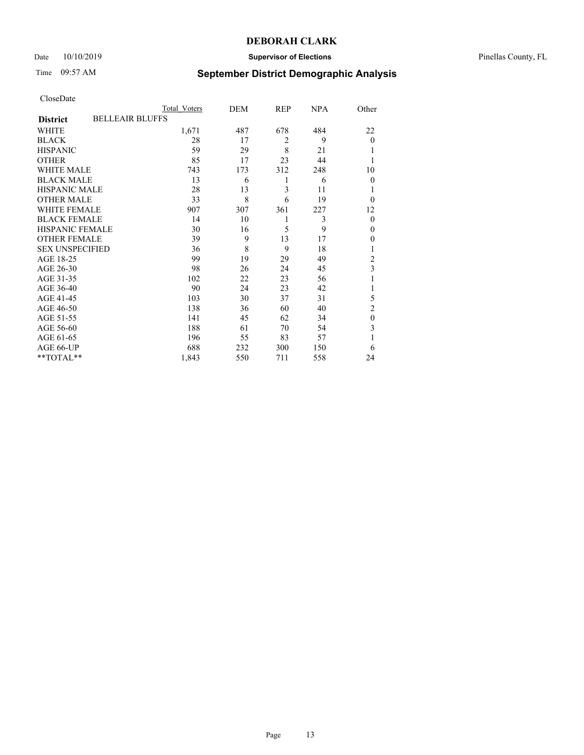**DEBORAH CLARK**

Date 10/10/2019 **Supervisor of Elections** Pinellas County, FL

Time 09:57 AM **September District Demographic Analysis**

CloseDate

| | Total Voters | DEM | REP | NPA | Other |
|---|---|---|---|---|---|
| **District** BELLEAIR BLUFFS | | | | | |
| WHITE | 1,671 | 487 | 678 | 484 | 22 |
| BLACK | 28 | 17 | 2 | 9 | 0 |
| HISPANIC | 59 | 29 | 8 | 21 | 1 |
| OTHER | 85 | 17 | 23 | 44 | 1 |
| WHITE MALE | 743 | 173 | 312 | 248 | 10 |
| BLACK MALE | 13 | 6 | 1 | 6 | 0 |
| HISPANIC MALE | 28 | 13 | 3 | 11 | 1 |
| OTHER MALE | 33 | 8 | 6 | 19 | 0 |
| WHITE FEMALE | 907 | 307 | 361 | 227 | 12 |
| BLACK FEMALE | 14 | 10 | 1 | 3 | 0 |
| HISPANIC FEMALE | 30 | 16 | 5 | 9 | 0 |
| OTHER FEMALE | 39 | 9 | 13 | 17 | 0 |
| SEX UNSPECIFIED | 36 | 8 | 9 | 18 | 1 |
| AGE 18-25 | 99 | 19 | 29 | 49 | 2 |
| AGE 26-30 | 98 | 26 | 24 | 45 | 3 |
| AGE 31-35 | 102 | 22 | 23 | 56 | 1 |
| AGE 36-40 | 90 | 24 | 23 | 42 | 1 |
| AGE 41-45 | 103 | 30 | 37 | 31 | 5 |
| AGE 46-50 | 138 | 36 | 60 | 40 | 2 |
| AGE 51-55 | 141 | 45 | 62 | 34 | 0 |
| AGE 56-60 | 188 | 61 | 70 | 54 | 3 |
| AGE 61-65 | 196 | 55 | 83 | 57 | 1 |
| AGE 66-UP | 688 | 232 | 300 | 150 | 6 |
| **TOTAL** | 1,843 | 550 | 711 | 558 | 24 |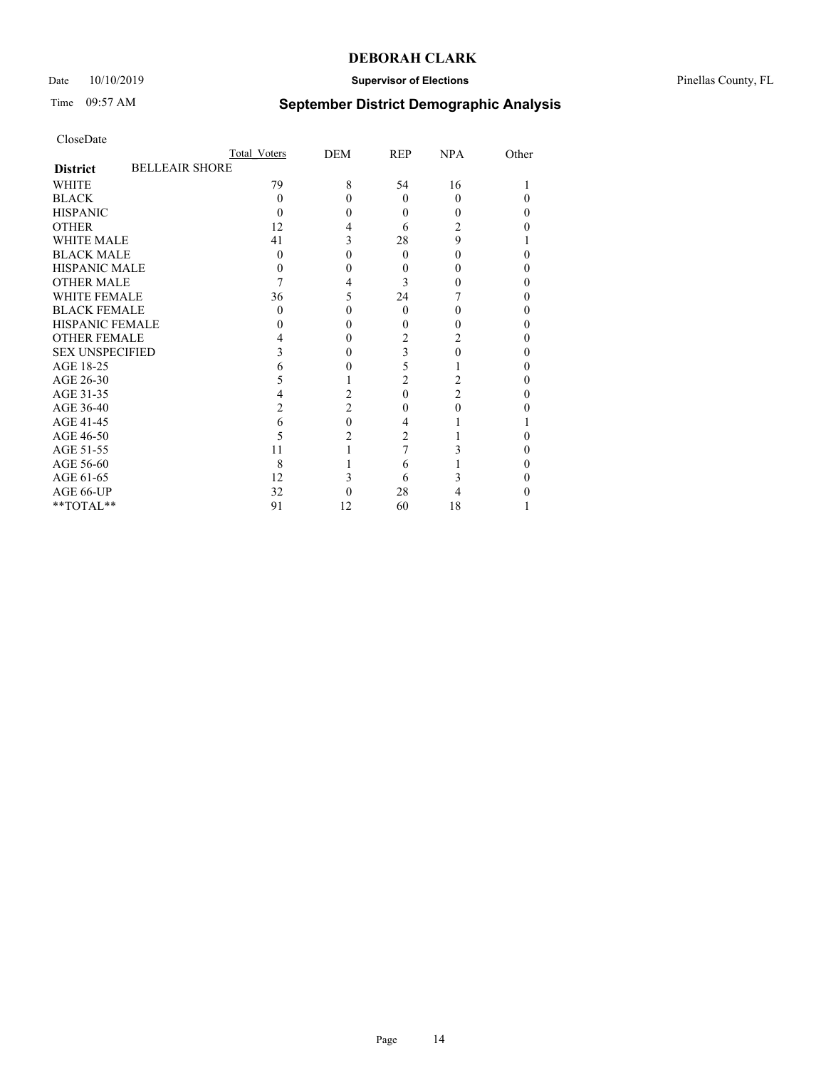**DEBORAH CLARK**

Date 10/10/2019 **Supervisor of Elections** Pinellas County, FL

Time 09:57 AM **September District Demographic Analysis**

CloseDate

| | Total Voters | DEM | REP | NPA | Other |
|---|---|---|---|---|---|
| **District** BELLEAIR SHORE | | | | | |
| WHITE | 79 | 8 | 54 | 16 | 1 |
| BLACK | 0 | 0 | 0 | 0 | 0 |
| HISPANIC | 0 | 0 | 0 | 0 | 0 |
| OTHER | 12 | 4 | 6 | 2 | 0 |
| WHITE MALE | 41 | 3 | 28 | 9 | 1 |
| BLACK MALE | 0 | 0 | 0 | 0 | 0 |
| HISPANIC MALE | 0 | 0 | 0 | 0 | 0 |
| OTHER MALE | 7 | 4 | 3 | 0 | 0 |
| WHITE FEMALE | 36 | 5 | 24 | 7 | 0 |
| BLACK FEMALE | 0 | 0 | 0 | 0 | 0 |
| HISPANIC FEMALE | 0 | 0 | 0 | 0 | 0 |
| OTHER FEMALE | 4 | 0 | 2 | 2 | 0 |
| SEX UNSPECIFIED | 3 | 0 | 3 | 0 | 0 |
| AGE 18-25 | 6 | 0 | 5 | 1 | 0 |
| AGE 26-30 | 5 | 1 | 2 | 2 | 0 |
| AGE 31-35 | 4 | 2 | 0 | 2 | 0 |
| AGE 36-40 | 2 | 2 | 0 | 0 | 0 |
| AGE 41-45 | 6 | 0 | 4 | 1 | 1 |
| AGE 46-50 | 5 | 2 | 2 | 1 | 0 |
| AGE 51-55 | 11 | 1 | 7 | 3 | 0 |
| AGE 56-60 | 8 | 1 | 6 | 1 | 0 |
| AGE 61-65 | 12 | 3 | 6 | 3 | 0 |
| AGE 66-UP | 32 | 0 | 28 | 4 | 0 |
| **TOTAL** | 91 | 12 | 60 | 18 | 1 |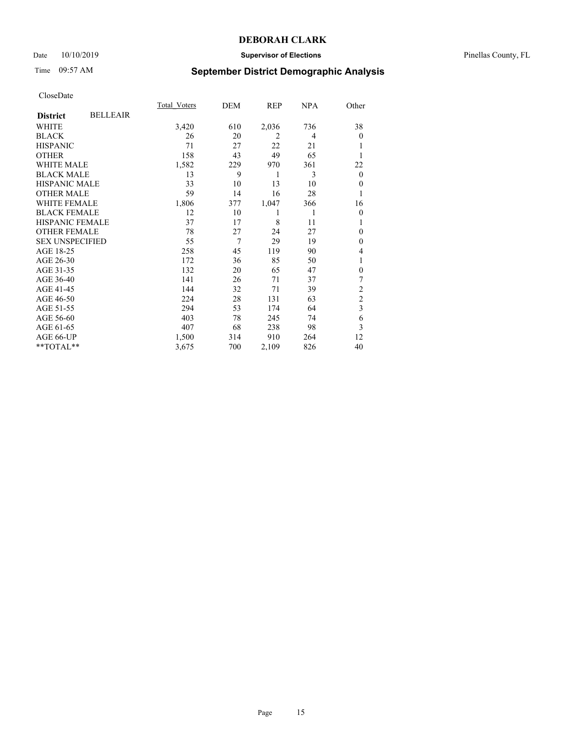# DEBORAH CLARK

Date 10/10/2019 **Supervisor of Elections** Pinellas County, FL

Time 09:57 AM **September District Demographic Analysis**

CloseDate

| **District** BELLEAIR | Total_Voters | DEM | REP | NPA | Other |
|---|---|---|---|---|---|
| WHITE | 3,420 | 610 | 2,036 | 736 | 38 |
| BLACK | 26 | 20 | 2 | 4 | 0 |
| HISPANIC | 71 | 27 | 22 | 21 | 1 |
| OTHER | 158 | 43 | 49 | 65 | 1 |
| WHITE MALE | 1,582 | 229 | 970 | 361 | 22 |
| BLACK MALE | 13 | 9 | 1 | 3 | 0 |
| HISPANIC MALE | 33 | 10 | 13 | 10 | 0 |
| OTHER MALE | 59 | 14 | 16 | 28 | 1 |
| WHITE FEMALE | 1,806 | 377 | 1,047 | 366 | 16 |
| BLACK FEMALE | 12 | 10 | 1 | 1 | 0 |
| HISPANIC FEMALE | 37 | 17 | 8 | 11 | 1 |
| OTHER FEMALE | 78 | 27 | 24 | 27 | 0 |
| SEX UNSPECIFIED | 55 | 7 | 29 | 19 | 0 |
| AGE 18-25 | 258 | 45 | 119 | 90 | 4 |
| AGE 26-30 | 172 | 36 | 85 | 50 | 1 |
| AGE 31-35 | 132 | 20 | 65 | 47 | 0 |
| AGE 36-40 | 141 | 26 | 71 | 37 | 7 |
| AGE 41-45 | 144 | 32 | 71 | 39 | 2 |
| AGE 46-50 | 224 | 28 | 131 | 63 | 2 |
| AGE 51-55 | 294 | 53 | 174 | 64 | 3 |
| AGE 56-60 | 403 | 78 | 245 | 74 | 6 |
| AGE 61-65 | 407 | 68 | 238 | 98 | 3 |
| AGE 66-UP | 1,500 | 314 | 910 | 264 | 12 |
| **TOTAL** | 3,675 | 700 | 2,109 | 826 | 40 |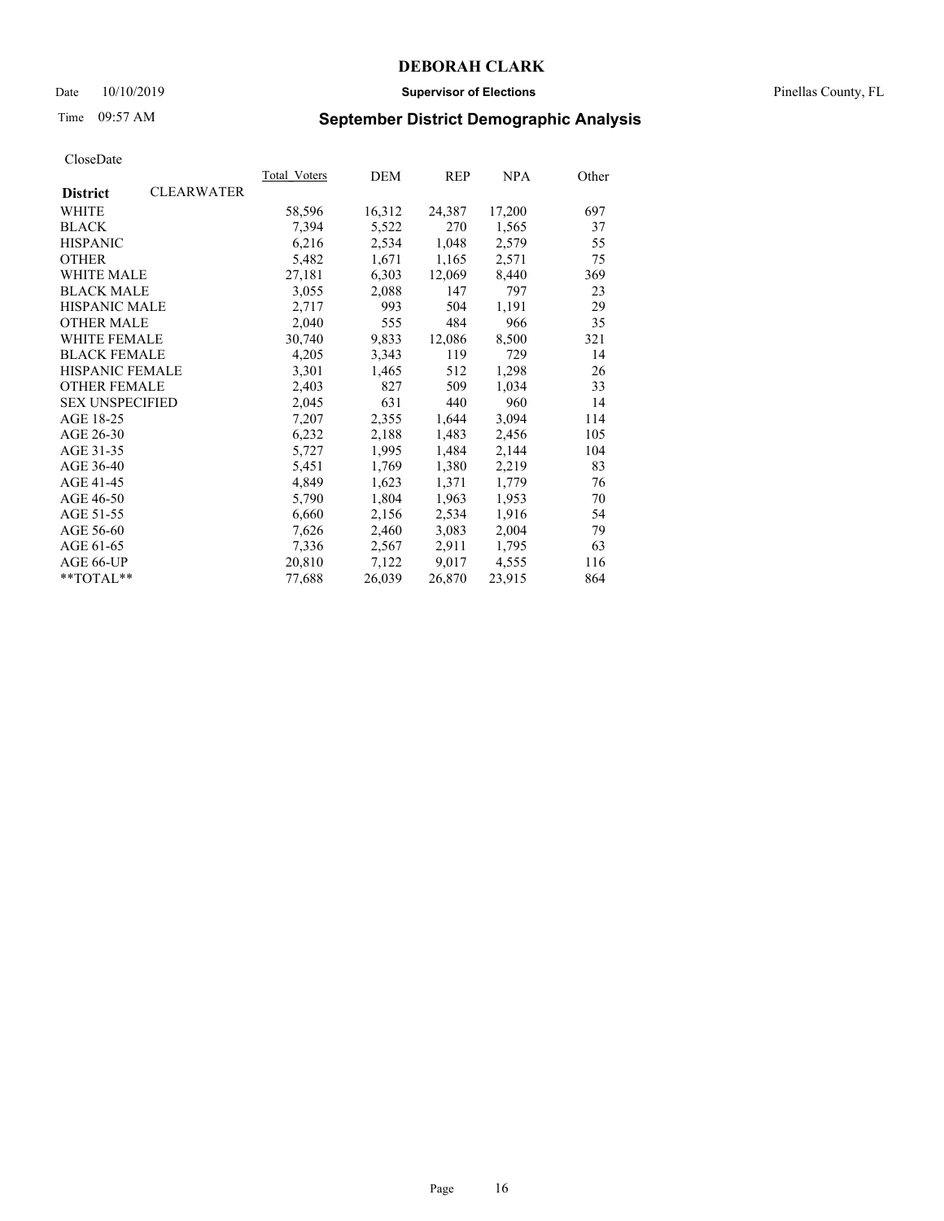## DEBORAH CLARK

Date 10/10/2019 **Supervisor of Elections** Pinellas County, FL

Time 09:57 AM **September District Demographic Analysis**

CloseDate

| **District** CLEARWATER | Total_Voters | DEM | REP | NPA | Other |
|---|---|---|---|---|---|
| WHITE | 58,596 | 16,312 | 24,387 | 17,200 | 697 |
| BLACK | 7,394 | 5,522 | 270 | 1,565 | 37 |
| HISPANIC | 6,216 | 2,534 | 1,048 | 2,579 | 55 |
| OTHER | 5,482 | 1,671 | 1,165 | 2,571 | 75 |
| WHITE MALE | 27,181 | 6,303 | 12,069 | 8,440 | 369 |
| BLACK MALE | 3,055 | 2,088 | 147 | 797 | 23 |
| HISPANIC MALE | 2,717 | 993 | 504 | 1,191 | 29 |
| OTHER MALE | 2,040 | 555 | 484 | 966 | 35 |
| WHITE FEMALE | 30,740 | 9,833 | 12,086 | 8,500 | 321 |
| BLACK FEMALE | 4,205 | 3,343 | 119 | 729 | 14 |
| HISPANIC FEMALE | 3,301 | 1,465 | 512 | 1,298 | 26 |
| OTHER FEMALE | 2,403 | 827 | 509 | 1,034 | 33 |
| SEX UNSPECIFIED | 2,045 | 631 | 440 | 960 | 14 |
| AGE 18-25 | 7,207 | 2,355 | 1,644 | 3,094 | 114 |
| AGE 26-30 | 6,232 | 2,188 | 1,483 | 2,456 | 105 |
| AGE 31-35 | 5,727 | 1,995 | 1,484 | 2,144 | 104 |
| AGE 36-40 | 5,451 | 1,769 | 1,380 | 2,219 | 83 |
| AGE 41-45 | 4,849 | 1,623 | 1,371 | 1,779 | 76 |
| AGE 46-50 | 5,790 | 1,804 | 1,963 | 1,953 | 70 |
| AGE 51-55 | 6,660 | 2,156 | 2,534 | 1,916 | 54 |
| AGE 56-60 | 7,626 | 2,460 | 3,083 | 2,004 | 79 |
| AGE 61-65 | 7,336 | 2,567 | 2,911 | 1,795 | 63 |
| AGE 66-UP | 20,810 | 7,122 | 9,017 | 4,555 | 116 |
| **TOTAL** | 77,688 | 26,039 | 26,870 | 23,915 | 864 |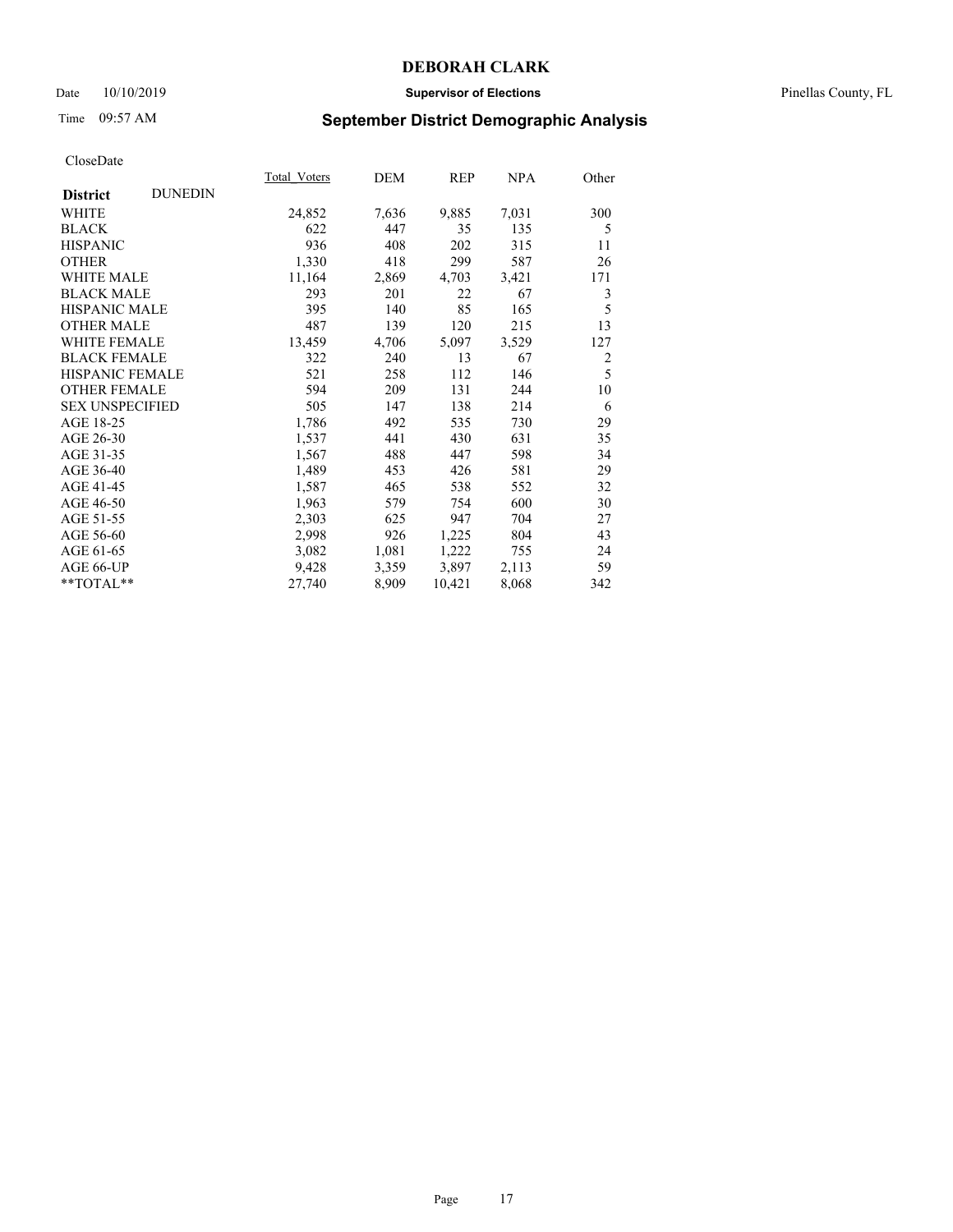# DEBORAH CLARK

Date 10/10/2019 **Supervisor of Elections** Pinellas County, FL

Time 09:57 AM **September District Demographic Analysis**

CloseDate

| **District** DUNEDIN | Total_Voters | DEM | REP | NPA | Other |
|---|---|---|---|---|---|
| WHITE | 24,852 | 7,636 | 9,885 | 7,031 | 300 |
| BLACK | 622 | 447 | 35 | 135 | 5 |
| HISPANIC | 936 | 408 | 202 | 315 | 11 |
| OTHER | 1,330 | 418 | 299 | 587 | 26 |
| WHITE MALE | 11,164 | 2,869 | 4,703 | 3,421 | 171 |
| BLACK MALE | 293 | 201 | 22 | 67 | 3 |
| HISPANIC MALE | 395 | 140 | 85 | 165 | 5 |
| OTHER MALE | 487 | 139 | 120 | 215 | 13 |
| WHITE FEMALE | 13,459 | 4,706 | 5,097 | 3,529 | 127 |
| BLACK FEMALE | 322 | 240 | 13 | 67 | 2 |
| HISPANIC FEMALE | 521 | 258 | 112 | 146 | 5 |
| OTHER FEMALE | 594 | 209 | 131 | 244 | 10 |
| SEX UNSPECIFIED | 505 | 147 | 138 | 214 | 6 |
| AGE 18-25 | 1,786 | 492 | 535 | 730 | 29 |
| AGE 26-30 | 1,537 | 441 | 430 | 631 | 35 |
| AGE 31-35 | 1,567 | 488 | 447 | 598 | 34 |
| AGE 36-40 | 1,489 | 453 | 426 | 581 | 29 |
| AGE 41-45 | 1,587 | 465 | 538 | 552 | 32 |
| AGE 46-50 | 1,963 | 579 | 754 | 600 | 30 |
| AGE 51-55 | 2,303 | 625 | 947 | 704 | 27 |
| AGE 56-60 | 2,998 | 926 | 1,225 | 804 | 43 |
| AGE 61-65 | 3,082 | 1,081 | 1,222 | 755 | 24 |
| AGE 66-UP | 9,428 | 3,359 | 3,897 | 2,113 | 59 |
| **TOTAL** | 27,740 | 8,909 | 10,421 | 8,068 | 342 |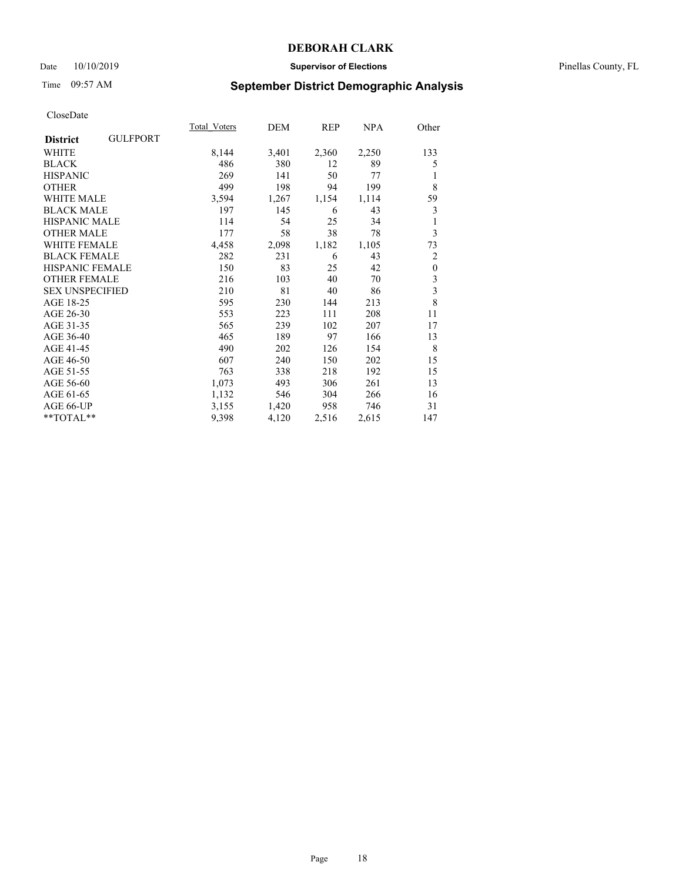**DEBORAH CLARK**

Date 10/10/2019 **Supervisor of Elections** Pinellas County, FL

Time 09:57 AM

## September District Demographic Analysis

CloseDate

| **District** GULFPORT | Total_Voters | DEM | REP | NPA | Other |
|---|---|---|---|---|---|
| WHITE | 8,144 | 3,401 | 2,360 | 2,250 | 133 |
| BLACK | 486 | 380 | 12 | 89 | 5 |
| HISPANIC | 269 | 141 | 50 | 77 | 1 |
| OTHER | 499 | 198 | 94 | 199 | 8 |
| WHITE MALE | 3,594 | 1,267 | 1,154 | 1,114 | 59 |
| BLACK MALE | 197 | 145 | 6 | 43 | 3 |
| HISPANIC MALE | 114 | 54 | 25 | 34 | 1 |
| OTHER MALE | 177 | 58 | 38 | 78 | 3 |
| WHITE FEMALE | 4,458 | 2,098 | 1,182 | 1,105 | 73 |
| BLACK FEMALE | 282 | 231 | 6 | 43 | 2 |
| HISPANIC FEMALE | 150 | 83 | 25 | 42 | 0 |
| OTHER FEMALE | 216 | 103 | 40 | 70 | 3 |
| SEX UNSPECIFIED | 210 | 81 | 40 | 86 | 3 |
| AGE 18-25 | 595 | 230 | 144 | 213 | 8 |
| AGE 26-30 | 553 | 223 | 111 | 208 | 11 |
| AGE 31-35 | 565 | 239 | 102 | 207 | 17 |
| AGE 36-40 | 465 | 189 | 97 | 166 | 13 |
| AGE 41-45 | 490 | 202 | 126 | 154 | 8 |
| AGE 46-50 | 607 | 240 | 150 | 202 | 15 |
| AGE 51-55 | 763 | 338 | 218 | 192 | 15 |
| AGE 56-60 | 1,073 | 493 | 306 | 261 | 13 |
| AGE 61-65 | 1,132 | 546 | 304 | 266 | 16 |
| AGE 66-UP | 3,155 | 1,420 | 958 | 746 | 31 |
| **TOTAL** | 9,398 | 4,120 | 2,516 | 2,615 | 147 |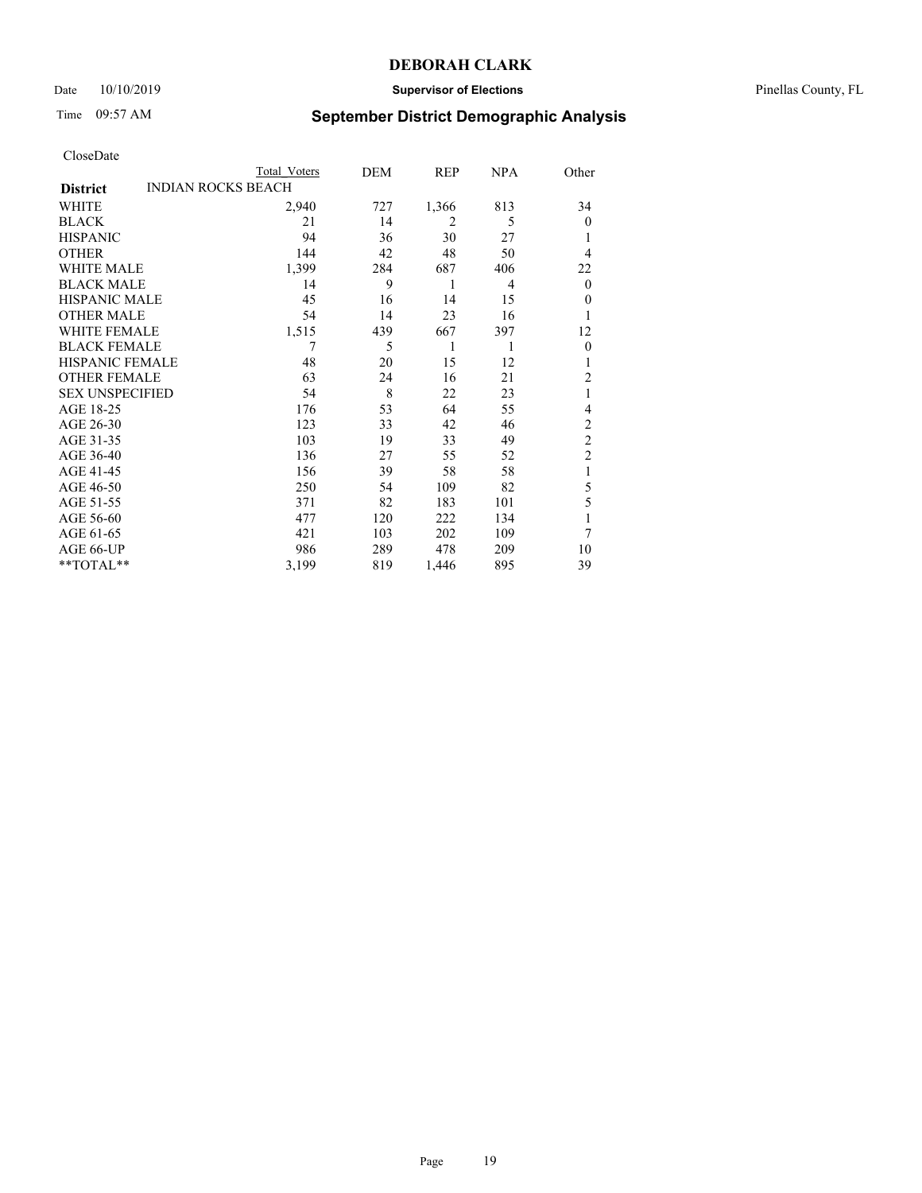# DEBORAH CLARK

Date 10/10/2019 **Supervisor of Elections** Pinellas County, FL

Time 09:57 AM **September District Demographic Analysis**

CloseDate

| | Total Voters | DEM | REP | NPA | Other |
|---|---|---|---|---|---|
| **District** INDIAN ROCKS BEACH | | | | | |
| WHITE | 2,940 | 727 | 1,366 | 813 | 34 |
| BLACK | 21 | 14 | 2 | 5 | 0 |
| HISPANIC | 94 | 36 | 30 | 27 | 1 |
| OTHER | 144 | 42 | 48 | 50 | 4 |
| WHITE MALE | 1,399 | 284 | 687 | 406 | 22 |
| BLACK MALE | 14 | 9 | 1 | 4 | 0 |
| HISPANIC MALE | 45 | 16 | 14 | 15 | 0 |
| OTHER MALE | 54 | 14 | 23 | 16 | 1 |
| WHITE FEMALE | 1,515 | 439 | 667 | 397 | 12 |
| BLACK FEMALE | 7 | 5 | 1 | 1 | 0 |
| HISPANIC FEMALE | 48 | 20 | 15 | 12 | 1 |
| OTHER FEMALE | 63 | 24 | 16 | 21 | 2 |
| SEX UNSPECIFIED | 54 | 8 | 22 | 23 | 1 |
| AGE 18-25 | 176 | 53 | 64 | 55 | 4 |
| AGE 26-30 | 123 | 33 | 42 | 46 | 2 |
| AGE 31-35 | 103 | 19 | 33 | 49 | 2 |
| AGE 36-40 | 136 | 27 | 55 | 52 | 2 |
| AGE 41-45 | 156 | 39 | 58 | 58 | 1 |
| AGE 46-50 | 250 | 54 | 109 | 82 | 5 |
| AGE 51-55 | 371 | 82 | 183 | 101 | 5 |
| AGE 56-60 | 477 | 120 | 222 | 134 | 1 |
| AGE 61-65 | 421 | 103 | 202 | 109 | 7 |
| AGE 66-UP | 986 | 289 | 478 | 209 | 10 |
| **TOTAL** | 3,199 | 819 | 1,446 | 895 | 39 |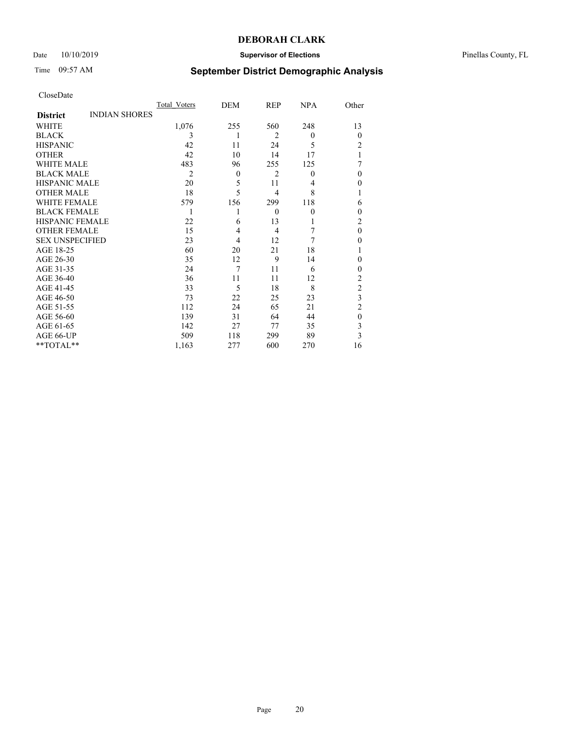# DEBORAH CLARK

Date 10/10/2019 **Supervisor of Elections** Pinellas County, FL

Time 09:57 AM **September District Demographic Analysis**

CloseDate

| | Total_Voters | DEM | REP | NPA | Other |
|---|---|---|---|---|---|
| **District** INDIAN SHORES | | | | | |
| WHITE | 1,076 | 255 | 560 | 248 | 13 |
| BLACK | 3 | 1 | 2 | 0 | 0 |
| HISPANIC | 42 | 11 | 24 | 5 | 2 |
| OTHER | 42 | 10 | 14 | 17 | 1 |
| WHITE MALE | 483 | 96 | 255 | 125 | 7 |
| BLACK MALE | 2 | 0 | 2 | 0 | 0 |
| HISPANIC MALE | 20 | 5 | 11 | 4 | 0 |
| OTHER MALE | 18 | 5 | 4 | 8 | 1 |
| WHITE FEMALE | 579 | 156 | 299 | 118 | 6 |
| BLACK FEMALE | 1 | 1 | 0 | 0 | 0 |
| HISPANIC FEMALE | 22 | 6 | 13 | 1 | 2 |
| OTHER FEMALE | 15 | 4 | 4 | 7 | 0 |
| SEX UNSPECIFIED | 23 | 4 | 12 | 7 | 0 |
| AGE 18-25 | 60 | 20 | 21 | 18 | 1 |
| AGE 26-30 | 35 | 12 | 9 | 14 | 0 |
| AGE 31-35 | 24 | 7 | 11 | 6 | 0 |
| AGE 36-40 | 36 | 11 | 11 | 12 | 2 |
| AGE 41-45 | 33 | 5 | 18 | 8 | 2 |
| AGE 46-50 | 73 | 22 | 25 | 23 | 3 |
| AGE 51-55 | 112 | 24 | 65 | 21 | 2 |
| AGE 56-60 | 139 | 31 | 64 | 44 | 0 |
| AGE 61-65 | 142 | 27 | 77 | 35 | 3 |
| AGE 66-UP | 509 | 118 | 299 | 89 | 3 |
| **TOTAL** | 1,163 | 277 | 600 | 270 | 16 |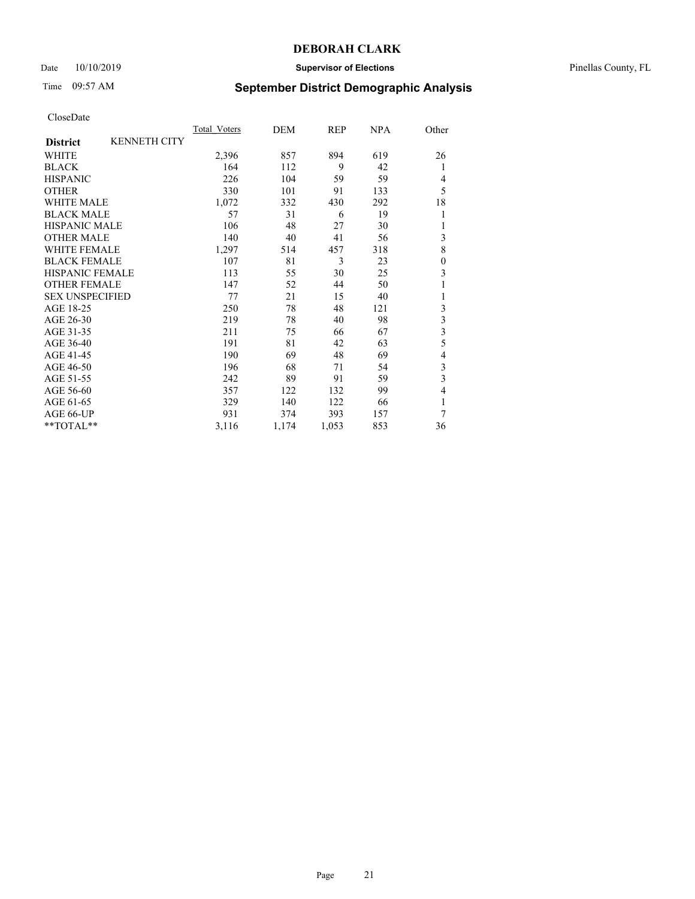# DEBORAH CLARK

Date 10/10/2019 **Supervisor of Elections** Pinellas County, FL

Time 09:57 AM **September District Demographic Analysis**

CloseDate

| **District** KENNETH CITY | Total_Voters | DEM | REP | NPA | Other |
|---|---|---|---|---|---|
| WHITE | 2,396 | 857 | 894 | 619 | 26 |
| BLACK | 164 | 112 | 9 | 42 | 1 |
| HISPANIC | 226 | 104 | 59 | 59 | 4 |
| OTHER | 330 | 101 | 91 | 133 | 5 |
| WHITE MALE | 1,072 | 332 | 430 | 292 | 18 |
| BLACK MALE | 57 | 31 | 6 | 19 | 1 |
| HISPANIC MALE | 106 | 48 | 27 | 30 | 1 |
| OTHER MALE | 140 | 40 | 41 | 56 | 3 |
| WHITE FEMALE | 1,297 | 514 | 457 | 318 | 8 |
| BLACK FEMALE | 107 | 81 | 3 | 23 | 0 |
| HISPANIC FEMALE | 113 | 55 | 30 | 25 | 3 |
| OTHER FEMALE | 147 | 52 | 44 | 50 | 1 |
| SEX UNSPECIFIED | 77 | 21 | 15 | 40 | 1 |
| AGE 18-25 | 250 | 78 | 48 | 121 | 3 |
| AGE 26-30 | 219 | 78 | 40 | 98 | 3 |
| AGE 31-35 | 211 | 75 | 66 | 67 | 3 |
| AGE 36-40 | 191 | 81 | 42 | 63 | 5 |
| AGE 41-45 | 190 | 69 | 48 | 69 | 4 |
| AGE 46-50 | 196 | 68 | 71 | 54 | 3 |
| AGE 51-55 | 242 | 89 | 91 | 59 | 3 |
| AGE 56-60 | 357 | 122 | 132 | 99 | 4 |
| AGE 61-65 | 329 | 140 | 122 | 66 | 1 |
| AGE 66-UP | 931 | 374 | 393 | 157 | 7 |
| **TOTAL** | 3,116 | 1,174 | 1,053 | 853 | 36 |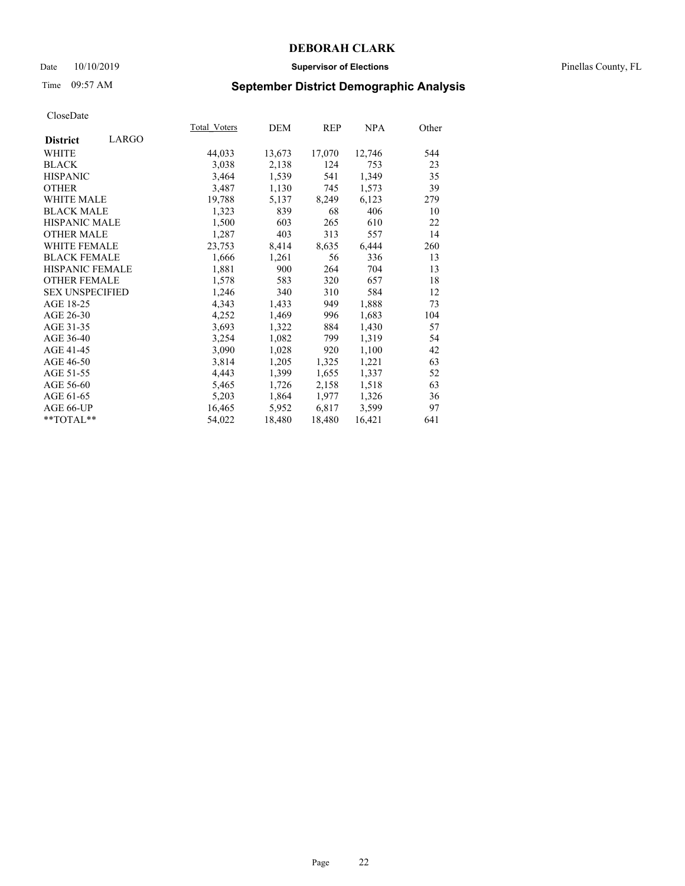# DEBORAH CLARK

Date 10/10/2019 **Supervisor of Elections** Pinellas County, FL

Time 09:57 AM **September District Demographic Analysis**

CloseDate

| **District** LARGO | Total_Voters | DEM | REP | NPA | Other |
|---|---|---|---|---|---|
| WHITE | 44,033 | 13,673 | 17,070 | 12,746 | 544 |
| BLACK | 3,038 | 2,138 | 124 | 753 | 23 |
| HISPANIC | 3,464 | 1,539 | 541 | 1,349 | 35 |
| OTHER | 3,487 | 1,130 | 745 | 1,573 | 39 |
| WHITE MALE | 19,788 | 5,137 | 8,249 | 6,123 | 279 |
| BLACK MALE | 1,323 | 839 | 68 | 406 | 10 |
| HISPANIC MALE | 1,500 | 603 | 265 | 610 | 22 |
| OTHER MALE | 1,287 | 403 | 313 | 557 | 14 |
| WHITE FEMALE | 23,753 | 8,414 | 8,635 | 6,444 | 260 |
| BLACK FEMALE | 1,666 | 1,261 | 56 | 336 | 13 |
| HISPANIC FEMALE | 1,881 | 900 | 264 | 704 | 13 |
| OTHER FEMALE | 1,578 | 583 | 320 | 657 | 18 |
| SEX UNSPECIFIED | 1,246 | 340 | 310 | 584 | 12 |
| AGE 18-25 | 4,343 | 1,433 | 949 | 1,888 | 73 |
| AGE 26-30 | 4,252 | 1,469 | 996 | 1,683 | 104 |
| AGE 31-35 | 3,693 | 1,322 | 884 | 1,430 | 57 |
| AGE 36-40 | 3,254 | 1,082 | 799 | 1,319 | 54 |
| AGE 41-45 | 3,090 | 1,028 | 920 | 1,100 | 42 |
| AGE 46-50 | 3,814 | 1,205 | 1,325 | 1,221 | 63 |
| AGE 51-55 | 4,443 | 1,399 | 1,655 | 1,337 | 52 |
| AGE 56-60 | 5,465 | 1,726 | 2,158 | 1,518 | 63 |
| AGE 61-65 | 5,203 | 1,864 | 1,977 | 1,326 | 36 |
| AGE 66-UP | 16,465 | 5,952 | 6,817 | 3,599 | 97 |
| **TOTAL** | 54,022 | 18,480 | 18,480 | 16,421 | 641 |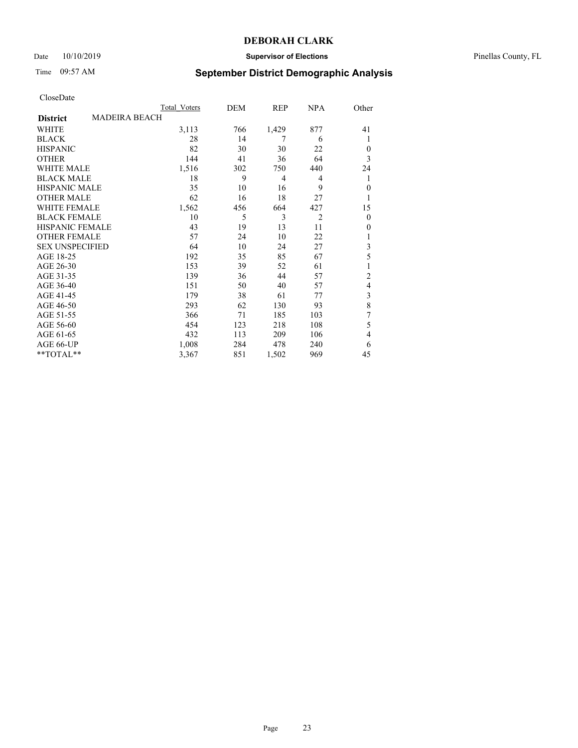**DEBORAH CLARK**

Date 10/10/2019 **Supervisor of Elections** Pinellas County, FL

Time 09:57 AM **September District Demographic Analysis**

CloseDate

| District | MADEIRA BEACH | Total Voters | DEM | REP | NPA | Other |
|---|---|---|---|---|---|---|
| WHITE | | 3,113 | 766 | 1,429 | 877 | 41 |
| BLACK | | 28 | 14 | 7 | 6 | 1 |
| HISPANIC | | 82 | 30 | 30 | 22 | 0 |
| OTHER | | 144 | 41 | 36 | 64 | 3 |
| WHITE MALE | | 1,516 | 302 | 750 | 440 | 24 |
| BLACK MALE | | 18 | 9 | 4 | 4 | 1 |
| HISPANIC MALE | | 35 | 10 | 16 | 9 | 0 |
| OTHER MALE | | 62 | 16 | 18 | 27 | 1 |
| WHITE FEMALE | | 1,562 | 456 | 664 | 427 | 15 |
| BLACK FEMALE | | 10 | 5 | 3 | 2 | 0 |
| HISPANIC FEMALE | | 43 | 19 | 13 | 11 | 0 |
| OTHER FEMALE | | 57 | 24 | 10 | 22 | 1 |
| SEX UNSPECIFIED | | 64 | 10 | 24 | 27 | 3 |
| AGE 18-25 | | 192 | 35 | 85 | 67 | 5 |
| AGE 26-30 | | 153 | 39 | 52 | 61 | 1 |
| AGE 31-35 | | 139 | 36 | 44 | 57 | 2 |
| AGE 36-40 | | 151 | 50 | 40 | 57 | 4 |
| AGE 41-45 | | 179 | 38 | 61 | 77 | 3 |
| AGE 46-50 | | 293 | 62 | 130 | 93 | 8 |
| AGE 51-55 | | 366 | 71 | 185 | 103 | 7 |
| AGE 56-60 | | 454 | 123 | 218 | 108 | 5 |
| AGE 61-65 | | 432 | 113 | 209 | 106 | 4 |
| AGE 66-UP | | 1,008 | 284 | 478 | 240 | 6 |
| **TOTAL** | | 3,367 | 851 | 1,502 | 969 | 45 |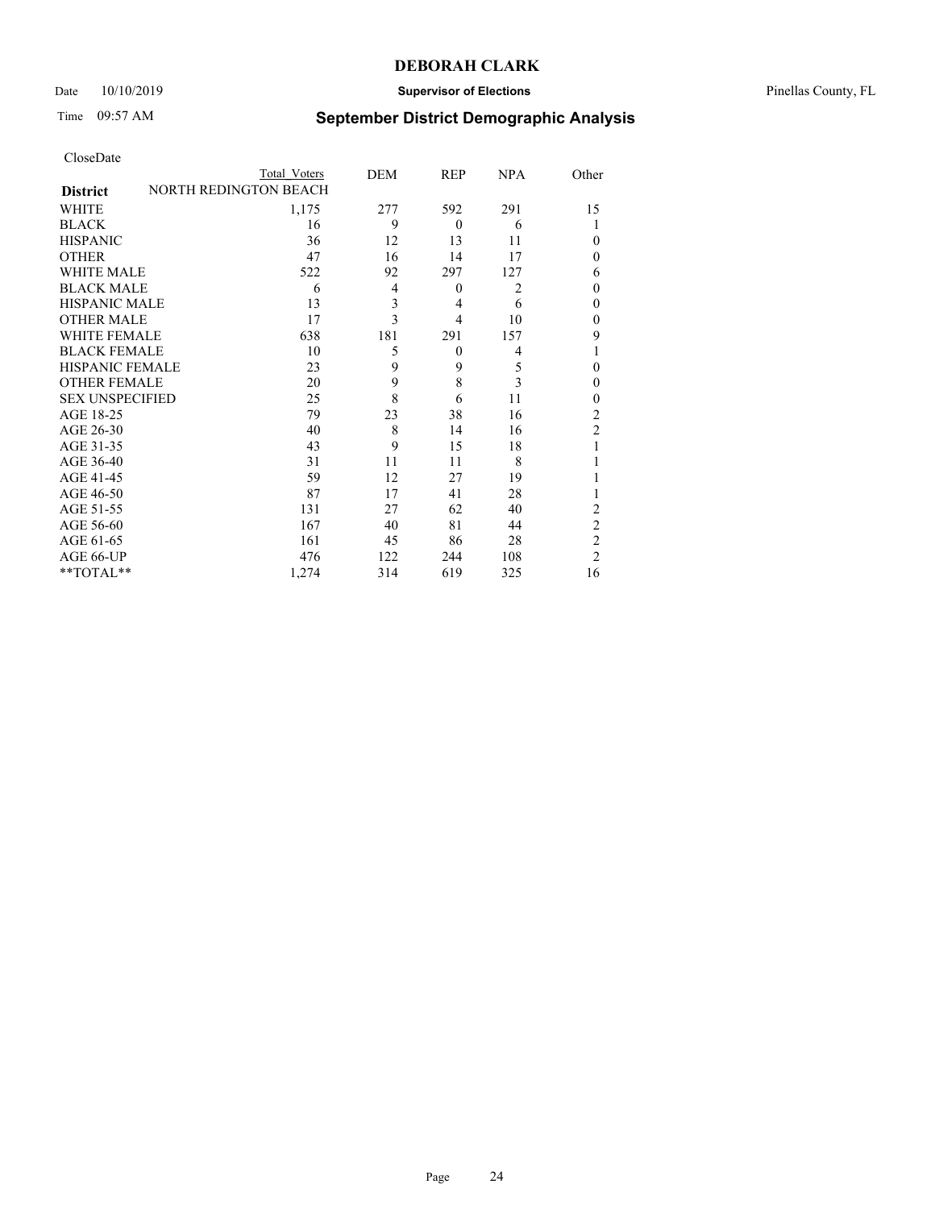**DEBORAH CLARK**

Date 10/10/2019 **Supervisor of Elections** Pinellas County, FL

Time 09:57 AM

## September District Demographic Analysis

CloseDate

| District | Total Voters | DEM | REP | NPA | Other |
|---|---|---|---|---|---|
| NORTH REDINGTON BEACH | | | | | |
| WHITE | 1,175 | 277 | 592 | 291 | 15 |
| BLACK | 16 | 9 | 0 | 6 | 1 |
| HISPANIC | 36 | 12 | 13 | 11 | 0 |
| OTHER | 47 | 16 | 14 | 17 | 0 |
| WHITE MALE | 522 | 92 | 297 | 127 | 6 |
| BLACK MALE | 6 | 4 | 0 | 2 | 0 |
| HISPANIC MALE | 13 | 3 | 4 | 6 | 0 |
| OTHER MALE | 17 | 3 | 4 | 10 | 0 |
| WHITE FEMALE | 638 | 181 | 291 | 157 | 9 |
| BLACK FEMALE | 10 | 5 | 0 | 4 | 1 |
| HISPANIC FEMALE | 23 | 9 | 9 | 5 | 0 |
| OTHER FEMALE | 20 | 9 | 8 | 3 | 0 |
| SEX UNSPECIFIED | 25 | 8 | 6 | 11 | 0 |
| AGE 18-25 | 79 | 23 | 38 | 16 | 2 |
| AGE 26-30 | 40 | 8 | 14 | 16 | 2 |
| AGE 31-35 | 43 | 9 | 15 | 18 | 1 |
| AGE 36-40 | 31 | 11 | 11 | 8 | 1 |
| AGE 41-45 | 59 | 12 | 27 | 19 | 1 |
| AGE 46-50 | 87 | 17 | 41 | 28 | 1 |
| AGE 51-55 | 131 | 27 | 62 | 40 | 2 |
| AGE 56-60 | 167 | 40 | 81 | 44 | 2 |
| AGE 61-65 | 161 | 45 | 86 | 28 | 2 |
| AGE 66-UP | 476 | 122 | 244 | 108 | 2 |
| **TOTAL** | 1,274 | 314 | 619 | 325 | 16 |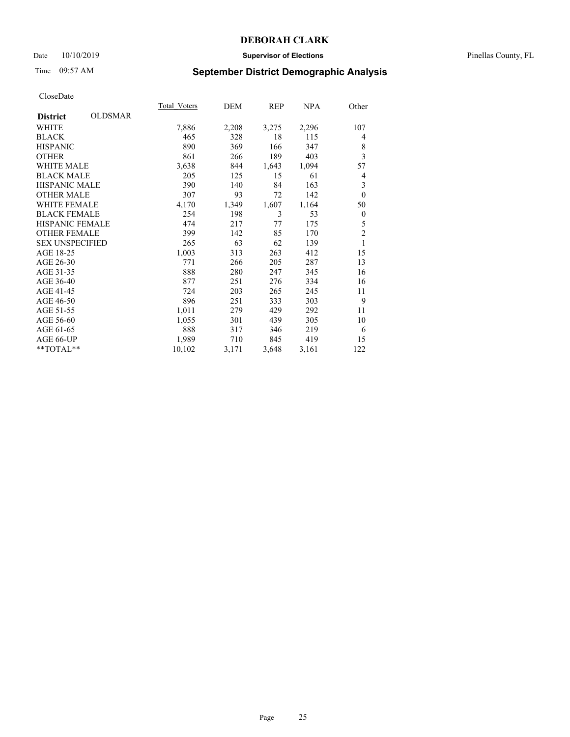# DEBORAH CLARK

Date 10/10/2019 **Supervisor of Elections** Pinellas County, FL

Time 09:57 AM **September District Demographic Analysis**

CloseDate

| **District** OLDSMAR | Total Voters | DEM | REP | NPA | Other |
|---|---|---|---|---|---|
| WHITE | 7,886 | 2,208 | 3,275 | 2,296 | 107 |
| BLACK | 465 | 328 | 18 | 115 | 4 |
| HISPANIC | 890 | 369 | 166 | 347 | 8 |
| OTHER | 861 | 266 | 189 | 403 | 3 |
| WHITE MALE | 3,638 | 844 | 1,643 | 1,094 | 57 |
| BLACK MALE | 205 | 125 | 15 | 61 | 4 |
| HISPANIC MALE | 390 | 140 | 84 | 163 | 3 |
| OTHER MALE | 307 | 93 | 72 | 142 | 0 |
| WHITE FEMALE | 4,170 | 1,349 | 1,607 | 1,164 | 50 |
| BLACK FEMALE | 254 | 198 | 3 | 53 | 0 |
| HISPANIC FEMALE | 474 | 217 | 77 | 175 | 5 |
| OTHER FEMALE | 399 | 142 | 85 | 170 | 2 |
| SEX UNSPECIFIED | 265 | 63 | 62 | 139 | 1 |
| AGE 18-25 | 1,003 | 313 | 263 | 412 | 15 |
| AGE 26-30 | 771 | 266 | 205 | 287 | 13 |
| AGE 31-35 | 888 | 280 | 247 | 345 | 16 |
| AGE 36-40 | 877 | 251 | 276 | 334 | 16 |
| AGE 41-45 | 724 | 203 | 265 | 245 | 11 |
| AGE 46-50 | 896 | 251 | 333 | 303 | 9 |
| AGE 51-55 | 1,011 | 279 | 429 | 292 | 11 |
| AGE 56-60 | 1,055 | 301 | 439 | 305 | 10 |
| AGE 61-65 | 888 | 317 | 346 | 219 | 6 |
| AGE 66-UP | 1,989 | 710 | 845 | 419 | 15 |
| **TOTAL** | 10,102 | 3,171 | 3,648 | 3,161 | 122 |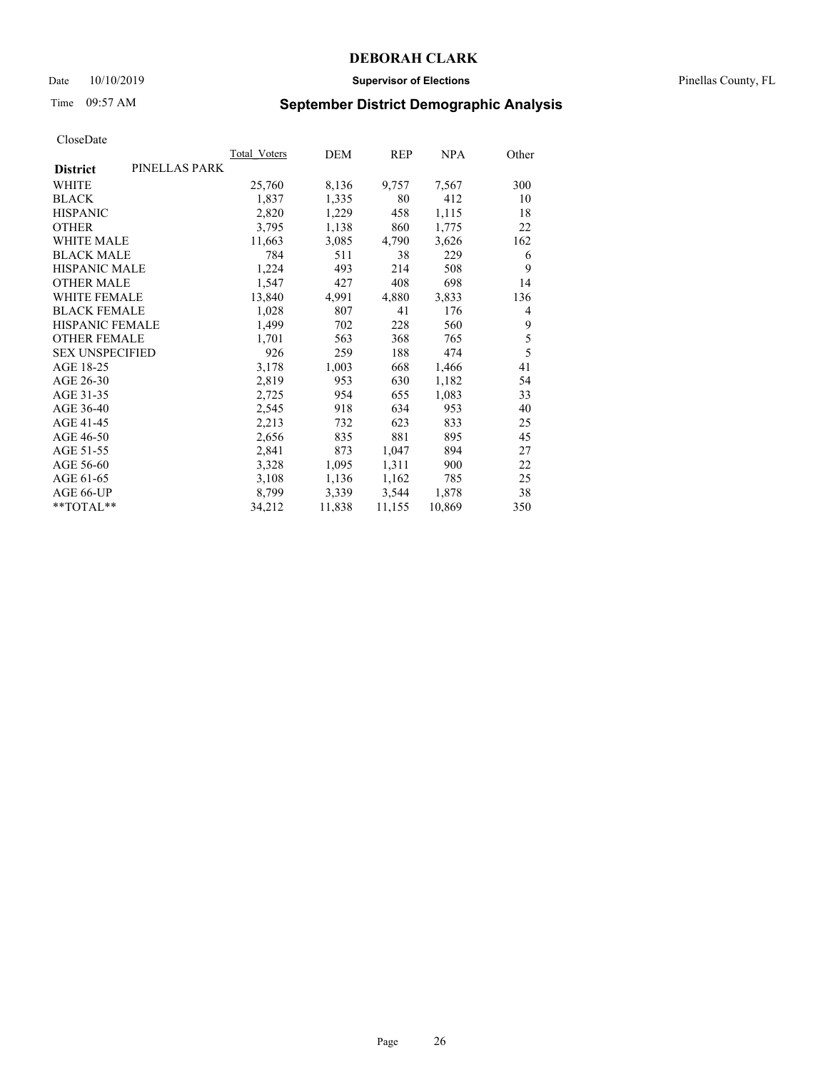CloseDate

| District | PINELLAS PARK | Total_Voters | DEM | REP | NPA | Other |
|---|---|---|---|---|---|---|
| WHITE | | 25,760 | 8,136 | 9,757 | 7,567 | 300 |
| BLACK | | 1,837 | 1,335 | 80 | 412 | 10 |
| HISPANIC | | 2,820 | 1,229 | 458 | 1,115 | 18 |
| OTHER | | 3,795 | 1,138 | 860 | 1,775 | 22 |
| WHITE MALE | | 11,663 | 3,085 | 4,790 | 3,626 | 162 |
| BLACK MALE | | 784 | 511 | 38 | 229 | 6 |
| HISPANIC MALE | | 1,224 | 493 | 214 | 508 | 9 |
| OTHER MALE | | 1,547 | 427 | 408 | 698 | 14 |
| WHITE FEMALE | | 13,840 | 4,991 | 4,880 | 3,833 | 136 |
| BLACK FEMALE | | 1,028 | 807 | 41 | 176 | 4 |
| HISPANIC FEMALE | | 1,499 | 702 | 228 | 560 | 9 |
| OTHER FEMALE | | 1,701 | 563 | 368 | 765 | 5 |
| SEX UNSPECIFIED | | 926 | 259 | 188 | 474 | 5 |
| AGE 18-25 | | 3,178 | 1,003 | 668 | 1,466 | 41 |
| AGE 26-30 | | 2,819 | 953 | 630 | 1,182 | 54 |
| AGE 31-35 | | 2,725 | 954 | 655 | 1,083 | 33 |
| AGE 36-40 | | 2,545 | 918 | 634 | 953 | 40 |
| AGE 41-45 | | 2,213 | 732 | 623 | 833 | 25 |
| AGE 46-50 | | 2,656 | 835 | 881 | 895 | 45 |
| AGE 51-55 | | 2,841 | 873 | 1,047 | 894 | 27 |
| AGE 56-60 | | 3,328 | 1,095 | 1,311 | 900 | 22 |
| AGE 61-65 | | 3,108 | 1,136 | 1,162 | 785 | 25 |
| AGE 66-UP | | 8,799 | 3,339 | 3,544 | 1,878 | 38 |
| **TOTAL** | | 34,212 | 11,838 | 11,155 | 10,869 | 350 |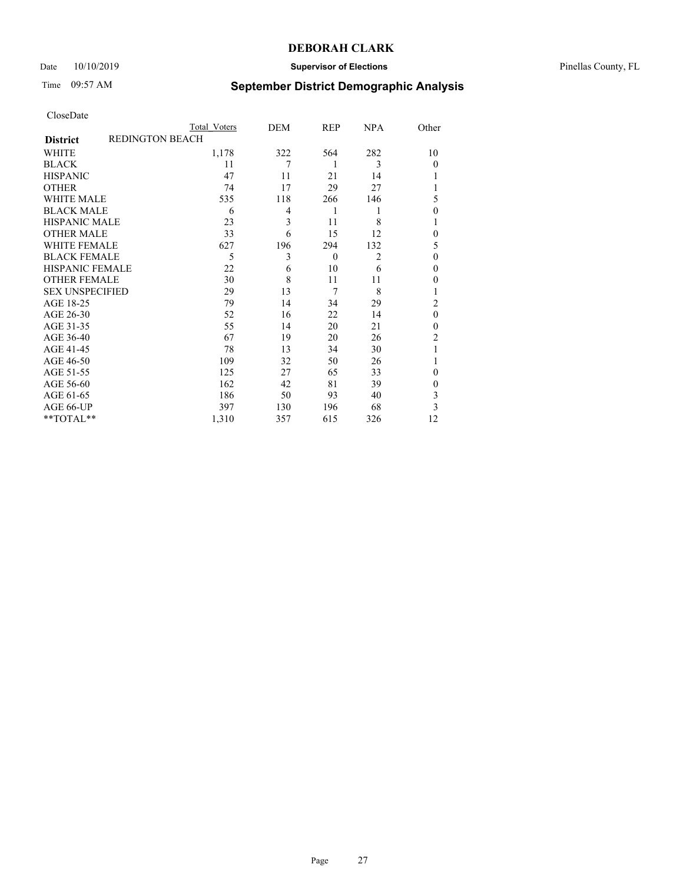# DEBORAH CLARK

Date 10/10/2019 **Supervisor of Elections** Pinellas County, FL

Time 09:57 AM **September District Demographic Analysis**

CloseDate

| | Total Voters | DEM | REP | NPA | Other |
|---|---|---|---|---|---|
| **District** REDINGTON BEACH | | | | | |
| WHITE | 1,178 | 322 | 564 | 282 | 10 |
| BLACK | 11 | 7 | 1 | 3 | 0 |
| HISPANIC | 47 | 11 | 21 | 14 | 1 |
| OTHER | 74 | 17 | 29 | 27 | 1 |
| WHITE MALE | 535 | 118 | 266 | 146 | 5 |
| BLACK MALE | 6 | 4 | 1 | 1 | 0 |
| HISPANIC MALE | 23 | 3 | 11 | 8 | 1 |
| OTHER MALE | 33 | 6 | 15 | 12 | 0 |
| WHITE FEMALE | 627 | 196 | 294 | 132 | 5 |
| BLACK FEMALE | 5 | 3 | 0 | 2 | 0 |
| HISPANIC FEMALE | 22 | 6 | 10 | 6 | 0 |
| OTHER FEMALE | 30 | 8 | 11 | 11 | 0 |
| SEX UNSPECIFIED | 29 | 13 | 7 | 8 | 1 |
| AGE 18-25 | 79 | 14 | 34 | 29 | 2 |
| AGE 26-30 | 52 | 16 | 22 | 14 | 0 |
| AGE 31-35 | 55 | 14 | 20 | 21 | 0 |
| AGE 36-40 | 67 | 19 | 20 | 26 | 2 |
| AGE 41-45 | 78 | 13 | 34 | 30 | 1 |
| AGE 46-50 | 109 | 32 | 50 | 26 | 1 |
| AGE 51-55 | 125 | 27 | 65 | 33 | 0 |
| AGE 56-60 | 162 | 42 | 81 | 39 | 0 |
| AGE 61-65 | 186 | 50 | 93 | 40 | 3 |
| AGE 66-UP | 397 | 130 | 196 | 68 | 3 |
| **TOTAL** | 1,310 | 357 | 615 | 326 | 12 |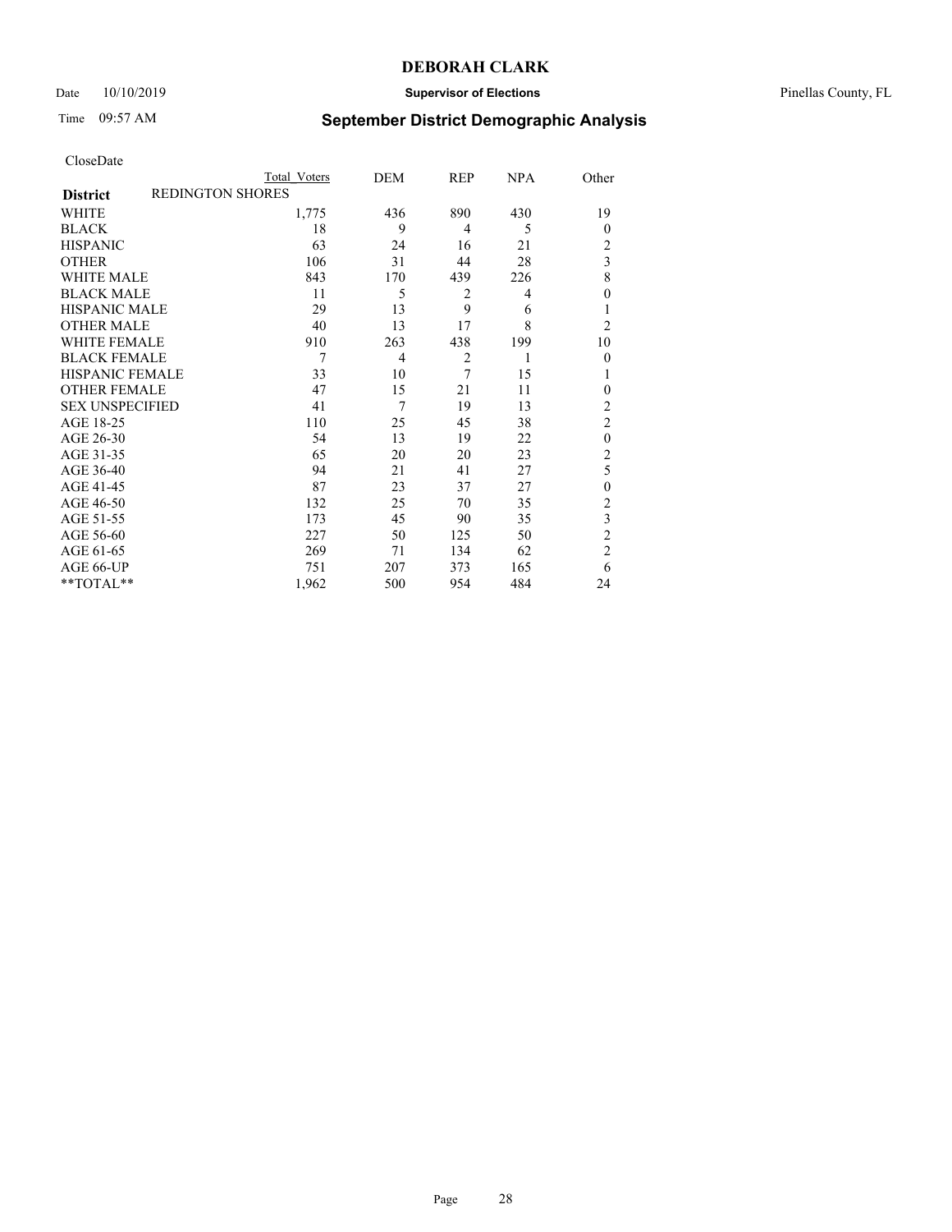# DEBORAH CLARK

Date 10/10/2019 **Supervisor of Elections** Pinellas County, FL

Time 09:57 AM **September District Demographic Analysis**

CloseDate

| | Total Voters | DEM | REP | NPA | Other |
|---|---|---|---|---|---|
| **District** REDINGTON SHORES | | | | | |
| WHITE | 1,775 | 436 | 890 | 430 | 19 |
| BLACK | 18 | 9 | 4 | 5 | 0 |
| HISPANIC | 63 | 24 | 16 | 21 | 2 |
| OTHER | 106 | 31 | 44 | 28 | 3 |
| WHITE MALE | 843 | 170 | 439 | 226 | 8 |
| BLACK MALE | 11 | 5 | 2 | 4 | 0 |
| HISPANIC MALE | 29 | 13 | 9 | 6 | 1 |
| OTHER MALE | 40 | 13 | 17 | 8 | 2 |
| WHITE FEMALE | 910 | 263 | 438 | 199 | 10 |
| BLACK FEMALE | 7 | 4 | 2 | 1 | 0 |
| HISPANIC FEMALE | 33 | 10 | 7 | 15 | 1 |
| OTHER FEMALE | 47 | 15 | 21 | 11 | 0 |
| SEX UNSPECIFIED | 41 | 7 | 19 | 13 | 2 |
| AGE 18-25 | 110 | 25 | 45 | 38 | 2 |
| AGE 26-30 | 54 | 13 | 19 | 22 | 0 |
| AGE 31-35 | 65 | 20 | 20 | 23 | 2 |
| AGE 36-40 | 94 | 21 | 41 | 27 | 5 |
| AGE 41-45 | 87 | 23 | 37 | 27 | 0 |
| AGE 46-50 | 132 | 25 | 70 | 35 | 2 |
| AGE 51-55 | 173 | 45 | 90 | 35 | 3 |
| AGE 56-60 | 227 | 50 | 125 | 50 | 2 |
| AGE 61-65 | 269 | 71 | 134 | 62 | 2 |
| AGE 66-UP | 751 | 207 | 373 | 165 | 6 |
| **TOTAL** | 1,962 | 500 | 954 | 484 | 24 |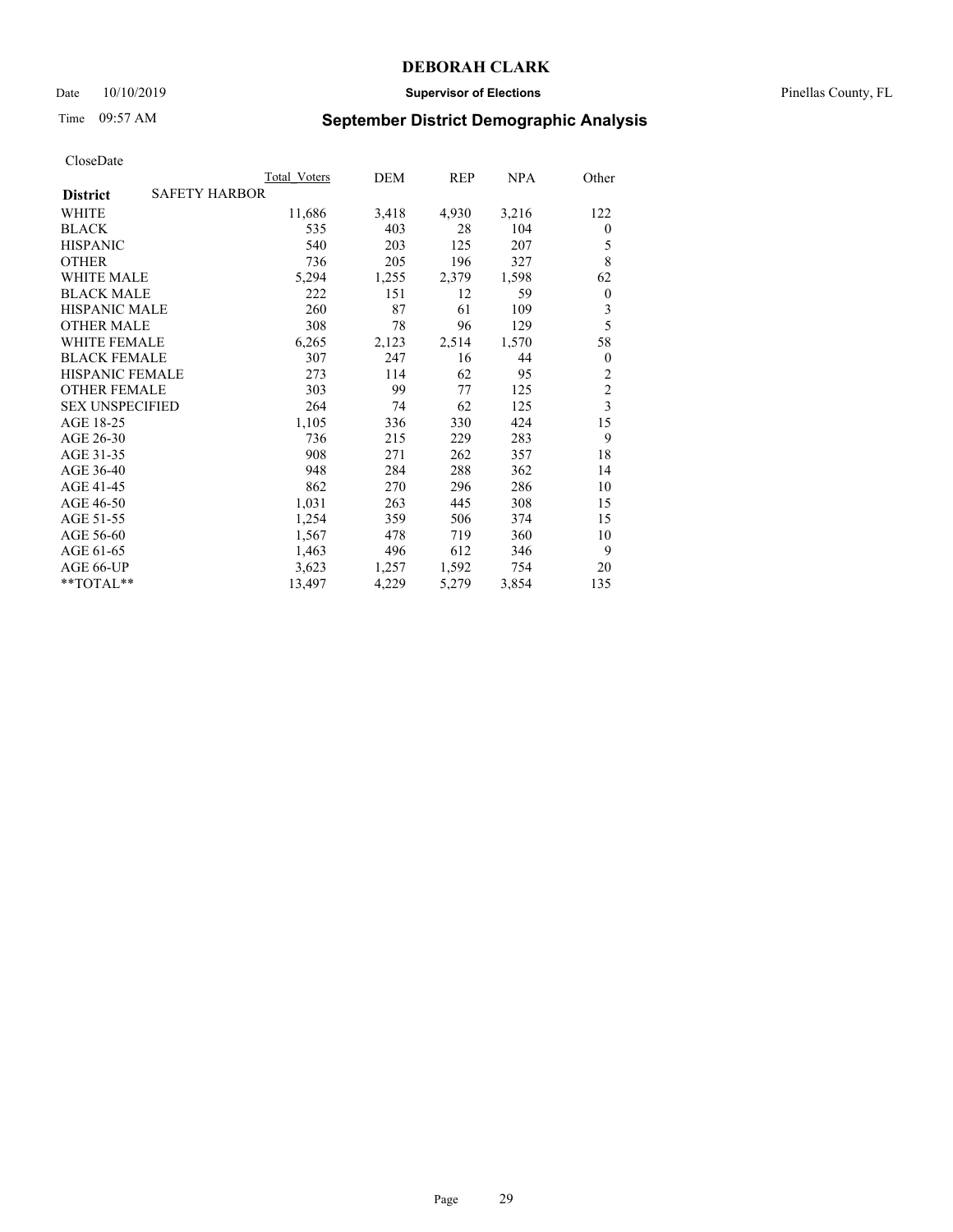CloseDate

| District | SAFETY HARBOR | Total_Voters | DEM | REP | NPA | Other |
|---|---|---|---|---|---|---|
| WHITE | | 11,686 | 3,418 | 4,930 | 3,216 | 122 |
| BLACK | | 535 | 403 | 28 | 104 | 0 |
| HISPANIC | | 540 | 203 | 125 | 207 | 5 |
| OTHER | | 736 | 205 | 196 | 327 | 8 |
| WHITE MALE | | 5,294 | 1,255 | 2,379 | 1,598 | 62 |
| BLACK MALE | | 222 | 151 | 12 | 59 | 0 |
| HISPANIC MALE | | 260 | 87 | 61 | 109 | 3 |
| OTHER MALE | | 308 | 78 | 96 | 129 | 5 |
| WHITE FEMALE | | 6,265 | 2,123 | 2,514 | 1,570 | 58 |
| BLACK FEMALE | | 307 | 247 | 16 | 44 | 0 |
| HISPANIC FEMALE | | 273 | 114 | 62 | 95 | 2 |
| OTHER FEMALE | | 303 | 99 | 77 | 125 | 2 |
| SEX UNSPECIFIED | | 264 | 74 | 62 | 125 | 3 |
| AGE 18-25 | | 1,105 | 336 | 330 | 424 | 15 |
| AGE 26-30 | | 736 | 215 | 229 | 283 | 9 |
| AGE 31-35 | | 908 | 271 | 262 | 357 | 18 |
| AGE 36-40 | | 948 | 284 | 288 | 362 | 14 |
| AGE 41-45 | | 862 | 270 | 296 | 286 | 10 |
| AGE 46-50 | | 1,031 | 263 | 445 | 308 | 15 |
| AGE 51-55 | | 1,254 | 359 | 506 | 374 | 15 |
| AGE 56-60 | | 1,567 | 478 | 719 | 360 | 10 |
| AGE 61-65 | | 1,463 | 496 | 612 | 346 | 9 |
| AGE 66-UP | | 3,623 | 1,257 | 1,592 | 754 | 20 |
| **TOTAL** | | 13,497 | 4,229 | 5,279 | 3,854 | 135 |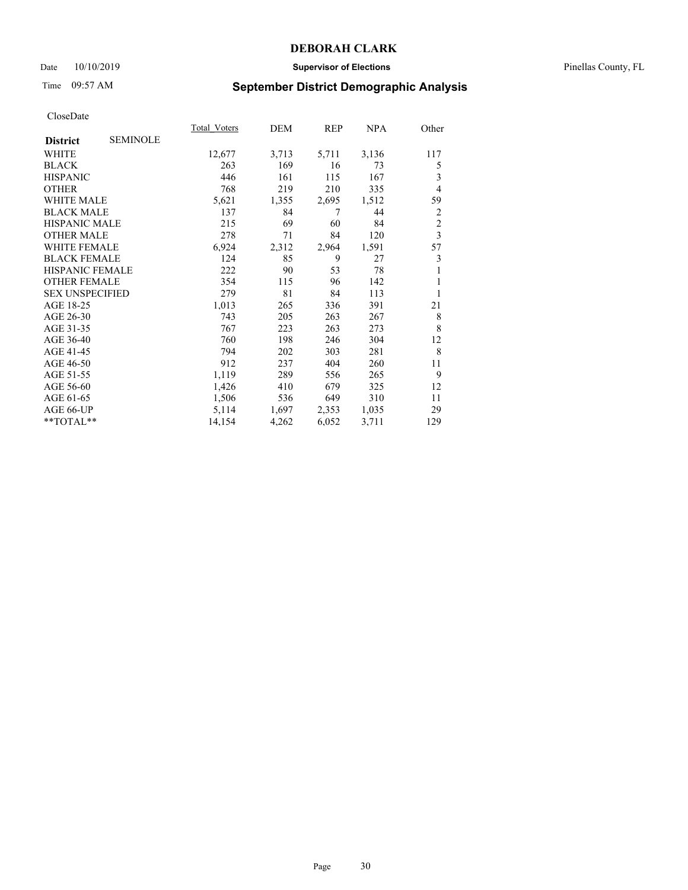CloseDate

| District | SEMINOLE | Total_Voters | DEM | REP | NPA | Other |
|---|---|---|---|---|---|---|
| WHITE | | 12,677 | 3,713 | 5,711 | 3,136 | 117 |
| BLACK | | 263 | 169 | 16 | 73 | 5 |
| HISPANIC | | 446 | 161 | 115 | 167 | 3 |
| OTHER | | 768 | 219 | 210 | 335 | 4 |
| WHITE MALE | | 5,621 | 1,355 | 2,695 | 1,512 | 59 |
| BLACK MALE | | 137 | 84 | 7 | 44 | 2 |
| HISPANIC MALE | | 215 | 69 | 60 | 84 | 2 |
| OTHER MALE | | 278 | 71 | 84 | 120 | 3 |
| WHITE FEMALE | | 6,924 | 2,312 | 2,964 | 1,591 | 57 |
| BLACK FEMALE | | 124 | 85 | 9 | 27 | 3 |
| HISPANIC FEMALE | | 222 | 90 | 53 | 78 | 1 |
| OTHER FEMALE | | 354 | 115 | 96 | 142 | 1 |
| SEX UNSPECIFIED | | 279 | 81 | 84 | 113 | 1 |
| AGE 18-25 | | 1,013 | 265 | 336 | 391 | 21 |
| AGE 26-30 | | 743 | 205 | 263 | 267 | 8 |
| AGE 31-35 | | 767 | 223 | 263 | 273 | 8 |
| AGE 36-40 | | 760 | 198 | 246 | 304 | 12 |
| AGE 41-45 | | 794 | 202 | 303 | 281 | 8 |
| AGE 46-50 | | 912 | 237 | 404 | 260 | 11 |
| AGE 51-55 | | 1,119 | 289 | 556 | 265 | 9 |
| AGE 56-60 | | 1,426 | 410 | 679 | 325 | 12 |
| AGE 61-65 | | 1,506 | 536 | 649 | 310 | 11 |
| AGE 66-UP | | 5,114 | 1,697 | 2,353 | 1,035 | 29 |
| **TOTAL** | | 14,154 | 4,262 | 6,052 | 3,711 | 129 |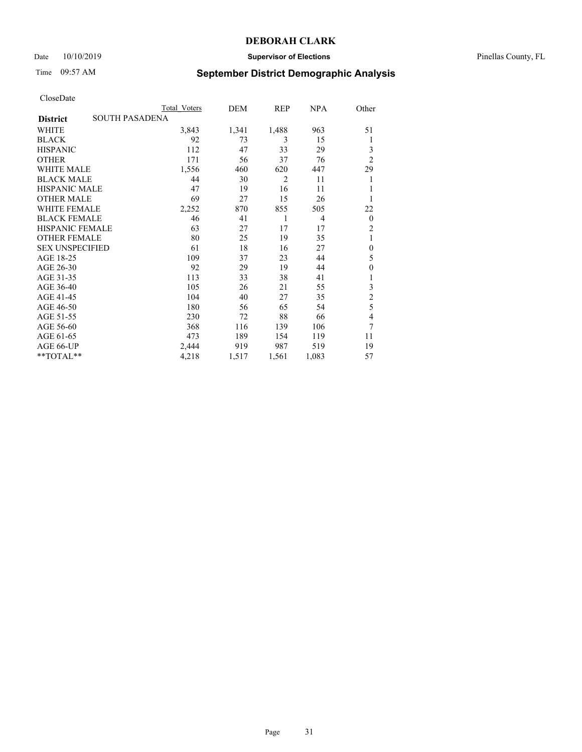# DEBORAH CLARK

Date 10/10/2019 **Supervisor of Elections** Pinellas County, FL

Time 09:57 AM **September District Demographic Analysis**

CloseDate

| | Total Voters | DEM | REP | NPA | Other |
|---|---|---|---|---|---|
| **District** SOUTH PASADENA | | | | | |
| WHITE | 3,843 | 1,341 | 1,488 | 963 | 51 |
| BLACK | 92 | 73 | 3 | 15 | 1 |
| HISPANIC | 112 | 47 | 33 | 29 | 3 |
| OTHER | 171 | 56 | 37 | 76 | 2 |
| WHITE MALE | 1,556 | 460 | 620 | 447 | 29 |
| BLACK MALE | 44 | 30 | 2 | 11 | 1 |
| HISPANIC MALE | 47 | 19 | 16 | 11 | 1 |
| OTHER MALE | 69 | 27 | 15 | 26 | 1 |
| WHITE FEMALE | 2,252 | 870 | 855 | 505 | 22 |
| BLACK FEMALE | 46 | 41 | 1 | 4 | 0 |
| HISPANIC FEMALE | 63 | 27 | 17 | 17 | 2 |
| OTHER FEMALE | 80 | 25 | 19 | 35 | 1 |
| SEX UNSPECIFIED | 61 | 18 | 16 | 27 | 0 |
| AGE 18-25 | 109 | 37 | 23 | 44 | 5 |
| AGE 26-30 | 92 | 29 | 19 | 44 | 0 |
| AGE 31-35 | 113 | 33 | 38 | 41 | 1 |
| AGE 36-40 | 105 | 26 | 21 | 55 | 3 |
| AGE 41-45 | 104 | 40 | 27 | 35 | 2 |
| AGE 46-50 | 180 | 56 | 65 | 54 | 5 |
| AGE 51-55 | 230 | 72 | 88 | 66 | 4 |
| AGE 56-60 | 368 | 116 | 139 | 106 | 7 |
| AGE 61-65 | 473 | 189 | 154 | 119 | 11 |
| AGE 66-UP | 2,444 | 919 | 987 | 519 | 19 |
| **TOTAL** | 4,218 | 1,517 | 1,561 | 1,083 | 57 |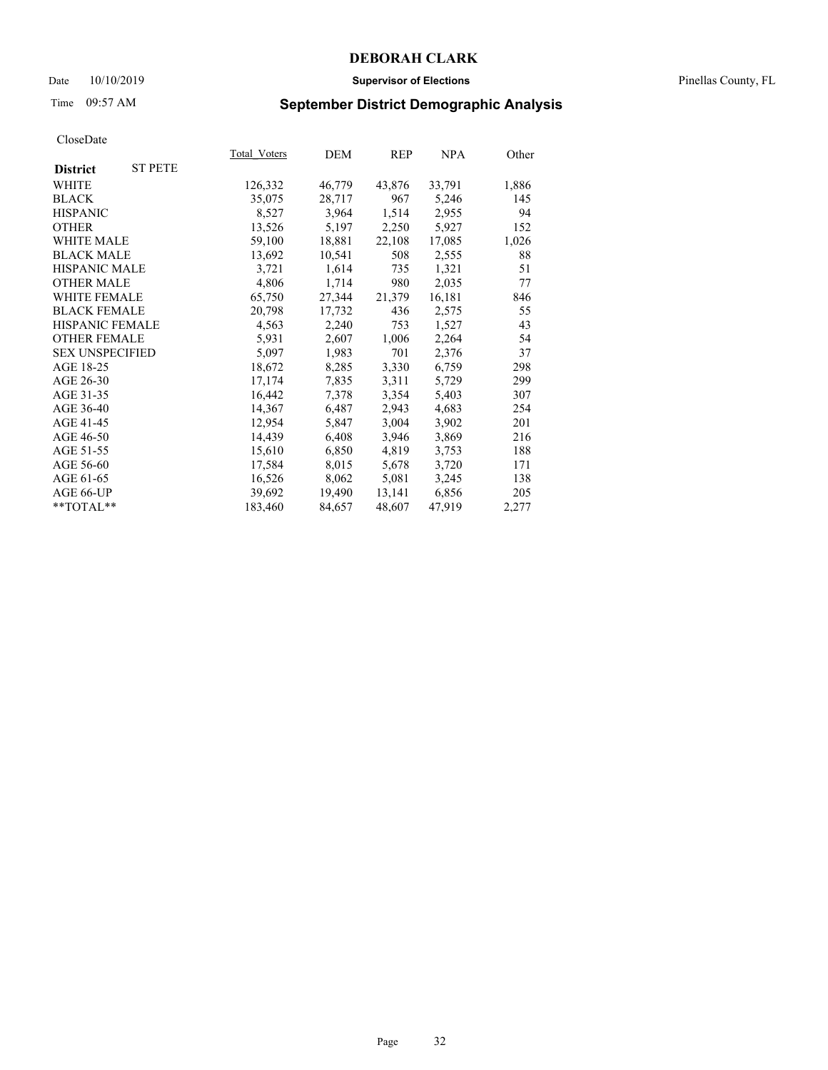# DEBORAH CLARK

Date 10/10/2019 **Supervisor of Elections** Pinellas County, FL

Time 09:57 AM **September District Demographic Analysis**

CloseDate

| **District** ST PETE | Total_Voters | DEM | REP | NPA | Other |
|---|---|---|---|---|---|
| WHITE | 126,332 | 46,779 | 43,876 | 33,791 | 1,886 |
| BLACK | 35,075 | 28,717 | 967 | 5,246 | 145 |
| HISPANIC | 8,527 | 3,964 | 1,514 | 2,955 | 94 |
| OTHER | 13,526 | 5,197 | 2,250 | 5,927 | 152 |
| WHITE MALE | 59,100 | 18,881 | 22,108 | 17,085 | 1,026 |
| BLACK MALE | 13,692 | 10,541 | 508 | 2,555 | 88 |
| HISPANIC MALE | 3,721 | 1,614 | 735 | 1,321 | 51 |
| OTHER MALE | 4,806 | 1,714 | 980 | 2,035 | 77 |
| WHITE FEMALE | 65,750 | 27,344 | 21,379 | 16,181 | 846 |
| BLACK FEMALE | 20,798 | 17,732 | 436 | 2,575 | 55 |
| HISPANIC FEMALE | 4,563 | 2,240 | 753 | 1,527 | 43 |
| OTHER FEMALE | 5,931 | 2,607 | 1,006 | 2,264 | 54 |
| SEX UNSPECIFIED | 5,097 | 1,983 | 701 | 2,376 | 37 |
| AGE 18-25 | 18,672 | 8,285 | 3,330 | 6,759 | 298 |
| AGE 26-30 | 17,174 | 7,835 | 3,311 | 5,729 | 299 |
| AGE 31-35 | 16,442 | 7,378 | 3,354 | 5,403 | 307 |
| AGE 36-40 | 14,367 | 6,487 | 2,943 | 4,683 | 254 |
| AGE 41-45 | 12,954 | 5,847 | 3,004 | 3,902 | 201 |
| AGE 46-50 | 14,439 | 6,408 | 3,946 | 3,869 | 216 |
| AGE 51-55 | 15,610 | 6,850 | 4,819 | 3,753 | 188 |
| AGE 56-60 | 17,584 | 8,015 | 5,678 | 3,720 | 171 |
| AGE 61-65 | 16,526 | 8,062 | 5,081 | 3,245 | 138 |
| AGE 66-UP | 39,692 | 19,490 | 13,141 | 6,856 | 205 |
| **TOTAL** | 183,460 | 84,657 | 48,607 | 47,919 | 2,277 |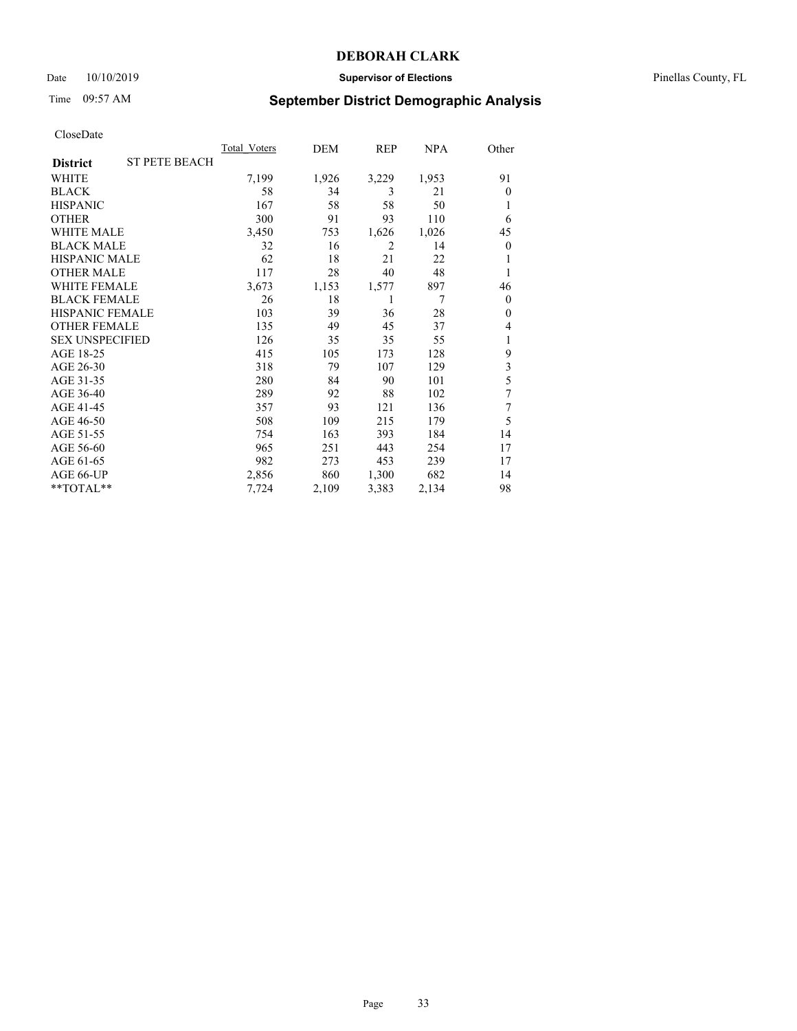# DEBORAH CLARK

Date 10/10/2019 **Supervisor of Elections** Pinellas County, FL

Time 09:57 AM **September District Demographic Analysis**

CloseDate

| **District** ST PETE BEACH | Total_Voters | DEM | REP | NPA | Other |
|---|---|---|---|---|---|
| WHITE | 7,199 | 1,926 | 3,229 | 1,953 | 91 |
| BLACK | 58 | 34 | 3 | 21 | 0 |
| HISPANIC | 167 | 58 | 58 | 50 | 1 |
| OTHER | 300 | 91 | 93 | 110 | 6 |
| WHITE MALE | 3,450 | 753 | 1,626 | 1,026 | 45 |
| BLACK MALE | 32 | 16 | 2 | 14 | 0 |
| HISPANIC MALE | 62 | 18 | 21 | 22 | 1 |
| OTHER MALE | 117 | 28 | 40 | 48 | 1 |
| WHITE FEMALE | 3,673 | 1,153 | 1,577 | 897 | 46 |
| BLACK FEMALE | 26 | 18 | 1 | 7 | 0 |
| HISPANIC FEMALE | 103 | 39 | 36 | 28 | 0 |
| OTHER FEMALE | 135 | 49 | 45 | 37 | 4 |
| SEX UNSPECIFIED | 126 | 35 | 35 | 55 | 1 |
| AGE 18-25 | 415 | 105 | 173 | 128 | 9 |
| AGE 26-30 | 318 | 79 | 107 | 129 | 3 |
| AGE 31-35 | 280 | 84 | 90 | 101 | 5 |
| AGE 36-40 | 289 | 92 | 88 | 102 | 7 |
| AGE 41-45 | 357 | 93 | 121 | 136 | 7 |
| AGE 46-50 | 508 | 109 | 215 | 179 | 5 |
| AGE 51-55 | 754 | 163 | 393 | 184 | 14 |
| AGE 56-60 | 965 | 251 | 443 | 254 | 17 |
| AGE 61-65 | 982 | 273 | 453 | 239 | 17 |
| AGE 66-UP | 2,856 | 860 | 1,300 | 682 | 14 |
| **TOTAL** | 7,724 | 2,109 | 3,383 | 2,134 | 98 |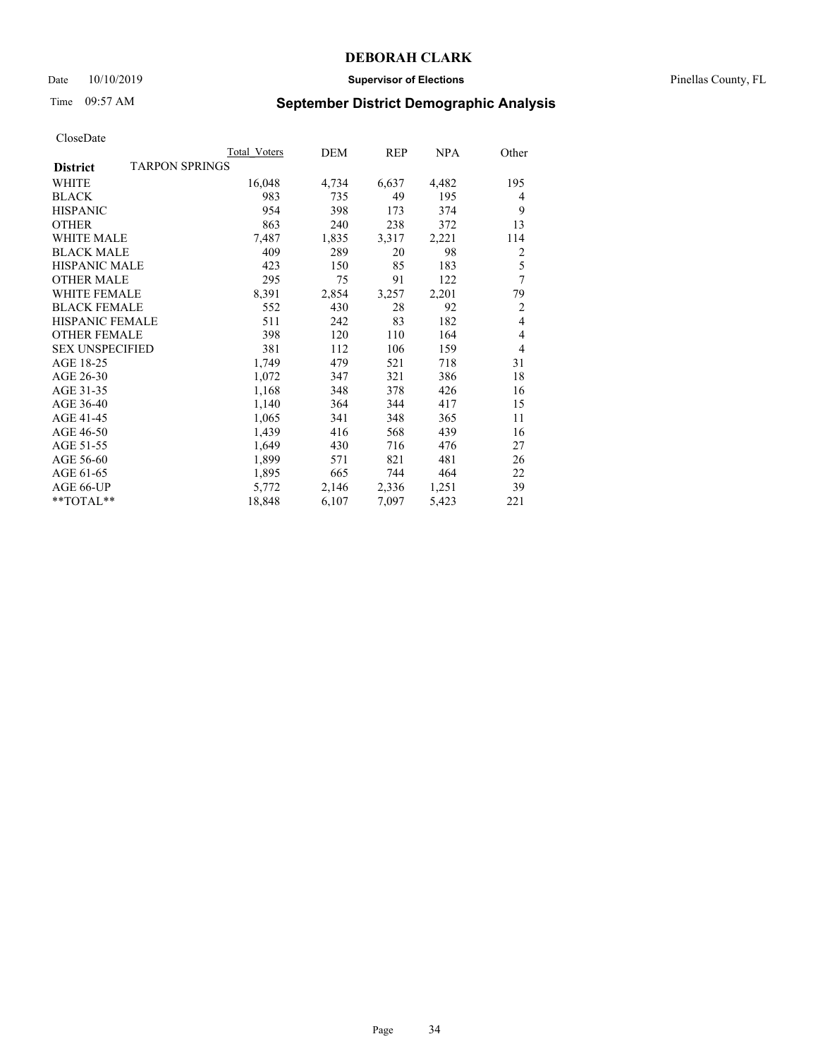# DEBORAH CLARK

Date 10/10/2019 **Supervisor of Elections** Pinellas County, FL

Time 09:57 AM **September District Demographic Analysis**

CloseDate

| | Total Voters | DEM | REP | NPA | Other |
|---|---|---|---|---|---|
| **District** TARPON SPRINGS | | | | | |
| WHITE | 16,048 | 4,734 | 6,637 | 4,482 | 195 |
| BLACK | 983 | 735 | 49 | 195 | 4 |
| HISPANIC | 954 | 398 | 173 | 374 | 9 |
| OTHER | 863 | 240 | 238 | 372 | 13 |
| WHITE MALE | 7,487 | 1,835 | 3,317 | 2,221 | 114 |
| BLACK MALE | 409 | 289 | 20 | 98 | 2 |
| HISPANIC MALE | 423 | 150 | 85 | 183 | 5 |
| OTHER MALE | 295 | 75 | 91 | 122 | 7 |
| WHITE FEMALE | 8,391 | 2,854 | 3,257 | 2,201 | 79 |
| BLACK FEMALE | 552 | 430 | 28 | 92 | 2 |
| HISPANIC FEMALE | 511 | 242 | 83 | 182 | 4 |
| OTHER FEMALE | 398 | 120 | 110 | 164 | 4 |
| SEX UNSPECIFIED | 381 | 112 | 106 | 159 | 4 |
| AGE 18-25 | 1,749 | 479 | 521 | 718 | 31 |
| AGE 26-30 | 1,072 | 347 | 321 | 386 | 18 |
| AGE 31-35 | 1,168 | 348 | 378 | 426 | 16 |
| AGE 36-40 | 1,140 | 364 | 344 | 417 | 15 |
| AGE 41-45 | 1,065 | 341 | 348 | 365 | 11 |
| AGE 46-50 | 1,439 | 416 | 568 | 439 | 16 |
| AGE 51-55 | 1,649 | 430 | 716 | 476 | 27 |
| AGE 56-60 | 1,899 | 571 | 821 | 481 | 26 |
| AGE 61-65 | 1,895 | 665 | 744 | 464 | 22 |
| AGE 66-UP | 5,772 | 2,146 | 2,336 | 1,251 | 39 |
| **TOTAL** | 18,848 | 6,107 | 7,097 | 5,423 | 221 |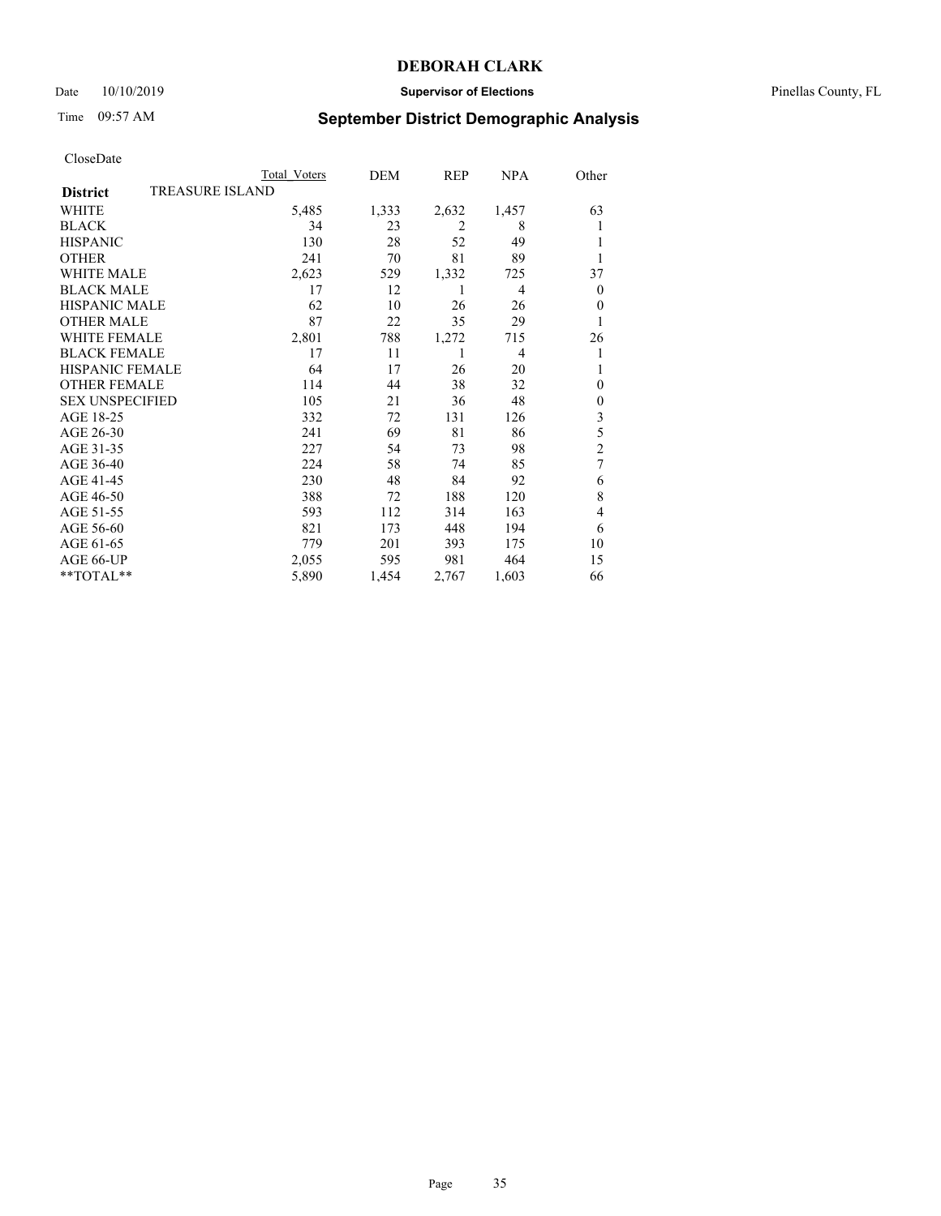# DEBORAH CLARK

Date 10/10/2019 **Supervisor of Elections** Pinellas County, FL

Time 09:57 AM **September District Demographic Analysis**

CloseDate

| | Total Voters | DEM | REP | NPA | Other |
|---|---|---|---|---|---|
| **District** TREASURE ISLAND | | | | | |
| WHITE | 5,485 | 1,333 | 2,632 | 1,457 | 63 |
| BLACK | 34 | 23 | 2 | 8 | 1 |
| HISPANIC | 130 | 28 | 52 | 49 | 1 |
| OTHER | 241 | 70 | 81 | 89 | 1 |
| WHITE MALE | 2,623 | 529 | 1,332 | 725 | 37 |
| BLACK MALE | 17 | 12 | 1 | 4 | 0 |
| HISPANIC MALE | 62 | 10 | 26 | 26 | 0 |
| OTHER MALE | 87 | 22 | 35 | 29 | 1 |
| WHITE FEMALE | 2,801 | 788 | 1,272 | 715 | 26 |
| BLACK FEMALE | 17 | 11 | 1 | 4 | 1 |
| HISPANIC FEMALE | 64 | 17 | 26 | 20 | 1 |
| OTHER FEMALE | 114 | 44 | 38 | 32 | 0 |
| SEX UNSPECIFIED | 105 | 21 | 36 | 48 | 0 |
| AGE 18-25 | 332 | 72 | 131 | 126 | 3 |
| AGE 26-30 | 241 | 69 | 81 | 86 | 5 |
| AGE 31-35 | 227 | 54 | 73 | 98 | 2 |
| AGE 36-40 | 224 | 58 | 74 | 85 | 7 |
| AGE 41-45 | 230 | 48 | 84 | 92 | 6 |
| AGE 46-50 | 388 | 72 | 188 | 120 | 8 |
| AGE 51-55 | 593 | 112 | 314 | 163 | 4 |
| AGE 56-60 | 821 | 173 | 448 | 194 | 6 |
| AGE 61-65 | 779 | 201 | 393 | 175 | 10 |
| AGE 66-UP | 2,055 | 595 | 981 | 464 | 15 |
| **TOTAL** | 5,890 | 1,454 | 2,767 | 1,603 | 66 |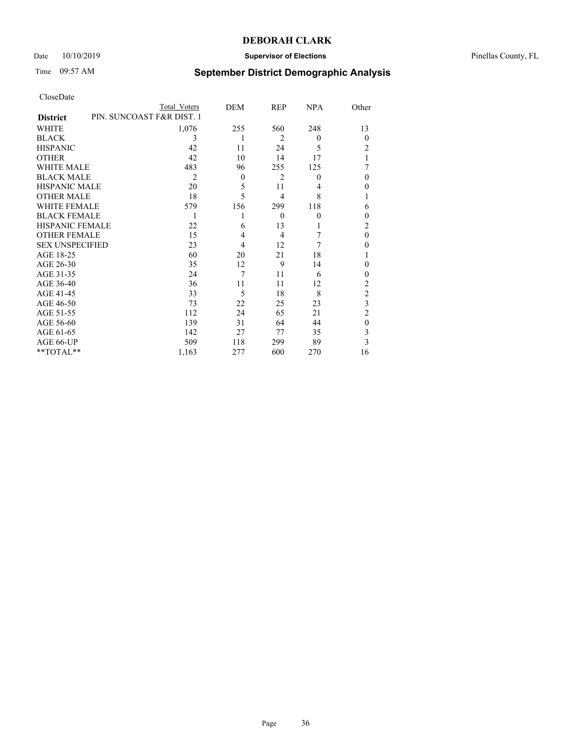CloseDate

| District | PIN. SUNCOAST F&R DIST. 1 Total Voters | DEM | REP | NPA | Other |
|---|---|---|---|---|---|
| WHITE | 1,076 | 255 | 560 | 248 | 13 |
| BLACK | 3 | 1 | 2 | 0 | 0 |
| HISPANIC | 42 | 11 | 24 | 5 | 2 |
| OTHER | 42 | 10 | 14 | 17 | 1 |
| WHITE MALE | 483 | 96 | 255 | 125 | 7 |
| BLACK MALE | 2 | 0 | 2 | 0 | 0 |
| HISPANIC MALE | 20 | 5 | 11 | 4 | 0 |
| OTHER MALE | 18 | 5 | 4 | 8 | 1 |
| WHITE FEMALE | 579 | 156 | 299 | 118 | 6 |
| BLACK FEMALE | 1 | 1 | 0 | 0 | 0 |
| HISPANIC FEMALE | 22 | 6 | 13 | 1 | 2 |
| OTHER FEMALE | 15 | 4 | 4 | 7 | 0 |
| SEX UNSPECIFIED | 23 | 4 | 12 | 7 | 0 |
| AGE 18-25 | 60 | 20 | 21 | 18 | 1 |
| AGE 26-30 | 35 | 12 | 9 | 14 | 0 |
| AGE 31-35 | 24 | 7 | 11 | 6 | 0 |
| AGE 36-40 | 36 | 11 | 11 | 12 | 2 |
| AGE 41-45 | 33 | 5 | 18 | 8 | 2 |
| AGE 46-50 | 73 | 22 | 25 | 23 | 3 |
| AGE 51-55 | 112 | 24 | 65 | 21 | 2 |
| AGE 56-60 | 139 | 31 | 64 | 44 | 0 |
| AGE 61-65 | 142 | 27 | 77 | 35 | 3 |
| AGE 66-UP | 509 | 118 | 299 | 89 | 3 |
| **TOTAL** | 1,163 | 277 | 600 | 270 | 16 |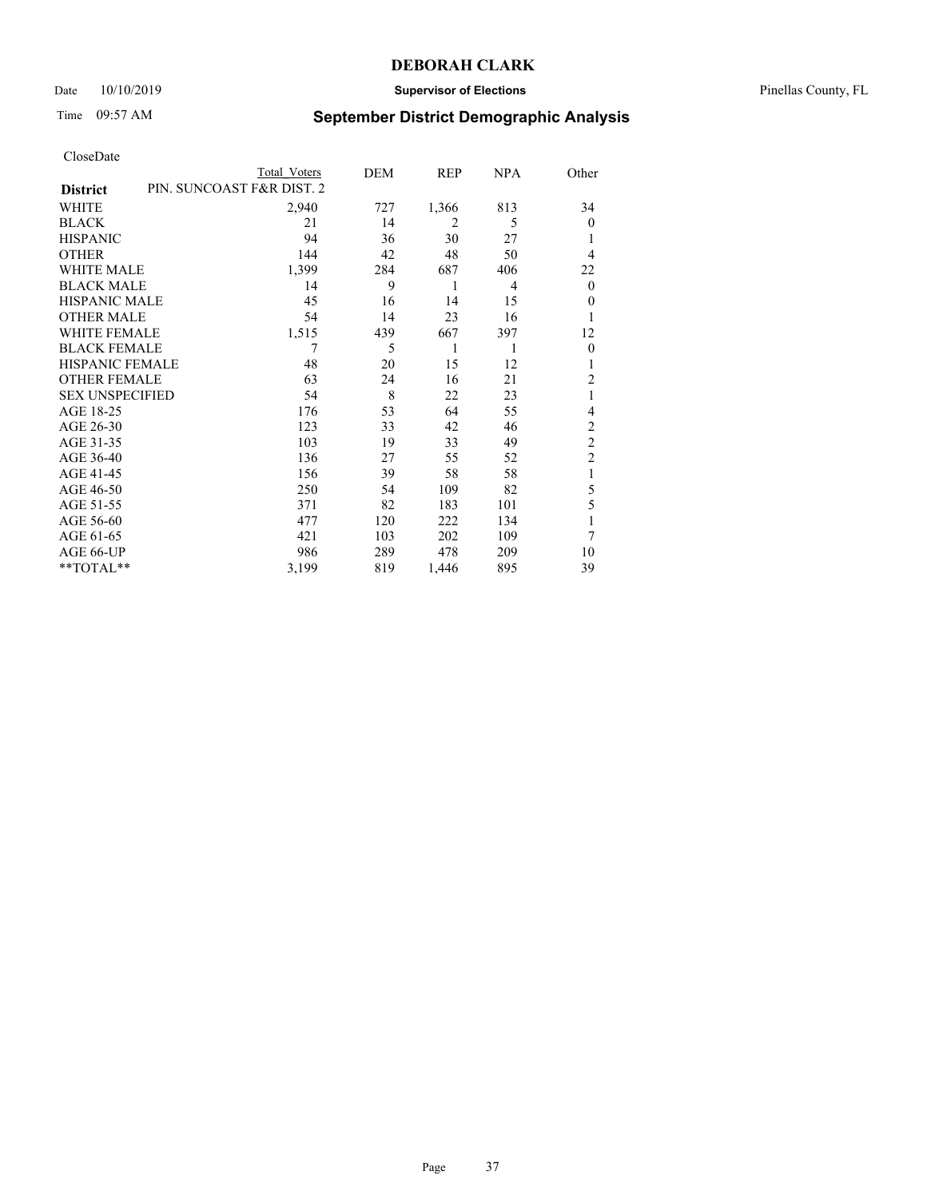**DEBORAH CLARK**

Date 10/10/2019 **Supervisor of Elections** Pinellas County, FL

Time 09:57 AM **September District Demographic Analysis**

CloseDate

| District | PIN. SUNCOAST F&R DIST. 2 Total Voters | DEM | REP | NPA | Other |
|---|---|---|---|---|---|
| WHITE | 2,940 | 727 | 1,366 | 813 | 34 |
| BLACK | 21 | 14 | 2 | 5 | 0 |
| HISPANIC | 94 | 36 | 30 | 27 | 1 |
| OTHER | 144 | 42 | 48 | 50 | 4 |
| WHITE MALE | 1,399 | 284 | 687 | 406 | 22 |
| BLACK MALE | 14 | 9 | 1 | 4 | 0 |
| HISPANIC MALE | 45 | 16 | 14 | 15 | 0 |
| OTHER MALE | 54 | 14 | 23 | 16 | 1 |
| WHITE FEMALE | 1,515 | 439 | 667 | 397 | 12 |
| BLACK FEMALE | 7 | 5 | 1 | 1 | 0 |
| HISPANIC FEMALE | 48 | 20 | 15 | 12 | 1 |
| OTHER FEMALE | 63 | 24 | 16 | 21 | 2 |
| SEX UNSPECIFIED | 54 | 8 | 22 | 23 | 1 |
| AGE 18-25 | 176 | 53 | 64 | 55 | 4 |
| AGE 26-30 | 123 | 33 | 42 | 46 | 2 |
| AGE 31-35 | 103 | 19 | 33 | 49 | 2 |
| AGE 36-40 | 136 | 27 | 55 | 52 | 2 |
| AGE 41-45 | 156 | 39 | 58 | 58 | 1 |
| AGE 46-50 | 250 | 54 | 109 | 82 | 5 |
| AGE 51-55 | 371 | 82 | 183 | 101 | 5 |
| AGE 56-60 | 477 | 120 | 222 | 134 | 1 |
| AGE 61-65 | 421 | 103 | 202 | 109 | 7 |
| AGE 66-UP | 986 | 289 | 478 | 209 | 10 |
| **TOTAL** | 3,199 | 819 | 1,446 | 895 | 39 |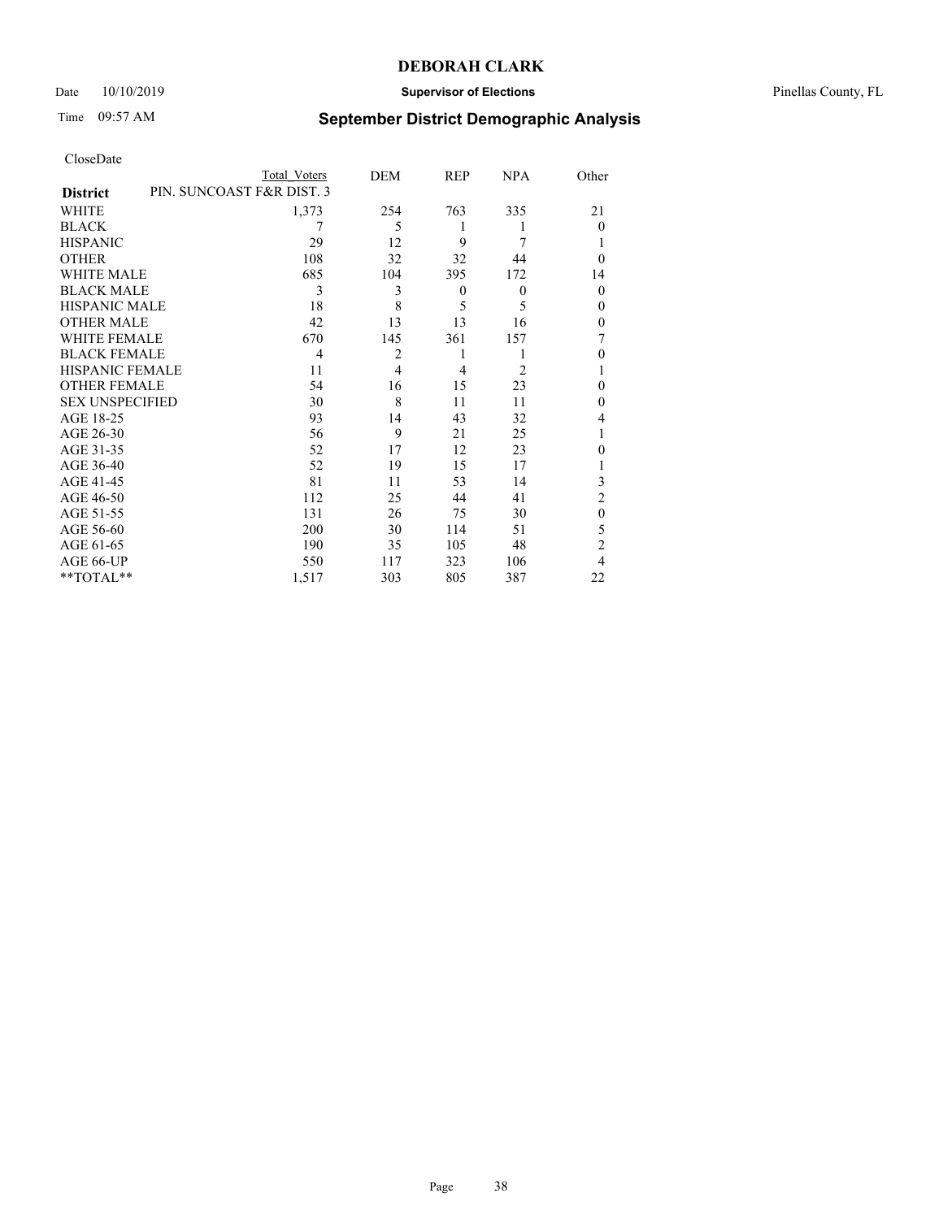# DEBORAH CLARK

Date 10/10/2019 **Supervisor of Elections** Pinellas County, FL

Time 09:57 AM **September District Demographic Analysis**

CloseDate

| **District** | PIN. SUNCOAST F&R DIST. 3 Total Voters | DEM | REP | NPA | Other |
|---|---|---|---|---|---|
| WHITE | 1,373 | 254 | 763 | 335 | 21 |
| BLACK | 7 | 5 | 1 | 1 | 0 |
| HISPANIC | 29 | 12 | 9 | 7 | 1 |
| OTHER | 108 | 32 | 32 | 44 | 0 |
| WHITE MALE | 685 | 104 | 395 | 172 | 14 |
| BLACK MALE | 3 | 3 | 0 | 0 | 0 |
| HISPANIC MALE | 18 | 8 | 5 | 5 | 0 |
| OTHER MALE | 42 | 13 | 13 | 16 | 0 |
| WHITE FEMALE | 670 | 145 | 361 | 157 | 7 |
| BLACK FEMALE | 4 | 2 | 1 | 1 | 0 |
| HISPANIC FEMALE | 11 | 4 | 4 | 2 | 1 |
| OTHER FEMALE | 54 | 16 | 15 | 23 | 0 |
| SEX UNSPECIFIED | 30 | 8 | 11 | 11 | 0 |
| AGE 18-25 | 93 | 14 | 43 | 32 | 4 |
| AGE 26-30 | 56 | 9 | 21 | 25 | 1 |
| AGE 31-35 | 52 | 17 | 12 | 23 | 0 |
| AGE 36-40 | 52 | 19 | 15 | 17 | 1 |
| AGE 41-45 | 81 | 11 | 53 | 14 | 3 |
| AGE 46-50 | 112 | 25 | 44 | 41 | 2 |
| AGE 51-55 | 131 | 26 | 75 | 30 | 0 |
| AGE 56-60 | 200 | 30 | 114 | 51 | 5 |
| AGE 61-65 | 190 | 35 | 105 | 48 | 2 |
| AGE 66-UP | 550 | 117 | 323 | 106 | 4 |
| **TOTAL** | 1,517 | 303 | 805 | 387 | 22 |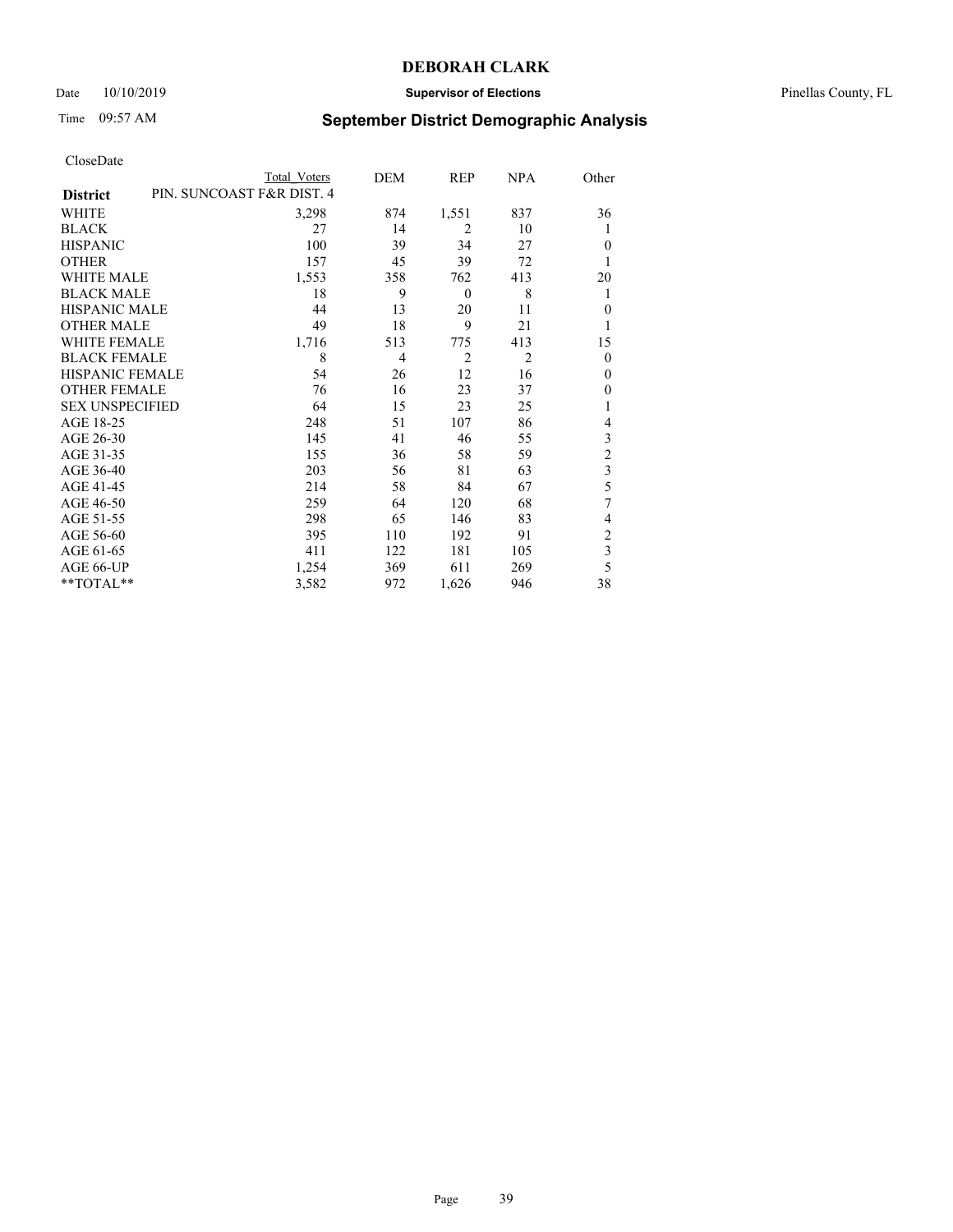CloseDate

| District | PIN. SUNCOAST F&R DIST. 4 Total Voters | DEM | REP | NPA | Other |
|---|---|---|---|---|---|
| WHITE | 3,298 | 874 | 1,551 | 837 | 36 |
| BLACK | 27 | 14 | 2 | 10 | 1 |
| HISPANIC | 100 | 39 | 34 | 27 | 0 |
| OTHER | 157 | 45 | 39 | 72 | 1 |
| WHITE MALE | 1,553 | 358 | 762 | 413 | 20 |
| BLACK MALE | 18 | 9 | 0 | 8 | 1 |
| HISPANIC MALE | 44 | 13 | 20 | 11 | 0 |
| OTHER MALE | 49 | 18 | 9 | 21 | 1 |
| WHITE FEMALE | 1,716 | 513 | 775 | 413 | 15 |
| BLACK FEMALE | 8 | 4 | 2 | 2 | 0 |
| HISPANIC FEMALE | 54 | 26 | 12 | 16 | 0 |
| OTHER FEMALE | 76 | 16 | 23 | 37 | 0 |
| SEX UNSPECIFIED | 64 | 15 | 23 | 25 | 1 |
| AGE 18-25 | 248 | 51 | 107 | 86 | 4 |
| AGE 26-30 | 145 | 41 | 46 | 55 | 3 |
| AGE 31-35 | 155 | 36 | 58 | 59 | 2 |
| AGE 36-40 | 203 | 56 | 81 | 63 | 3 |
| AGE 41-45 | 214 | 58 | 84 | 67 | 5 |
| AGE 46-50 | 259 | 64 | 120 | 68 | 7 |
| AGE 51-55 | 298 | 65 | 146 | 83 | 4 |
| AGE 56-60 | 395 | 110 | 192 | 91 | 2 |
| AGE 61-65 | 411 | 122 | 181 | 105 | 3 |
| AGE 66-UP | 1,254 | 369 | 611 | 269 | 5 |
| **TOTAL** | 3,582 | 972 | 1,626 | 946 | 38 |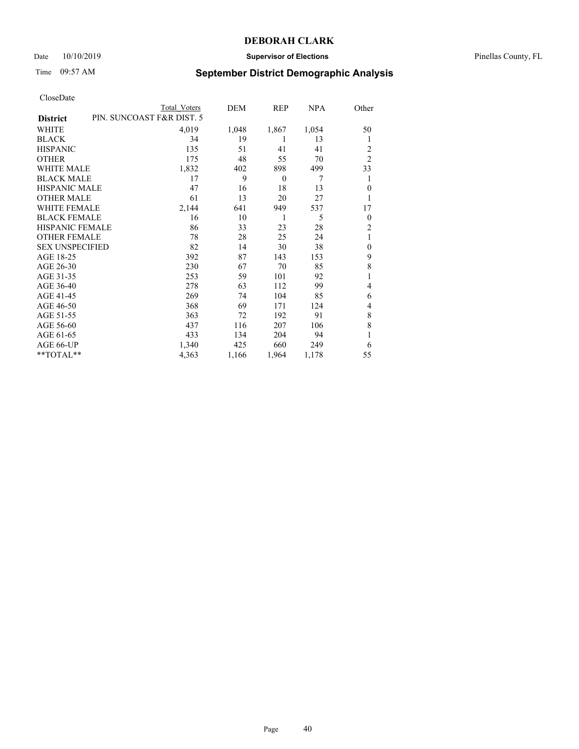CloseDate

| District | PIN. SUNCOAST F&R DIST. 5 Total Voters | DEM | REP | NPA | Other |
|---|---|---|---|---|---|
| WHITE | 4,019 | 1,048 | 1,867 | 1,054 | 50 |
| BLACK | 34 | 19 | 1 | 13 | 1 |
| HISPANIC | 135 | 51 | 41 | 41 | 2 |
| OTHER | 175 | 48 | 55 | 70 | 2 |
| WHITE MALE | 1,832 | 402 | 898 | 499 | 33 |
| BLACK MALE | 17 | 9 | 0 | 7 | 1 |
| HISPANIC MALE | 47 | 16 | 18 | 13 | 0 |
| OTHER MALE | 61 | 13 | 20 | 27 | 1 |
| WHITE FEMALE | 2,144 | 641 | 949 | 537 | 17 |
| BLACK FEMALE | 16 | 10 | 1 | 5 | 0 |
| HISPANIC FEMALE | 86 | 33 | 23 | 28 | 2 |
| OTHER FEMALE | 78 | 28 | 25 | 24 | 1 |
| SEX UNSPECIFIED | 82 | 14 | 30 | 38 | 0 |
| AGE 18-25 | 392 | 87 | 143 | 153 | 9 |
| AGE 26-30 | 230 | 67 | 70 | 85 | 8 |
| AGE 31-35 | 253 | 59 | 101 | 92 | 1 |
| AGE 36-40 | 278 | 63 | 112 | 99 | 4 |
| AGE 41-45 | 269 | 74 | 104 | 85 | 6 |
| AGE 46-50 | 368 | 69 | 171 | 124 | 4 |
| AGE 51-55 | 363 | 72 | 192 | 91 | 8 |
| AGE 56-60 | 437 | 116 | 207 | 106 | 8 |
| AGE 61-65 | 433 | 134 | 204 | 94 | 1 |
| AGE 66-UP | 1,340 | 425 | 660 | 249 | 6 |
| **TOTAL** | 4,363 | 1,166 | 1,964 | 1,178 | 55 |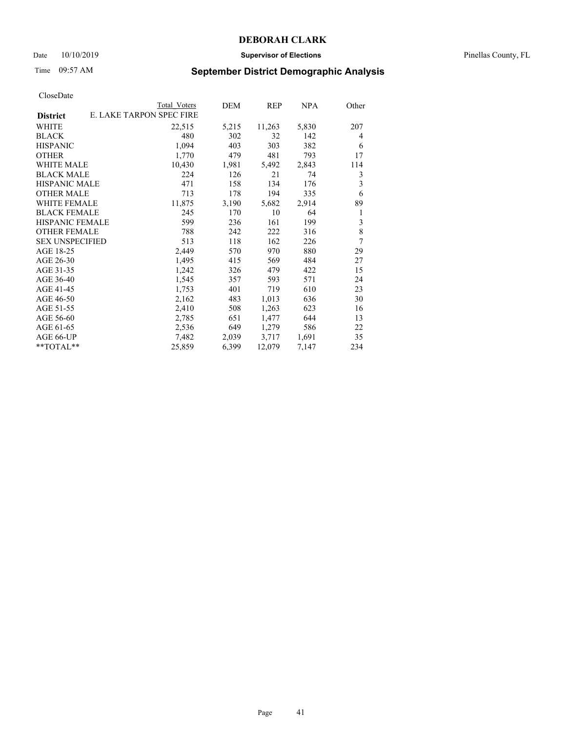# DEBORAH CLARK

Date 10/10/2019 **Supervisor of Elections** Pinellas County, FL

Time 09:57 AM **September District Demographic Analysis**

CloseDate

| District | Total Voters | DEM | REP | NPA | Other |
|---|---|---|---|---|---|
| E. LAKE TARPON SPEC FIRE | | | | | |
| WHITE | 22,515 | 5,215 | 11,263 | 5,830 | 207 |
| BLACK | 480 | 302 | 32 | 142 | 4 |
| HISPANIC | 1,094 | 403 | 303 | 382 | 6 |
| OTHER | 1,770 | 479 | 481 | 793 | 17 |
| WHITE MALE | 10,430 | 1,981 | 5,492 | 2,843 | 114 |
| BLACK MALE | 224 | 126 | 21 | 74 | 3 |
| HISPANIC MALE | 471 | 158 | 134 | 176 | 3 |
| OTHER MALE | 713 | 178 | 194 | 335 | 6 |
| WHITE FEMALE | 11,875 | 3,190 | 5,682 | 2,914 | 89 |
| BLACK FEMALE | 245 | 170 | 10 | 64 | 1 |
| HISPANIC FEMALE | 599 | 236 | 161 | 199 | 3 |
| OTHER FEMALE | 788 | 242 | 222 | 316 | 8 |
| SEX UNSPECIFIED | 513 | 118 | 162 | 226 | 7 |
| AGE 18-25 | 2,449 | 570 | 970 | 880 | 29 |
| AGE 26-30 | 1,495 | 415 | 569 | 484 | 27 |
| AGE 31-35 | 1,242 | 326 | 479 | 422 | 15 |
| AGE 36-40 | 1,545 | 357 | 593 | 571 | 24 |
| AGE 41-45 | 1,753 | 401 | 719 | 610 | 23 |
| AGE 46-50 | 2,162 | 483 | 1,013 | 636 | 30 |
| AGE 51-55 | 2,410 | 508 | 1,263 | 623 | 16 |
| AGE 56-60 | 2,785 | 651 | 1,477 | 644 | 13 |
| AGE 61-65 | 2,536 | 649 | 1,279 | 586 | 22 |
| AGE 66-UP | 7,482 | 2,039 | 3,717 | 1,691 | 35 |
| **TOTAL** | 25,859 | 6,399 | 12,079 | 7,147 | 234 |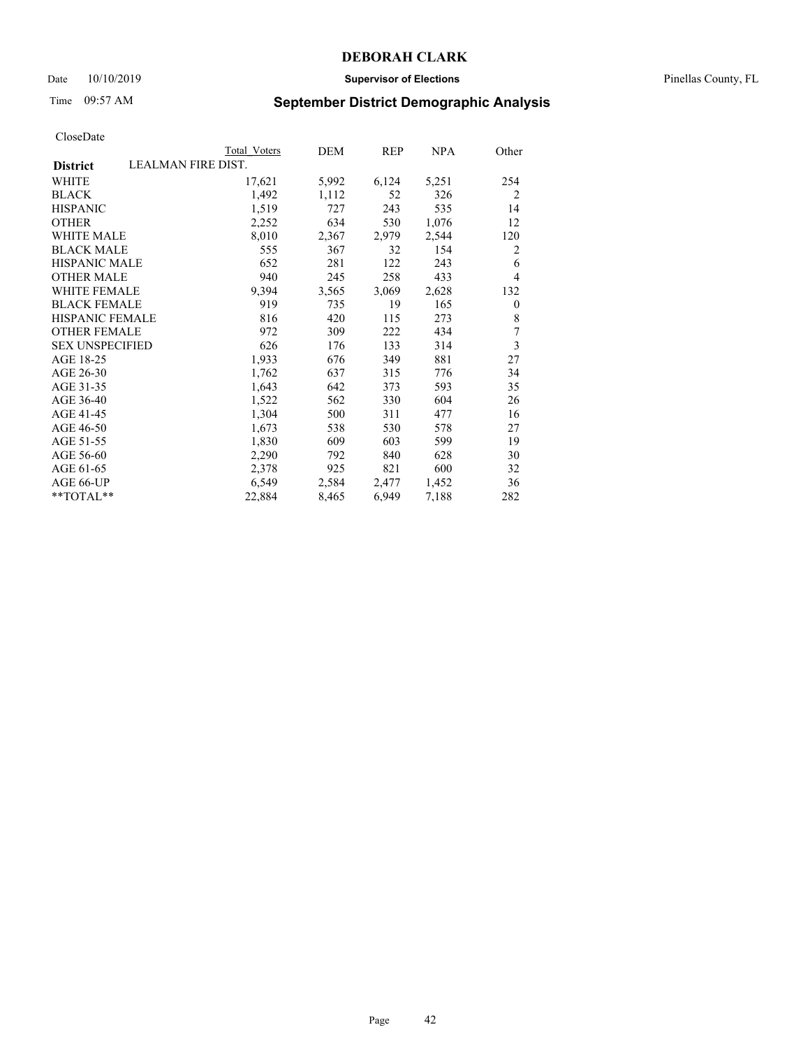CloseDate

| District | Total Voters | DEM | REP | NPA | Other |
|---|---|---|---|---|---|
| LEALMAN FIRE DIST. | | | | | |
| WHITE | 17,621 | 5,992 | 6,124 | 5,251 | 254 |
| BLACK | 1,492 | 1,112 | 52 | 326 | 2 |
| HISPANIC | 1,519 | 727 | 243 | 535 | 14 |
| OTHER | 2,252 | 634 | 530 | 1,076 | 12 |
| WHITE MALE | 8,010 | 2,367 | 2,979 | 2,544 | 120 |
| BLACK MALE | 555 | 367 | 32 | 154 | 2 |
| HISPANIC MALE | 652 | 281 | 122 | 243 | 6 |
| OTHER MALE | 940 | 245 | 258 | 433 | 4 |
| WHITE FEMALE | 9,394 | 3,565 | 3,069 | 2,628 | 132 |
| BLACK FEMALE | 919 | 735 | 19 | 165 | 0 |
| HISPANIC FEMALE | 816 | 420 | 115 | 273 | 8 |
| OTHER FEMALE | 972 | 309 | 222 | 434 | 7 |
| SEX UNSPECIFIED | 626 | 176 | 133 | 314 | 3 |
| AGE 18-25 | 1,933 | 676 | 349 | 881 | 27 |
| AGE 26-30 | 1,762 | 637 | 315 | 776 | 34 |
| AGE 31-35 | 1,643 | 642 | 373 | 593 | 35 |
| AGE 36-40 | 1,522 | 562 | 330 | 604 | 26 |
| AGE 41-45 | 1,304 | 500 | 311 | 477 | 16 |
| AGE 46-50 | 1,673 | 538 | 530 | 578 | 27 |
| AGE 51-55 | 1,830 | 609 | 603 | 599 | 19 |
| AGE 56-60 | 2,290 | 792 | 840 | 628 | 30 |
| AGE 61-65 | 2,378 | 925 | 821 | 600 | 32 |
| AGE 66-UP | 6,549 | 2,584 | 2,477 | 1,452 | 36 |
| **TOTAL** | 22,884 | 8,465 | 6,949 | 7,188 | 282 |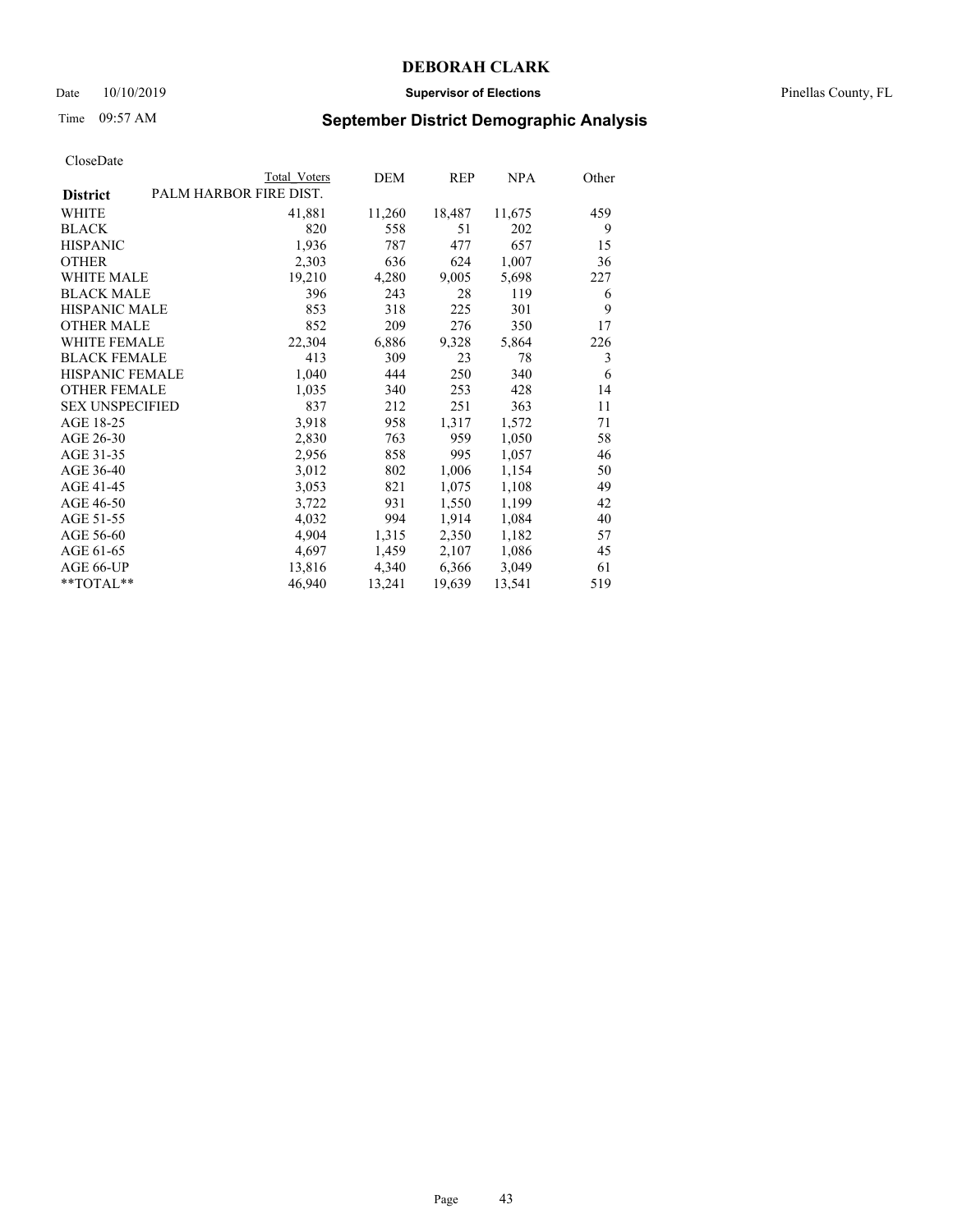# DEBORAH CLARK

Date 10/10/2019 **Supervisor of Elections** Pinellas County, FL

Time 09:57 AM **September District Demographic Analysis**

CloseDate

| **District** | Total Voters | DEM | REP | NPA | Other |
|---|---|---|---|---|---|
| PALM HARBOR FIRE DIST. | | | | | |
| WHITE | 41,881 | 11,260 | 18,487 | 11,675 | 459 |
| BLACK | 820 | 558 | 51 | 202 | 9 |
| HISPANIC | 1,936 | 787 | 477 | 657 | 15 |
| OTHER | 2,303 | 636 | 624 | 1,007 | 36 |
| WHITE MALE | 19,210 | 4,280 | 9,005 | 5,698 | 227 |
| BLACK MALE | 396 | 243 | 28 | 119 | 6 |
| HISPANIC MALE | 853 | 318 | 225 | 301 | 9 |
| OTHER MALE | 852 | 209 | 276 | 350 | 17 |
| WHITE FEMALE | 22,304 | 6,886 | 9,328 | 5,864 | 226 |
| BLACK FEMALE | 413 | 309 | 23 | 78 | 3 |
| HISPANIC FEMALE | 1,040 | 444 | 250 | 340 | 6 |
| OTHER FEMALE | 1,035 | 340 | 253 | 428 | 14 |
| SEX UNSPECIFIED | 837 | 212 | 251 | 363 | 11 |
| AGE 18-25 | 3,918 | 958 | 1,317 | 1,572 | 71 |
| AGE 26-30 | 2,830 | 763 | 959 | 1,050 | 58 |
| AGE 31-35 | 2,956 | 858 | 995 | 1,057 | 46 |
| AGE 36-40 | 3,012 | 802 | 1,006 | 1,154 | 50 |
| AGE 41-45 | 3,053 | 821 | 1,075 | 1,108 | 49 |
| AGE 46-50 | 3,722 | 931 | 1,550 | 1,199 | 42 |
| AGE 51-55 | 4,032 | 994 | 1,914 | 1,084 | 40 |
| AGE 56-60 | 4,904 | 1,315 | 2,350 | 1,182 | 57 |
| AGE 61-65 | 4,697 | 1,459 | 2,107 | 1,086 | 45 |
| AGE 66-UP | 13,816 | 4,340 | 6,366 | 3,049 | 61 |
| **TOTAL** | 46,940 | 13,241 | 19,639 | 13,541 | 519 |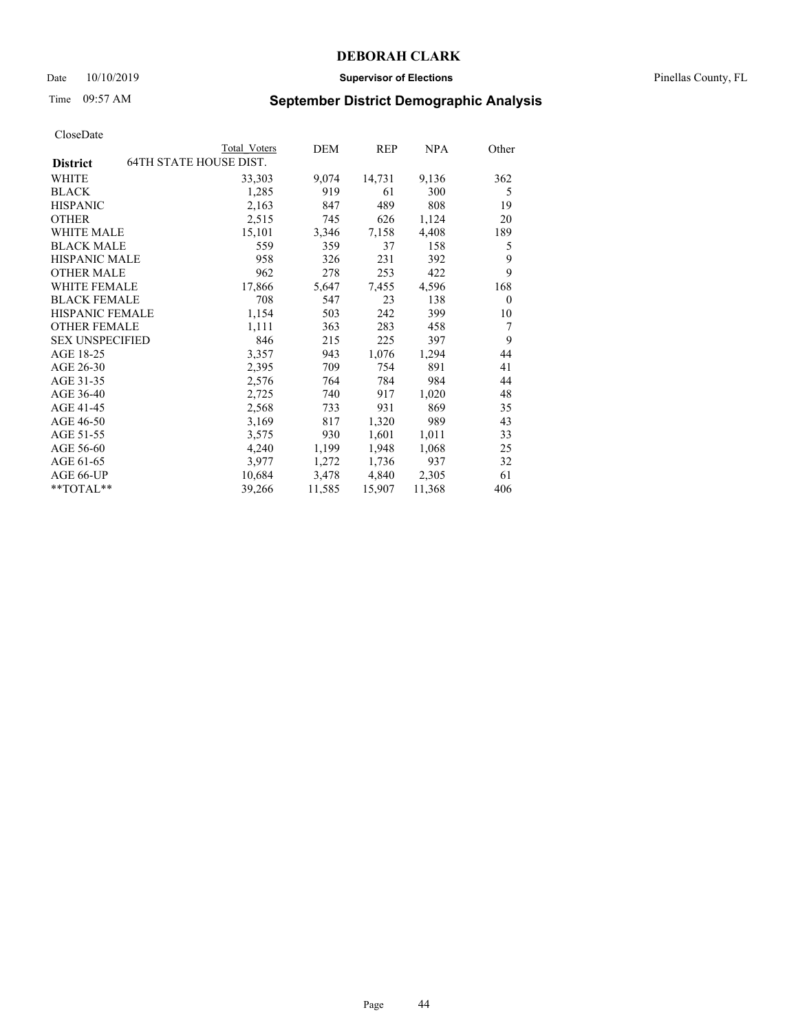**DEBORAH CLARK**

Date 10/10/2019 **Supervisor of Elections** Pinellas County, FL

Time 09:57 AM

## September District Demographic Analysis

CloseDate

| District | Total Voters | DEM | REP | NPA | Other |
|---|---|---|---|---|---|
| 64TH STATE HOUSE DIST. | | | | | |
| WHITE | 33,303 | 9,074 | 14,731 | 9,136 | 362 |
| BLACK | 1,285 | 919 | 61 | 300 | 5 |
| HISPANIC | 2,163 | 847 | 489 | 808 | 19 |
| OTHER | 2,515 | 745 | 626 | 1,124 | 20 |
| WHITE MALE | 15,101 | 3,346 | 7,158 | 4,408 | 189 |
| BLACK MALE | 559 | 359 | 37 | 158 | 5 |
| HISPANIC MALE | 958 | 326 | 231 | 392 | 9 |
| OTHER MALE | 962 | 278 | 253 | 422 | 9 |
| WHITE FEMALE | 17,866 | 5,647 | 7,455 | 4,596 | 168 |
| BLACK FEMALE | 708 | 547 | 23 | 138 | 0 |
| HISPANIC FEMALE | 1,154 | 503 | 242 | 399 | 10 |
| OTHER FEMALE | 1,111 | 363 | 283 | 458 | 7 |
| SEX UNSPECIFIED | 846 | 215 | 225 | 397 | 9 |
| AGE 18-25 | 3,357 | 943 | 1,076 | 1,294 | 44 |
| AGE 26-30 | 2,395 | 709 | 754 | 891 | 41 |
| AGE 31-35 | 2,576 | 764 | 784 | 984 | 44 |
| AGE 36-40 | 2,725 | 740 | 917 | 1,020 | 48 |
| AGE 41-45 | 2,568 | 733 | 931 | 869 | 35 |
| AGE 46-50 | 3,169 | 817 | 1,320 | 989 | 43 |
| AGE 51-55 | 3,575 | 930 | 1,601 | 1,011 | 33 |
| AGE 56-60 | 4,240 | 1,199 | 1,948 | 1,068 | 25 |
| AGE 61-65 | 3,977 | 1,272 | 1,736 | 937 | 32 |
| AGE 66-UP | 10,684 | 3,478 | 4,840 | 2,305 | 61 |
| **TOTAL** | 39,266 | 11,585 | 15,907 | 11,368 | 406 |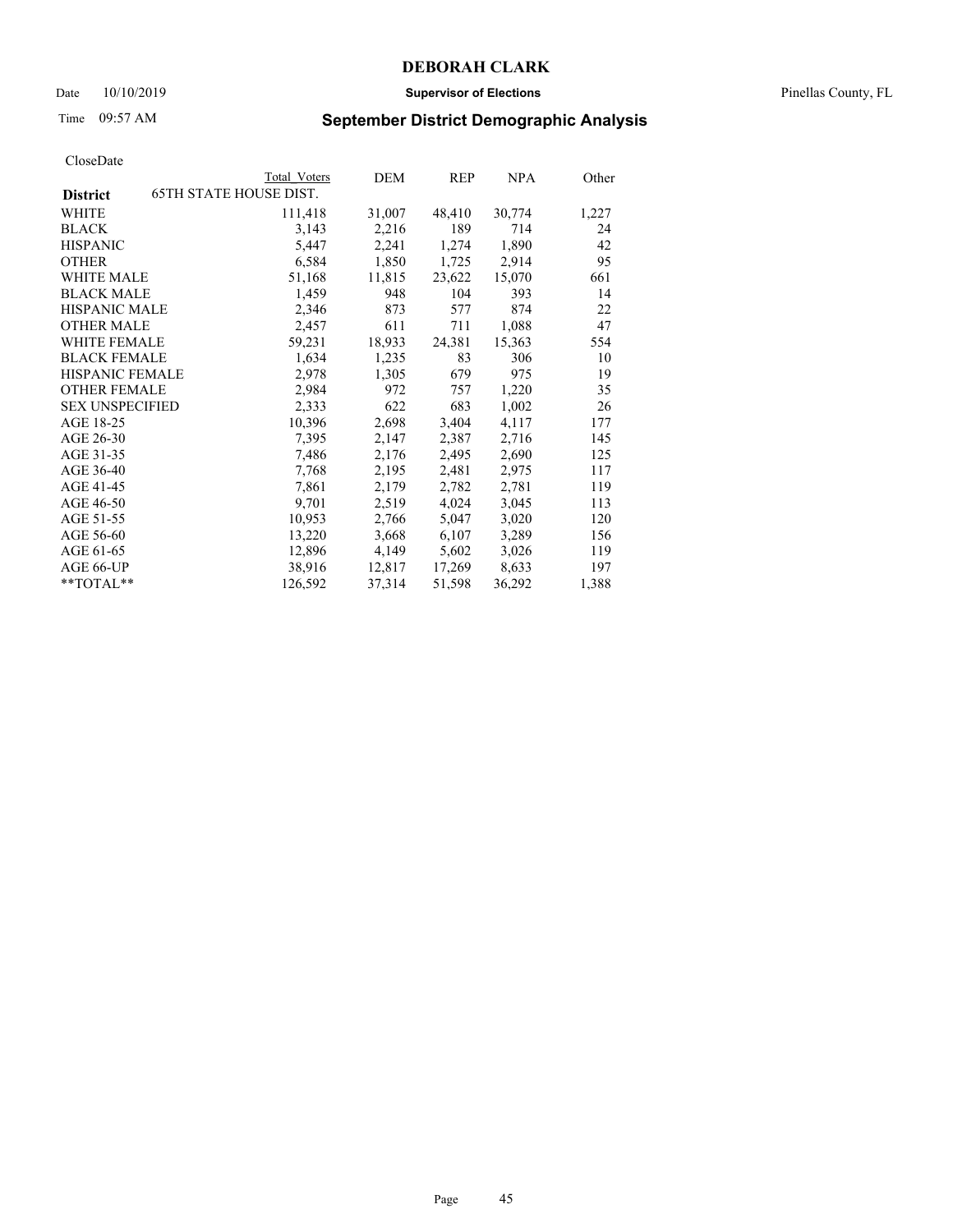CloseDate

| District | Total Voters | DEM | REP | NPA | Other |
|---|---|---|---|---|---|
| **65TH STATE HOUSE DIST.** | | | | | |
| WHITE | 111,418 | 31,007 | 48,410 | 30,774 | 1,227 |
| BLACK | 3,143 | 2,216 | 189 | 714 | 24 |
| HISPANIC | 5,447 | 2,241 | 1,274 | 1,890 | 42 |
| OTHER | 6,584 | 1,850 | 1,725 | 2,914 | 95 |
| WHITE MALE | 51,168 | 11,815 | 23,622 | 15,070 | 661 |
| BLACK MALE | 1,459 | 948 | 104 | 393 | 14 |
| HISPANIC MALE | 2,346 | 873 | 577 | 874 | 22 |
| OTHER MALE | 2,457 | 611 | 711 | 1,088 | 47 |
| WHITE FEMALE | 59,231 | 18,933 | 24,381 | 15,363 | 554 |
| BLACK FEMALE | 1,634 | 1,235 | 83 | 306 | 10 |
| HISPANIC FEMALE | 2,978 | 1,305 | 679 | 975 | 19 |
| OTHER FEMALE | 2,984 | 972 | 757 | 1,220 | 35 |
| SEX UNSPECIFIED | 2,333 | 622 | 683 | 1,002 | 26 |
| AGE 18-25 | 10,396 | 2,698 | 3,404 | 4,117 | 177 |
| AGE 26-30 | 7,395 | 2,147 | 2,387 | 2,716 | 145 |
| AGE 31-35 | 7,486 | 2,176 | 2,495 | 2,690 | 125 |
| AGE 36-40 | 7,768 | 2,195 | 2,481 | 2,975 | 117 |
| AGE 41-45 | 7,861 | 2,179 | 2,782 | 2,781 | 119 |
| AGE 46-50 | 9,701 | 2,519 | 4,024 | 3,045 | 113 |
| AGE 51-55 | 10,953 | 2,766 | 5,047 | 3,020 | 120 |
| AGE 56-60 | 13,220 | 3,668 | 6,107 | 3,289 | 156 |
| AGE 61-65 | 12,896 | 4,149 | 5,602 | 3,026 | 119 |
| AGE 66-UP | 38,916 | 12,817 | 17,269 | 8,633 | 197 |
| **TOTAL** | 126,592 | 37,314 | 51,598 | 36,292 | 1,388 |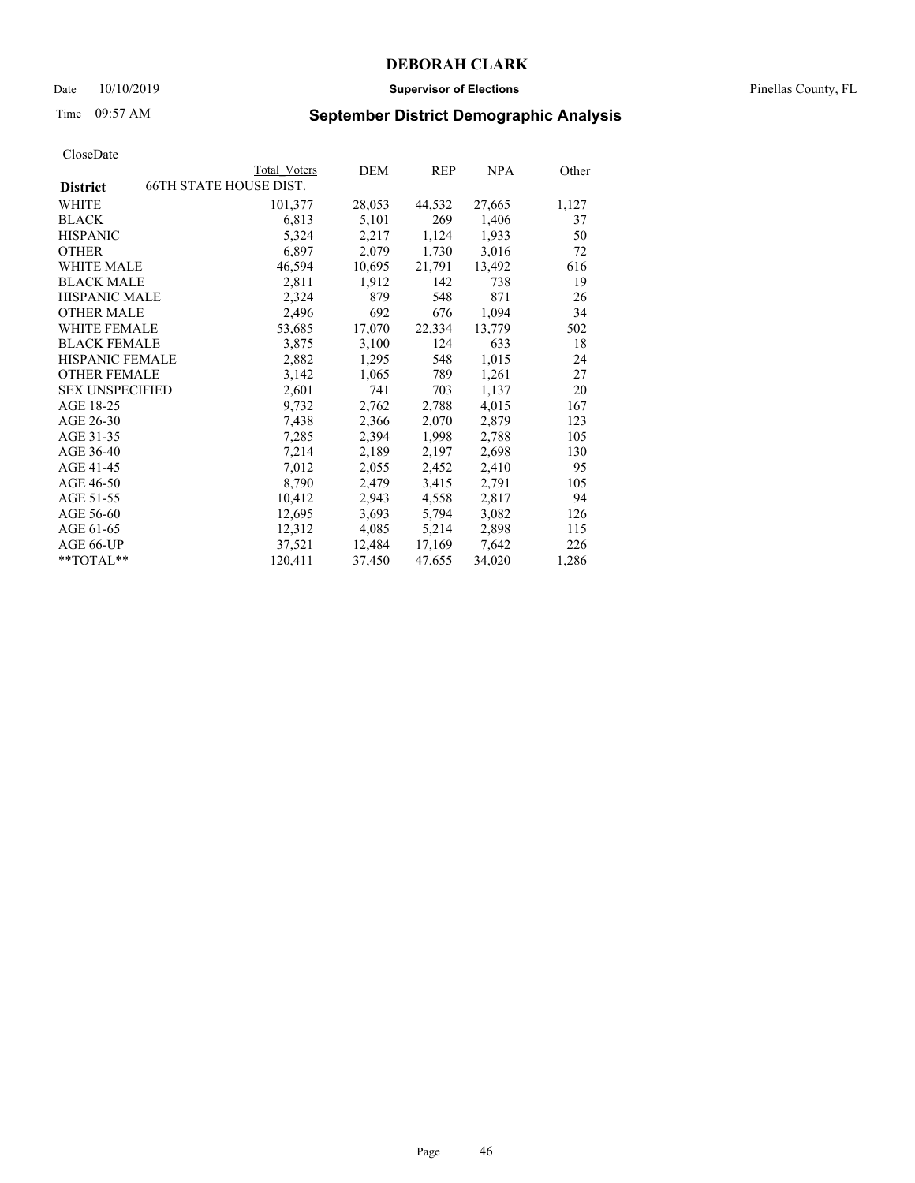# DEBORAH CLARK

Date 10/10/2019 **Supervisor of Elections** Pinellas County, FL

Time 09:57 AM **September District Demographic Analysis**

CloseDate

| District | Total Voters | DEM | REP | NPA | Other |
|---|---|---|---|---|---|
| 66TH STATE HOUSE DIST. | | | | | |
| WHITE | 101,377 | 28,053 | 44,532 | 27,665 | 1,127 |
| BLACK | 6,813 | 5,101 | 269 | 1,406 | 37 |
| HISPANIC | 5,324 | 2,217 | 1,124 | 1,933 | 50 |
| OTHER | 6,897 | 2,079 | 1,730 | 3,016 | 72 |
| WHITE MALE | 46,594 | 10,695 | 21,791 | 13,492 | 616 |
| BLACK MALE | 2,811 | 1,912 | 142 | 738 | 19 |
| HISPANIC MALE | 2,324 | 879 | 548 | 871 | 26 |
| OTHER MALE | 2,496 | 692 | 676 | 1,094 | 34 |
| WHITE FEMALE | 53,685 | 17,070 | 22,334 | 13,779 | 502 |
| BLACK FEMALE | 3,875 | 3,100 | 124 | 633 | 18 |
| HISPANIC FEMALE | 2,882 | 1,295 | 548 | 1,015 | 24 |
| OTHER FEMALE | 3,142 | 1,065 | 789 | 1,261 | 27 |
| SEX UNSPECIFIED | 2,601 | 741 | 703 | 1,137 | 20 |
| AGE 18-25 | 9,732 | 2,762 | 2,788 | 4,015 | 167 |
| AGE 26-30 | 7,438 | 2,366 | 2,070 | 2,879 | 123 |
| AGE 31-35 | 7,285 | 2,394 | 1,998 | 2,788 | 105 |
| AGE 36-40 | 7,214 | 2,189 | 2,197 | 2,698 | 130 |
| AGE 41-45 | 7,012 | 2,055 | 2,452 | 2,410 | 95 |
| AGE 46-50 | 8,790 | 2,479 | 3,415 | 2,791 | 105 |
| AGE 51-55 | 10,412 | 2,943 | 4,558 | 2,817 | 94 |
| AGE 56-60 | 12,695 | 3,693 | 5,794 | 3,082 | 126 |
| AGE 61-65 | 12,312 | 4,085 | 5,214 | 2,898 | 115 |
| AGE 66-UP | 37,521 | 12,484 | 17,169 | 7,642 | 226 |
| **TOTAL** | 120,411 | 37,450 | 47,655 | 34,020 | 1,286 |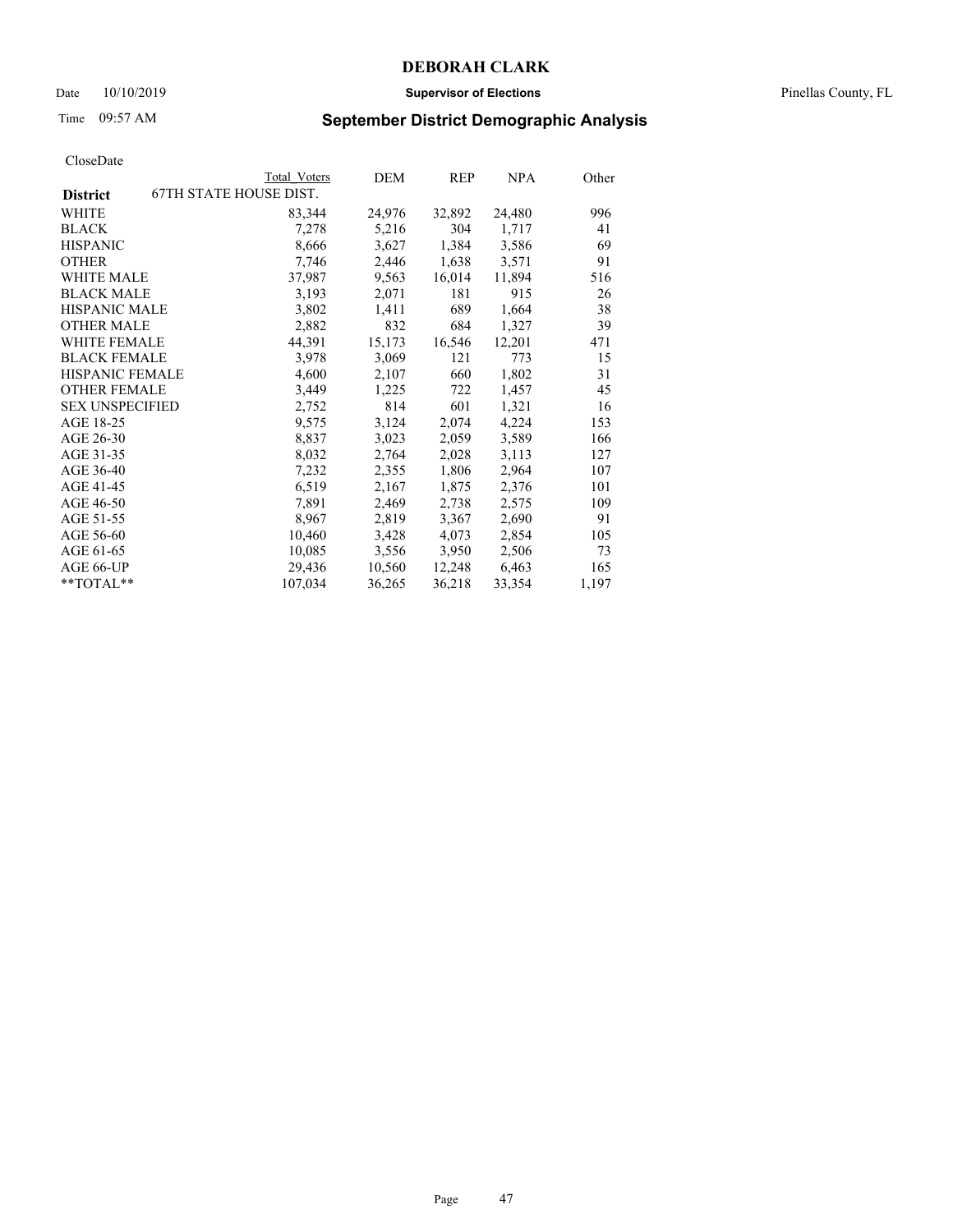# DEBORAH CLARK

Date 10/10/2019 **Supervisor of Elections** Pinellas County, FL

Time 09:57 AM **September District Demographic Analysis**

CloseDate

| **District** | Total Voters | DEM | REP | NPA | Other |
|---|---|---|---|---|---|
| 67TH STATE HOUSE DIST. | | | | | |
| WHITE | 83,344 | 24,976 | 32,892 | 24,480 | 996 |
| BLACK | 7,278 | 5,216 | 304 | 1,717 | 41 |
| HISPANIC | 8,666 | 3,627 | 1,384 | 3,586 | 69 |
| OTHER | 7,746 | 2,446 | 1,638 | 3,571 | 91 |
| WHITE MALE | 37,987 | 9,563 | 16,014 | 11,894 | 516 |
| BLACK MALE | 3,193 | 2,071 | 181 | 915 | 26 |
| HISPANIC MALE | 3,802 | 1,411 | 689 | 1,664 | 38 |
| OTHER MALE | 2,882 | 832 | 684 | 1,327 | 39 |
| WHITE FEMALE | 44,391 | 15,173 | 16,546 | 12,201 | 471 |
| BLACK FEMALE | 3,978 | 3,069 | 121 | 773 | 15 |
| HISPANIC FEMALE | 4,600 | 2,107 | 660 | 1,802 | 31 |
| OTHER FEMALE | 3,449 | 1,225 | 722 | 1,457 | 45 |
| SEX UNSPECIFIED | 2,752 | 814 | 601 | 1,321 | 16 |
| AGE 18-25 | 9,575 | 3,124 | 2,074 | 4,224 | 153 |
| AGE 26-30 | 8,837 | 3,023 | 2,059 | 3,589 | 166 |
| AGE 31-35 | 8,032 | 2,764 | 2,028 | 3,113 | 127 |
| AGE 36-40 | 7,232 | 2,355 | 1,806 | 2,964 | 107 |
| AGE 41-45 | 6,519 | 2,167 | 1,875 | 2,376 | 101 |
| AGE 46-50 | 7,891 | 2,469 | 2,738 | 2,575 | 109 |
| AGE 51-55 | 8,967 | 2,819 | 3,367 | 2,690 | 91 |
| AGE 56-60 | 10,460 | 3,428 | 4,073 | 2,854 | 105 |
| AGE 61-65 | 10,085 | 3,556 | 3,950 | 2,506 | 73 |
| AGE 66-UP | 29,436 | 10,560 | 12,248 | 6,463 | 165 |
| **TOTAL** | 107,034 | 36,265 | 36,218 | 33,354 | 1,197 |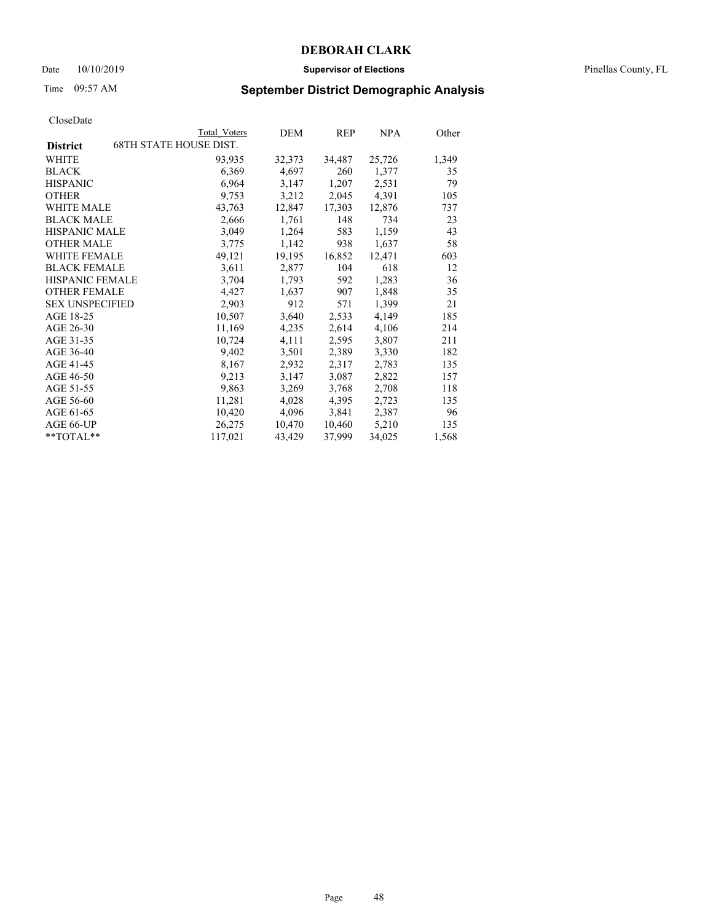# DEBORAH CLARK

Date 10/10/2019 **Supervisor of Elections** Pinellas County, FL

Time 09:57 AM **September District Demographic Analysis**

CloseDate

| District | Total Voters | DEM | REP | NPA | Other |
|---|---|---|---|---|---|
| 68TH STATE HOUSE DIST. | | | | | |
| WHITE | 93,935 | 32,373 | 34,487 | 25,726 | 1,349 |
| BLACK | 6,369 | 4,697 | 260 | 1,377 | 35 |
| HISPANIC | 6,964 | 3,147 | 1,207 | 2,531 | 79 |
| OTHER | 9,753 | 3,212 | 2,045 | 4,391 | 105 |
| WHITE MALE | 43,763 | 12,847 | 17,303 | 12,876 | 737 |
| BLACK MALE | 2,666 | 1,761 | 148 | 734 | 23 |
| HISPANIC MALE | 3,049 | 1,264 | 583 | 1,159 | 43 |
| OTHER MALE | 3,775 | 1,142 | 938 | 1,637 | 58 |
| WHITE FEMALE | 49,121 | 19,195 | 16,852 | 12,471 | 603 |
| BLACK FEMALE | 3,611 | 2,877 | 104 | 618 | 12 |
| HISPANIC FEMALE | 3,704 | 1,793 | 592 | 1,283 | 36 |
| OTHER FEMALE | 4,427 | 1,637 | 907 | 1,848 | 35 |
| SEX UNSPECIFIED | 2,903 | 912 | 571 | 1,399 | 21 |
| AGE 18-25 | 10,507 | 3,640 | 2,533 | 4,149 | 185 |
| AGE 26-30 | 11,169 | 4,235 | 2,614 | 4,106 | 214 |
| AGE 31-35 | 10,724 | 4,111 | 2,595 | 3,807 | 211 |
| AGE 36-40 | 9,402 | 3,501 | 2,389 | 3,330 | 182 |
| AGE 41-45 | 8,167 | 2,932 | 2,317 | 2,783 | 135 |
| AGE 46-50 | 9,213 | 3,147 | 3,087 | 2,822 | 157 |
| AGE 51-55 | 9,863 | 3,269 | 3,768 | 2,708 | 118 |
| AGE 56-60 | 11,281 | 4,028 | 4,395 | 2,723 | 135 |
| AGE 61-65 | 10,420 | 4,096 | 3,841 | 2,387 | 96 |
| AGE 66-UP | 26,275 | 10,470 | 10,460 | 5,210 | 135 |
| **TOTAL** | 117,021 | 43,429 | 37,999 | 34,025 | 1,568 |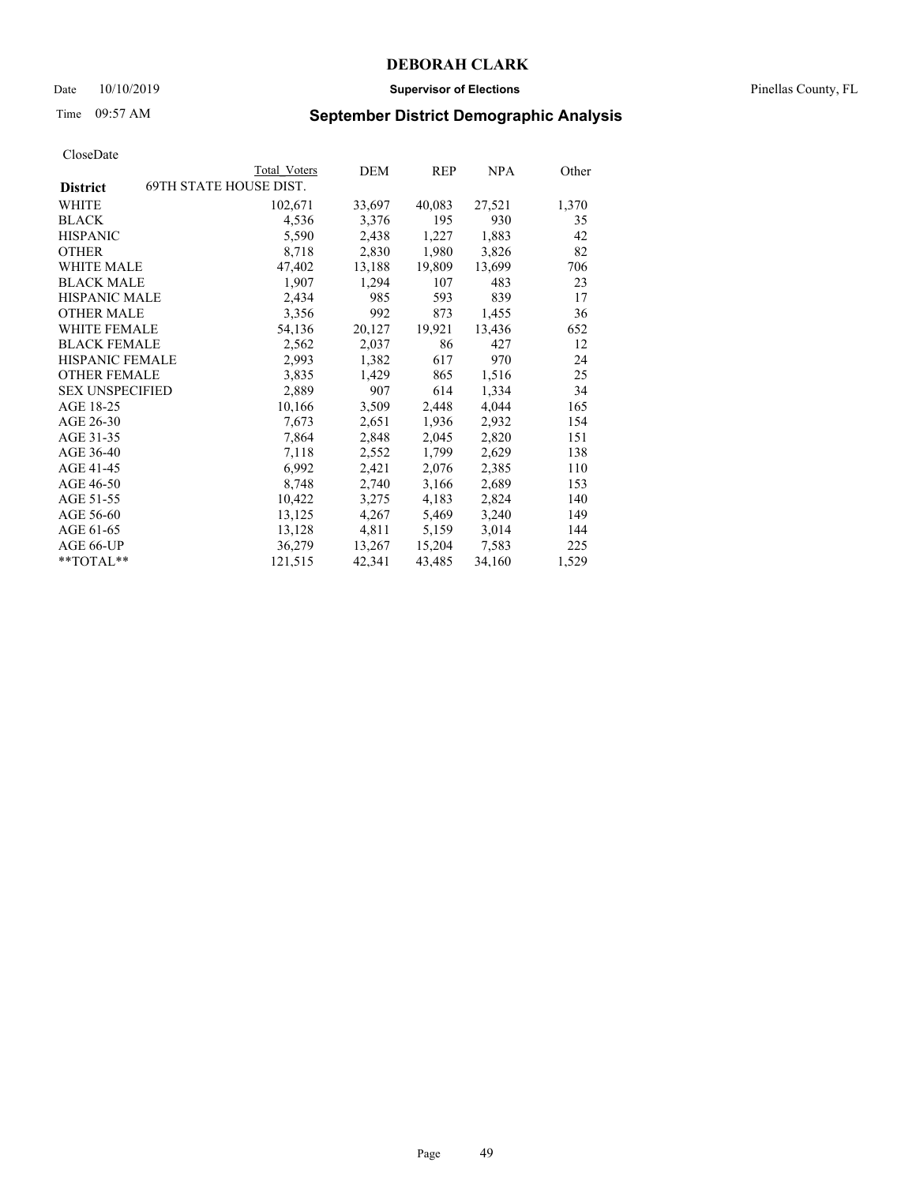# DEBORAH CLARK

Date 10/10/2019 **Supervisor of Elections** Pinellas County, FL

Time 09:57 AM **September District Demographic Analysis**

CloseDate

| **District** 69TH STATE HOUSE DIST. | Total Voters | DEM | REP | NPA | Other |
|---|---|---|---|---|---|
| WHITE | 102,671 | 33,697 | 40,083 | 27,521 | 1,370 |
| BLACK | 4,536 | 3,376 | 195 | 930 | 35 |
| HISPANIC | 5,590 | 2,438 | 1,227 | 1,883 | 42 |
| OTHER | 8,718 | 2,830 | 1,980 | 3,826 | 82 |
| WHITE MALE | 47,402 | 13,188 | 19,809 | 13,699 | 706 |
| BLACK MALE | 1,907 | 1,294 | 107 | 483 | 23 |
| HISPANIC MALE | 2,434 | 985 | 593 | 839 | 17 |
| OTHER MALE | 3,356 | 992 | 873 | 1,455 | 36 |
| WHITE FEMALE | 54,136 | 20,127 | 19,921 | 13,436 | 652 |
| BLACK FEMALE | 2,562 | 2,037 | 86 | 427 | 12 |
| HISPANIC FEMALE | 2,993 | 1,382 | 617 | 970 | 24 |
| OTHER FEMALE | 3,835 | 1,429 | 865 | 1,516 | 25 |
| SEX UNSPECIFIED | 2,889 | 907 | 614 | 1,334 | 34 |
| AGE 18-25 | 10,166 | 3,509 | 2,448 | 4,044 | 165 |
| AGE 26-30 | 7,673 | 2,651 | 1,936 | 2,932 | 154 |
| AGE 31-35 | 7,864 | 2,848 | 2,045 | 2,820 | 151 |
| AGE 36-40 | 7,118 | 2,552 | 1,799 | 2,629 | 138 |
| AGE 41-45 | 6,992 | 2,421 | 2,076 | 2,385 | 110 |
| AGE 46-50 | 8,748 | 2,740 | 3,166 | 2,689 | 153 |
| AGE 51-55 | 10,422 | 3,275 | 4,183 | 2,824 | 140 |
| AGE 56-60 | 13,125 | 4,267 | 5,469 | 3,240 | 149 |
| AGE 61-65 | 13,128 | 4,811 | 5,159 | 3,014 | 144 |
| AGE 66-UP | 36,279 | 13,267 | 15,204 | 7,583 | 225 |
| **TOTAL** | 121,515 | 42,341 | 43,485 | 34,160 | 1,529 |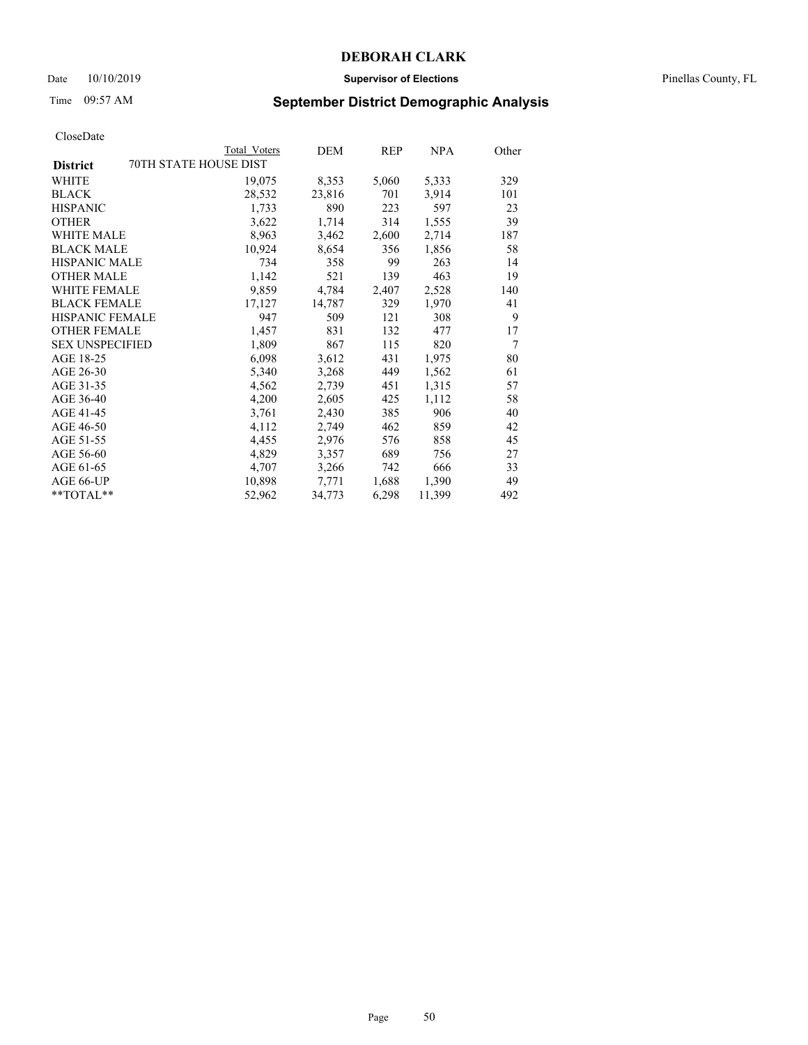# DEBORAH CLARK

Date 10/10/2019 **Supervisor of Elections** Pinellas County, FL

Time 09:57 AM **September District Demographic Analysis**

CloseDate

| District | Total Voters | DEM | REP | NPA | Other |
|---|---|---|---|---|---|
| 70TH STATE HOUSE DIST | | | | | |
| WHITE | 19,075 | 8,353 | 5,060 | 5,333 | 329 |
| BLACK | 28,532 | 23,816 | 701 | 3,914 | 101 |
| HISPANIC | 1,733 | 890 | 223 | 597 | 23 |
| OTHER | 3,622 | 1,714 | 314 | 1,555 | 39 |
| WHITE MALE | 8,963 | 3,462 | 2,600 | 2,714 | 187 |
| BLACK MALE | 10,924 | 8,654 | 356 | 1,856 | 58 |
| HISPANIC MALE | 734 | 358 | 99 | 263 | 14 |
| OTHER MALE | 1,142 | 521 | 139 | 463 | 19 |
| WHITE FEMALE | 9,859 | 4,784 | 2,407 | 2,528 | 140 |
| BLACK FEMALE | 17,127 | 14,787 | 329 | 1,970 | 41 |
| HISPANIC FEMALE | 947 | 509 | 121 | 308 | 9 |
| OTHER FEMALE | 1,457 | 831 | 132 | 477 | 17 |
| SEX UNSPECIFIED | 1,809 | 867 | 115 | 820 | 7 |
| AGE 18-25 | 6,098 | 3,612 | 431 | 1,975 | 80 |
| AGE 26-30 | 5,340 | 3,268 | 449 | 1,562 | 61 |
| AGE 31-35 | 4,562 | 2,739 | 451 | 1,315 | 57 |
| AGE 36-40 | 4,200 | 2,605 | 425 | 1,112 | 58 |
| AGE 41-45 | 3,761 | 2,430 | 385 | 906 | 40 |
| AGE 46-50 | 4,112 | 2,749 | 462 | 859 | 42 |
| AGE 51-55 | 4,455 | 2,976 | 576 | 858 | 45 |
| AGE 56-60 | 4,829 | 3,357 | 689 | 756 | 27 |
| AGE 61-65 | 4,707 | 3,266 | 742 | 666 | 33 |
| AGE 66-UP | 10,898 | 7,771 | 1,688 | 1,390 | 49 |
| **TOTAL** | 52,962 | 34,773 | 6,298 | 11,399 | 492 |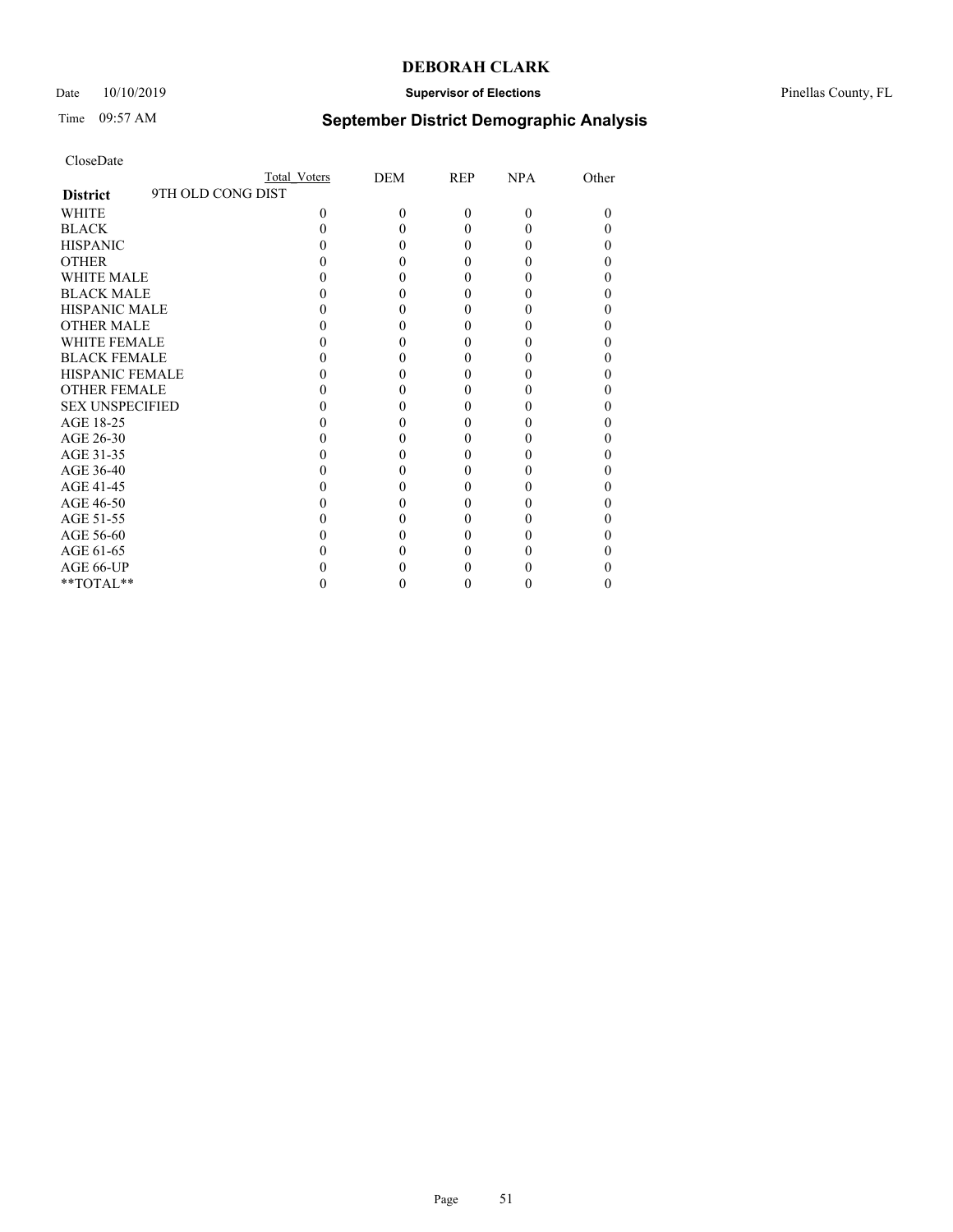CloseDate

| | Total Voters | DEM | REP | NPA | Other |
|---|---|---|---|---|---|
| **District** 9TH OLD CONG DIST | | | | | |
| WHITE | 0 | 0 | 0 | 0 | 0 |
| BLACK | 0 | 0 | 0 | 0 | 0 |
| HISPANIC | 0 | 0 | 0 | 0 | 0 |
| OTHER | 0 | 0 | 0 | 0 | 0 |
| WHITE MALE | 0 | 0 | 0 | 0 | 0 |
| BLACK MALE | 0 | 0 | 0 | 0 | 0 |
| HISPANIC MALE | 0 | 0 | 0 | 0 | 0 |
| OTHER MALE | 0 | 0 | 0 | 0 | 0 |
| WHITE FEMALE | 0 | 0 | 0 | 0 | 0 |
| BLACK FEMALE | 0 | 0 | 0 | 0 | 0 |
| HISPANIC FEMALE | 0 | 0 | 0 | 0 | 0 |
| OTHER FEMALE | 0 | 0 | 0 | 0 | 0 |
| SEX UNSPECIFIED | 0 | 0 | 0 | 0 | 0 |
| AGE 18-25 | 0 | 0 | 0 | 0 | 0 |
| AGE 26-30 | 0 | 0 | 0 | 0 | 0 |
| AGE 31-35 | 0 | 0 | 0 | 0 | 0 |
| AGE 36-40 | 0 | 0 | 0 | 0 | 0 |
| AGE 41-45 | 0 | 0 | 0 | 0 | 0 |
| AGE 46-50 | 0 | 0 | 0 | 0 | 0 |
| AGE 51-55 | 0 | 0 | 0 | 0 | 0 |
| AGE 56-60 | 0 | 0 | 0 | 0 | 0 |
| AGE 61-65 | 0 | 0 | 0 | 0 | 0 |
| AGE 66-UP | 0 | 0 | 0 | 0 | 0 |
| **TOTAL** | 0 | 0 | 0 | 0 | 0 |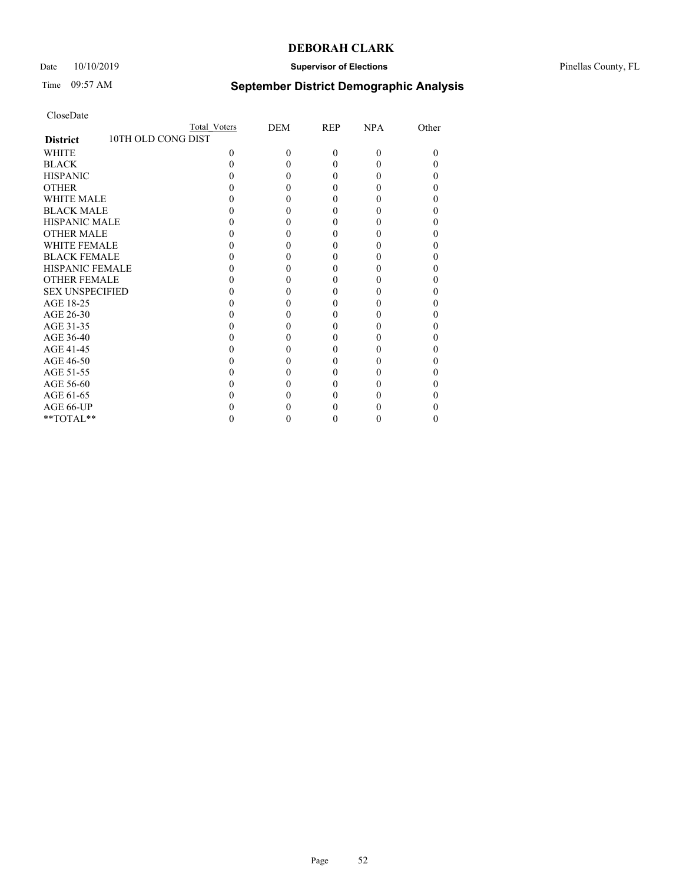**DEBORAH CLARK**

Date 10/10/2019 **Supervisor of Elections** Pinellas County, FL

Time 09:57 AM **September District Demographic Analysis**

CloseDate

| | Total Voters | DEM | REP | NPA | Other |
|---|---|---|---|---|---|
| **District** 10TH OLD CONG DIST | | | | | |
| WHITE | 0 | 0 | 0 | 0 | 0 |
| BLACK | 0 | 0 | 0 | 0 | 0 |
| HISPANIC | 0 | 0 | 0 | 0 | 0 |
| OTHER | 0 | 0 | 0 | 0 | 0 |
| WHITE MALE | 0 | 0 | 0 | 0 | 0 |
| BLACK MALE | 0 | 0 | 0 | 0 | 0 |
| HISPANIC MALE | 0 | 0 | 0 | 0 | 0 |
| OTHER MALE | 0 | 0 | 0 | 0 | 0 |
| WHITE FEMALE | 0 | 0 | 0 | 0 | 0 |
| BLACK FEMALE | 0 | 0 | 0 | 0 | 0 |
| HISPANIC FEMALE | 0 | 0 | 0 | 0 | 0 |
| OTHER FEMALE | 0 | 0 | 0 | 0 | 0 |
| SEX UNSPECIFIED | 0 | 0 | 0 | 0 | 0 |
| AGE 18-25 | 0 | 0 | 0 | 0 | 0 |
| AGE 26-30 | 0 | 0 | 0 | 0 | 0 |
| AGE 31-35 | 0 | 0 | 0 | 0 | 0 |
| AGE 36-40 | 0 | 0 | 0 | 0 | 0 |
| AGE 41-45 | 0 | 0 | 0 | 0 | 0 |
| AGE 46-50 | 0 | 0 | 0 | 0 | 0 |
| AGE 51-55 | 0 | 0 | 0 | 0 | 0 |
| AGE 56-60 | 0 | 0 | 0 | 0 | 0 |
| AGE 61-65 | 0 | 0 | 0 | 0 | 0 |
| AGE 66-UP | 0 | 0 | 0 | 0 | 0 |
| **TOTAL** | 0 | 0 | 0 | 0 | 0 |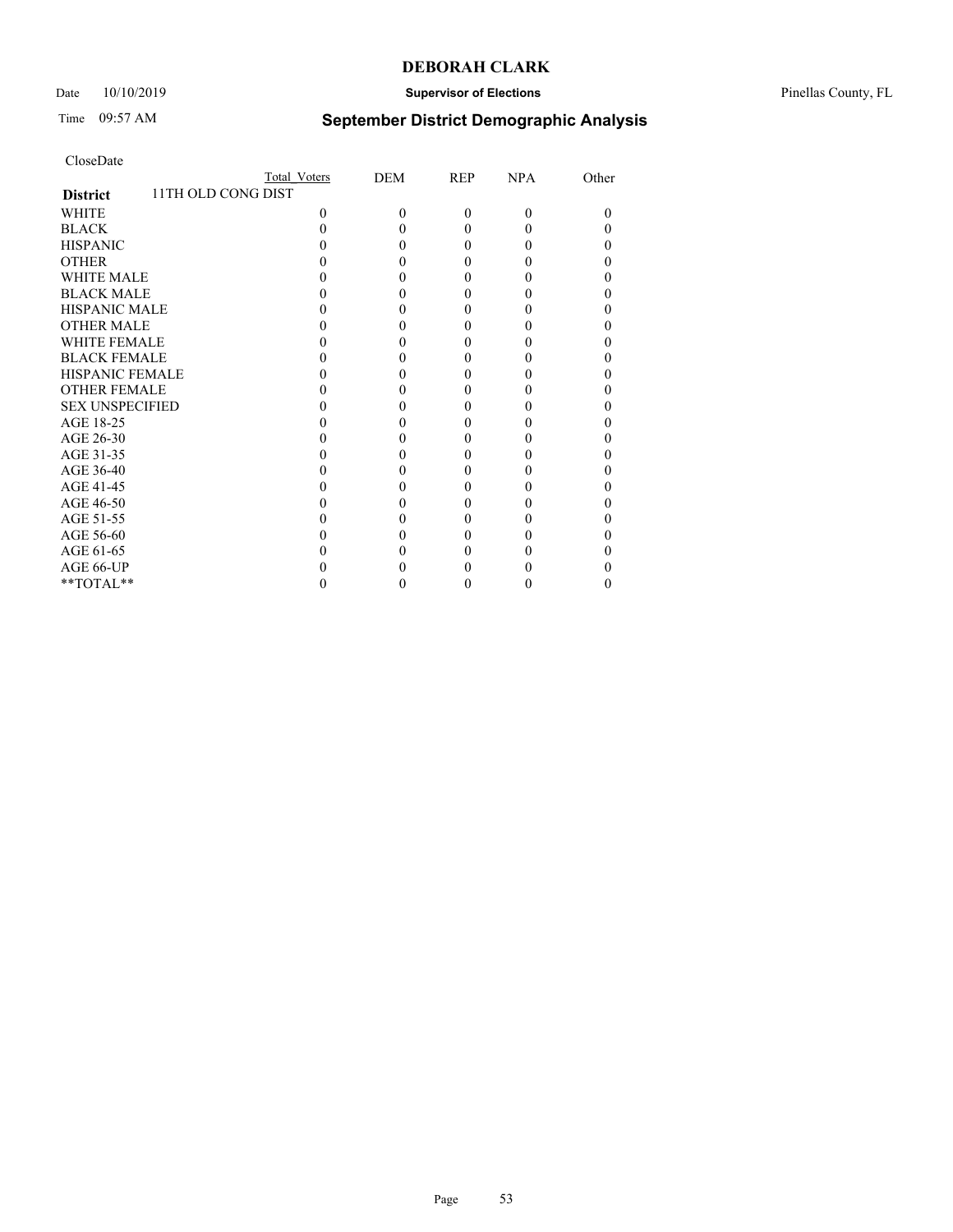# DEBORAH CLARK

Date 10/10/2019 **Supervisor of Elections** Pinellas County, FL

Time 09:57 AM **September District Demographic Analysis**

CloseDate

| **District** 11TH OLD CONG DIST | Total Voters | DEM | REP | NPA | Other |
|---|---|---|---|---|---|
| WHITE | 0 | 0 | 0 | 0 | 0 |
| BLACK | 0 | 0 | 0 | 0 | 0 |
| HISPANIC | 0 | 0 | 0 | 0 | 0 |
| OTHER | 0 | 0 | 0 | 0 | 0 |
| WHITE MALE | 0 | 0 | 0 | 0 | 0 |
| BLACK MALE | 0 | 0 | 0 | 0 | 0 |
| HISPANIC MALE | 0 | 0 | 0 | 0 | 0 |
| OTHER MALE | 0 | 0 | 0 | 0 | 0 |
| WHITE FEMALE | 0 | 0 | 0 | 0 | 0 |
| BLACK FEMALE | 0 | 0 | 0 | 0 | 0 |
| HISPANIC FEMALE | 0 | 0 | 0 | 0 | 0 |
| OTHER FEMALE | 0 | 0 | 0 | 0 | 0 |
| SEX UNSPECIFIED | 0 | 0 | 0 | 0 | 0 |
| AGE 18-25 | 0 | 0 | 0 | 0 | 0 |
| AGE 26-30 | 0 | 0 | 0 | 0 | 0 |
| AGE 31-35 | 0 | 0 | 0 | 0 | 0 |
| AGE 36-40 | 0 | 0 | 0 | 0 | 0 |
| AGE 41-45 | 0 | 0 | 0 | 0 | 0 |
| AGE 46-50 | 0 | 0 | 0 | 0 | 0 |
| AGE 51-55 | 0 | 0 | 0 | 0 | 0 |
| AGE 56-60 | 0 | 0 | 0 | 0 | 0 |
| AGE 61-65 | 0 | 0 | 0 | 0 | 0 |
| AGE 66-UP | 0 | 0 | 0 | 0 | 0 |
| **TOTAL** | 0 | 0 | 0 | 0 | 0 |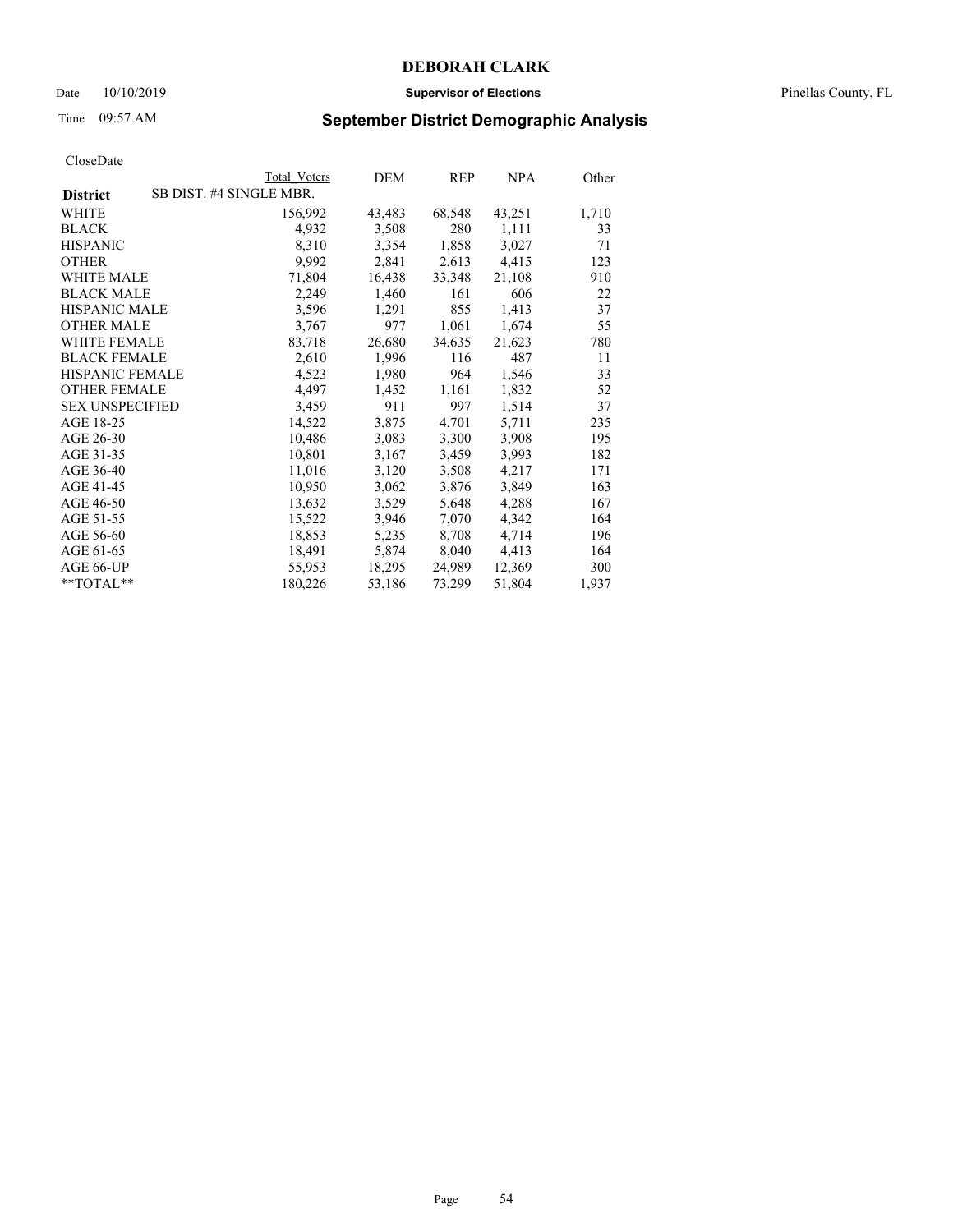**DEBORAH CLARK**

Date 10/10/2019 **Supervisor of Elections** Pinellas County, FL

Time 09:57 AM **September District Demographic Analysis**

CloseDate

| | Total Voters | DEM | REP | NPA | Other |
|---|---|---|---|---|---|
| **District** SB DIST. #4 SINGLE MBR. | | | | | |
| WHITE | 156,992 | 43,483 | 68,548 | 43,251 | 1,710 |
| BLACK | 4,932 | 3,508 | 280 | 1,111 | 33 |
| HISPANIC | 8,310 | 3,354 | 1,858 | 3,027 | 71 |
| OTHER | 9,992 | 2,841 | 2,613 | 4,415 | 123 |
| WHITE MALE | 71,804 | 16,438 | 33,348 | 21,108 | 910 |
| BLACK MALE | 2,249 | 1,460 | 161 | 606 | 22 |
| HISPANIC MALE | 3,596 | 1,291 | 855 | 1,413 | 37 |
| OTHER MALE | 3,767 | 977 | 1,061 | 1,674 | 55 |
| WHITE FEMALE | 83,718 | 26,680 | 34,635 | 21,623 | 780 |
| BLACK FEMALE | 2,610 | 1,996 | 116 | 487 | 11 |
| HISPANIC FEMALE | 4,523 | 1,980 | 964 | 1,546 | 33 |
| OTHER FEMALE | 4,497 | 1,452 | 1,161 | 1,832 | 52 |
| SEX UNSPECIFIED | 3,459 | 911 | 997 | 1,514 | 37 |
| AGE 18-25 | 14,522 | 3,875 | 4,701 | 5,711 | 235 |
| AGE 26-30 | 10,486 | 3,083 | 3,300 | 3,908 | 195 |
| AGE 31-35 | 10,801 | 3,167 | 3,459 | 3,993 | 182 |
| AGE 36-40 | 11,016 | 3,120 | 3,508 | 4,217 | 171 |
| AGE 41-45 | 10,950 | 3,062 | 3,876 | 3,849 | 163 |
| AGE 46-50 | 13,632 | 3,529 | 5,648 | 4,288 | 167 |
| AGE 51-55 | 15,522 | 3,946 | 7,070 | 4,342 | 164 |
| AGE 56-60 | 18,853 | 5,235 | 8,708 | 4,714 | 196 |
| AGE 61-65 | 18,491 | 5,874 | 8,040 | 4,413 | 164 |
| AGE 66-UP | 55,953 | 18,295 | 24,989 | 12,369 | 300 |
| **TOTAL** | 180,226 | 53,186 | 73,299 | 51,804 | 1,937 |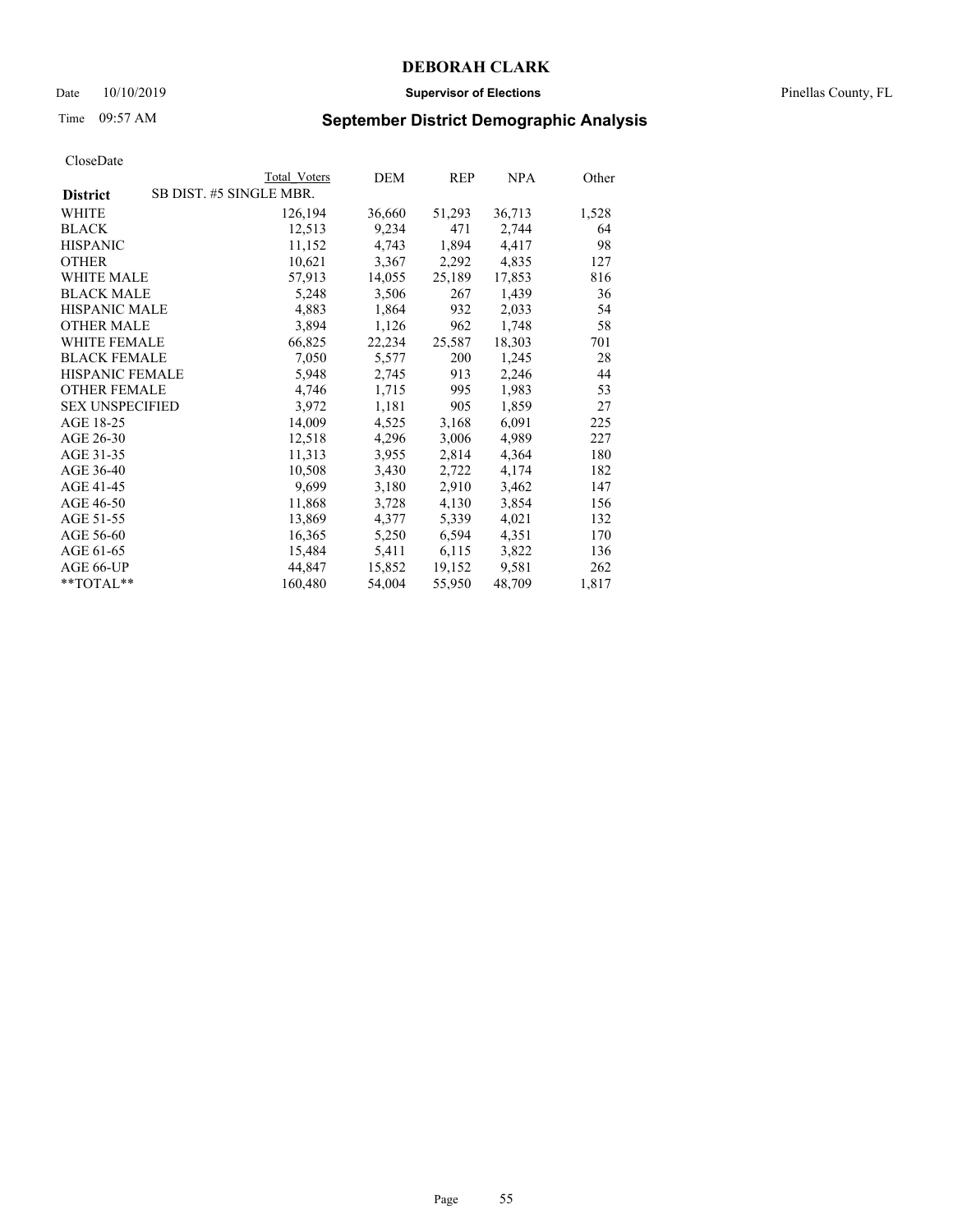# DEBORAH CLARK

Date 10/10/2019 **Supervisor of Elections** Pinellas County, FL

Time 09:57 AM **September District Demographic Analysis**

CloseDate

| District | Total Voters | DEM | REP | NPA | Other |
|---|---|---|---|---|---|
| SB DIST. #5 SINGLE MBR. | | | | | |
| WHITE | 126,194 | 36,660 | 51,293 | 36,713 | 1,528 |
| BLACK | 12,513 | 9,234 | 471 | 2,744 | 64 |
| HISPANIC | 11,152 | 4,743 | 1,894 | 4,417 | 98 |
| OTHER | 10,621 | 3,367 | 2,292 | 4,835 | 127 |
| WHITE MALE | 57,913 | 14,055 | 25,189 | 17,853 | 816 |
| BLACK MALE | 5,248 | 3,506 | 267 | 1,439 | 36 |
| HISPANIC MALE | 4,883 | 1,864 | 932 | 2,033 | 54 |
| OTHER MALE | 3,894 | 1,126 | 962 | 1,748 | 58 |
| WHITE FEMALE | 66,825 | 22,234 | 25,587 | 18,303 | 701 |
| BLACK FEMALE | 7,050 | 5,577 | 200 | 1,245 | 28 |
| HISPANIC FEMALE | 5,948 | 2,745 | 913 | 2,246 | 44 |
| OTHER FEMALE | 4,746 | 1,715 | 995 | 1,983 | 53 |
| SEX UNSPECIFIED | 3,972 | 1,181 | 905 | 1,859 | 27 |
| AGE 18-25 | 14,009 | 4,525 | 3,168 | 6,091 | 225 |
| AGE 26-30 | 12,518 | 4,296 | 3,006 | 4,989 | 227 |
| AGE 31-35 | 11,313 | 3,955 | 2,814 | 4,364 | 180 |
| AGE 36-40 | 10,508 | 3,430 | 2,722 | 4,174 | 182 |
| AGE 41-45 | 9,699 | 3,180 | 2,910 | 3,462 | 147 |
| AGE 46-50 | 11,868 | 3,728 | 4,130 | 3,854 | 156 |
| AGE 51-55 | 13,869 | 4,377 | 5,339 | 4,021 | 132 |
| AGE 56-60 | 16,365 | 5,250 | 6,594 | 4,351 | 170 |
| AGE 61-65 | 15,484 | 5,411 | 6,115 | 3,822 | 136 |
| AGE 66-UP | 44,847 | 15,852 | 19,152 | 9,581 | 262 |
| **TOTAL** | 160,480 | 54,004 | 55,950 | 48,709 | 1,817 |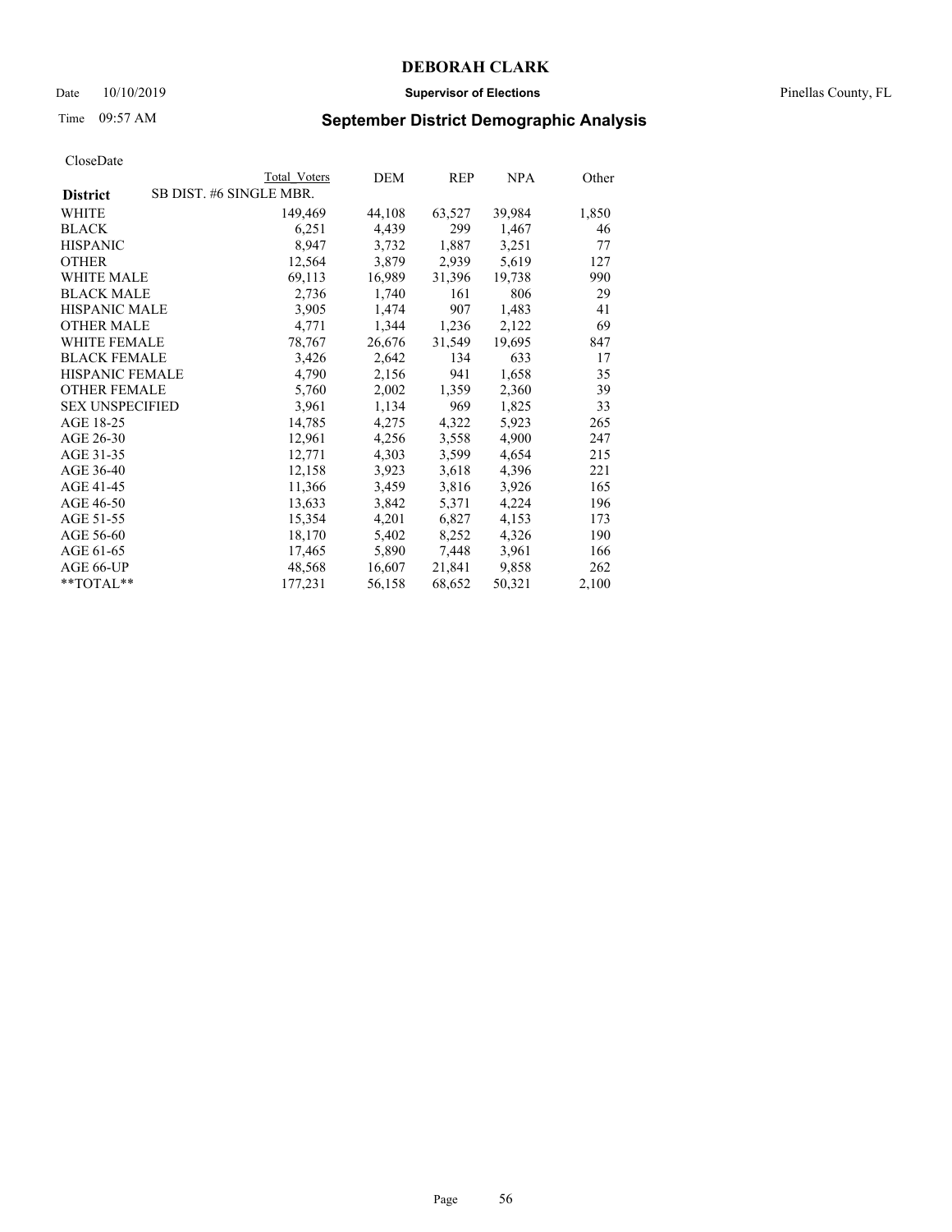CloseDate

| District | Total Voters | DEM | REP | NPA | Other |
|---|---|---|---|---|---|
| SB DIST. #6 SINGLE MBR. | | | | | |
| WHITE | 149,469 | 44,108 | 63,527 | 39,984 | 1,850 |
| BLACK | 6,251 | 4,439 | 299 | 1,467 | 46 |
| HISPANIC | 8,947 | 3,732 | 1,887 | 3,251 | 77 |
| OTHER | 12,564 | 3,879 | 2,939 | 5,619 | 127 |
| WHITE MALE | 69,113 | 16,989 | 31,396 | 19,738 | 990 |
| BLACK MALE | 2,736 | 1,740 | 161 | 806 | 29 |
| HISPANIC MALE | 3,905 | 1,474 | 907 | 1,483 | 41 |
| OTHER MALE | 4,771 | 1,344 | 1,236 | 2,122 | 69 |
| WHITE FEMALE | 78,767 | 26,676 | 31,549 | 19,695 | 847 |
| BLACK FEMALE | 3,426 | 2,642 | 134 | 633 | 17 |
| HISPANIC FEMALE | 4,790 | 2,156 | 941 | 1,658 | 35 |
| OTHER FEMALE | 5,760 | 2,002 | 1,359 | 2,360 | 39 |
| SEX UNSPECIFIED | 3,961 | 1,134 | 969 | 1,825 | 33 |
| AGE 18-25 | 14,785 | 4,275 | 4,322 | 5,923 | 265 |
| AGE 26-30 | 12,961 | 4,256 | 3,558 | 4,900 | 247 |
| AGE 31-35 | 12,771 | 4,303 | 3,599 | 4,654 | 215 |
| AGE 36-40 | 12,158 | 3,923 | 3,618 | 4,396 | 221 |
| AGE 41-45 | 11,366 | 3,459 | 3,816 | 3,926 | 165 |
| AGE 46-50 | 13,633 | 3,842 | 5,371 | 4,224 | 196 |
| AGE 51-55 | 15,354 | 4,201 | 6,827 | 4,153 | 173 |
| AGE 56-60 | 18,170 | 5,402 | 8,252 | 4,326 | 190 |
| AGE 61-65 | 17,465 | 5,890 | 7,448 | 3,961 | 166 |
| AGE 66-UP | 48,568 | 16,607 | 21,841 | 9,858 | 262 |
| **TOTAL** | 177,231 | 56,158 | 68,652 | 50,321 | 2,100 |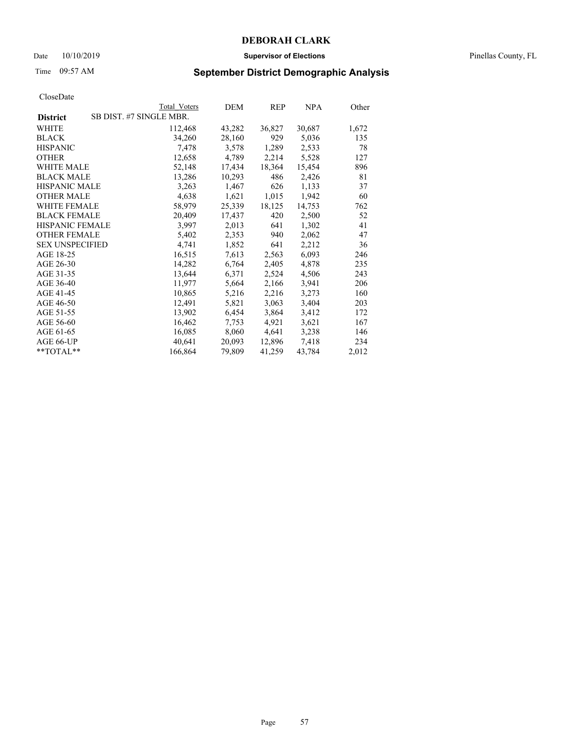**DEBORAH CLARK**

Date 10/10/2019 **Supervisor of Elections** Pinellas County, FL

Time 09:57 AM

## September District Demographic Analysis

CloseDate

| District | Total Voters | DEM | REP | NPA | Other |
|---|---|---|---|---|---|
| SB DIST. #7 SINGLE MBR. | | | | | |
| WHITE | 112,468 | 43,282 | 36,827 | 30,687 | 1,672 |
| BLACK | 34,260 | 28,160 | 929 | 5,036 | 135 |
| HISPANIC | 7,478 | 3,578 | 1,289 | 2,533 | 78 |
| OTHER | 12,658 | 4,789 | 2,214 | 5,528 | 127 |
| WHITE MALE | 52,148 | 17,434 | 18,364 | 15,454 | 896 |
| BLACK MALE | 13,286 | 10,293 | 486 | 2,426 | 81 |
| HISPANIC MALE | 3,263 | 1,467 | 626 | 1,133 | 37 |
| OTHER MALE | 4,638 | 1,621 | 1,015 | 1,942 | 60 |
| WHITE FEMALE | 58,979 | 25,339 | 18,125 | 14,753 | 762 |
| BLACK FEMALE | 20,409 | 17,437 | 420 | 2,500 | 52 |
| HISPANIC FEMALE | 3,997 | 2,013 | 641 | 1,302 | 41 |
| OTHER FEMALE | 5,402 | 2,353 | 940 | 2,062 | 47 |
| SEX UNSPECIFIED | 4,741 | 1,852 | 641 | 2,212 | 36 |
| AGE 18-25 | 16,515 | 7,613 | 2,563 | 6,093 | 246 |
| AGE 26-30 | 14,282 | 6,764 | 2,405 | 4,878 | 235 |
| AGE 31-35 | 13,644 | 6,371 | 2,524 | 4,506 | 243 |
| AGE 36-40 | 11,977 | 5,664 | 2,166 | 3,941 | 206 |
| AGE 41-45 | 10,865 | 5,216 | 2,216 | 3,273 | 160 |
| AGE 46-50 | 12,491 | 5,821 | 3,063 | 3,404 | 203 |
| AGE 51-55 | 13,902 | 6,454 | 3,864 | 3,412 | 172 |
| AGE 56-60 | 16,462 | 7,753 | 4,921 | 3,621 | 167 |
| AGE 61-65 | 16,085 | 8,060 | 4,641 | 3,238 | 146 |
| AGE 66-UP | 40,641 | 20,093 | 12,896 | 7,418 | 234 |
| **TOTAL** | 166,864 | 79,809 | 41,259 | 43,784 | 2,012 |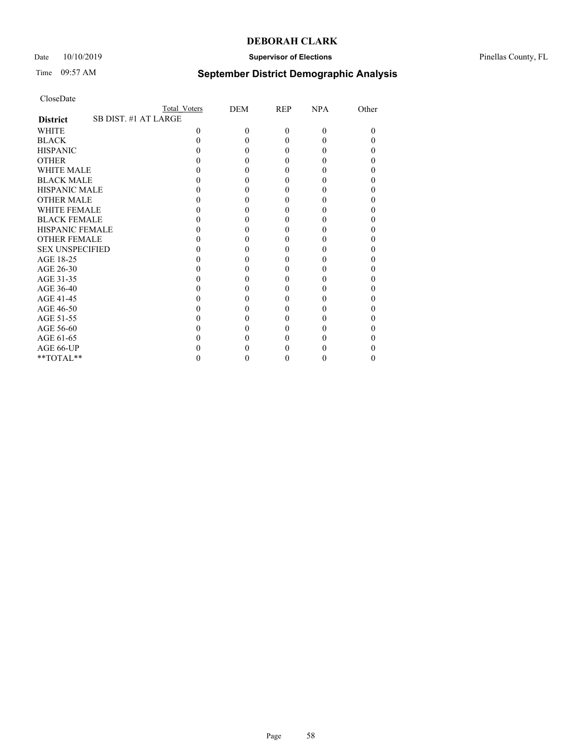CloseDate

| | Total Voters | DEM | REP | NPA | Other |
|---|---|---|---|---|---|
| **District** SB DIST. #1 AT LARGE | | | | | |
| WHITE | 0 | 0 | 0 | 0 | 0 |
| BLACK | 0 | 0 | 0 | 0 | 0 |
| HISPANIC | 0 | 0 | 0 | 0 | 0 |
| OTHER | 0 | 0 | 0 | 0 | 0 |
| WHITE MALE | 0 | 0 | 0 | 0 | 0 |
| BLACK MALE | 0 | 0 | 0 | 0 | 0 |
| HISPANIC MALE | 0 | 0 | 0 | 0 | 0 |
| OTHER MALE | 0 | 0 | 0 | 0 | 0 |
| WHITE FEMALE | 0 | 0 | 0 | 0 | 0 |
| BLACK FEMALE | 0 | 0 | 0 | 0 | 0 |
| HISPANIC FEMALE | 0 | 0 | 0 | 0 | 0 |
| OTHER FEMALE | 0 | 0 | 0 | 0 | 0 |
| SEX UNSPECIFIED | 0 | 0 | 0 | 0 | 0 |
| AGE 18-25 | 0 | 0 | 0 | 0 | 0 |
| AGE 26-30 | 0 | 0 | 0 | 0 | 0 |
| AGE 31-35 | 0 | 0 | 0 | 0 | 0 |
| AGE 36-40 | 0 | 0 | 0 | 0 | 0 |
| AGE 41-45 | 0 | 0 | 0 | 0 | 0 |
| AGE 46-50 | 0 | 0 | 0 | 0 | 0 |
| AGE 51-55 | 0 | 0 | 0 | 0 | 0 |
| AGE 56-60 | 0 | 0 | 0 | 0 | 0 |
| AGE 61-65 | 0 | 0 | 0 | 0 | 0 |
| AGE 66-UP | 0 | 0 | 0 | 0 | 0 |
| **TOTAL** | 0 | 0 | 0 | 0 | 0 |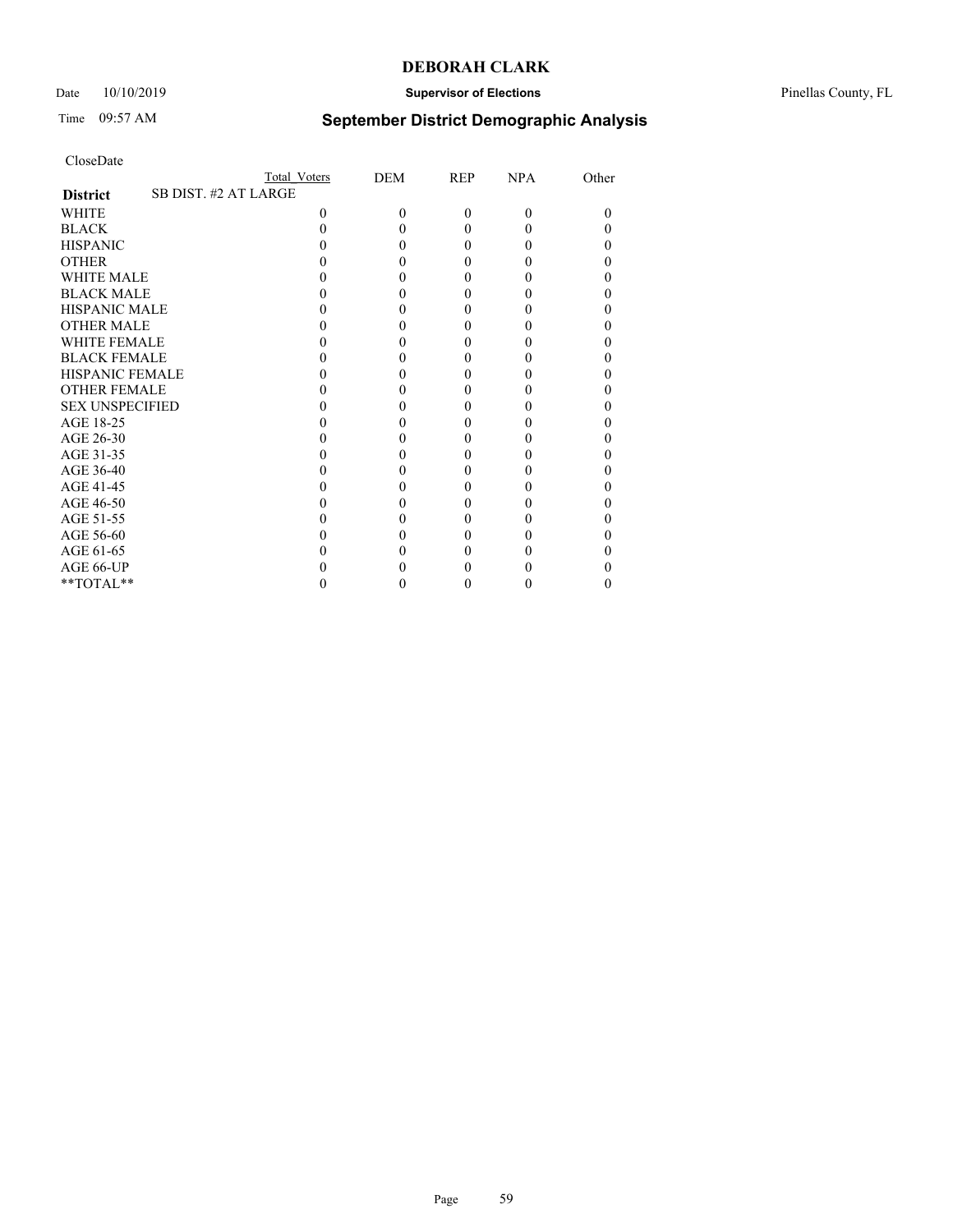CloseDate

| | Total Voters | DEM | REP | NPA | Other |
|---|---|---|---|---|---|
| **District** SB DIST. #2 AT LARGE | | | | | |
| WHITE | 0 | 0 | 0 | 0 | 0 |
| BLACK | 0 | 0 | 0 | 0 | 0 |
| HISPANIC | 0 | 0 | 0 | 0 | 0 |
| OTHER | 0 | 0 | 0 | 0 | 0 |
| WHITE MALE | 0 | 0 | 0 | 0 | 0 |
| BLACK MALE | 0 | 0 | 0 | 0 | 0 |
| HISPANIC MALE | 0 | 0 | 0 | 0 | 0 |
| OTHER MALE | 0 | 0 | 0 | 0 | 0 |
| WHITE FEMALE | 0 | 0 | 0 | 0 | 0 |
| BLACK FEMALE | 0 | 0 | 0 | 0 | 0 |
| HISPANIC FEMALE | 0 | 0 | 0 | 0 | 0 |
| OTHER FEMALE | 0 | 0 | 0 | 0 | 0 |
| SEX UNSPECIFIED | 0 | 0 | 0 | 0 | 0 |
| AGE 18-25 | 0 | 0 | 0 | 0 | 0 |
| AGE 26-30 | 0 | 0 | 0 | 0 | 0 |
| AGE 31-35 | 0 | 0 | 0 | 0 | 0 |
| AGE 36-40 | 0 | 0 | 0 | 0 | 0 |
| AGE 41-45 | 0 | 0 | 0 | 0 | 0 |
| AGE 46-50 | 0 | 0 | 0 | 0 | 0 |
| AGE 51-55 | 0 | 0 | 0 | 0 | 0 |
| AGE 56-60 | 0 | 0 | 0 | 0 | 0 |
| AGE 61-65 | 0 | 0 | 0 | 0 | 0 |
| AGE 66-UP | 0 | 0 | 0 | 0 | 0 |
| **TOTAL** | 0 | 0 | 0 | 0 | 0 |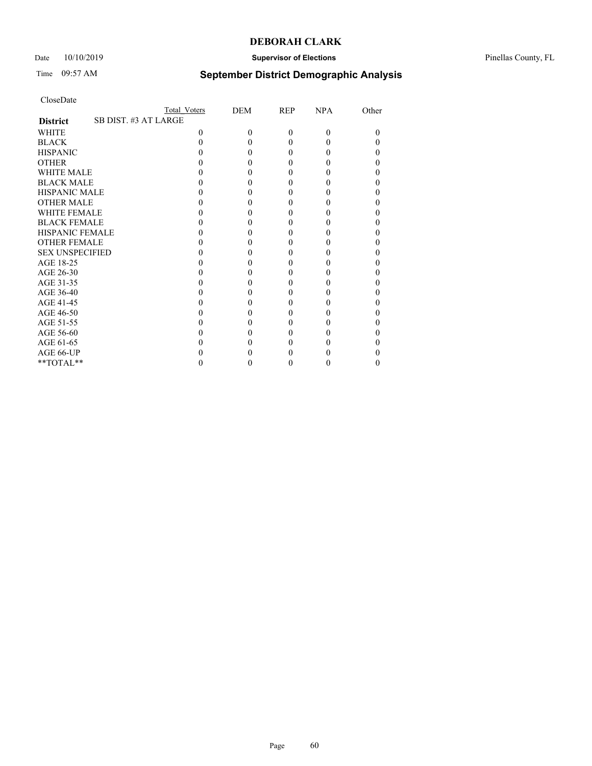CloseDate

| | Total Voters | DEM | REP | NPA | Other |
|---|---|---|---|---|---|
| **District** SB DIST. #3 AT LARGE | | | | | |
| WHITE | 0 | 0 | 0 | 0 | 0 |
| BLACK | 0 | 0 | 0 | 0 | 0 |
| HISPANIC | 0 | 0 | 0 | 0 | 0 |
| OTHER | 0 | 0 | 0 | 0 | 0 |
| WHITE MALE | 0 | 0 | 0 | 0 | 0 |
| BLACK MALE | 0 | 0 | 0 | 0 | 0 |
| HISPANIC MALE | 0 | 0 | 0 | 0 | 0 |
| OTHER MALE | 0 | 0 | 0 | 0 | 0 |
| WHITE FEMALE | 0 | 0 | 0 | 0 | 0 |
| BLACK FEMALE | 0 | 0 | 0 | 0 | 0 |
| HISPANIC FEMALE | 0 | 0 | 0 | 0 | 0 |
| OTHER FEMALE | 0 | 0 | 0 | 0 | 0 |
| SEX UNSPECIFIED | 0 | 0 | 0 | 0 | 0 |
| AGE 18-25 | 0 | 0 | 0 | 0 | 0 |
| AGE 26-30 | 0 | 0 | 0 | 0 | 0 |
| AGE 31-35 | 0 | 0 | 0 | 0 | 0 |
| AGE 36-40 | 0 | 0 | 0 | 0 | 0 |
| AGE 41-45 | 0 | 0 | 0 | 0 | 0 |
| AGE 46-50 | 0 | 0 | 0 | 0 | 0 |
| AGE 51-55 | 0 | 0 | 0 | 0 | 0 |
| AGE 56-60 | 0 | 0 | 0 | 0 | 0 |
| AGE 61-65 | 0 | 0 | 0 | 0 | 0 |
| AGE 66-UP | 0 | 0 | 0 | 0 | 0 |
| **TOTAL** | 0 | 0 | 0 | 0 | 0 |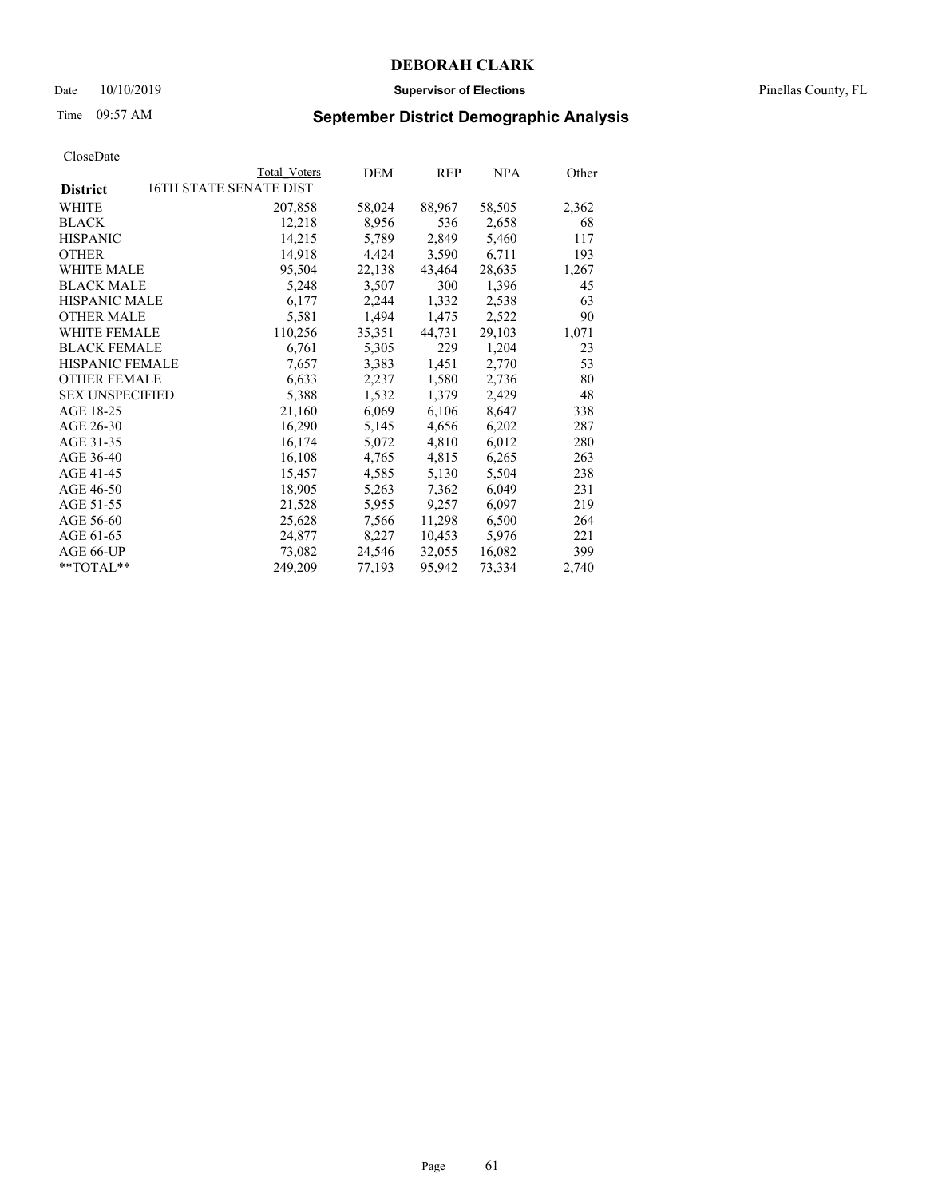**DEBORAH CLARK**

Date 10/10/2019 **Supervisor of Elections** Pinellas County, FL

Time 09:57 AM **September District Demographic Analysis**

CloseDate

| District | Total Voters | DEM | REP | NPA | Other |
|---|---|---|---|---|---|
| 16TH STATE SENATE DIST | | | | | |
| WHITE | 207,858 | 58,024 | 88,967 | 58,505 | 2,362 |
| BLACK | 12,218 | 8,956 | 536 | 2,658 | 68 |
| HISPANIC | 14,215 | 5,789 | 2,849 | 5,460 | 117 |
| OTHER | 14,918 | 4,424 | 3,590 | 6,711 | 193 |
| WHITE MALE | 95,504 | 22,138 | 43,464 | 28,635 | 1,267 |
| BLACK MALE | 5,248 | 3,507 | 300 | 1,396 | 45 |
| HISPANIC MALE | 6,177 | 2,244 | 1,332 | 2,538 | 63 |
| OTHER MALE | 5,581 | 1,494 | 1,475 | 2,522 | 90 |
| WHITE FEMALE | 110,256 | 35,351 | 44,731 | 29,103 | 1,071 |
| BLACK FEMALE | 6,761 | 5,305 | 229 | 1,204 | 23 |
| HISPANIC FEMALE | 7,657 | 3,383 | 1,451 | 2,770 | 53 |
| OTHER FEMALE | 6,633 | 2,237 | 1,580 | 2,736 | 80 |
| SEX UNSPECIFIED | 5,388 | 1,532 | 1,379 | 2,429 | 48 |
| AGE 18-25 | 21,160 | 6,069 | 6,106 | 8,647 | 338 |
| AGE 26-30 | 16,290 | 5,145 | 4,656 | 6,202 | 287 |
| AGE 31-35 | 16,174 | 5,072 | 4,810 | 6,012 | 280 |
| AGE 36-40 | 16,108 | 4,765 | 4,815 | 6,265 | 263 |
| AGE 41-45 | 15,457 | 4,585 | 5,130 | 5,504 | 238 |
| AGE 46-50 | 18,905 | 5,263 | 7,362 | 6,049 | 231 |
| AGE 51-55 | 21,528 | 5,955 | 9,257 | 6,097 | 219 |
| AGE 56-60 | 25,628 | 7,566 | 11,298 | 6,500 | 264 |
| AGE 61-65 | 24,877 | 8,227 | 10,453 | 5,976 | 221 |
| AGE 66-UP | 73,082 | 24,546 | 32,055 | 16,082 | 399 |
| **TOTAL** | 249,209 | 77,193 | 95,942 | 73,334 | 2,740 |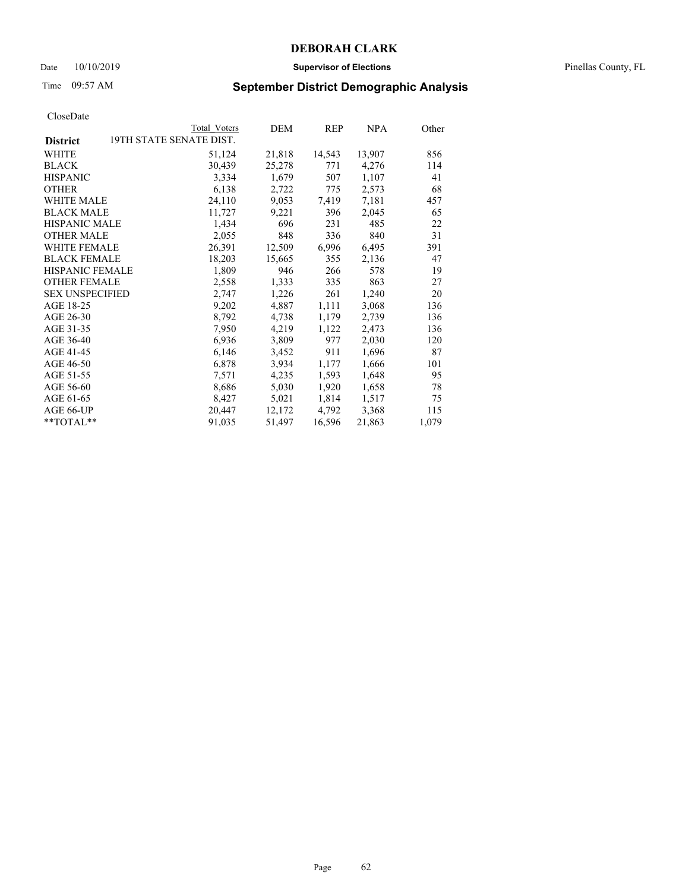CloseDate

| District | Total Voters | DEM | REP | NPA | Other |
|---|---|---|---|---|---|
| 19TH STATE SENATE DIST. | | | | | |
| WHITE | 51,124 | 21,818 | 14,543 | 13,907 | 856 |
| BLACK | 30,439 | 25,278 | 771 | 4,276 | 114 |
| HISPANIC | 3,334 | 1,679 | 507 | 1,107 | 41 |
| OTHER | 6,138 | 2,722 | 775 | 2,573 | 68 |
| WHITE MALE | 24,110 | 9,053 | 7,419 | 7,181 | 457 |
| BLACK MALE | 11,727 | 9,221 | 396 | 2,045 | 65 |
| HISPANIC MALE | 1,434 | 696 | 231 | 485 | 22 |
| OTHER MALE | 2,055 | 848 | 336 | 840 | 31 |
| WHITE FEMALE | 26,391 | 12,509 | 6,996 | 6,495 | 391 |
| BLACK FEMALE | 18,203 | 15,665 | 355 | 2,136 | 47 |
| HISPANIC FEMALE | 1,809 | 946 | 266 | 578 | 19 |
| OTHER FEMALE | 2,558 | 1,333 | 335 | 863 | 27 |
| SEX UNSPECIFIED | 2,747 | 1,226 | 261 | 1,240 | 20 |
| AGE 18-25 | 9,202 | 4,887 | 1,111 | 3,068 | 136 |
| AGE 26-30 | 8,792 | 4,738 | 1,179 | 2,739 | 136 |
| AGE 31-35 | 7,950 | 4,219 | 1,122 | 2,473 | 136 |
| AGE 36-40 | 6,936 | 3,809 | 977 | 2,030 | 120 |
| AGE 41-45 | 6,146 | 3,452 | 911 | 1,696 | 87 |
| AGE 46-50 | 6,878 | 3,934 | 1,177 | 1,666 | 101 |
| AGE 51-55 | 7,571 | 4,235 | 1,593 | 1,648 | 95 |
| AGE 56-60 | 8,686 | 5,030 | 1,920 | 1,658 | 78 |
| AGE 61-65 | 8,427 | 5,021 | 1,814 | 1,517 | 75 |
| AGE 66-UP | 20,447 | 12,172 | 4,792 | 3,368 | 115 |
| **TOTAL** | 91,035 | 51,497 | 16,596 | 21,863 | 1,079 |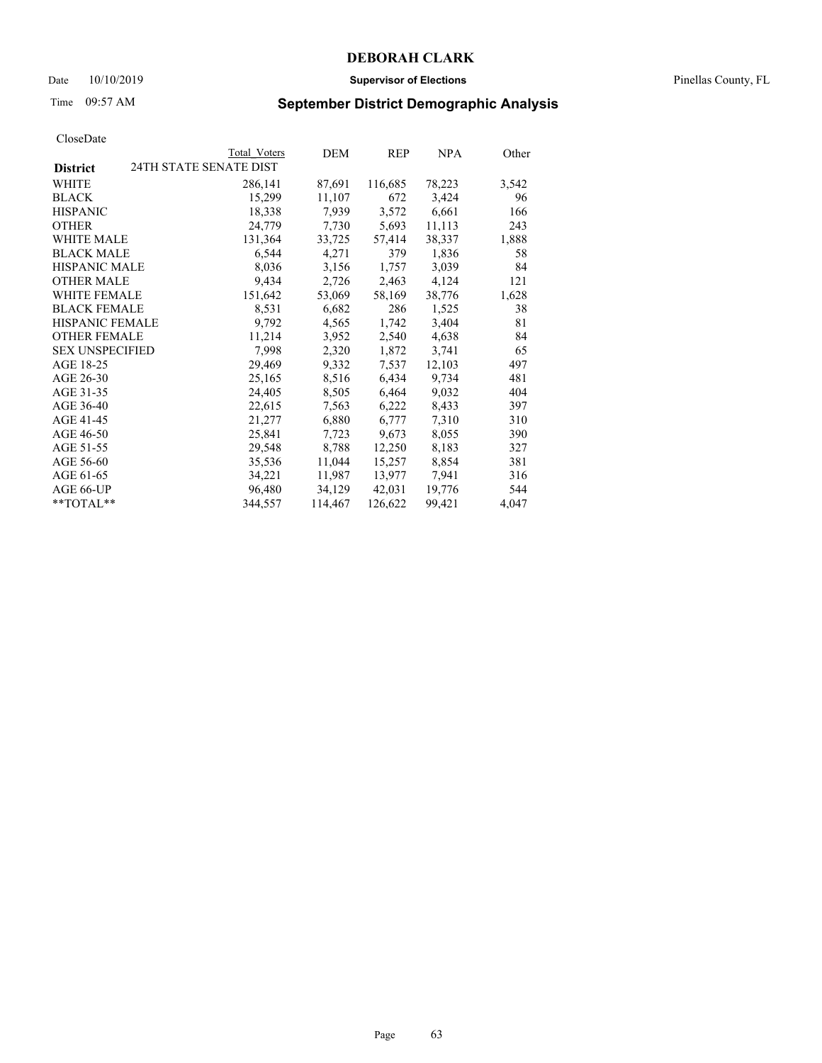# DEBORAH CLARK

Date 10/10/2019 **Supervisor of Elections** Pinellas County, FL

Time 09:57 AM **September District Demographic Analysis**

CloseDate

| **District** | Total Voters | DEM | REP | NPA | Other |
|---|---|---|---|---|---|
| 24TH STATE SENATE DIST | | | | | |
| WHITE | 286,141 | 87,691 | 116,685 | 78,223 | 3,542 |
| BLACK | 15,299 | 11,107 | 672 | 3,424 | 96 |
| HISPANIC | 18,338 | 7,939 | 3,572 | 6,661 | 166 |
| OTHER | 24,779 | 7,730 | 5,693 | 11,113 | 243 |
| WHITE MALE | 131,364 | 33,725 | 57,414 | 38,337 | 1,888 |
| BLACK MALE | 6,544 | 4,271 | 379 | 1,836 | 58 |
| HISPANIC MALE | 8,036 | 3,156 | 1,757 | 3,039 | 84 |
| OTHER MALE | 9,434 | 2,726 | 2,463 | 4,124 | 121 |
| WHITE FEMALE | 151,642 | 53,069 | 58,169 | 38,776 | 1,628 |
| BLACK FEMALE | 8,531 | 6,682 | 286 | 1,525 | 38 |
| HISPANIC FEMALE | 9,792 | 4,565 | 1,742 | 3,404 | 81 |
| OTHER FEMALE | 11,214 | 3,952 | 2,540 | 4,638 | 84 |
| SEX UNSPECIFIED | 7,998 | 2,320 | 1,872 | 3,741 | 65 |
| AGE 18-25 | 29,469 | 9,332 | 7,537 | 12,103 | 497 |
| AGE 26-30 | 25,165 | 8,516 | 6,434 | 9,734 | 481 |
| AGE 31-35 | 24,405 | 8,505 | 6,464 | 9,032 | 404 |
| AGE 36-40 | 22,615 | 7,563 | 6,222 | 8,433 | 397 |
| AGE 41-45 | 21,277 | 6,880 | 6,777 | 7,310 | 310 |
| AGE 46-50 | 25,841 | 7,723 | 9,673 | 8,055 | 390 |
| AGE 51-55 | 29,548 | 8,788 | 12,250 | 8,183 | 327 |
| AGE 56-60 | 35,536 | 11,044 | 15,257 | 8,854 | 381 |
| AGE 61-65 | 34,221 | 11,987 | 13,977 | 7,941 | 316 |
| AGE 66-UP | 96,480 | 34,129 | 42,031 | 19,776 | 544 |
| **TOTAL** | 344,557 | 114,467 | 126,622 | 99,421 | 4,047 |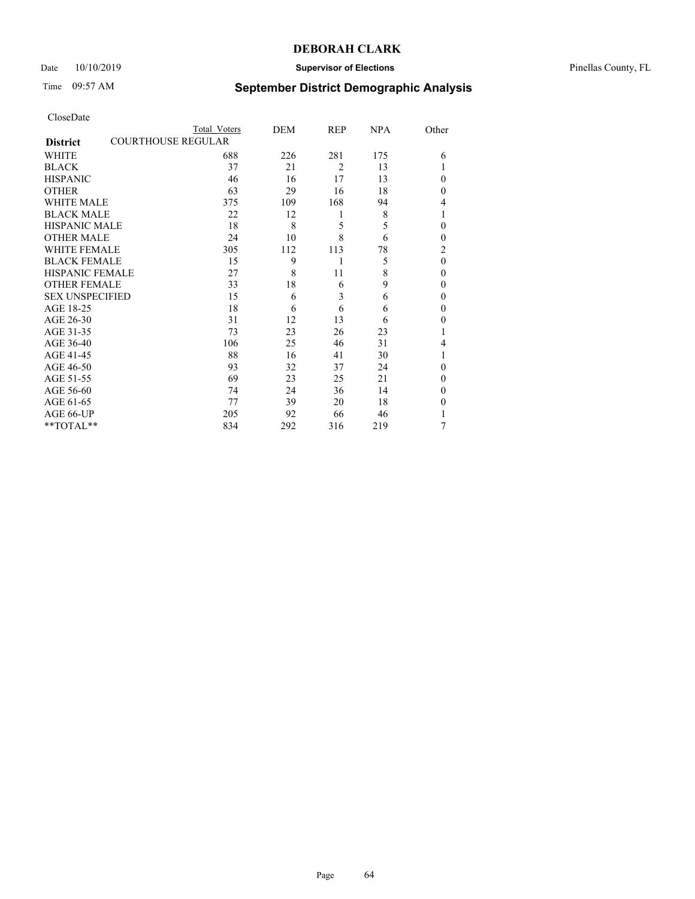# DEBORAH CLARK

Date 10/10/2019 **Supervisor of Elections** Pinellas County, FL

Time 09:57 AM **September District Demographic Analysis**

CloseDate

| District | Total Voters | DEM | REP | NPA | Other |
|---|---|---|---|---|---|
| COURTHOUSE REGULAR | | | | | |
| WHITE | 688 | 226 | 281 | 175 | 6 |
| BLACK | 37 | 21 | 2 | 13 | 1 |
| HISPANIC | 46 | 16 | 17 | 13 | 0 |
| OTHER | 63 | 29 | 16 | 18 | 0 |
| WHITE MALE | 375 | 109 | 168 | 94 | 4 |
| BLACK MALE | 22 | 12 | 1 | 8 | 1 |
| HISPANIC MALE | 18 | 8 | 5 | 5 | 0 |
| OTHER MALE | 24 | 10 | 8 | 6 | 0 |
| WHITE FEMALE | 305 | 112 | 113 | 78 | 2 |
| BLACK FEMALE | 15 | 9 | 1 | 5 | 0 |
| HISPANIC FEMALE | 27 | 8 | 11 | 8 | 0 |
| OTHER FEMALE | 33 | 18 | 6 | 9 | 0 |
| SEX UNSPECIFIED | 15 | 6 | 3 | 6 | 0 |
| AGE 18-25 | 18 | 6 | 6 | 6 | 0 |
| AGE 26-30 | 31 | 12 | 13 | 6 | 0 |
| AGE 31-35 | 73 | 23 | 26 | 23 | 1 |
| AGE 36-40 | 106 | 25 | 46 | 31 | 4 |
| AGE 41-45 | 88 | 16 | 41 | 30 | 1 |
| AGE 46-50 | 93 | 32 | 37 | 24 | 0 |
| AGE 51-55 | 69 | 23 | 25 | 21 | 0 |
| AGE 56-60 | 74 | 24 | 36 | 14 | 0 |
| AGE 61-65 | 77 | 39 | 20 | 18 | 0 |
| AGE 66-UP | 205 | 92 | 66 | 46 | 1 |
| **TOTAL** | 834 | 292 | 316 | 219 | 7 |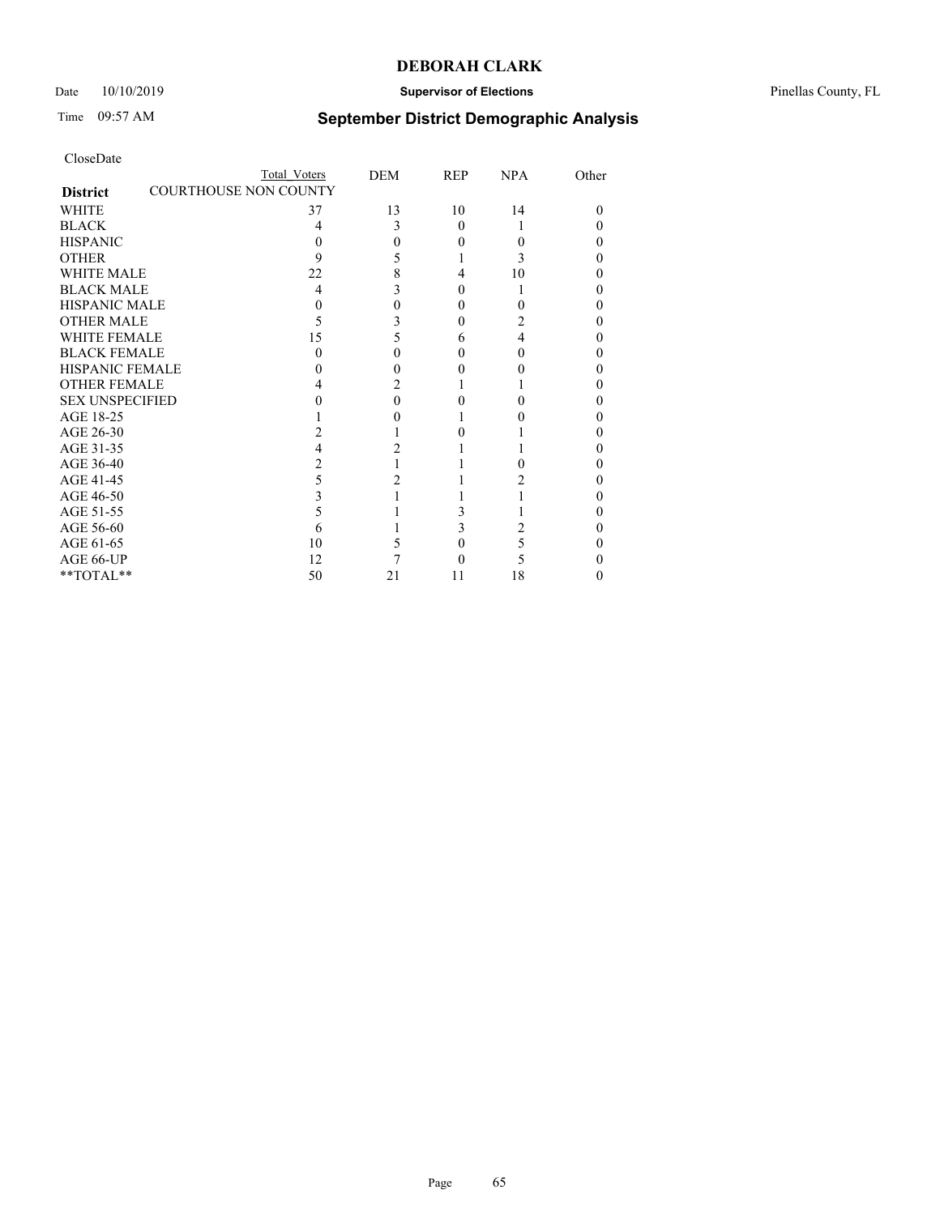CloseDate

| District | Total Voters | DEM | REP | NPA | Other |
|---|---|---|---|---|---|
| COURTHOUSE NON COUNTY | | | | | |
| WHITE | 37 | 13 | 10 | 14 | 0 |
| BLACK | 4 | 3 | 0 | 1 | 0 |
| HISPANIC | 0 | 0 | 0 | 0 | 0 |
| OTHER | 9 | 5 | 1 | 3 | 0 |
| WHITE MALE | 22 | 8 | 4 | 10 | 0 |
| BLACK MALE | 4 | 3 | 0 | 1 | 0 |
| HISPANIC MALE | 0 | 0 | 0 | 0 | 0 |
| OTHER MALE | 5 | 3 | 0 | 2 | 0 |
| WHITE FEMALE | 15 | 5 | 6 | 4 | 0 |
| BLACK FEMALE | 0 | 0 | 0 | 0 | 0 |
| HISPANIC FEMALE | 0 | 0 | 0 | 0 | 0 |
| OTHER FEMALE | 4 | 2 | 1 | 1 | 0 |
| SEX UNSPECIFIED | 0 | 0 | 0 | 0 | 0 |
| AGE 18-25 | 1 | 0 | 1 | 0 | 0 |
| AGE 26-30 | 2 | 1 | 0 | 1 | 0 |
| AGE 31-35 | 4 | 2 | 1 | 1 | 0 |
| AGE 36-40 | 2 | 1 | 1 | 0 | 0 |
| AGE 41-45 | 5 | 2 | 1 | 2 | 0 |
| AGE 46-50 | 3 | 1 | 1 | 1 | 0 |
| AGE 51-55 | 5 | 1 | 3 | 1 | 0 |
| AGE 56-60 | 6 | 1 | 3 | 2 | 0 |
| AGE 61-65 | 10 | 5 | 0 | 5 | 0 |
| AGE 66-UP | 12 | 7 | 0 | 5 | 0 |
| **TOTAL** | 50 | 21 | 11 | 18 | 0 |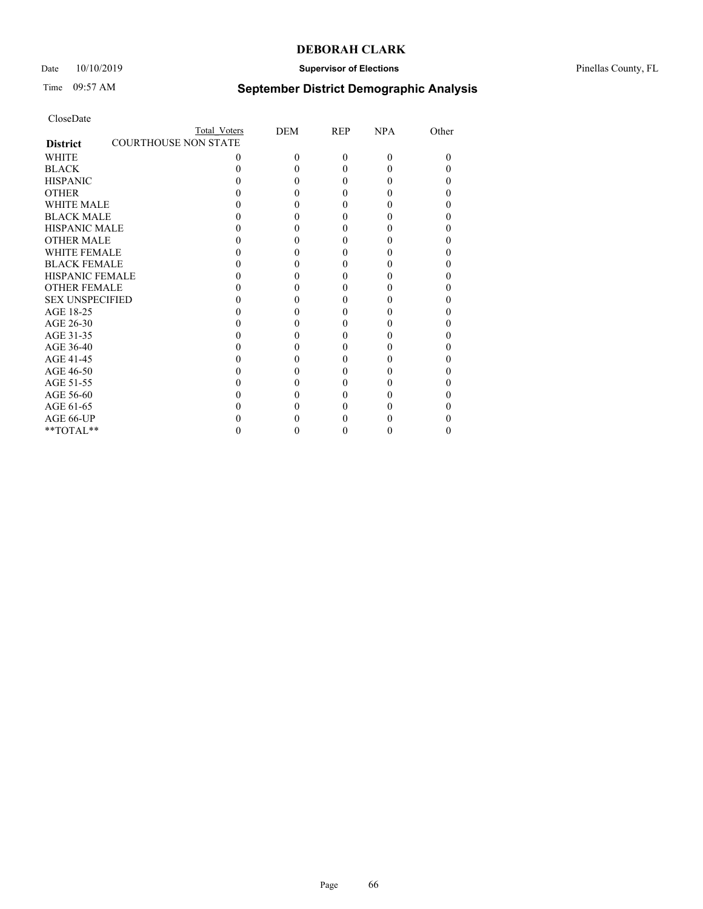# DEBORAH CLARK

Date 10/10/2019 **Supervisor of Elections** Pinellas County, FL

Time 09:57 AM **September District Demographic Analysis**

CloseDate

| District | Total Voters | DEM | REP | NPA | Other |
|---|---|---|---|---|---|
| COURTHOUSE NON STATE | | | | | |
| WHITE | 0 | 0 | 0 | 0 | 0 |
| BLACK | 0 | 0 | 0 | 0 | 0 |
| HISPANIC | 0 | 0 | 0 | 0 | 0 |
| OTHER | 0 | 0 | 0 | 0 | 0 |
| WHITE MALE | 0 | 0 | 0 | 0 | 0 |
| BLACK MALE | 0 | 0 | 0 | 0 | 0 |
| HISPANIC MALE | 0 | 0 | 0 | 0 | 0 |
| OTHER MALE | 0 | 0 | 0 | 0 | 0 |
| WHITE FEMALE | 0 | 0 | 0 | 0 | 0 |
| BLACK FEMALE | 0 | 0 | 0 | 0 | 0 |
| HISPANIC FEMALE | 0 | 0 | 0 | 0 | 0 |
| OTHER FEMALE | 0 | 0 | 0 | 0 | 0 |
| SEX UNSPECIFIED | 0 | 0 | 0 | 0 | 0 |
| AGE 18-25 | 0 | 0 | 0 | 0 | 0 |
| AGE 26-30 | 0 | 0 | 0 | 0 | 0 |
| AGE 31-35 | 0 | 0 | 0 | 0 | 0 |
| AGE 36-40 | 0 | 0 | 0 | 0 | 0 |
| AGE 41-45 | 0 | 0 | 0 | 0 | 0 |
| AGE 46-50 | 0 | 0 | 0 | 0 | 0 |
| AGE 51-55 | 0 | 0 | 0 | 0 | 0 |
| AGE 56-60 | 0 | 0 | 0 | 0 | 0 |
| AGE 61-65 | 0 | 0 | 0 | 0 | 0 |
| AGE 66-UP | 0 | 0 | 0 | 0 | 0 |
| **TOTAL** | 0 | 0 | 0 | 0 | 0 |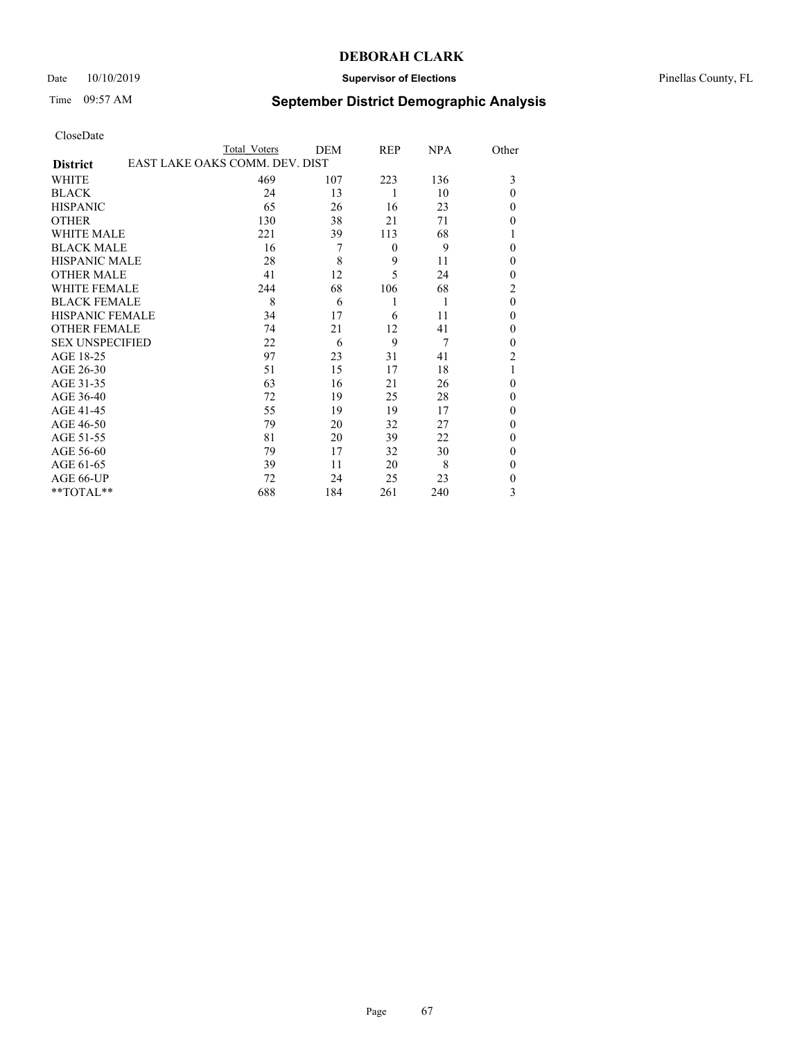# DEBORAH CLARK

Date 10/10/2019 **Supervisor of Elections** Pinellas County, FL

Time 09:57 AM **September District Demographic Analysis**

CloseDate

| | Total Voters | DEM | REP | NPA | Other |
|---|---|---|---|---|---|
| **District** | EAST LAKE OAKS COMM. DEV. DIST | | | | |
| WHITE | 469 | 107 | 223 | 136 | 3 |
| BLACK | 24 | 13 | 1 | 10 | 0 |
| HISPANIC | 65 | 26 | 16 | 23 | 0 |
| OTHER | 130 | 38 | 21 | 71 | 0 |
| WHITE MALE | 221 | 39 | 113 | 68 | 1 |
| BLACK MALE | 16 | 7 | 0 | 9 | 0 |
| HISPANIC MALE | 28 | 8 | 9 | 11 | 0 |
| OTHER MALE | 41 | 12 | 5 | 24 | 0 |
| WHITE FEMALE | 244 | 68 | 106 | 68 | 2 |
| BLACK FEMALE | 8 | 6 | 1 | 1 | 0 |
| HISPANIC FEMALE | 34 | 17 | 6 | 11 | 0 |
| OTHER FEMALE | 74 | 21 | 12 | 41 | 0 |
| SEX UNSPECIFIED | 22 | 6 | 9 | 7 | 0 |
| AGE 18-25 | 97 | 23 | 31 | 41 | 2 |
| AGE 26-30 | 51 | 15 | 17 | 18 | 1 |
| AGE 31-35 | 63 | 16 | 21 | 26 | 0 |
| AGE 36-40 | 72 | 19 | 25 | 28 | 0 |
| AGE 41-45 | 55 | 19 | 19 | 17 | 0 |
| AGE 46-50 | 79 | 20 | 32 | 27 | 0 |
| AGE 51-55 | 81 | 20 | 39 | 22 | 0 |
| AGE 56-60 | 79 | 17 | 32 | 30 | 0 |
| AGE 61-65 | 39 | 11 | 20 | 8 | 0 |
| AGE 66-UP | 72 | 24 | 25 | 23 | 0 |
| **TOTAL** | 688 | 184 | 261 | 240 | 3 |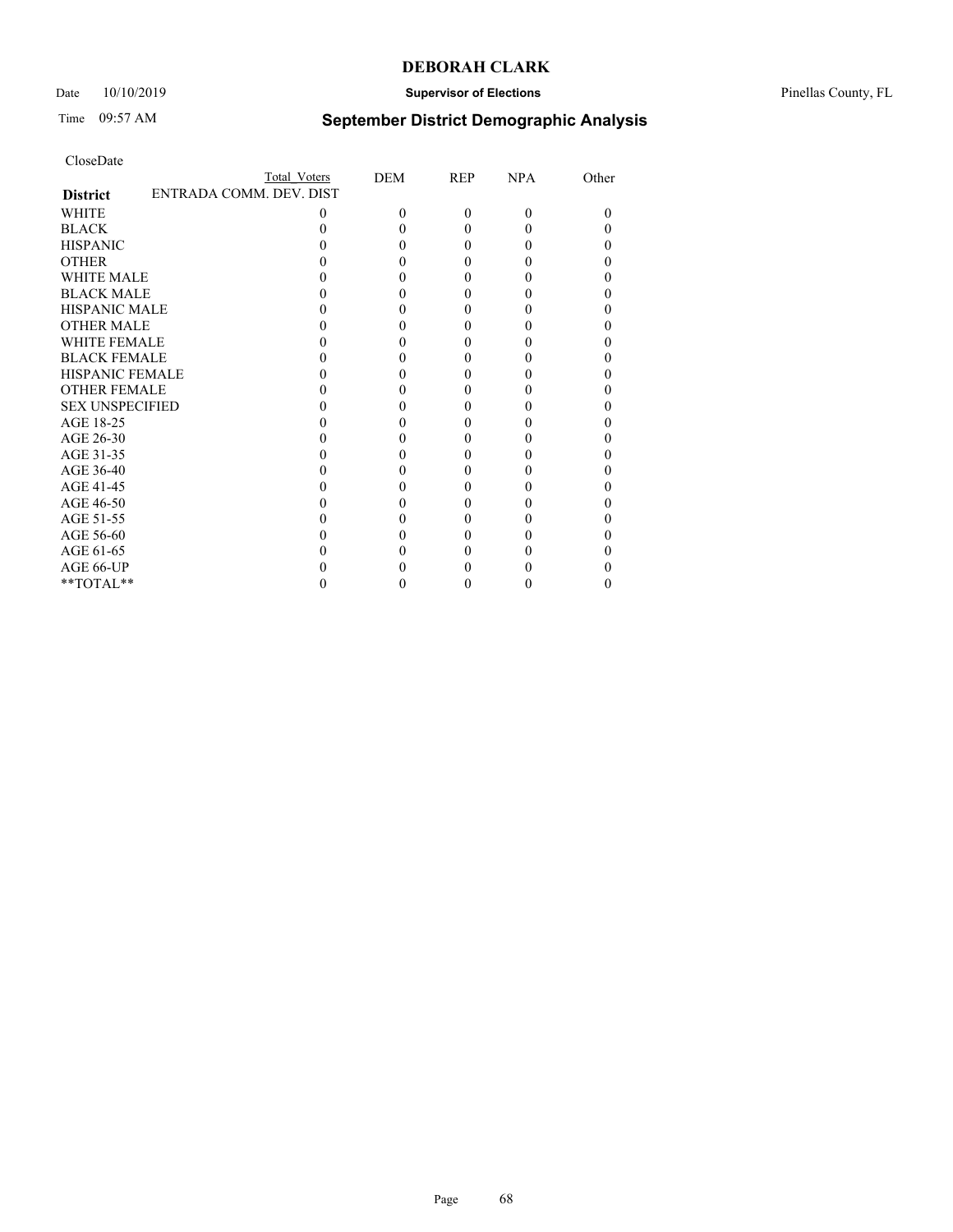# DEBORAH CLARK

Date 10/10/2019 **Supervisor of Elections** Pinellas County, FL

Time 09:57 AM **September District Demographic Analysis**

CloseDate

| District | Total Voters | DEM | REP | NPA | Other |
|---|---|---|---|---|---|
| ENTRADA COMM. DEV. DIST | | | | | |
| WHITE | 0 | 0 | 0 | 0 | 0 |
| BLACK | 0 | 0 | 0 | 0 | 0 |
| HISPANIC | 0 | 0 | 0 | 0 | 0 |
| OTHER | 0 | 0 | 0 | 0 | 0 |
| WHITE MALE | 0 | 0 | 0 | 0 | 0 |
| BLACK MALE | 0 | 0 | 0 | 0 | 0 |
| HISPANIC MALE | 0 | 0 | 0 | 0 | 0 |
| OTHER MALE | 0 | 0 | 0 | 0 | 0 |
| WHITE FEMALE | 0 | 0 | 0 | 0 | 0 |
| BLACK FEMALE | 0 | 0 | 0 | 0 | 0 |
| HISPANIC FEMALE | 0 | 0 | 0 | 0 | 0 |
| OTHER FEMALE | 0 | 0 | 0 | 0 | 0 |
| SEX UNSPECIFIED | 0 | 0 | 0 | 0 | 0 |
| AGE 18-25 | 0 | 0 | 0 | 0 | 0 |
| AGE 26-30 | 0 | 0 | 0 | 0 | 0 |
| AGE 31-35 | 0 | 0 | 0 | 0 | 0 |
| AGE 36-40 | 0 | 0 | 0 | 0 | 0 |
| AGE 41-45 | 0 | 0 | 0 | 0 | 0 |
| AGE 46-50 | 0 | 0 | 0 | 0 | 0 |
| AGE 51-55 | 0 | 0 | 0 | 0 | 0 |
| AGE 56-60 | 0 | 0 | 0 | 0 | 0 |
| AGE 61-65 | 0 | 0 | 0 | 0 | 0 |
| AGE 66-UP | 0 | 0 | 0 | 0 | 0 |
| **TOTAL** | 0 | 0 | 0 | 0 | 0 |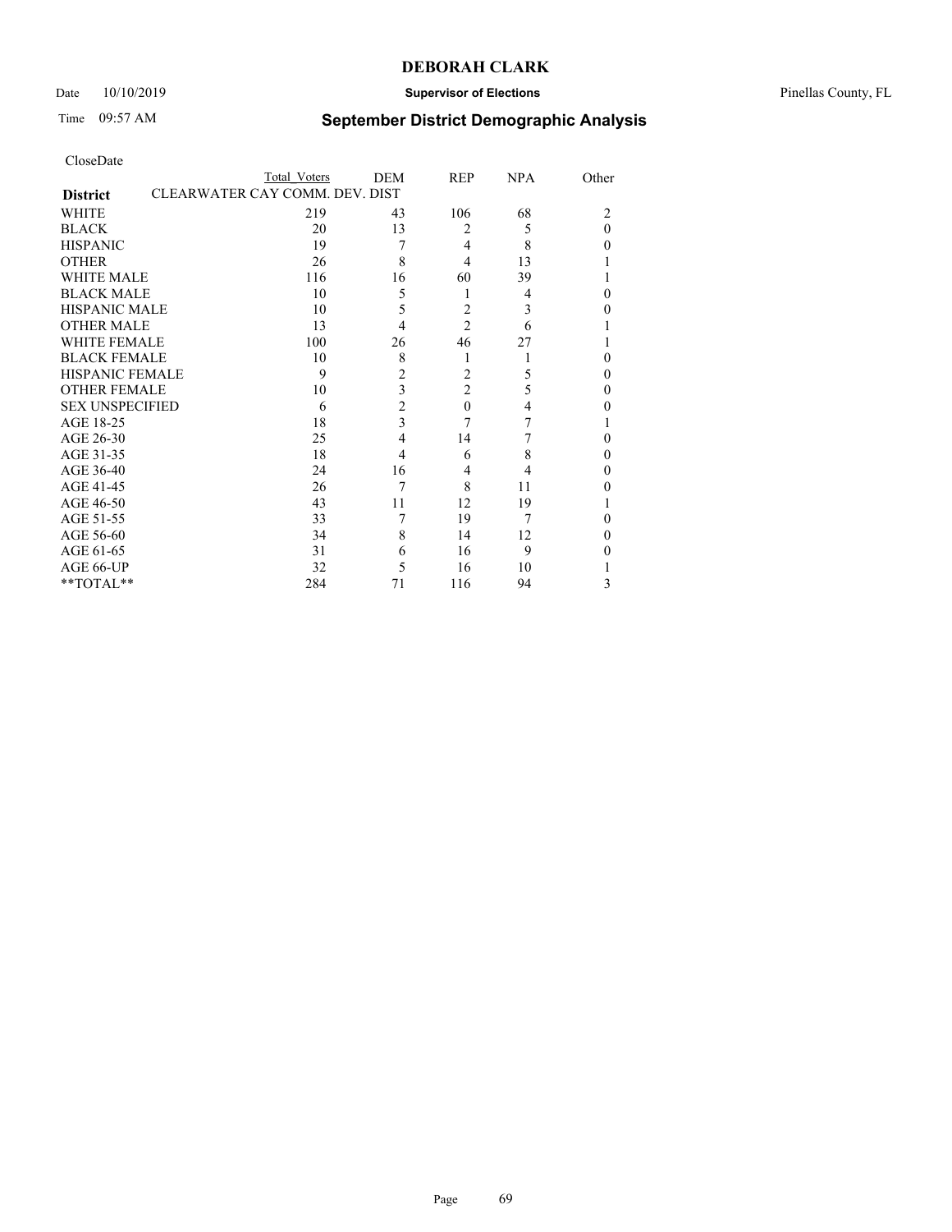# DEBORAH CLARK

Date 10/10/2019 **Supervisor of Elections** Pinellas County, FL

Time 09:57 AM **September District Demographic Analysis**

CloseDate

| **District** | Total Voters | DEM | REP | NPA | Other |
|---|---|---|---|---|---|
| CLEARWATER CAY COMM. DEV. DIST | | | | | |
| WHITE | 219 | 43 | 106 | 68 | 2 |
| BLACK | 20 | 13 | 2 | 5 | 0 |
| HISPANIC | 19 | 7 | 4 | 8 | 0 |
| OTHER | 26 | 8 | 4 | 13 | 1 |
| WHITE MALE | 116 | 16 | 60 | 39 | 1 |
| BLACK MALE | 10 | 5 | 1 | 4 | 0 |
| HISPANIC MALE | 10 | 5 | 2 | 3 | 0 |
| OTHER MALE | 13 | 4 | 2 | 6 | 1 |
| WHITE FEMALE | 100 | 26 | 46 | 27 | 1 |
| BLACK FEMALE | 10 | 8 | 1 | 1 | 0 |
| HISPANIC FEMALE | 9 | 2 | 2 | 5 | 0 |
| OTHER FEMALE | 10 | 3 | 2 | 5 | 0 |
| SEX UNSPECIFIED | 6 | 2 | 0 | 4 | 0 |
| AGE 18-25 | 18 | 3 | 7 | 7 | 1 |
| AGE 26-30 | 25 | 4 | 14 | 7 | 0 |
| AGE 31-35 | 18 | 4 | 6 | 8 | 0 |
| AGE 36-40 | 24 | 16 | 4 | 4 | 0 |
| AGE 41-45 | 26 | 7 | 8 | 11 | 0 |
| AGE 46-50 | 43 | 11 | 12 | 19 | 1 |
| AGE 51-55 | 33 | 7 | 19 | 7 | 0 |
| AGE 56-60 | 34 | 8 | 14 | 12 | 0 |
| AGE 61-65 | 31 | 6 | 16 | 9 | 0 |
| AGE 66-UP | 32 | 5 | 16 | 10 | 1 |
| **TOTAL** | 284 | 71 | 116 | 94 | 3 |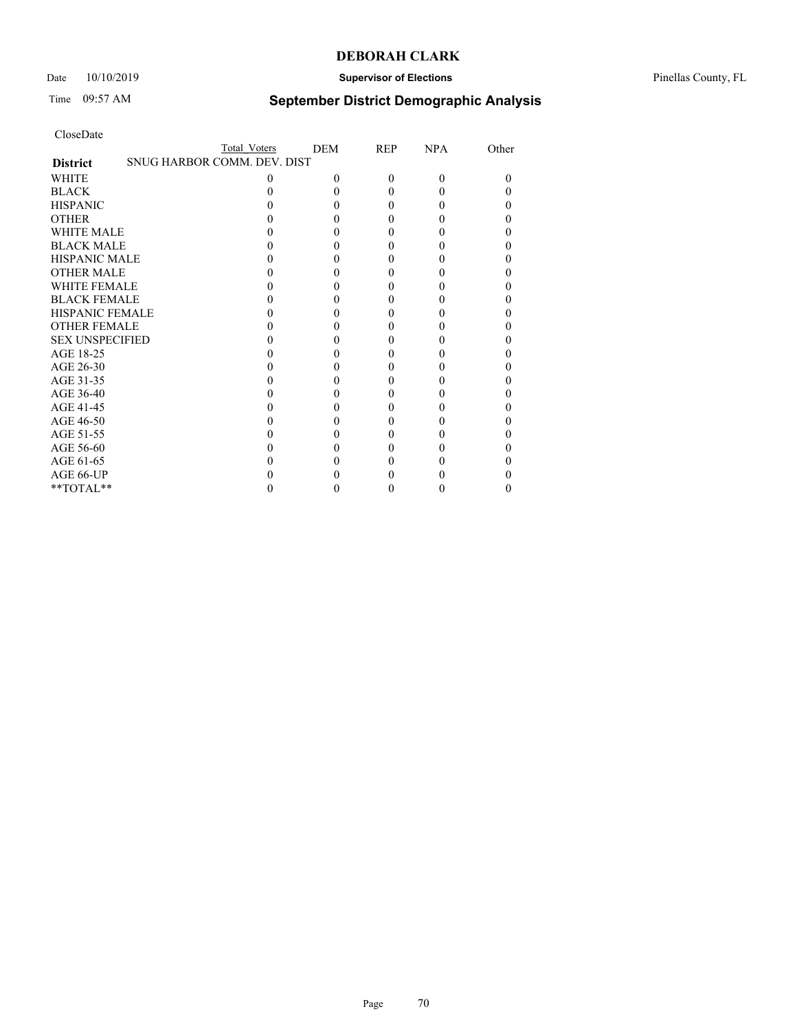CloseDate

| | Total Voters | DEM | REP | NPA | Other |
|---|---|---|---|---|---|
| **District** | SNUG HARBOR COMM. DEV. DIST | | | | |
| WHITE | 0 | 0 | 0 | 0 | 0 |
| BLACK | 0 | 0 | 0 | 0 | 0 |
| HISPANIC | 0 | 0 | 0 | 0 | 0 |
| OTHER | 0 | 0 | 0 | 0 | 0 |
| WHITE MALE | 0 | 0 | 0 | 0 | 0 |
| BLACK MALE | 0 | 0 | 0 | 0 | 0 |
| HISPANIC MALE | 0 | 0 | 0 | 0 | 0 |
| OTHER MALE | 0 | 0 | 0 | 0 | 0 |
| WHITE FEMALE | 0 | 0 | 0 | 0 | 0 |
| BLACK FEMALE | 0 | 0 | 0 | 0 | 0 |
| HISPANIC FEMALE | 0 | 0 | 0 | 0 | 0 |
| OTHER FEMALE | 0 | 0 | 0 | 0 | 0 |
| SEX UNSPECIFIED | 0 | 0 | 0 | 0 | 0 |
| AGE 18-25 | 0 | 0 | 0 | 0 | 0 |
| AGE 26-30 | 0 | 0 | 0 | 0 | 0 |
| AGE 31-35 | 0 | 0 | 0 | 0 | 0 |
| AGE 36-40 | 0 | 0 | 0 | 0 | 0 |
| AGE 41-45 | 0 | 0 | 0 | 0 | 0 |
| AGE 46-50 | 0 | 0 | 0 | 0 | 0 |
| AGE 51-55 | 0 | 0 | 0 | 0 | 0 |
| AGE 56-60 | 0 | 0 | 0 | 0 | 0 |
| AGE 61-65 | 0 | 0 | 0 | 0 | 0 |
| AGE 66-UP | 0 | 0 | 0 | 0 | 0 |
| **TOTAL** | 0 | 0 | 0 | 0 | 0 |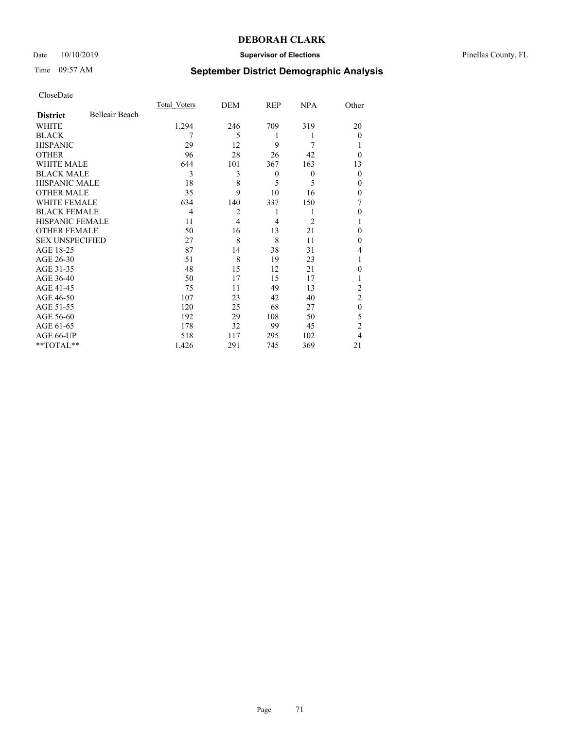# DEBORAH CLARK

Date 10/10/2019 **Supervisor of Elections** Pinellas County, FL

Time 09:57 AM **September District Demographic Analysis**

CloseDate

| **District** Belleair Beach | Total Voters | DEM | REP | NPA | Other |
|---|---|---|---|---|---|
| WHITE | 1,294 | 246 | 709 | 319 | 20 |
| BLACK | 7 | 5 | 1 | 1 | 0 |
| HISPANIC | 29 | 12 | 9 | 7 | 1 |
| OTHER | 96 | 28 | 26 | 42 | 0 |
| WHITE MALE | 644 | 101 | 367 | 163 | 13 |
| BLACK MALE | 3 | 3 | 0 | 0 | 0 |
| HISPANIC MALE | 18 | 8 | 5 | 5 | 0 |
| OTHER MALE | 35 | 9 | 10 | 16 | 0 |
| WHITE FEMALE | 634 | 140 | 337 | 150 | 7 |
| BLACK FEMALE | 4 | 2 | 1 | 1 | 0 |
| HISPANIC FEMALE | 11 | 4 | 4 | 2 | 1 |
| OTHER FEMALE | 50 | 16 | 13 | 21 | 0 |
| SEX UNSPECIFIED | 27 | 8 | 8 | 11 | 0 |
| AGE 18-25 | 87 | 14 | 38 | 31 | 4 |
| AGE 26-30 | 51 | 8 | 19 | 23 | 1 |
| AGE 31-35 | 48 | 15 | 12 | 21 | 0 |
| AGE 36-40 | 50 | 17 | 15 | 17 | 1 |
| AGE 41-45 | 75 | 11 | 49 | 13 | 2 |
| AGE 46-50 | 107 | 23 | 42 | 40 | 2 |
| AGE 51-55 | 120 | 25 | 68 | 27 | 0 |
| AGE 56-60 | 192 | 29 | 108 | 50 | 5 |
| AGE 61-65 | 178 | 32 | 99 | 45 | 2 |
| AGE 66-UP | 518 | 117 | 295 | 102 | 4 |
| **TOTAL** | 1,426 | 291 | 745 | 369 | 21 |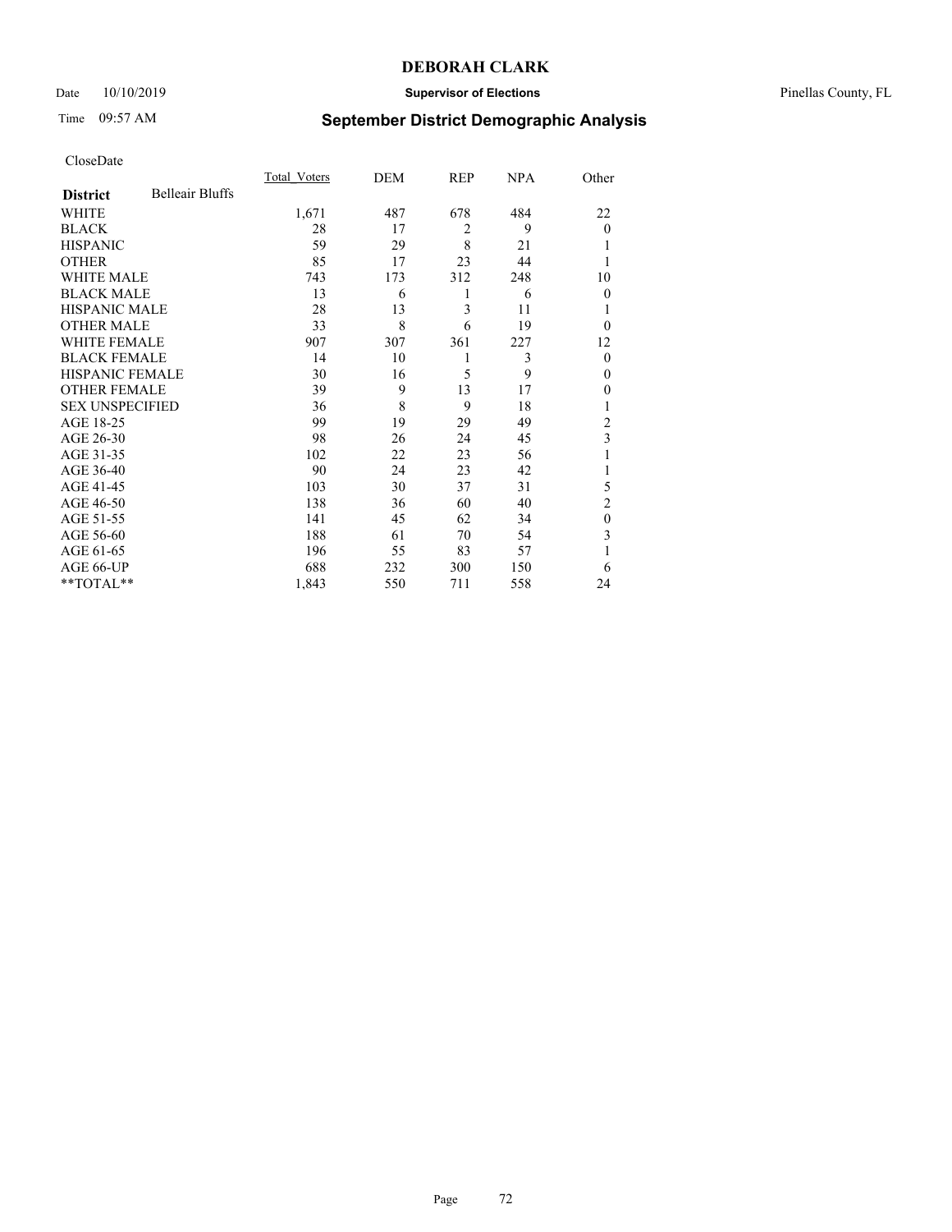# DEBORAH CLARK

Date 10/10/2019 **Supervisor of Elections** Pinellas County, FL

Time 09:57 AM **September District Demographic Analysis**

CloseDate

| **District** Belleair Bluffs | Total_Voters | DEM | REP | NPA | Other |
|---|---|---|---|---|---|
| WHITE | 1,671 | 487 | 678 | 484 | 22 |
| BLACK | 28 | 17 | 2 | 9 | 0 |
| HISPANIC | 59 | 29 | 8 | 21 | 1 |
| OTHER | 85 | 17 | 23 | 44 | 1 |
| WHITE MALE | 743 | 173 | 312 | 248 | 10 |
| BLACK MALE | 13 | 6 | 1 | 6 | 0 |
| HISPANIC MALE | 28 | 13 | 3 | 11 | 1 |
| OTHER MALE | 33 | 8 | 6 | 19 | 0 |
| WHITE FEMALE | 907 | 307 | 361 | 227 | 12 |
| BLACK FEMALE | 14 | 10 | 1 | 3 | 0 |
| HISPANIC FEMALE | 30 | 16 | 5 | 9 | 0 |
| OTHER FEMALE | 39 | 9 | 13 | 17 | 0 |
| SEX UNSPECIFIED | 36 | 8 | 9 | 18 | 1 |
| AGE 18-25 | 99 | 19 | 29 | 49 | 2 |
| AGE 26-30 | 98 | 26 | 24 | 45 | 3 |
| AGE 31-35 | 102 | 22 | 23 | 56 | 1 |
| AGE 36-40 | 90 | 24 | 23 | 42 | 1 |
| AGE 41-45 | 103 | 30 | 37 | 31 | 5 |
| AGE 46-50 | 138 | 36 | 60 | 40 | 2 |
| AGE 51-55 | 141 | 45 | 62 | 34 | 0 |
| AGE 56-60 | 188 | 61 | 70 | 54 | 3 |
| AGE 61-65 | 196 | 55 | 83 | 57 | 1 |
| AGE 66-UP | 688 | 232 | 300 | 150 | 6 |
| **TOTAL** | 1,843 | 550 | 711 | 558 | 24 |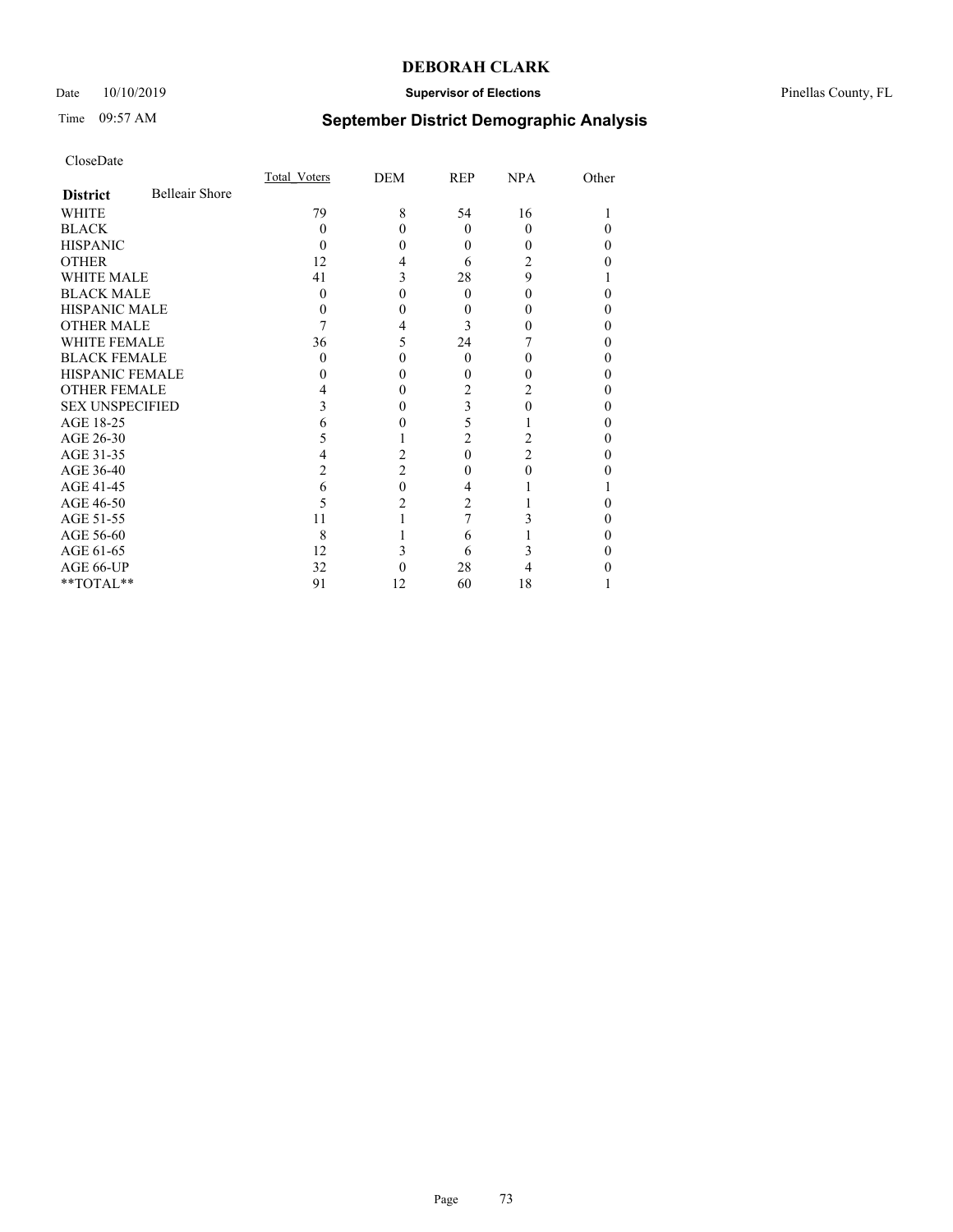**DEBORAH CLARK**

Date 10/10/2019 **Supervisor of Elections** Pinellas County, FL

Time 09:57 AM **September District Demographic Analysis**

CloseDate

| **District** Belleair Shore | Total_Voters | DEM | REP | NPA | Other |
|---|---|---|---|---|---|
| WHITE | 79 | 8 | 54 | 16 | 1 |
| BLACK | 0 | 0 | 0 | 0 | 0 |
| HISPANIC | 0 | 0 | 0 | 0 | 0 |
| OTHER | 12 | 4 | 6 | 2 | 0 |
| WHITE MALE | 41 | 3 | 28 | 9 | 1 |
| BLACK MALE | 0 | 0 | 0 | 0 | 0 |
| HISPANIC MALE | 0 | 0 | 0 | 0 | 0 |
| OTHER MALE | 7 | 4 | 3 | 0 | 0 |
| WHITE FEMALE | 36 | 5 | 24 | 7 | 0 |
| BLACK FEMALE | 0 | 0 | 0 | 0 | 0 |
| HISPANIC FEMALE | 0 | 0 | 0 | 0 | 0 |
| OTHER FEMALE | 4 | 0 | 2 | 2 | 0 |
| SEX UNSPECIFIED | 3 | 0 | 3 | 0 | 0 |
| AGE 18-25 | 6 | 0 | 5 | 1 | 0 |
| AGE 26-30 | 5 | 1 | 2 | 2 | 0 |
| AGE 31-35 | 4 | 2 | 0 | 2 | 0 |
| AGE 36-40 | 2 | 2 | 0 | 0 | 0 |
| AGE 41-45 | 6 | 0 | 4 | 1 | 1 |
| AGE 46-50 | 5 | 2 | 2 | 1 | 0 |
| AGE 51-55 | 11 | 1 | 7 | 3 | 0 |
| AGE 56-60 | 8 | 1 | 6 | 1 | 0 |
| AGE 61-65 | 12 | 3 | 6 | 3 | 0 |
| AGE 66-UP | 32 | 0 | 28 | 4 | 0 |
| **TOTAL** | 91 | 12 | 60 | 18 | 1 |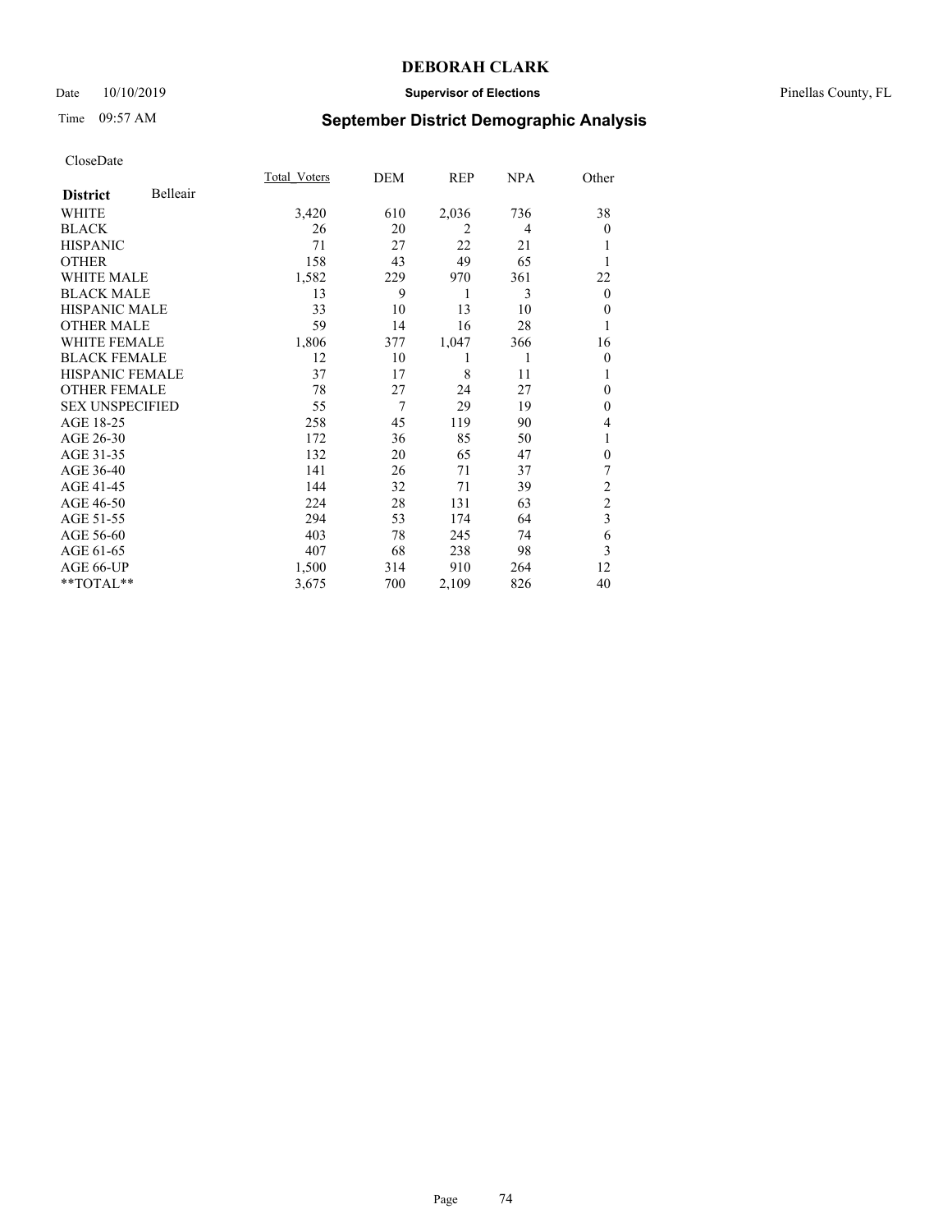# DEBORAH CLARK

Date 10/10/2019 **Supervisor of Elections** Pinellas County, FL

Time 09:57 AM **September District Demographic Analysis**

CloseDate

| **District** Belleair | Total_Voters | DEM | REP | NPA | Other |
|---|---|---|---|---|---|
| WHITE | 3,420 | 610 | 2,036 | 736 | 38 |
| BLACK | 26 | 20 | 2 | 4 | 0 |
| HISPANIC | 71 | 27 | 22 | 21 | 1 |
| OTHER | 158 | 43 | 49 | 65 | 1 |
| WHITE MALE | 1,582 | 229 | 970 | 361 | 22 |
| BLACK MALE | 13 | 9 | 1 | 3 | 0 |
| HISPANIC MALE | 33 | 10 | 13 | 10 | 0 |
| OTHER MALE | 59 | 14 | 16 | 28 | 1 |
| WHITE FEMALE | 1,806 | 377 | 1,047 | 366 | 16 |
| BLACK FEMALE | 12 | 10 | 1 | 1 | 0 |
| HISPANIC FEMALE | 37 | 17 | 8 | 11 | 1 |
| OTHER FEMALE | 78 | 27 | 24 | 27 | 0 |
| SEX UNSPECIFIED | 55 | 7 | 29 | 19 | 0 |
| AGE 18-25 | 258 | 45 | 119 | 90 | 4 |
| AGE 26-30 | 172 | 36 | 85 | 50 | 1 |
| AGE 31-35 | 132 | 20 | 65 | 47 | 0 |
| AGE 36-40 | 141 | 26 | 71 | 37 | 7 |
| AGE 41-45 | 144 | 32 | 71 | 39 | 2 |
| AGE 46-50 | 224 | 28 | 131 | 63 | 2 |
| AGE 51-55 | 294 | 53 | 174 | 64 | 3 |
| AGE 56-60 | 403 | 78 | 245 | 74 | 6 |
| AGE 61-65 | 407 | 68 | 238 | 98 | 3 |
| AGE 66-UP | 1,500 | 314 | 910 | 264 | 12 |
| **TOTAL** | 3,675 | 700 | 2,109 | 826 | 40 |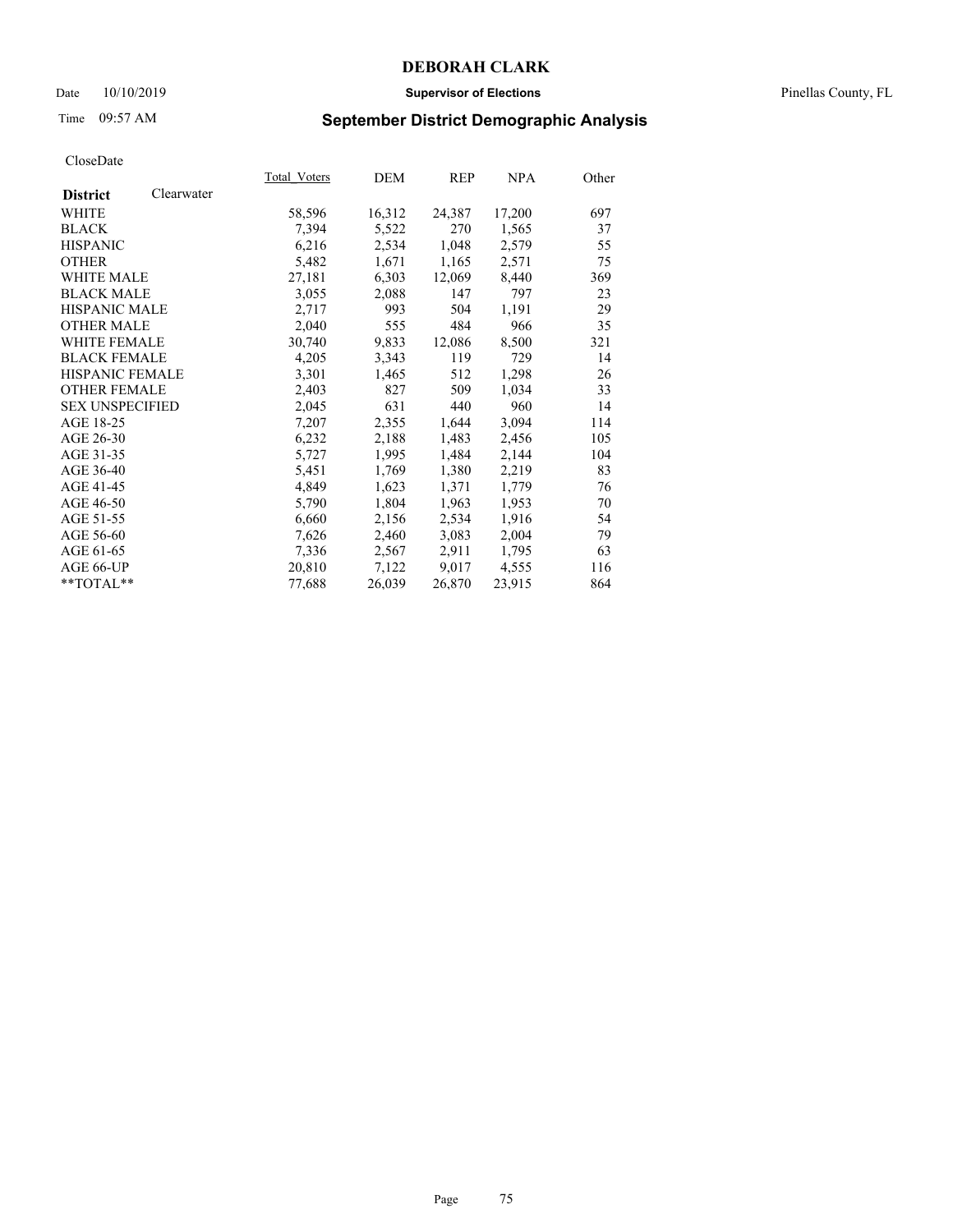# DEBORAH CLARK

Date 10/10/2019 **Supervisor of Elections** Pinellas County, FL

Time 09:57 AM **September District Demographic Analysis**

CloseDate

| **District** Clearwater | Total_Voters | DEM | REP | NPA | Other |
|---|---|---|---|---|---|
| WHITE | 58,596 | 16,312 | 24,387 | 17,200 | 697 |
| BLACK | 7,394 | 5,522 | 270 | 1,565 | 37 |
| HISPANIC | 6,216 | 2,534 | 1,048 | 2,579 | 55 |
| OTHER | 5,482 | 1,671 | 1,165 | 2,571 | 75 |
| WHITE MALE | 27,181 | 6,303 | 12,069 | 8,440 | 369 |
| BLACK MALE | 3,055 | 2,088 | 147 | 797 | 23 |
| HISPANIC MALE | 2,717 | 993 | 504 | 1,191 | 29 |
| OTHER MALE | 2,040 | 555 | 484 | 966 | 35 |
| WHITE FEMALE | 30,740 | 9,833 | 12,086 | 8,500 | 321 |
| BLACK FEMALE | 4,205 | 3,343 | 119 | 729 | 14 |
| HISPANIC FEMALE | 3,301 | 1,465 | 512 | 1,298 | 26 |
| OTHER FEMALE | 2,403 | 827 | 509 | 1,034 | 33 |
| SEX UNSPECIFIED | 2,045 | 631 | 440 | 960 | 14 |
| AGE 18-25 | 7,207 | 2,355 | 1,644 | 3,094 | 114 |
| AGE 26-30 | 6,232 | 2,188 | 1,483 | 2,456 | 105 |
| AGE 31-35 | 5,727 | 1,995 | 1,484 | 2,144 | 104 |
| AGE 36-40 | 5,451 | 1,769 | 1,380 | 2,219 | 83 |
| AGE 41-45 | 4,849 | 1,623 | 1,371 | 1,779 | 76 |
| AGE 46-50 | 5,790 | 1,804 | 1,963 | 1,953 | 70 |
| AGE 51-55 | 6,660 | 2,156 | 2,534 | 1,916 | 54 |
| AGE 56-60 | 7,626 | 2,460 | 3,083 | 2,004 | 79 |
| AGE 61-65 | 7,336 | 2,567 | 2,911 | 1,795 | 63 |
| AGE 66-UP | 20,810 | 7,122 | 9,017 | 4,555 | 116 |
| **TOTAL** | 77,688 | 26,039 | 26,870 | 23,915 | 864 |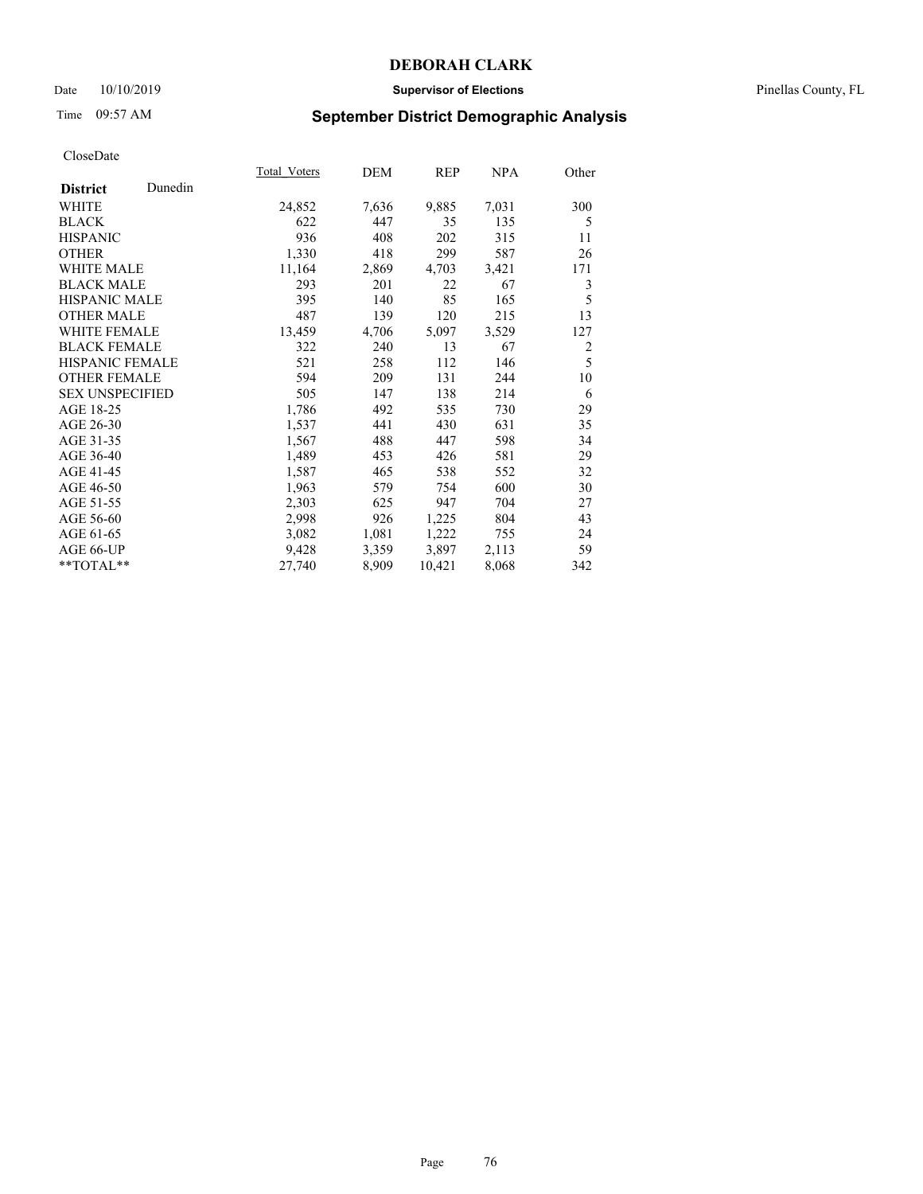CloseDate

| District: Dunedin | Total_Voters | DEM | REP | NPA | Other |
|---|---|---|---|---|---|
| WHITE | 24,852 | 7,636 | 9,885 | 7,031 | 300 |
| BLACK | 622 | 447 | 35 | 135 | 5 |
| HISPANIC | 936 | 408 | 202 | 315 | 11 |
| OTHER | 1,330 | 418 | 299 | 587 | 26 |
| WHITE MALE | 11,164 | 2,869 | 4,703 | 3,421 | 171 |
| BLACK MALE | 293 | 201 | 22 | 67 | 3 |
| HISPANIC MALE | 395 | 140 | 85 | 165 | 5 |
| OTHER MALE | 487 | 139 | 120 | 215 | 13 |
| WHITE FEMALE | 13,459 | 4,706 | 5,097 | 3,529 | 127 |
| BLACK FEMALE | 322 | 240 | 13 | 67 | 2 |
| HISPANIC FEMALE | 521 | 258 | 112 | 146 | 5 |
| OTHER FEMALE | 594 | 209 | 131 | 244 | 10 |
| SEX UNSPECIFIED | 505 | 147 | 138 | 214 | 6 |
| AGE 18-25 | 1,786 | 492 | 535 | 730 | 29 |
| AGE 26-30 | 1,537 | 441 | 430 | 631 | 35 |
| AGE 31-35 | 1,567 | 488 | 447 | 598 | 34 |
| AGE 36-40 | 1,489 | 453 | 426 | 581 | 29 |
| AGE 41-45 | 1,587 | 465 | 538 | 552 | 32 |
| AGE 46-50 | 1,963 | 579 | 754 | 600 | 30 |
| AGE 51-55 | 2,303 | 625 | 947 | 704 | 27 |
| AGE 56-60 | 2,998 | 926 | 1,225 | 804 | 43 |
| AGE 61-65 | 3,082 | 1,081 | 1,222 | 755 | 24 |
| AGE 66-UP | 9,428 | 3,359 | 3,897 | 2,113 | 59 |
| **TOTAL** | 27,740 | 8,909 | 10,421 | 8,068 | 342 |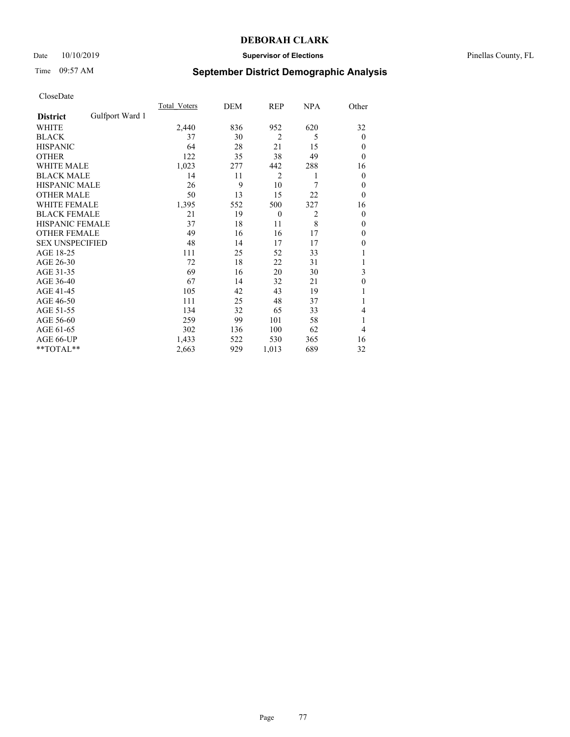# DEBORAH CLARK

Date 10/10/2019 **Supervisor of Elections** Pinellas County, FL

Time 09:57 AM **September District Demographic Analysis**

CloseDate

| | Total_Voters | DEM | REP | NPA | Other |
|---|---|---|---|---|---|
| **District** Gulfport Ward 1 | | | | | |
| WHITE | 2,440 | 836 | 952 | 620 | 32 |
| BLACK | 37 | 30 | 2 | 5 | 0 |
| HISPANIC | 64 | 28 | 21 | 15 | 0 |
| OTHER | 122 | 35 | 38 | 49 | 0 |
| WHITE MALE | 1,023 | 277 | 442 | 288 | 16 |
| BLACK MALE | 14 | 11 | 2 | 1 | 0 |
| HISPANIC MALE | 26 | 9 | 10 | 7 | 0 |
| OTHER MALE | 50 | 13 | 15 | 22 | 0 |
| WHITE FEMALE | 1,395 | 552 | 500 | 327 | 16 |
| BLACK FEMALE | 21 | 19 | 0 | 2 | 0 |
| HISPANIC FEMALE | 37 | 18 | 11 | 8 | 0 |
| OTHER FEMALE | 49 | 16 | 16 | 17 | 0 |
| SEX UNSPECIFIED | 48 | 14 | 17 | 17 | 0 |
| AGE 18-25 | 111 | 25 | 52 | 33 | 1 |
| AGE 26-30 | 72 | 18 | 22 | 31 | 1 |
| AGE 31-35 | 69 | 16 | 20 | 30 | 3 |
| AGE 36-40 | 67 | 14 | 32 | 21 | 0 |
| AGE 41-45 | 105 | 42 | 43 | 19 | 1 |
| AGE 46-50 | 111 | 25 | 48 | 37 | 1 |
| AGE 51-55 | 134 | 32 | 65 | 33 | 4 |
| AGE 56-60 | 259 | 99 | 101 | 58 | 1 |
| AGE 61-65 | 302 | 136 | 100 | 62 | 4 |
| AGE 66-UP | 1,433 | 522 | 530 | 365 | 16 |
| **TOTAL** | 2,663 | 929 | 1,013 | 689 | 32 |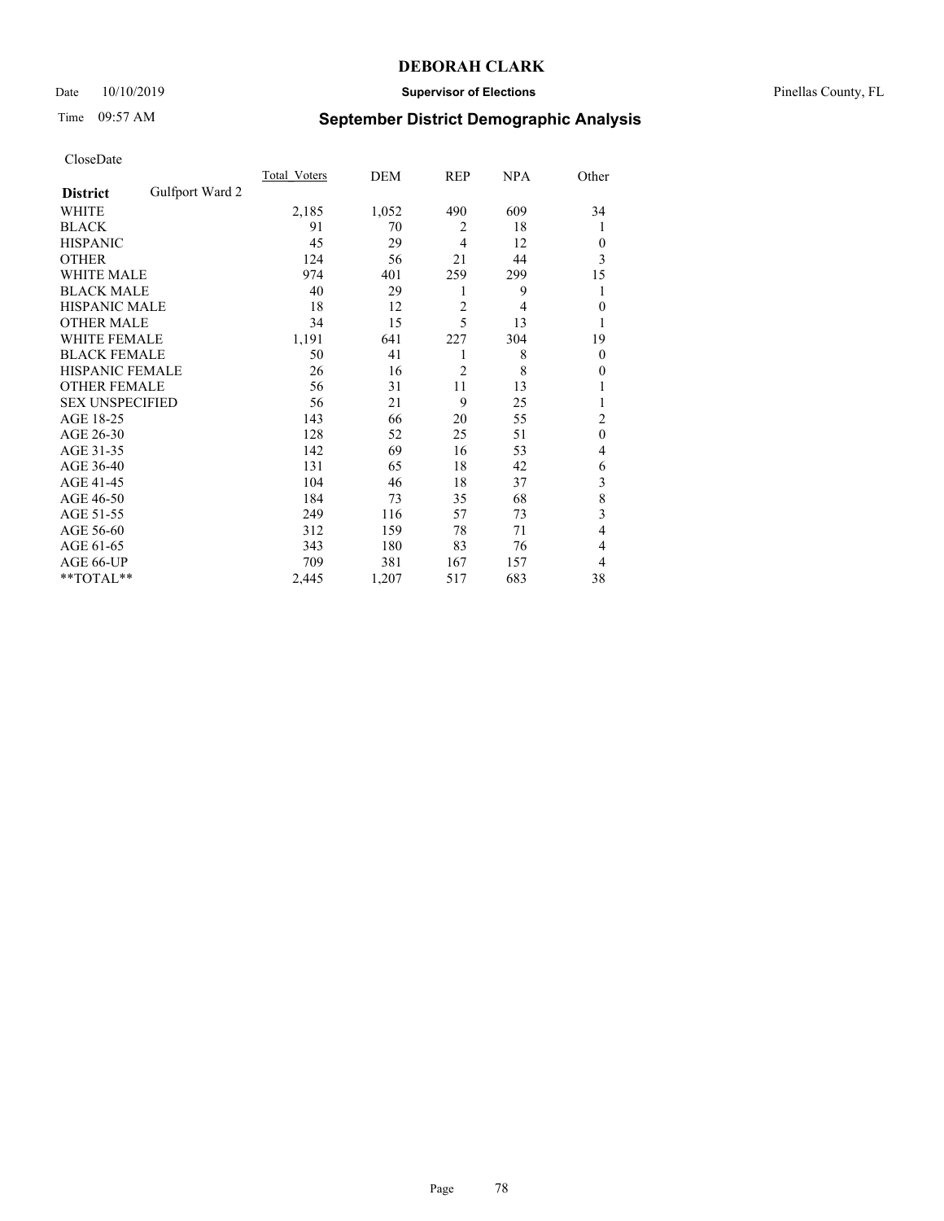# DEBORAH CLARK

Date 10/10/2019 **Supervisor of Elections** Pinellas County, FL

Time 09:57 AM **September District Demographic Analysis**

CloseDate

| **District** Gulfport Ward 2 | Total_Voters | DEM | REP | NPA | Other |
|---|---|---|---|---|---|
| WHITE | 2,185 | 1,052 | 490 | 609 | 34 |
| BLACK | 91 | 70 | 2 | 18 | 1 |
| HISPANIC | 45 | 29 | 4 | 12 | 0 |
| OTHER | 124 | 56 | 21 | 44 | 3 |
| WHITE MALE | 974 | 401 | 259 | 299 | 15 |
| BLACK MALE | 40 | 29 | 1 | 9 | 1 |
| HISPANIC MALE | 18 | 12 | 2 | 4 | 0 |
| OTHER MALE | 34 | 15 | 5 | 13 | 1 |
| WHITE FEMALE | 1,191 | 641 | 227 | 304 | 19 |
| BLACK FEMALE | 50 | 41 | 1 | 8 | 0 |
| HISPANIC FEMALE | 26 | 16 | 2 | 8 | 0 |
| OTHER FEMALE | 56 | 31 | 11 | 13 | 1 |
| SEX UNSPECIFIED | 56 | 21 | 9 | 25 | 1 |
| AGE 18-25 | 143 | 66 | 20 | 55 | 2 |
| AGE 26-30 | 128 | 52 | 25 | 51 | 0 |
| AGE 31-35 | 142 | 69 | 16 | 53 | 4 |
| AGE 36-40 | 131 | 65 | 18 | 42 | 6 |
| AGE 41-45 | 104 | 46 | 18 | 37 | 3 |
| AGE 46-50 | 184 | 73 | 35 | 68 | 8 |
| AGE 51-55 | 249 | 116 | 57 | 73 | 3 |
| AGE 56-60 | 312 | 159 | 78 | 71 | 4 |
| AGE 61-65 | 343 | 180 | 83 | 76 | 4 |
| AGE 66-UP | 709 | 381 | 167 | 157 | 4 |
| **TOTAL** | 2,445 | 1,207 | 517 | 683 | 38 |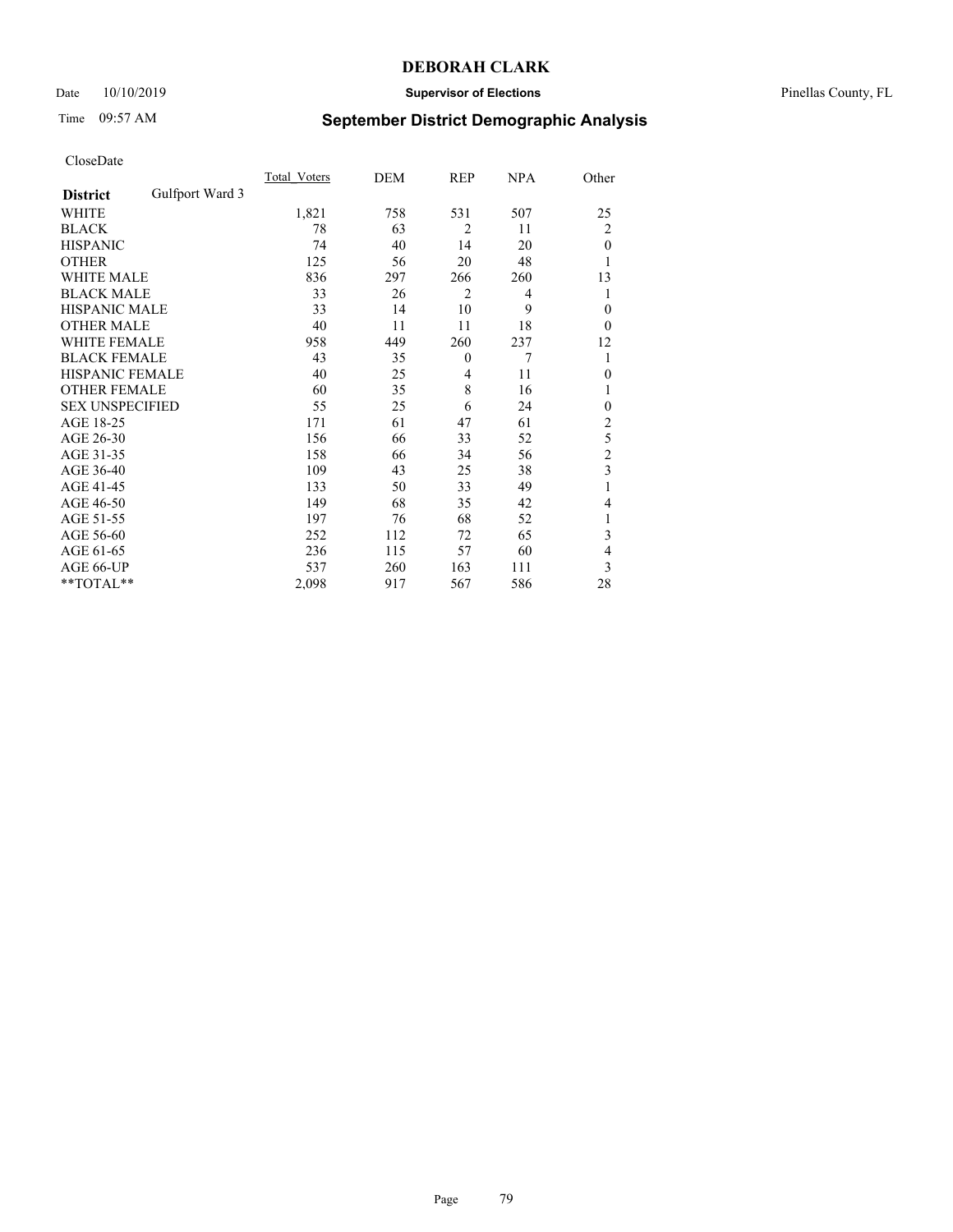**DEBORAH CLARK**

Date 10/10/2019 **Supervisor of Elections** Pinellas County, FL

Time 09:57 AM **September District Demographic Analysis**

CloseDate

| District | Gulfport Ward 3 | Total_Voters | DEM | REP | NPA | Other |
|---|---|---|---|---|---|---|
| WHITE | | 1,821 | 758 | 531 | 507 | 25 |
| BLACK | | 78 | 63 | 2 | 11 | 2 |
| HISPANIC | | 74 | 40 | 14 | 20 | 0 |
| OTHER | | 125 | 56 | 20 | 48 | 1 |
| WHITE MALE | | 836 | 297 | 266 | 260 | 13 |
| BLACK MALE | | 33 | 26 | 2 | 4 | 1 |
| HISPANIC MALE | | 33 | 14 | 10 | 9 | 0 |
| OTHER MALE | | 40 | 11 | 11 | 18 | 0 |
| WHITE FEMALE | | 958 | 449 | 260 | 237 | 12 |
| BLACK FEMALE | | 43 | 35 | 0 | 7 | 1 |
| HISPANIC FEMALE | | 40 | 25 | 4 | 11 | 0 |
| OTHER FEMALE | | 60 | 35 | 8 | 16 | 1 |
| SEX UNSPECIFIED | | 55 | 25 | 6 | 24 | 0 |
| AGE 18-25 | | 171 | 61 | 47 | 61 | 2 |
| AGE 26-30 | | 156 | 66 | 33 | 52 | 5 |
| AGE 31-35 | | 158 | 66 | 34 | 56 | 2 |
| AGE 36-40 | | 109 | 43 | 25 | 38 | 3 |
| AGE 41-45 | | 133 | 50 | 33 | 49 | 1 |
| AGE 46-50 | | 149 | 68 | 35 | 42 | 4 |
| AGE 51-55 | | 197 | 76 | 68 | 52 | 1 |
| AGE 56-60 | | 252 | 112 | 72 | 65 | 3 |
| AGE 61-65 | | 236 | 115 | 57 | 60 | 4 |
| AGE 66-UP | | 537 | 260 | 163 | 111 | 3 |
| **TOTAL** | | 2,098 | 917 | 567 | 586 | 28 |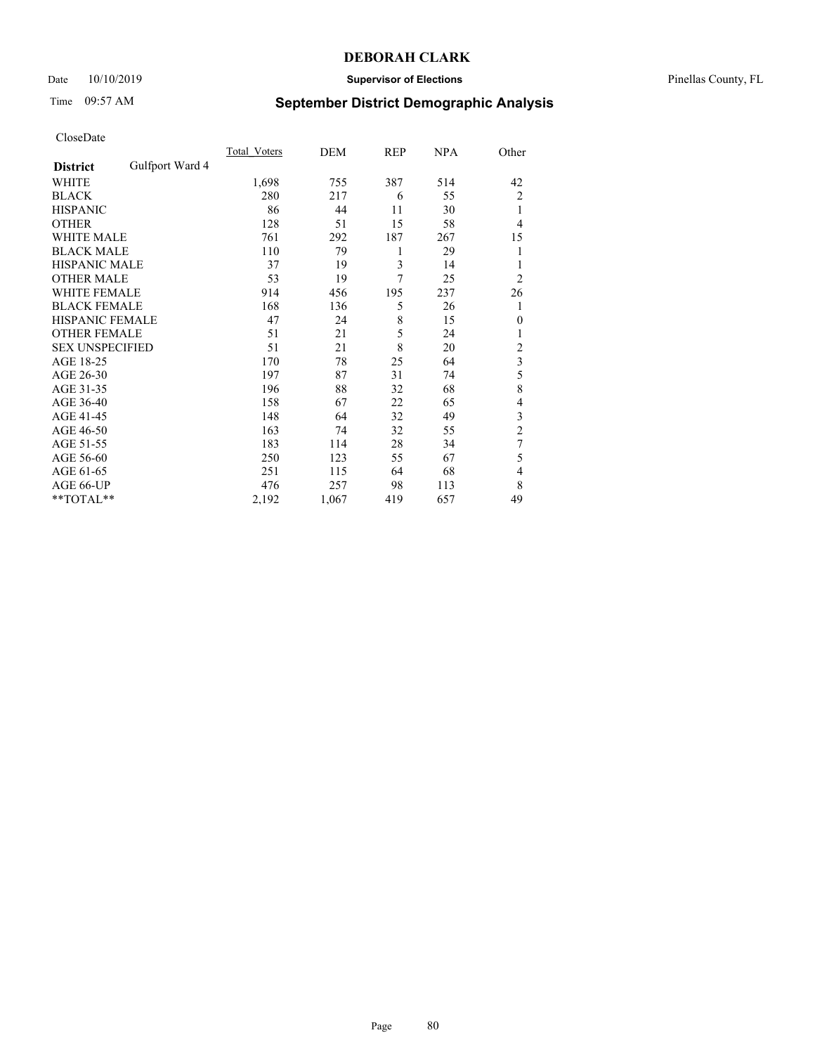**DEBORAH CLARK**

Date 10/10/2019 **Supervisor of Elections** Pinellas County, FL

Time 09:57 AM **September District Demographic Analysis**

CloseDate

| | Total_Voters | DEM | REP | NPA | Other |
|---|---|---|---|---|---|
| **District** Gulfport Ward 4 | | | | | |
| WHITE | 1,698 | 755 | 387 | 514 | 42 |
| BLACK | 280 | 217 | 6 | 55 | 2 |
| HISPANIC | 86 | 44 | 11 | 30 | 1 |
| OTHER | 128 | 51 | 15 | 58 | 4 |
| WHITE MALE | 761 | 292 | 187 | 267 | 15 |
| BLACK MALE | 110 | 79 | 1 | 29 | 1 |
| HISPANIC MALE | 37 | 19 | 3 | 14 | 1 |
| OTHER MALE | 53 | 19 | 7 | 25 | 2 |
| WHITE FEMALE | 914 | 456 | 195 | 237 | 26 |
| BLACK FEMALE | 168 | 136 | 5 | 26 | 1 |
| HISPANIC FEMALE | 47 | 24 | 8 | 15 | 0 |
| OTHER FEMALE | 51 | 21 | 5 | 24 | 1 |
| SEX UNSPECIFIED | 51 | 21 | 8 | 20 | 2 |
| AGE 18-25 | 170 | 78 | 25 | 64 | 3 |
| AGE 26-30 | 197 | 87 | 31 | 74 | 5 |
| AGE 31-35 | 196 | 88 | 32 | 68 | 8 |
| AGE 36-40 | 158 | 67 | 22 | 65 | 4 |
| AGE 41-45 | 148 | 64 | 32 | 49 | 3 |
| AGE 46-50 | 163 | 74 | 32 | 55 | 2 |
| AGE 51-55 | 183 | 114 | 28 | 34 | 7 |
| AGE 56-60 | 250 | 123 | 55 | 67 | 5 |
| AGE 61-65 | 251 | 115 | 64 | 68 | 4 |
| AGE 66-UP | 476 | 257 | 98 | 113 | 8 |
| **TOTAL** | 2,192 | 1,067 | 419 | 657 | 49 |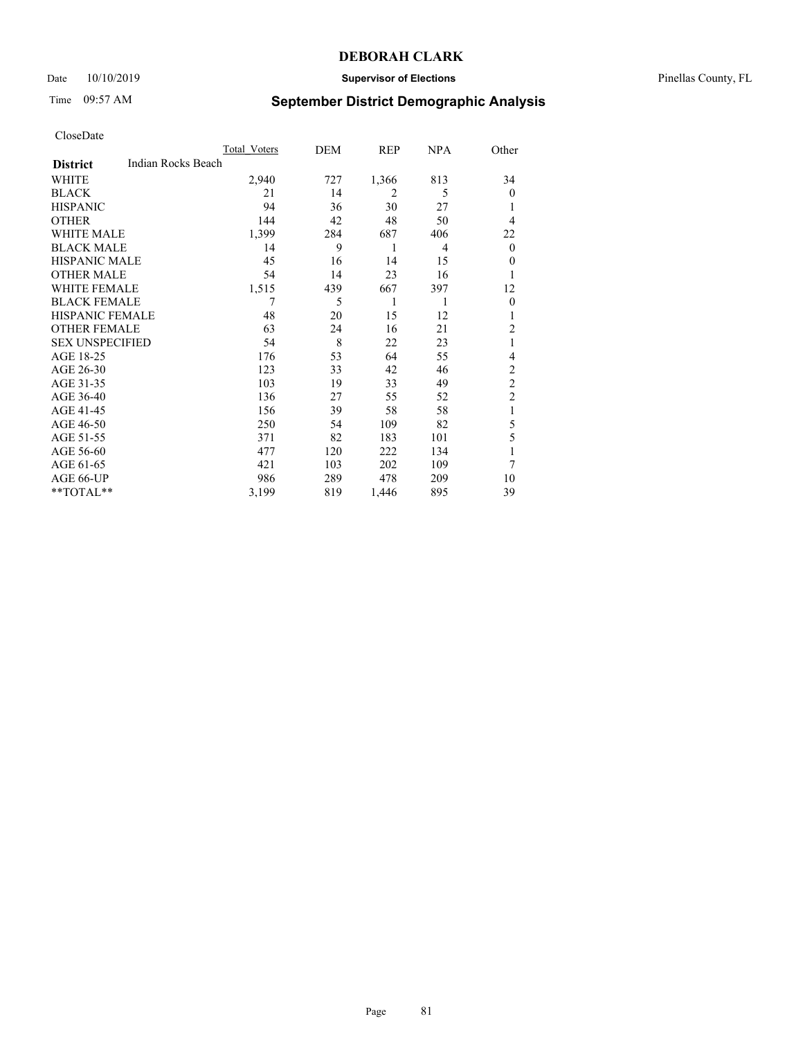**DEBORAH CLARK**

Date 10/10/2019 **Supervisor of Elections** Pinellas County, FL

Time 09:57 AM **September District Demographic Analysis**

CloseDate

| | Total Voters | DEM | REP | NPA | Other |
|---|---|---|---|---|---|
| **District** Indian Rocks Beach | | | | | |
| WHITE | 2,940 | 727 | 1,366 | 813 | 34 |
| BLACK | 21 | 14 | 2 | 5 | 0 |
| HISPANIC | 94 | 36 | 30 | 27 | 1 |
| OTHER | 144 | 42 | 48 | 50 | 4 |
| WHITE MALE | 1,399 | 284 | 687 | 406 | 22 |
| BLACK MALE | 14 | 9 | 1 | 4 | 0 |
| HISPANIC MALE | 45 | 16 | 14 | 15 | 0 |
| OTHER MALE | 54 | 14 | 23 | 16 | 1 |
| WHITE FEMALE | 1,515 | 439 | 667 | 397 | 12 |
| BLACK FEMALE | 7 | 5 | 1 | 1 | 0 |
| HISPANIC FEMALE | 48 | 20 | 15 | 12 | 1 |
| OTHER FEMALE | 63 | 24 | 16 | 21 | 2 |
| SEX UNSPECIFIED | 54 | 8 | 22 | 23 | 1 |
| AGE 18-25 | 176 | 53 | 64 | 55 | 4 |
| AGE 26-30 | 123 | 33 | 42 | 46 | 2 |
| AGE 31-35 | 103 | 19 | 33 | 49 | 2 |
| AGE 36-40 | 136 | 27 | 55 | 52 | 2 |
| AGE 41-45 | 156 | 39 | 58 | 58 | 1 |
| AGE 46-50 | 250 | 54 | 109 | 82 | 5 |
| AGE 51-55 | 371 | 82 | 183 | 101 | 5 |
| AGE 56-60 | 477 | 120 | 222 | 134 | 1 |
| AGE 61-65 | 421 | 103 | 202 | 109 | 7 |
| AGE 66-UP | 986 | 289 | 478 | 209 | 10 |
| **TOTAL** | 3,199 | 819 | 1,446 | 895 | 39 |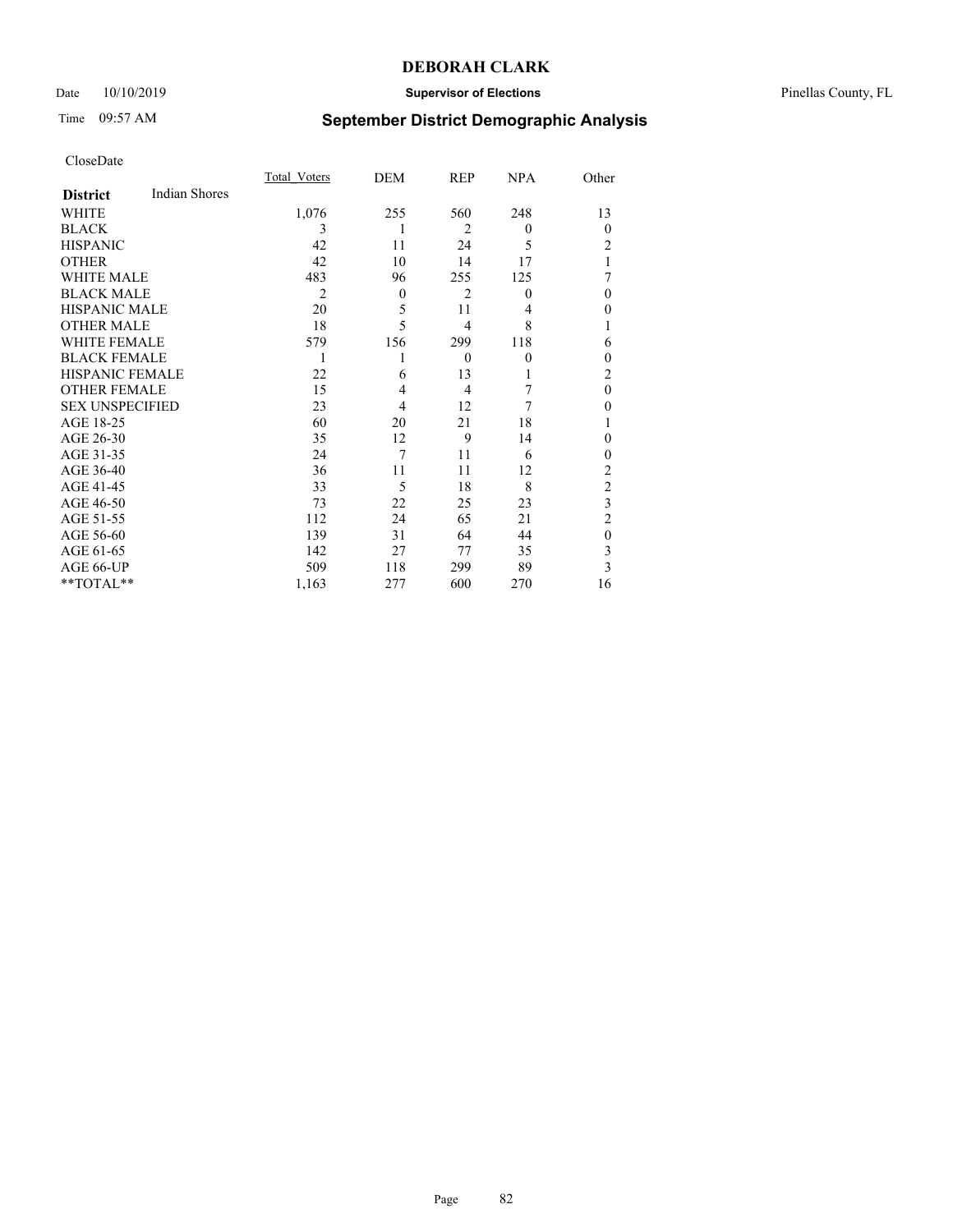# DEBORAH CLARK

Date 10/10/2019 **Supervisor of Elections** Pinellas County, FL

Time 09:57 AM **September District Demographic Analysis**

CloseDate

| **District** Indian Shores | Total_Voters | DEM | REP | NPA | Other |
|---|---|---|---|---|---|
| WHITE | 1,076 | 255 | 560 | 248 | 13 |
| BLACK | 3 | 1 | 2 | 0 | 0 |
| HISPANIC | 42 | 11 | 24 | 5 | 2 |
| OTHER | 42 | 10 | 14 | 17 | 1 |
| WHITE MALE | 483 | 96 | 255 | 125 | 7 |
| BLACK MALE | 2 | 0 | 2 | 0 | 0 |
| HISPANIC MALE | 20 | 5 | 11 | 4 | 0 |
| OTHER MALE | 18 | 5 | 4 | 8 | 1 |
| WHITE FEMALE | 579 | 156 | 299 | 118 | 6 |
| BLACK FEMALE | 1 | 1 | 0 | 0 | 0 |
| HISPANIC FEMALE | 22 | 6 | 13 | 1 | 2 |
| OTHER FEMALE | 15 | 4 | 4 | 7 | 0 |
| SEX UNSPECIFIED | 23 | 4 | 12 | 7 | 0 |
| AGE 18-25 | 60 | 20 | 21 | 18 | 1 |
| AGE 26-30 | 35 | 12 | 9 | 14 | 0 |
| AGE 31-35 | 24 | 7 | 11 | 6 | 0 |
| AGE 36-40 | 36 | 11 | 11 | 12 | 2 |
| AGE 41-45 | 33 | 5 | 18 | 8 | 2 |
| AGE 46-50 | 73 | 22 | 25 | 23 | 3 |
| AGE 51-55 | 112 | 24 | 65 | 21 | 2 |
| AGE 56-60 | 139 | 31 | 64 | 44 | 0 |
| AGE 61-65 | 142 | 27 | 77 | 35 | 3 |
| AGE 66-UP | 509 | 118 | 299 | 89 | 3 |
| **TOTAL** | 1,163 | 277 | 600 | 270 | 16 |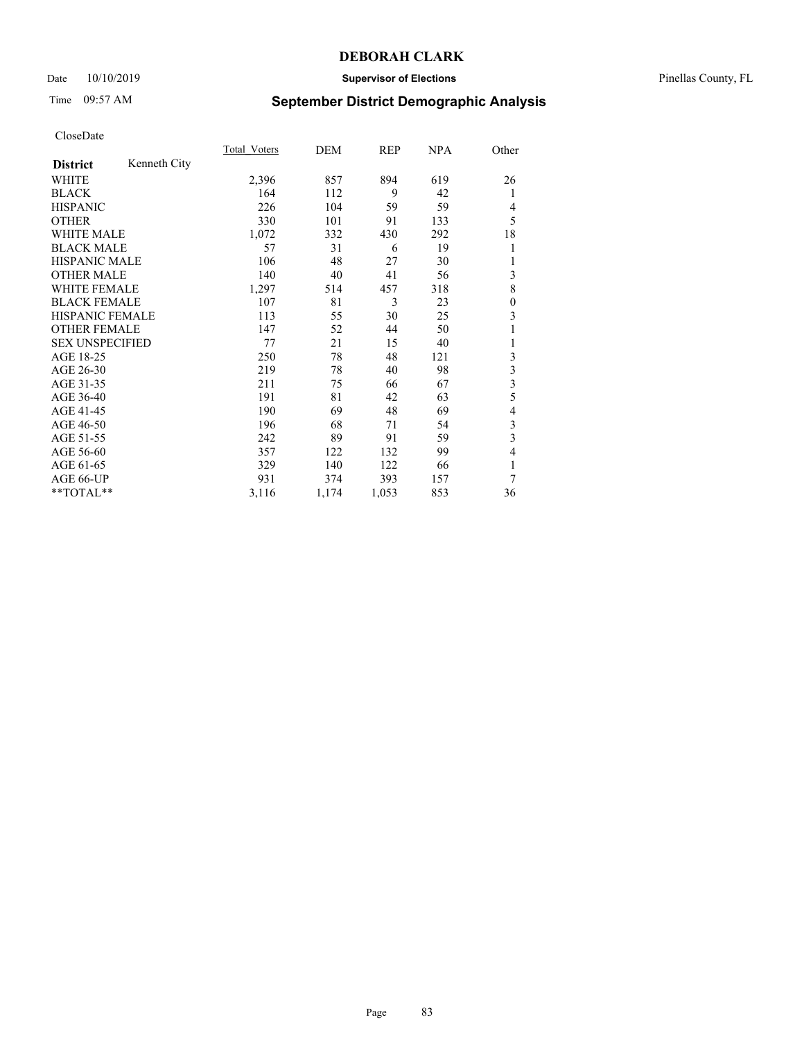**DEBORAH CLARK**

Date 10/10/2019 **Supervisor of Elections** Pinellas County, FL

Time 09:57 AM **September District Demographic Analysis**

CloseDate

| **District** Kenneth City | Total_Voters | DEM | REP | NPA | Other |
|---|---|---|---|---|---|
| WHITE | 2,396 | 857 | 894 | 619 | 26 |
| BLACK | 164 | 112 | 9 | 42 | 1 |
| HISPANIC | 226 | 104 | 59 | 59 | 4 |
| OTHER | 330 | 101 | 91 | 133 | 5 |
| WHITE MALE | 1,072 | 332 | 430 | 292 | 18 |
| BLACK MALE | 57 | 31 | 6 | 19 | 1 |
| HISPANIC MALE | 106 | 48 | 27 | 30 | 1 |
| OTHER MALE | 140 | 40 | 41 | 56 | 3 |
| WHITE FEMALE | 1,297 | 514 | 457 | 318 | 8 |
| BLACK FEMALE | 107 | 81 | 3 | 23 | 0 |
| HISPANIC FEMALE | 113 | 55 | 30 | 25 | 3 |
| OTHER FEMALE | 147 | 52 | 44 | 50 | 1 |
| SEX UNSPECIFIED | 77 | 21 | 15 | 40 | 1 |
| AGE 18-25 | 250 | 78 | 48 | 121 | 3 |
| AGE 26-30 | 219 | 78 | 40 | 98 | 3 |
| AGE 31-35 | 211 | 75 | 66 | 67 | 3 |
| AGE 36-40 | 191 | 81 | 42 | 63 | 5 |
| AGE 41-45 | 190 | 69 | 48 | 69 | 4 |
| AGE 46-50 | 196 | 68 | 71 | 54 | 3 |
| AGE 51-55 | 242 | 89 | 91 | 59 | 3 |
| AGE 56-60 | 357 | 122 | 132 | 99 | 4 |
| AGE 61-65 | 329 | 140 | 122 | 66 | 1 |
| AGE 66-UP | 931 | 374 | 393 | 157 | 7 |
| **TOTAL** | 3,116 | 1,174 | 1,053 | 853 | 36 |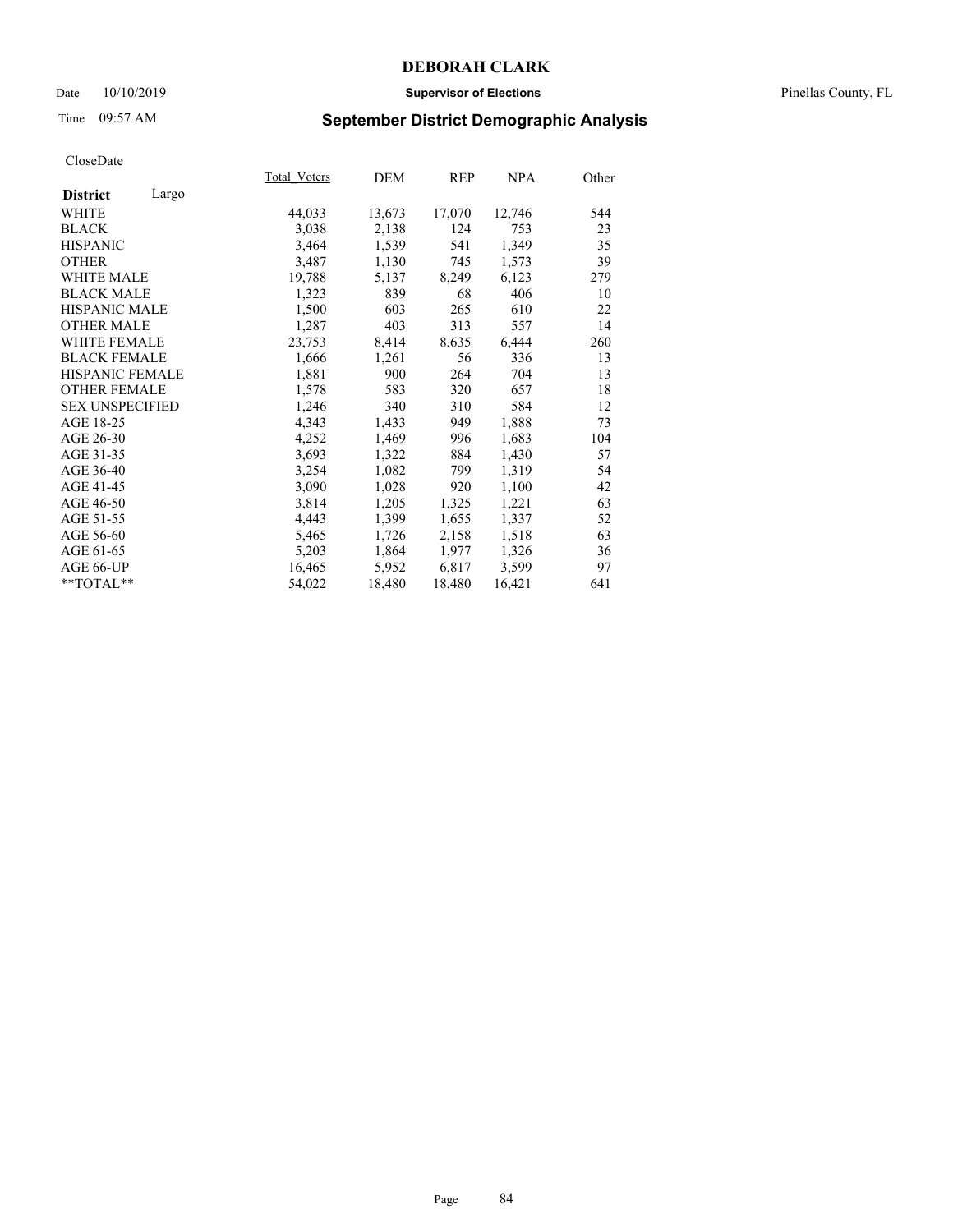# DEBORAH CLARK

Date 10/10/2019 **Supervisor of Elections** Pinellas County, FL

Time 09:57 AM **September District Demographic Analysis**

CloseDate

| **District** Largo | Total_Voters | DEM | REP | NPA | Other |
|---|---|---|---|---|---|
| WHITE | 44,033 | 13,673 | 17,070 | 12,746 | 544 |
| BLACK | 3,038 | 2,138 | 124 | 753 | 23 |
| HISPANIC | 3,464 | 1,539 | 541 | 1,349 | 35 |
| OTHER | 3,487 | 1,130 | 745 | 1,573 | 39 |
| WHITE MALE | 19,788 | 5,137 | 8,249 | 6,123 | 279 |
| BLACK MALE | 1,323 | 839 | 68 | 406 | 10 |
| HISPANIC MALE | 1,500 | 603 | 265 | 610 | 22 |
| OTHER MALE | 1,287 | 403 | 313 | 557 | 14 |
| WHITE FEMALE | 23,753 | 8,414 | 8,635 | 6,444 | 260 |
| BLACK FEMALE | 1,666 | 1,261 | 56 | 336 | 13 |
| HISPANIC FEMALE | 1,881 | 900 | 264 | 704 | 13 |
| OTHER FEMALE | 1,578 | 583 | 320 | 657 | 18 |
| SEX UNSPECIFIED | 1,246 | 340 | 310 | 584 | 12 |
| AGE 18-25 | 4,343 | 1,433 | 949 | 1,888 | 73 |
| AGE 26-30 | 4,252 | 1,469 | 996 | 1,683 | 104 |
| AGE 31-35 | 3,693 | 1,322 | 884 | 1,430 | 57 |
| AGE 36-40 | 3,254 | 1,082 | 799 | 1,319 | 54 |
| AGE 41-45 | 3,090 | 1,028 | 920 | 1,100 | 42 |
| AGE 46-50 | 3,814 | 1,205 | 1,325 | 1,221 | 63 |
| AGE 51-55 | 4,443 | 1,399 | 1,655 | 1,337 | 52 |
| AGE 56-60 | 5,465 | 1,726 | 2,158 | 1,518 | 63 |
| AGE 61-65 | 5,203 | 1,864 | 1,977 | 1,326 | 36 |
| AGE 66-UP | 16,465 | 5,952 | 6,817 | 3,599 | 97 |
| **TOTAL** | 54,022 | 18,480 | 18,480 | 16,421 | 641 |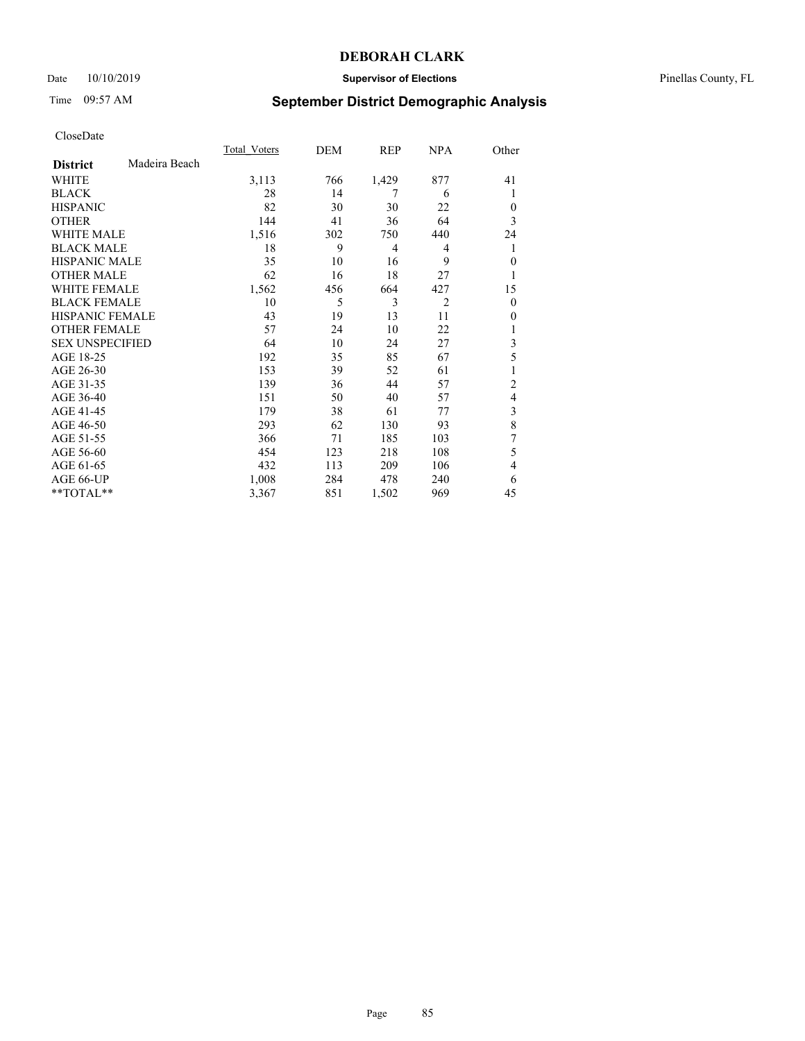**DEBORAH CLARK**

Date 10/10/2019 **Supervisor of Elections** Pinellas County, FL

Time 09:57 AM **September District Demographic Analysis**

CloseDate

| **District** Madeira Beach | Total_Voters | DEM | REP | NPA | Other |
|---|---|---|---|---|---|
| WHITE | 3,113 | 766 | 1,429 | 877 | 41 |
| BLACK | 28 | 14 | 7 | 6 | 1 |
| HISPANIC | 82 | 30 | 30 | 22 | 0 |
| OTHER | 144 | 41 | 36 | 64 | 3 |
| WHITE MALE | 1,516 | 302 | 750 | 440 | 24 |
| BLACK MALE | 18 | 9 | 4 | 4 | 1 |
| HISPANIC MALE | 35 | 10 | 16 | 9 | 0 |
| OTHER MALE | 62 | 16 | 18 | 27 | 1 |
| WHITE FEMALE | 1,562 | 456 | 664 | 427 | 15 |
| BLACK FEMALE | 10 | 5 | 3 | 2 | 0 |
| HISPANIC FEMALE | 43 | 19 | 13 | 11 | 0 |
| OTHER FEMALE | 57 | 24 | 10 | 22 | 1 |
| SEX UNSPECIFIED | 64 | 10 | 24 | 27 | 3 |
| AGE 18-25 | 192 | 35 | 85 | 67 | 5 |
| AGE 26-30 | 153 | 39 | 52 | 61 | 1 |
| AGE 31-35 | 139 | 36 | 44 | 57 | 2 |
| AGE 36-40 | 151 | 50 | 40 | 57 | 4 |
| AGE 41-45 | 179 | 38 | 61 | 77 | 3 |
| AGE 46-50 | 293 | 62 | 130 | 93 | 8 |
| AGE 51-55 | 366 | 71 | 185 | 103 | 7 |
| AGE 56-60 | 454 | 123 | 218 | 108 | 5 |
| AGE 61-65 | 432 | 113 | 209 | 106 | 4 |
| AGE 66-UP | 1,008 | 284 | 478 | 240 | 6 |
| **TOTAL** | 3,367 | 851 | 1,502 | 969 | 45 |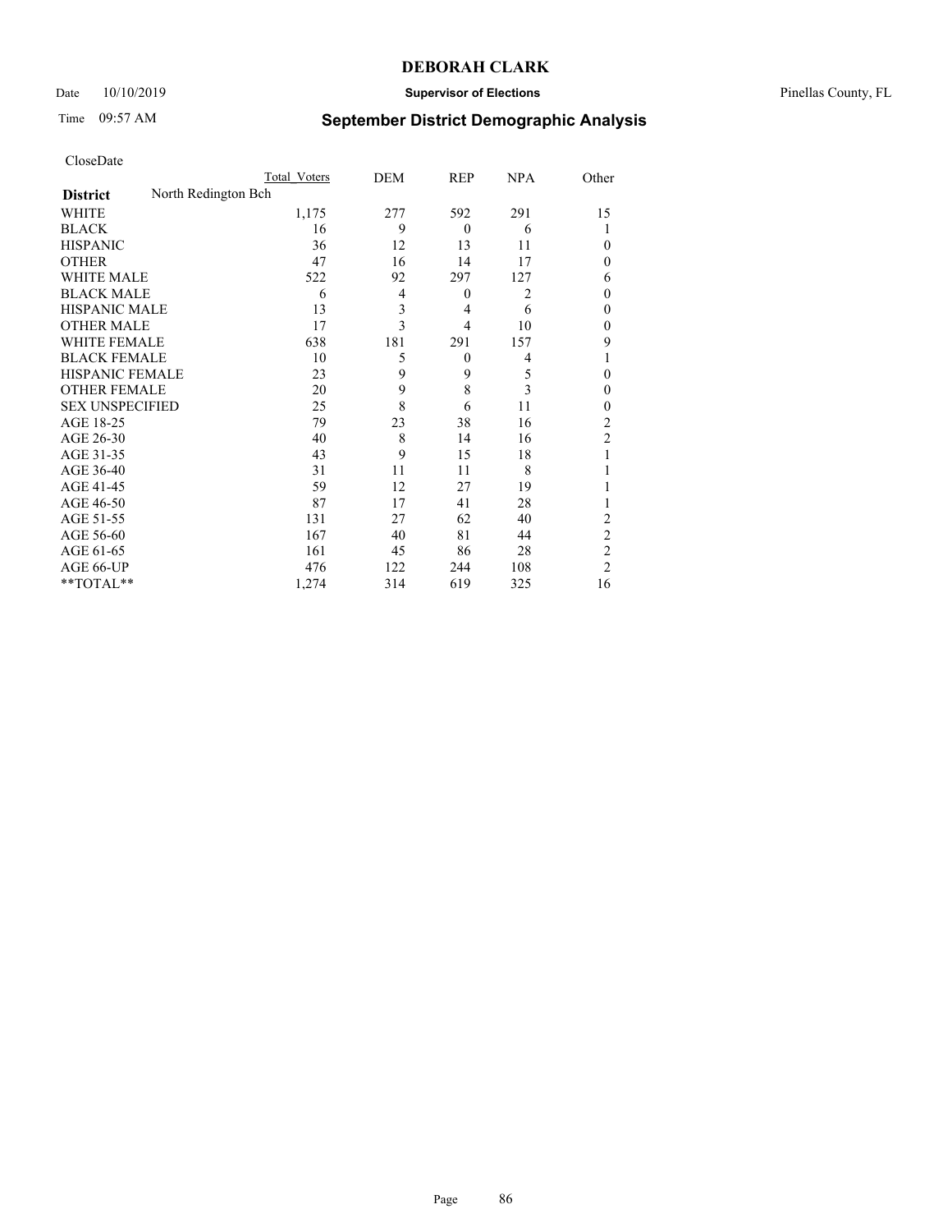# DEBORAH CLARK

Date 10/10/2019 **Supervisor of Elections** Pinellas County, FL

Time 09:57 AM **September District Demographic Analysis**

CloseDate

| | Total Voters | DEM | REP | NPA | Other |
|---|---|---|---|---|---|
| **District** North Redington Bch | | | | | |
| WHITE | 1,175 | 277 | 592 | 291 | 15 |
| BLACK | 16 | 9 | 0 | 6 | 1 |
| HISPANIC | 36 | 12 | 13 | 11 | 0 |
| OTHER | 47 | 16 | 14 | 17 | 0 |
| WHITE MALE | 522 | 92 | 297 | 127 | 6 |
| BLACK MALE | 6 | 4 | 0 | 2 | 0 |
| HISPANIC MALE | 13 | 3 | 4 | 6 | 0 |
| OTHER MALE | 17 | 3 | 4 | 10 | 0 |
| WHITE FEMALE | 638 | 181 | 291 | 157 | 9 |
| BLACK FEMALE | 10 | 5 | 0 | 4 | 1 |
| HISPANIC FEMALE | 23 | 9 | 9 | 5 | 0 |
| OTHER FEMALE | 20 | 9 | 8 | 3 | 0 |
| SEX UNSPECIFIED | 25 | 8 | 6 | 11 | 0 |
| AGE 18-25 | 79 | 23 | 38 | 16 | 2 |
| AGE 26-30 | 40 | 8 | 14 | 16 | 2 |
| AGE 31-35 | 43 | 9 | 15 | 18 | 1 |
| AGE 36-40 | 31 | 11 | 11 | 8 | 1 |
| AGE 41-45 | 59 | 12 | 27 | 19 | 1 |
| AGE 46-50 | 87 | 17 | 41 | 28 | 1 |
| AGE 51-55 | 131 | 27 | 62 | 40 | 2 |
| AGE 56-60 | 167 | 40 | 81 | 44 | 2 |
| AGE 61-65 | 161 | 45 | 86 | 28 | 2 |
| AGE 66-UP | 476 | 122 | 244 | 108 | 2 |
| **TOTAL** | 1,274 | 314 | 619 | 325 | 16 |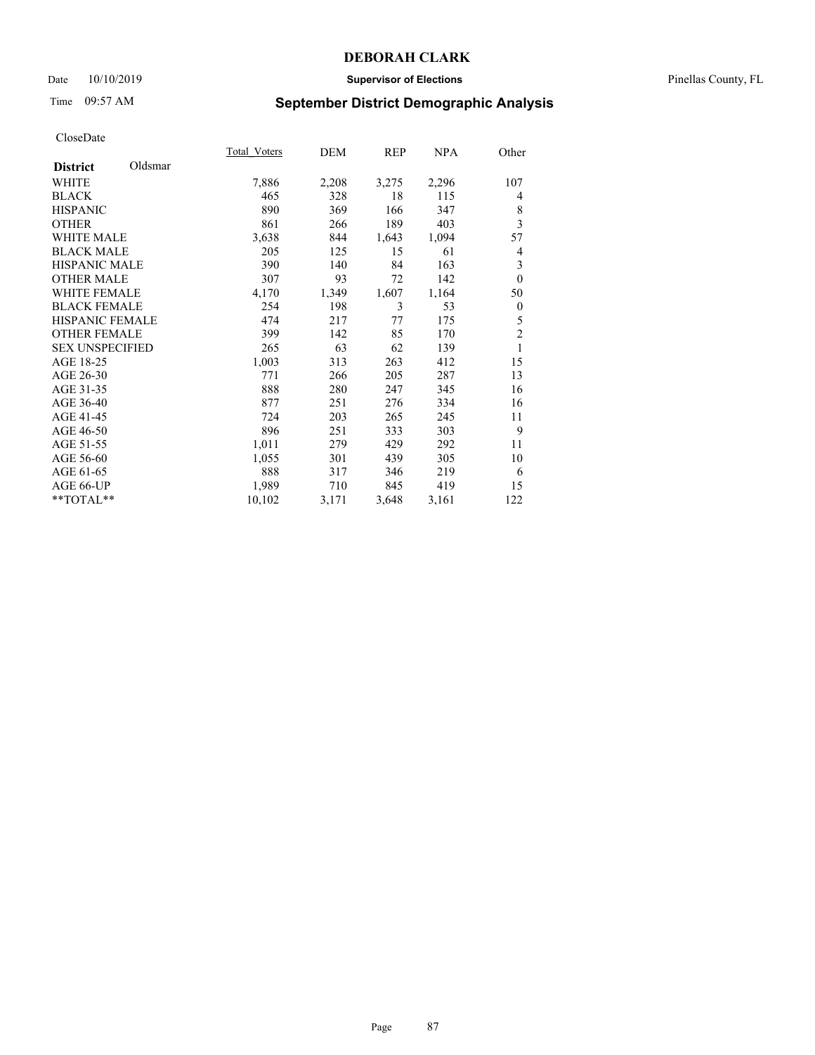CloseDate

| District Oldsmar | Total_Voters | DEM | REP | NPA | Other |
|---|---|---|---|---|---|
| WHITE | 7,886 | 2,208 | 3,275 | 2,296 | 107 |
| BLACK | 465 | 328 | 18 | 115 | 4 |
| HISPANIC | 890 | 369 | 166 | 347 | 8 |
| OTHER | 861 | 266 | 189 | 403 | 3 |
| WHITE MALE | 3,638 | 844 | 1,643 | 1,094 | 57 |
| BLACK MALE | 205 | 125 | 15 | 61 | 4 |
| HISPANIC MALE | 390 | 140 | 84 | 163 | 3 |
| OTHER MALE | 307 | 93 | 72 | 142 | 0 |
| WHITE FEMALE | 4,170 | 1,349 | 1,607 | 1,164 | 50 |
| BLACK FEMALE | 254 | 198 | 3 | 53 | 0 |
| HISPANIC FEMALE | 474 | 217 | 77 | 175 | 5 |
| OTHER FEMALE | 399 | 142 | 85 | 170 | 2 |
| SEX UNSPECIFIED | 265 | 63 | 62 | 139 | 1 |
| AGE 18-25 | 1,003 | 313 | 263 | 412 | 15 |
| AGE 26-30 | 771 | 266 | 205 | 287 | 13 |
| AGE 31-35 | 888 | 280 | 247 | 345 | 16 |
| AGE 36-40 | 877 | 251 | 276 | 334 | 16 |
| AGE 41-45 | 724 | 203 | 265 | 245 | 11 |
| AGE 46-50 | 896 | 251 | 333 | 303 | 9 |
| AGE 51-55 | 1,011 | 279 | 429 | 292 | 11 |
| AGE 56-60 | 1,055 | 301 | 439 | 305 | 10 |
| AGE 61-65 | 888 | 317 | 346 | 219 | 6 |
| AGE 66-UP | 1,989 | 710 | 845 | 419 | 15 |
| **TOTAL** | 10,102 | 3,171 | 3,648 | 3,161 | 122 |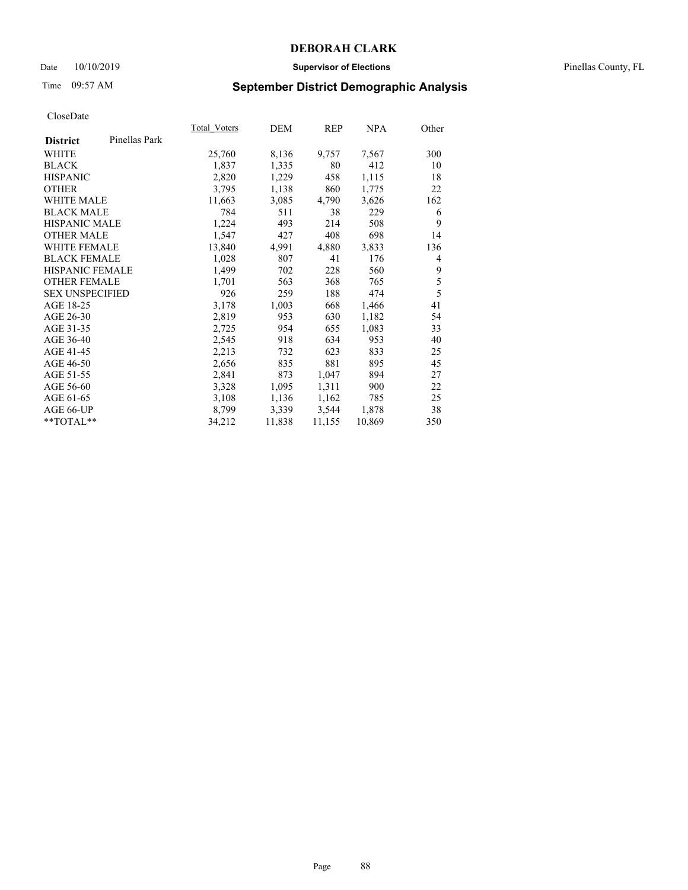**DEBORAH CLARK**

Date 10/10/2019 **Supervisor of Elections** Pinellas County, FL

Time 09:57 AM

## September District Demographic Analysis

CloseDate

| **District** Pinellas Park | Total_Voters | DEM | REP | NPA | Other |
|---|---|---|---|---|---|
| WHITE | 25,760 | 8,136 | 9,757 | 7,567 | 300 |
| BLACK | 1,837 | 1,335 | 80 | 412 | 10 |
| HISPANIC | 2,820 | 1,229 | 458 | 1,115 | 18 |
| OTHER | 3,795 | 1,138 | 860 | 1,775 | 22 |
| WHITE MALE | 11,663 | 3,085 | 4,790 | 3,626 | 162 |
| BLACK MALE | 784 | 511 | 38 | 229 | 6 |
| HISPANIC MALE | 1,224 | 493 | 214 | 508 | 9 |
| OTHER MALE | 1,547 | 427 | 408 | 698 | 14 |
| WHITE FEMALE | 13,840 | 4,991 | 4,880 | 3,833 | 136 |
| BLACK FEMALE | 1,028 | 807 | 41 | 176 | 4 |
| HISPANIC FEMALE | 1,499 | 702 | 228 | 560 | 9 |
| OTHER FEMALE | 1,701 | 563 | 368 | 765 | 5 |
| SEX UNSPECIFIED | 926 | 259 | 188 | 474 | 5 |
| AGE 18-25 | 3,178 | 1,003 | 668 | 1,466 | 41 |
| AGE 26-30 | 2,819 | 953 | 630 | 1,182 | 54 |
| AGE 31-35 | 2,725 | 954 | 655 | 1,083 | 33 |
| AGE 36-40 | 2,545 | 918 | 634 | 953 | 40 |
| AGE 41-45 | 2,213 | 732 | 623 | 833 | 25 |
| AGE 46-50 | 2,656 | 835 | 881 | 895 | 45 |
| AGE 51-55 | 2,841 | 873 | 1,047 | 894 | 27 |
| AGE 56-60 | 3,328 | 1,095 | 1,311 | 900 | 22 |
| AGE 61-65 | 3,108 | 1,136 | 1,162 | 785 | 25 |
| AGE 66-UP | 8,799 | 3,339 | 3,544 | 1,878 | 38 |
| **TOTAL** | 34,212 | 11,838 | 11,155 | 10,869 | 350 |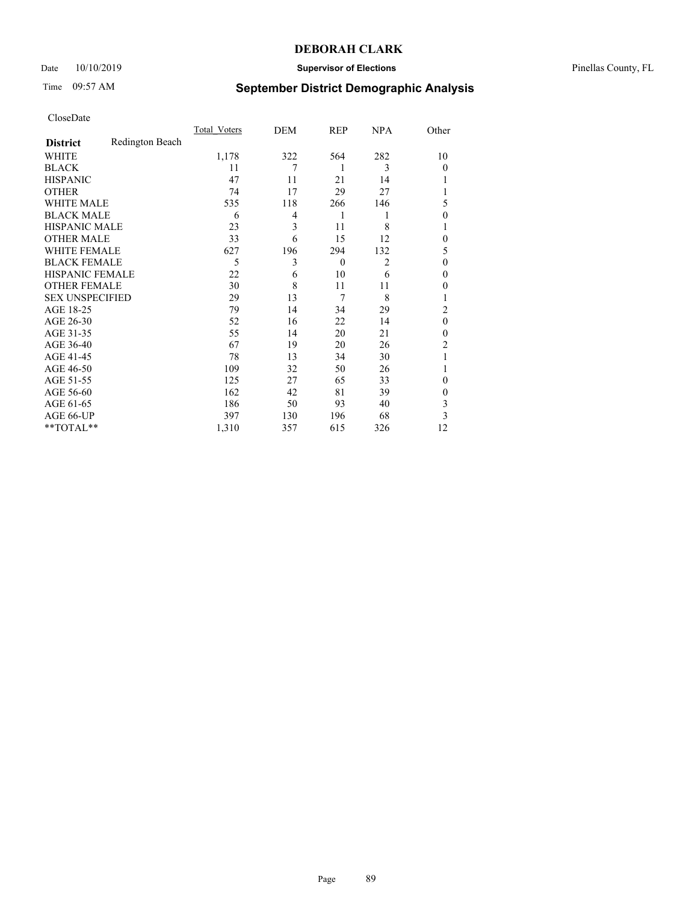CloseDate

| District | Redington Beach | Total_Voters | DEM | REP | NPA | Other |
|---|---|---|---|---|---|---|
| WHITE | | 1,178 | 322 | 564 | 282 | 10 |
| BLACK | | 11 | 7 | 1 | 3 | 0 |
| HISPANIC | | 47 | 11 | 21 | 14 | 1 |
| OTHER | | 74 | 17 | 29 | 27 | 1 |
| WHITE MALE | | 535 | 118 | 266 | 146 | 5 |
| BLACK MALE | | 6 | 4 | 1 | 1 | 0 |
| HISPANIC MALE | | 23 | 3 | 11 | 8 | 1 |
| OTHER MALE | | 33 | 6 | 15 | 12 | 0 |
| WHITE FEMALE | | 627 | 196 | 294 | 132 | 5 |
| BLACK FEMALE | | 5 | 3 | 0 | 2 | 0 |
| HISPANIC FEMALE | | 22 | 6 | 10 | 6 | 0 |
| OTHER FEMALE | | 30 | 8 | 11 | 11 | 0 |
| SEX UNSPECIFIED | | 29 | 13 | 7 | 8 | 1 |
| AGE 18-25 | | 79 | 14 | 34 | 29 | 2 |
| AGE 26-30 | | 52 | 16 | 22 | 14 | 0 |
| AGE 31-35 | | 55 | 14 | 20 | 21 | 0 |
| AGE 36-40 | | 67 | 19 | 20 | 26 | 2 |
| AGE 41-45 | | 78 | 13 | 34 | 30 | 1 |
| AGE 46-50 | | 109 | 32 | 50 | 26 | 1 |
| AGE 51-55 | | 125 | 27 | 65 | 33 | 0 |
| AGE 56-60 | | 162 | 42 | 81 | 39 | 0 |
| AGE 61-65 | | 186 | 50 | 93 | 40 | 3 |
| AGE 66-UP | | 397 | 130 | 196 | 68 | 3 |
| **TOTAL** | | 1,310 | 357 | 615 | 326 | 12 |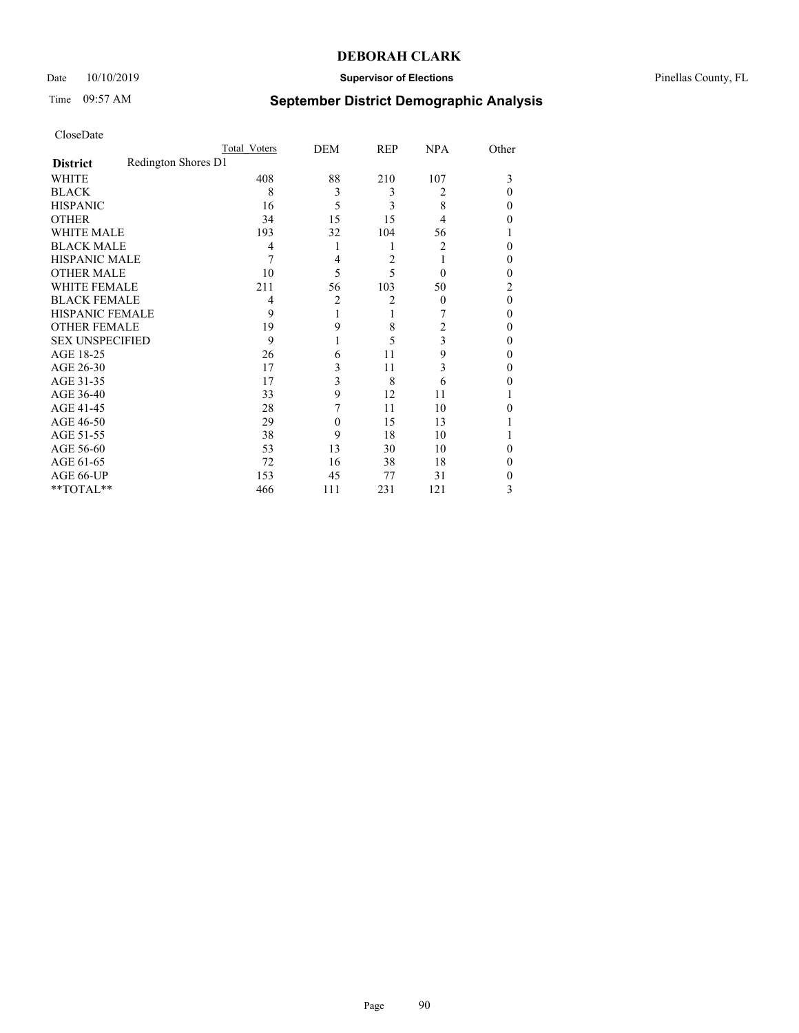**DEBORAH CLARK**

Date 10/10/2019 | **Supervisor of Elections** | Pinellas County, FL

Time 09:57 AM | **September District Demographic Analysis**

CloseDate

| | Total_Voters | DEM | REP | NPA | Other |
|---|---|---|---|---|---|
| **District** Redington Shores D1 | | | | | |
| WHITE | 408 | 88 | 210 | 107 | 3 |
| BLACK | 8 | 3 | 3 | 2 | 0 |
| HISPANIC | 16 | 5 | 3 | 8 | 0 |
| OTHER | 34 | 15 | 15 | 4 | 0 |
| WHITE MALE | 193 | 32 | 104 | 56 | 1 |
| BLACK MALE | 4 | 1 | 1 | 2 | 0 |
| HISPANIC MALE | 7 | 4 | 2 | 1 | 0 |
| OTHER MALE | 10 | 5 | 5 | 0 | 0 |
| WHITE FEMALE | 211 | 56 | 103 | 50 | 2 |
| BLACK FEMALE | 4 | 2 | 2 | 0 | 0 |
| HISPANIC FEMALE | 9 | 1 | 1 | 7 | 0 |
| OTHER FEMALE | 19 | 9 | 8 | 2 | 0 |
| SEX UNSPECIFIED | 9 | 1 | 5 | 3 | 0 |
| AGE 18-25 | 26 | 6 | 11 | 9 | 0 |
| AGE 26-30 | 17 | 3 | 11 | 3 | 0 |
| AGE 31-35 | 17 | 3 | 8 | 6 | 0 |
| AGE 36-40 | 33 | 9 | 12 | 11 | 1 |
| AGE 41-45 | 28 | 7 | 11 | 10 | 0 |
| AGE 46-50 | 29 | 0 | 15 | 13 | 1 |
| AGE 51-55 | 38 | 9 | 18 | 10 | 1 |
| AGE 56-60 | 53 | 13 | 30 | 10 | 0 |
| AGE 61-65 | 72 | 16 | 38 | 18 | 0 |
| AGE 66-UP | 153 | 45 | 77 | 31 | 0 |
| **TOTAL** | 466 | 111 | 231 | 121 | 3 |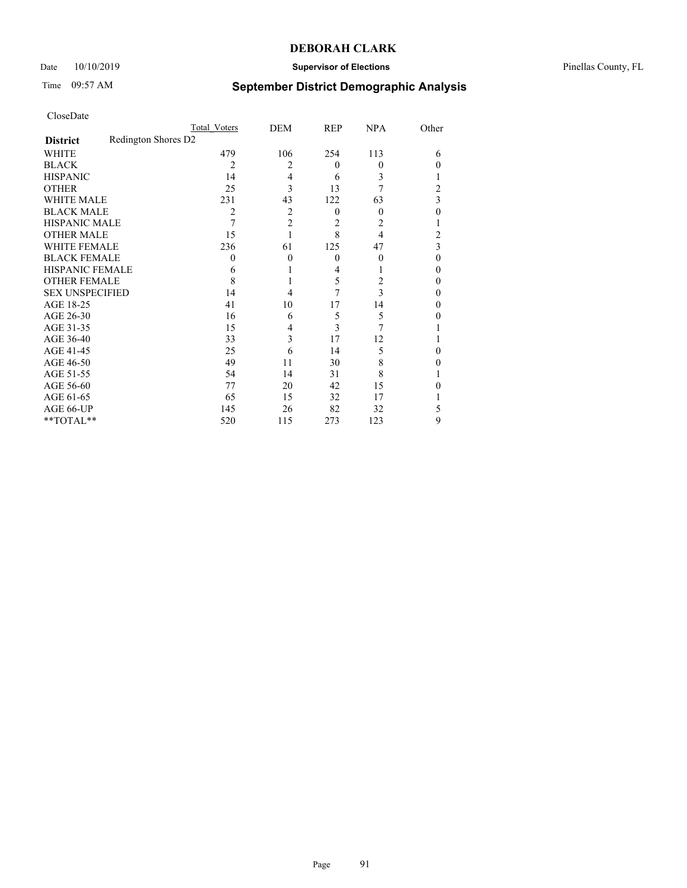# DEBORAH CLARK

Date 10/10/2019 **Supervisor of Elections** Pinellas County, FL

Time 09:57 AM **September District Demographic Analysis**

CloseDate

| **District** | Redington Shores D2 | Total Voters | DEM | REP | NPA | Other |
|---|---|---|---|---|---|---|
| WHITE | | 479 | 106 | 254 | 113 | 6 |
| BLACK | | 2 | 2 | 0 | 0 | 0 |
| HISPANIC | | 14 | 4 | 6 | 3 | 1 |
| OTHER | | 25 | 3 | 13 | 7 | 2 |
| WHITE MALE | | 231 | 43 | 122 | 63 | 3 |
| BLACK MALE | | 2 | 2 | 0 | 0 | 0 |
| HISPANIC MALE | | 7 | 2 | 2 | 2 | 1 |
| OTHER MALE | | 15 | 1 | 8 | 4 | 2 |
| WHITE FEMALE | | 236 | 61 | 125 | 47 | 3 |
| BLACK FEMALE | | 0 | 0 | 0 | 0 | 0 |
| HISPANIC FEMALE | | 6 | 1 | 4 | 1 | 0 |
| OTHER FEMALE | | 8 | 1 | 5 | 2 | 0 |
| SEX UNSPECIFIED | | 14 | 4 | 7 | 3 | 0 |
| AGE 18-25 | | 41 | 10 | 17 | 14 | 0 |
| AGE 26-30 | | 16 | 6 | 5 | 5 | 0 |
| AGE 31-35 | | 15 | 4 | 3 | 7 | 1 |
| AGE 36-40 | | 33 | 3 | 17 | 12 | 1 |
| AGE 41-45 | | 25 | 6 | 14 | 5 | 0 |
| AGE 46-50 | | 49 | 11 | 30 | 8 | 0 |
| AGE 51-55 | | 54 | 14 | 31 | 8 | 1 |
| AGE 56-60 | | 77 | 20 | 42 | 15 | 0 |
| AGE 61-65 | | 65 | 15 | 32 | 17 | 1 |
| AGE 66-UP | | 145 | 26 | 82 | 32 | 5 |
| **TOTAL** | | 520 | 115 | 273 | 123 | 9 |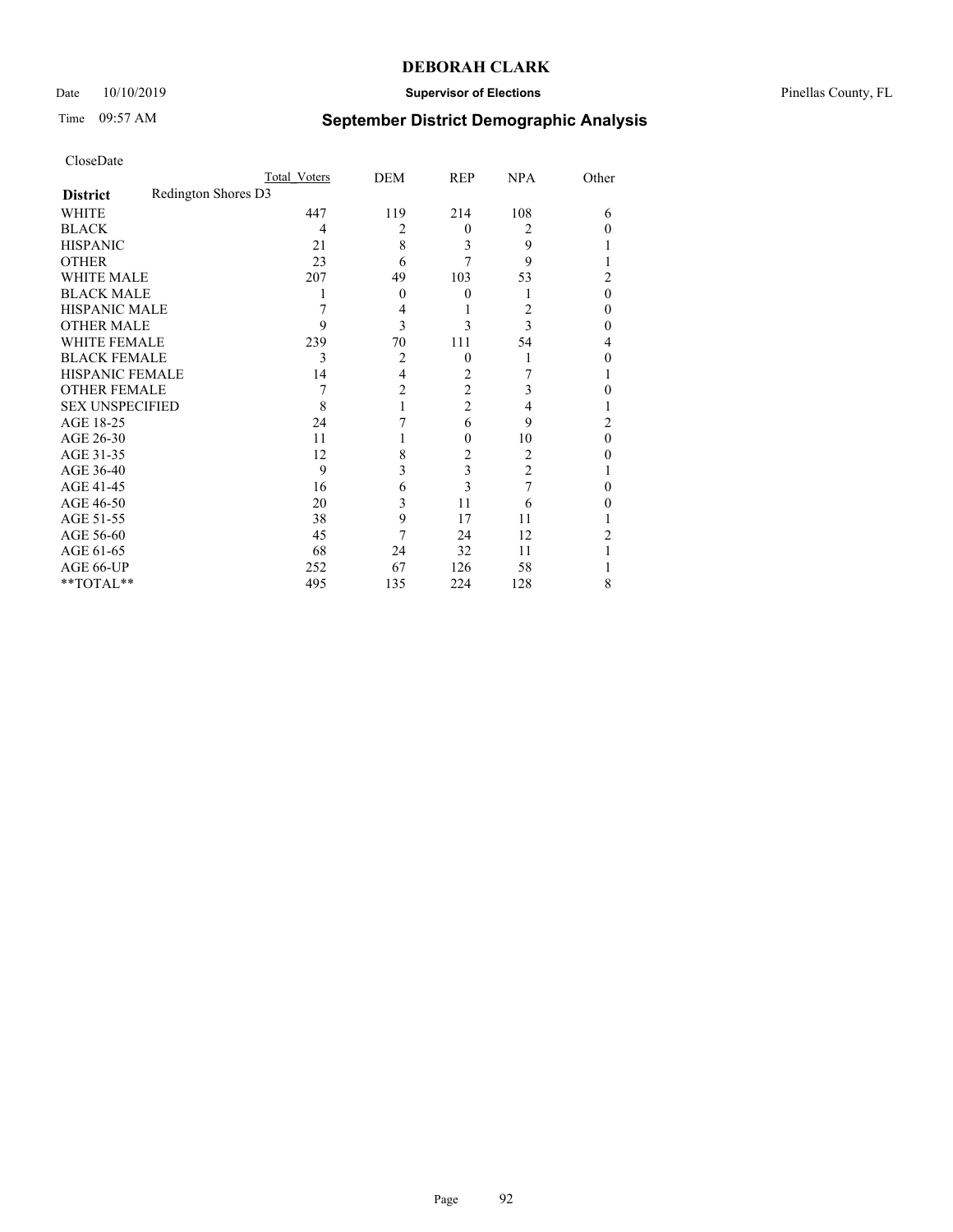# DEBORAH CLARK

Date 10/10/2019 **Supervisor of Elections** Pinellas County, FL

Time 09:57 AM **September District Demographic Analysis**

CloseDate

| | Total Voters | DEM | REP | NPA | Other |
|---|---|---|---|---|---|
| **District** Redington Shores D3 | | | | | |
| WHITE | 447 | 119 | 214 | 108 | 6 |
| BLACK | 4 | 2 | 0 | 2 | 0 |
| HISPANIC | 21 | 8 | 3 | 9 | 1 |
| OTHER | 23 | 6 | 7 | 9 | 1 |
| WHITE MALE | 207 | 49 | 103 | 53 | 2 |
| BLACK MALE | 1 | 0 | 0 | 1 | 0 |
| HISPANIC MALE | 7 | 4 | 1 | 2 | 0 |
| OTHER MALE | 9 | 3 | 3 | 3 | 0 |
| WHITE FEMALE | 239 | 70 | 111 | 54 | 4 |
| BLACK FEMALE | 3 | 2 | 0 | 1 | 0 |
| HISPANIC FEMALE | 14 | 4 | 2 | 7 | 1 |
| OTHER FEMALE | 7 | 2 | 2 | 3 | 0 |
| SEX UNSPECIFIED | 8 | 1 | 2 | 4 | 1 |
| AGE 18-25 | 24 | 7 | 6 | 9 | 2 |
| AGE 26-30 | 11 | 1 | 0 | 10 | 0 |
| AGE 31-35 | 12 | 8 | 2 | 2 | 0 |
| AGE 36-40 | 9 | 3 | 3 | 2 | 1 |
| AGE 41-45 | 16 | 6 | 3 | 7 | 0 |
| AGE 46-50 | 20 | 3 | 11 | 6 | 0 |
| AGE 51-55 | 38 | 9 | 17 | 11 | 1 |
| AGE 56-60 | 45 | 7 | 24 | 12 | 2 |
| AGE 61-65 | 68 | 24 | 32 | 11 | 1 |
| AGE 66-UP | 252 | 67 | 126 | 58 | 1 |
| **TOTAL** | 495 | 135 | 224 | 128 | 8 |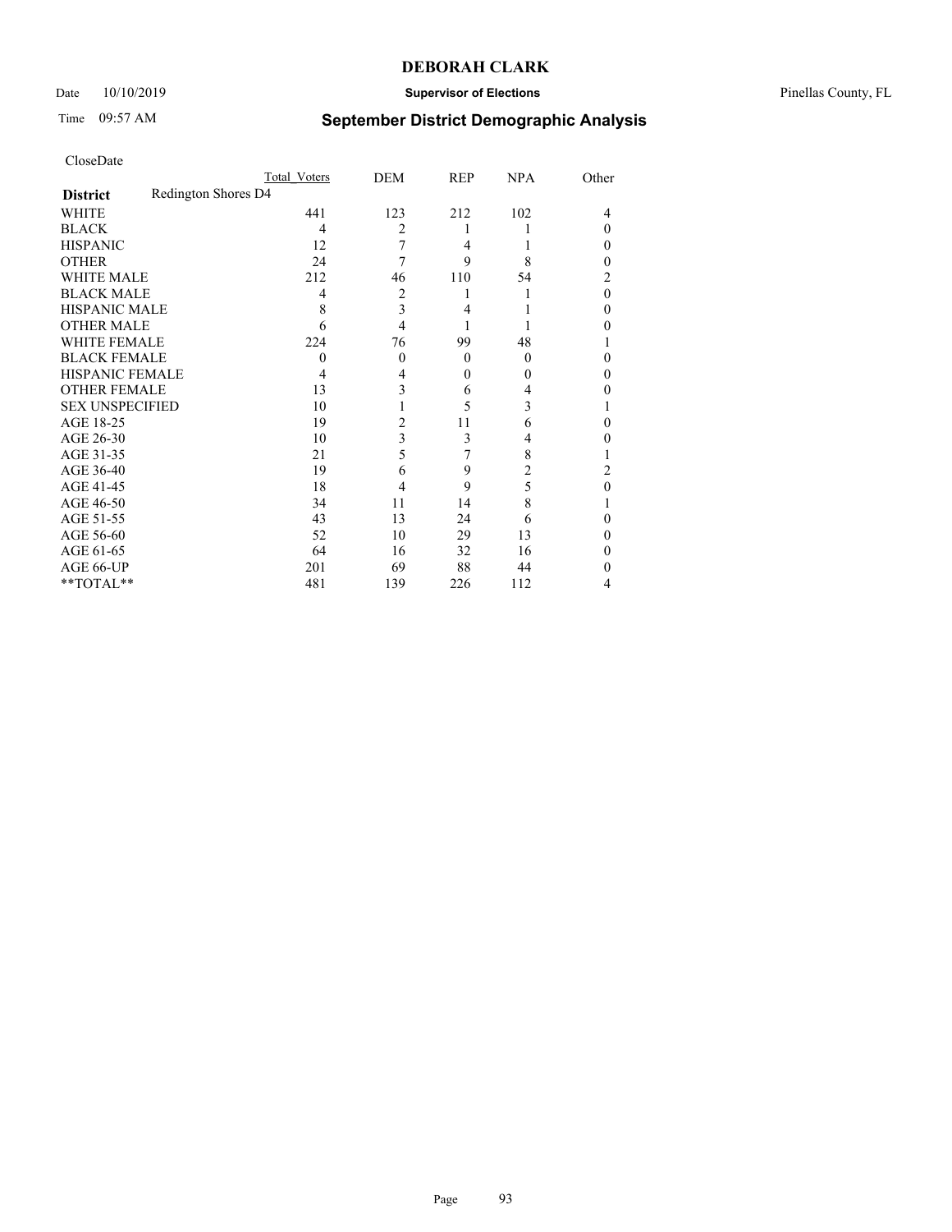# DEBORAH CLARK

Date 10/10/2019 **Supervisor of Elections** Pinellas County, FL

Time 09:57 AM **September District Demographic Analysis**

CloseDate

| | Total Voters | DEM | REP | NPA | Other |
|---|---|---|---|---|---|
| **District** Redington Shores D4 | | | | | |
| WHITE | 441 | 123 | 212 | 102 | 4 |
| BLACK | 4 | 2 | 1 | 1 | 0 |
| HISPANIC | 12 | 7 | 4 | 1 | 0 |
| OTHER | 24 | 7 | 9 | 8 | 0 |
| WHITE MALE | 212 | 46 | 110 | 54 | 2 |
| BLACK MALE | 4 | 2 | 1 | 1 | 0 |
| HISPANIC MALE | 8 | 3 | 4 | 1 | 0 |
| OTHER MALE | 6 | 4 | 1 | 1 | 0 |
| WHITE FEMALE | 224 | 76 | 99 | 48 | 1 |
| BLACK FEMALE | 0 | 0 | 0 | 0 | 0 |
| HISPANIC FEMALE | 4 | 4 | 0 | 0 | 0 |
| OTHER FEMALE | 13 | 3 | 6 | 4 | 0 |
| SEX UNSPECIFIED | 10 | 1 | 5 | 3 | 1 |
| AGE 18-25 | 19 | 2 | 11 | 6 | 0 |
| AGE 26-30 | 10 | 3 | 3 | 4 | 0 |
| AGE 31-35 | 21 | 5 | 7 | 8 | 1 |
| AGE 36-40 | 19 | 6 | 9 | 2 | 2 |
| AGE 41-45 | 18 | 4 | 9 | 5 | 0 |
| AGE 46-50 | 34 | 11 | 14 | 8 | 1 |
| AGE 51-55 | 43 | 13 | 24 | 6 | 0 |
| AGE 56-60 | 52 | 10 | 29 | 13 | 0 |
| AGE 61-65 | 64 | 16 | 32 | 16 | 0 |
| AGE 66-UP | 201 | 69 | 88 | 44 | 0 |
| **TOTAL** | 481 | 139 | 226 | 112 | 4 |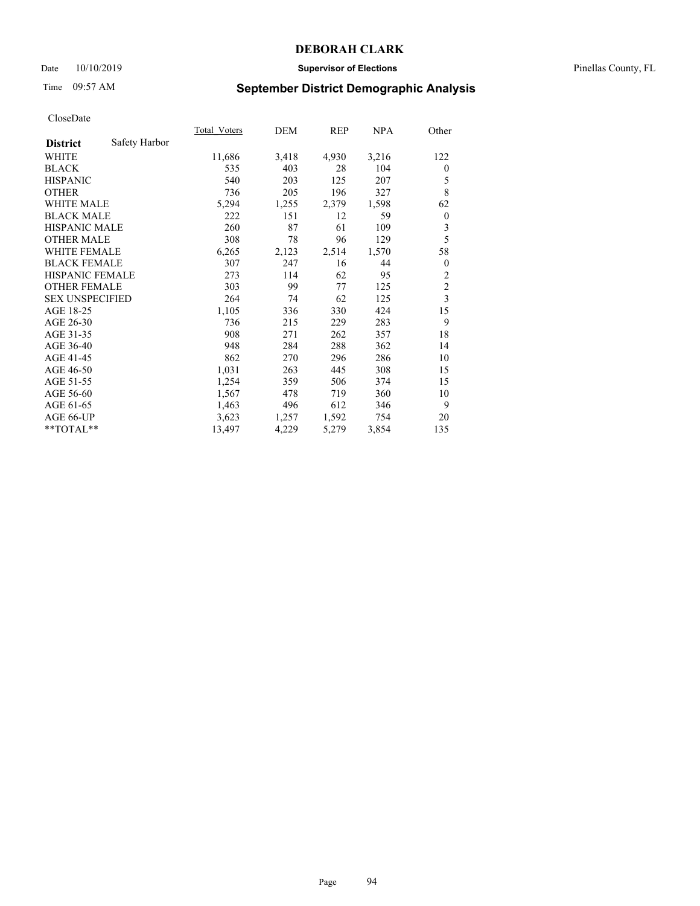**DEBORAH CLARK**

Date 10/10/2019 **Supervisor of Elections** Pinellas County, FL

Time 09:57 AM

## September District Demographic Analysis

CloseDate

| **District** Safety Harbor | Total_Voters | DEM | REP | NPA | Other |
|---|---|---|---|---|---|
| WHITE | 11,686 | 3,418 | 4,930 | 3,216 | 122 |
| BLACK | 535 | 403 | 28 | 104 | 0 |
| HISPANIC | 540 | 203 | 125 | 207 | 5 |
| OTHER | 736 | 205 | 196 | 327 | 8 |
| WHITE MALE | 5,294 | 1,255 | 2,379 | 1,598 | 62 |
| BLACK MALE | 222 | 151 | 12 | 59 | 0 |
| HISPANIC MALE | 260 | 87 | 61 | 109 | 3 |
| OTHER MALE | 308 | 78 | 96 | 129 | 5 |
| WHITE FEMALE | 6,265 | 2,123 | 2,514 | 1,570 | 58 |
| BLACK FEMALE | 307 | 247 | 16 | 44 | 0 |
| HISPANIC FEMALE | 273 | 114 | 62 | 95 | 2 |
| OTHER FEMALE | 303 | 99 | 77 | 125 | 2 |
| SEX UNSPECIFIED | 264 | 74 | 62 | 125 | 3 |
| AGE 18-25 | 1,105 | 336 | 330 | 424 | 15 |
| AGE 26-30 | 736 | 215 | 229 | 283 | 9 |
| AGE 31-35 | 908 | 271 | 262 | 357 | 18 |
| AGE 36-40 | 948 | 284 | 288 | 362 | 14 |
| AGE 41-45 | 862 | 270 | 296 | 286 | 10 |
| AGE 46-50 | 1,031 | 263 | 445 | 308 | 15 |
| AGE 51-55 | 1,254 | 359 | 506 | 374 | 15 |
| AGE 56-60 | 1,567 | 478 | 719 | 360 | 10 |
| AGE 61-65 | 1,463 | 496 | 612 | 346 | 9 |
| AGE 66-UP | 3,623 | 1,257 | 1,592 | 754 | 20 |
| **TOTAL** | 13,497 | 4,229 | 5,279 | 3,854 | 135 |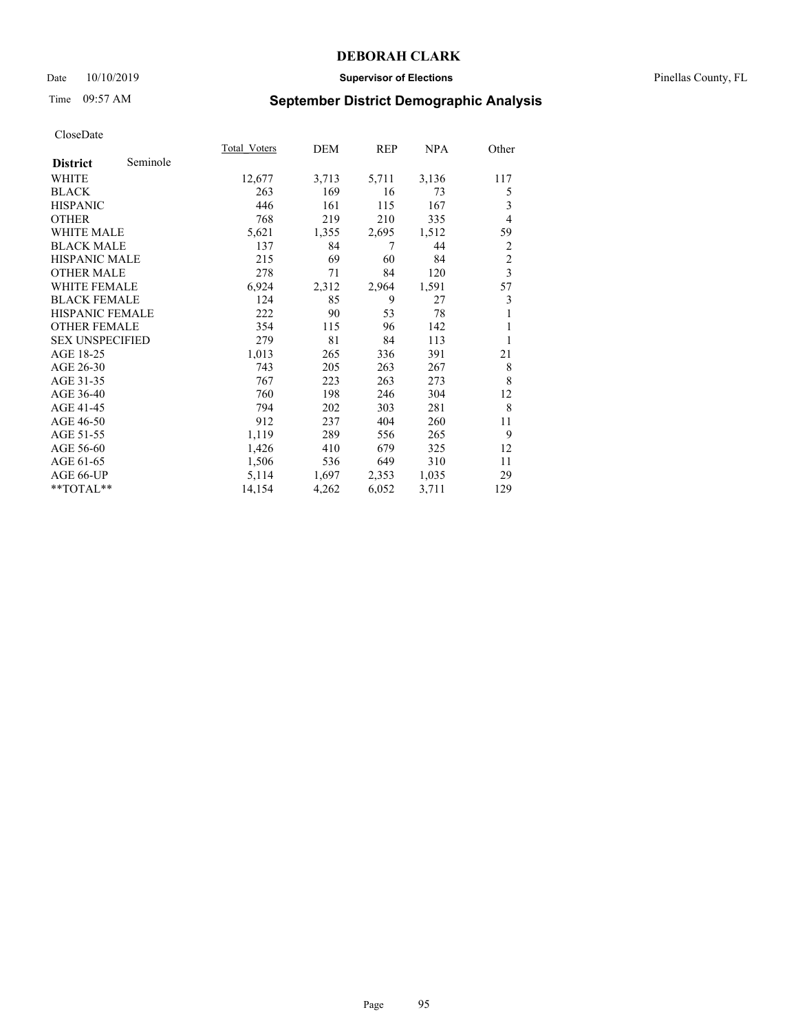# DEBORAH CLARK

Date 10/10/2019 **Supervisor of Elections** Pinellas County, FL

Time 09:57 AM **September District Demographic Analysis**

CloseDate

| **District** Seminole | Total_Voters | DEM | REP | NPA | Other |
|---|---|---|---|---|---|
| WHITE | 12,677 | 3,713 | 5,711 | 3,136 | 117 |
| BLACK | 263 | 169 | 16 | 73 | 5 |
| HISPANIC | 446 | 161 | 115 | 167 | 3 |
| OTHER | 768 | 219 | 210 | 335 | 4 |
| WHITE MALE | 5,621 | 1,355 | 2,695 | 1,512 | 59 |
| BLACK MALE | 137 | 84 | 7 | 44 | 2 |
| HISPANIC MALE | 215 | 69 | 60 | 84 | 2 |
| OTHER MALE | 278 | 71 | 84 | 120 | 3 |
| WHITE FEMALE | 6,924 | 2,312 | 2,964 | 1,591 | 57 |
| BLACK FEMALE | 124 | 85 | 9 | 27 | 3 |
| HISPANIC FEMALE | 222 | 90 | 53 | 78 | 1 |
| OTHER FEMALE | 354 | 115 | 96 | 142 | 1 |
| SEX UNSPECIFIED | 279 | 81 | 84 | 113 | 1 |
| AGE 18-25 | 1,013 | 265 | 336 | 391 | 21 |
| AGE 26-30 | 743 | 205 | 263 | 267 | 8 |
| AGE 31-35 | 767 | 223 | 263 | 273 | 8 |
| AGE 36-40 | 760 | 198 | 246 | 304 | 12 |
| AGE 41-45 | 794 | 202 | 303 | 281 | 8 |
| AGE 46-50 | 912 | 237 | 404 | 260 | 11 |
| AGE 51-55 | 1,119 | 289 | 556 | 265 | 9 |
| AGE 56-60 | 1,426 | 410 | 679 | 325 | 12 |
| AGE 61-65 | 1,506 | 536 | 649 | 310 | 11 |
| AGE 66-UP | 5,114 | 1,697 | 2,353 | 1,035 | 29 |
| **TOTAL** | 14,154 | 4,262 | 6,052 | 3,711 | 129 |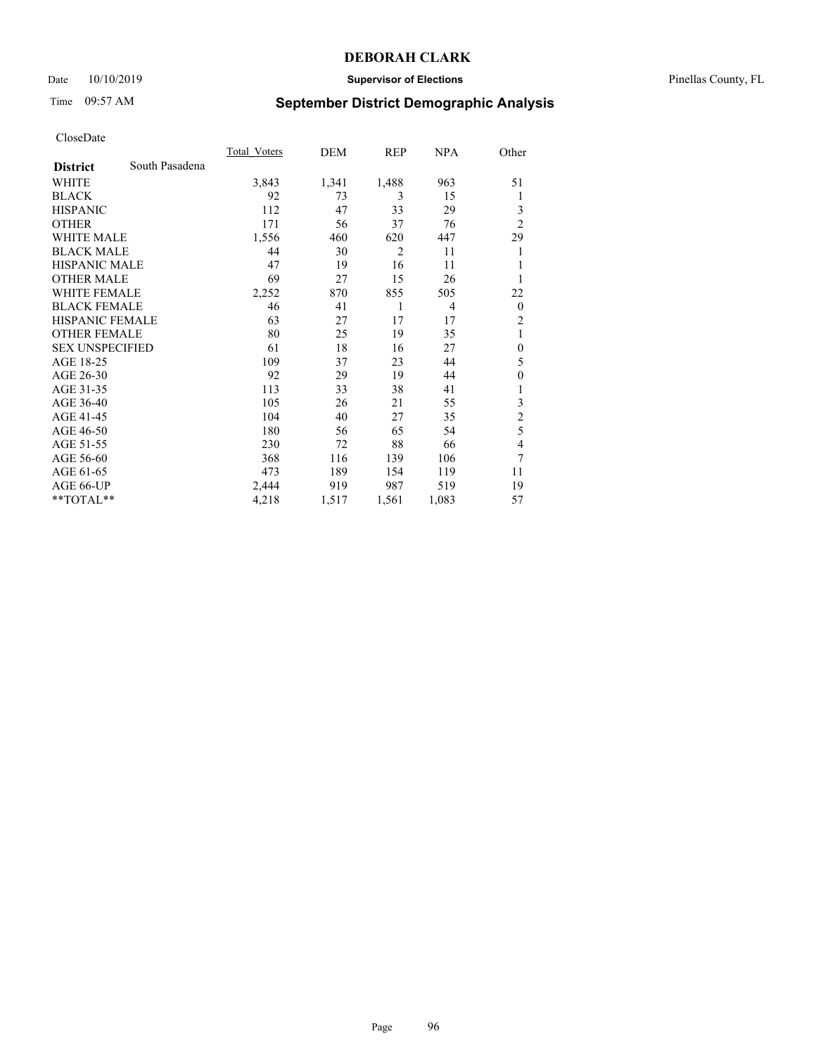**DEBORAH CLARK**

Date 10/10/2019 **Supervisor of Elections** Pinellas County, FL

Time 09:57 AM **September District Demographic Analysis**

CloseDate

| **District** South Pasadena | Total_Voters | DEM | REP | NPA | Other |
|---|---|---|---|---|---|
| WHITE | 3,843 | 1,341 | 1,488 | 963 | 51 |
| BLACK | 92 | 73 | 3 | 15 | 1 |
| HISPANIC | 112 | 47 | 33 | 29 | 3 |
| OTHER | 171 | 56 | 37 | 76 | 2 |
| WHITE MALE | 1,556 | 460 | 620 | 447 | 29 |
| BLACK MALE | 44 | 30 | 2 | 11 | 1 |
| HISPANIC MALE | 47 | 19 | 16 | 11 | 1 |
| OTHER MALE | 69 | 27 | 15 | 26 | 1 |
| WHITE FEMALE | 2,252 | 870 | 855 | 505 | 22 |
| BLACK FEMALE | 46 | 41 | 1 | 4 | 0 |
| HISPANIC FEMALE | 63 | 27 | 17 | 17 | 2 |
| OTHER FEMALE | 80 | 25 | 19 | 35 | 1 |
| SEX UNSPECIFIED | 61 | 18 | 16 | 27 | 0 |
| AGE 18-25 | 109 | 37 | 23 | 44 | 5 |
| AGE 26-30 | 92 | 29 | 19 | 44 | 0 |
| AGE 31-35 | 113 | 33 | 38 | 41 | 1 |
| AGE 36-40 | 105 | 26 | 21 | 55 | 3 |
| AGE 41-45 | 104 | 40 | 27 | 35 | 2 |
| AGE 46-50 | 180 | 56 | 65 | 54 | 5 |
| AGE 51-55 | 230 | 72 | 88 | 66 | 4 |
| AGE 56-60 | 368 | 116 | 139 | 106 | 7 |
| AGE 61-65 | 473 | 189 | 154 | 119 | 11 |
| AGE 66-UP | 2,444 | 919 | 987 | 519 | 19 |
| **TOTAL** | 4,218 | 1,517 | 1,561 | 1,083 | 57 |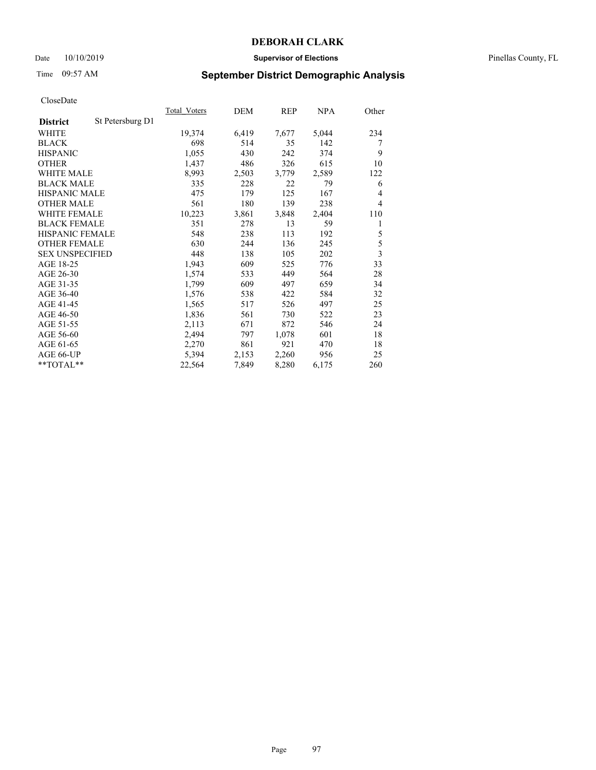**DEBORAH CLARK**

Date 10/10/2019 **Supervisor of Elections** Pinellas County, FL

Time 09:57 AM **September District Demographic Analysis**

CloseDate

| **District** St Petersburg D1 | Total_Voters | DEM | REP | NPA | Other |
|---|---|---|---|---|---|
| WHITE | 19,374 | 6,419 | 7,677 | 5,044 | 234 |
| BLACK | 698 | 514 | 35 | 142 | 7 |
| HISPANIC | 1,055 | 430 | 242 | 374 | 9 |
| OTHER | 1,437 | 486 | 326 | 615 | 10 |
| WHITE MALE | 8,993 | 2,503 | 3,779 | 2,589 | 122 |
| BLACK MALE | 335 | 228 | 22 | 79 | 6 |
| HISPANIC MALE | 475 | 179 | 125 | 167 | 4 |
| OTHER MALE | 561 | 180 | 139 | 238 | 4 |
| WHITE FEMALE | 10,223 | 3,861 | 3,848 | 2,404 | 110 |
| BLACK FEMALE | 351 | 278 | 13 | 59 | 1 |
| HISPANIC FEMALE | 548 | 238 | 113 | 192 | 5 |
| OTHER FEMALE | 630 | 244 | 136 | 245 | 5 |
| SEX UNSPECIFIED | 448 | 138 | 105 | 202 | 3 |
| AGE 18-25 | 1,943 | 609 | 525 | 776 | 33 |
| AGE 26-30 | 1,574 | 533 | 449 | 564 | 28 |
| AGE 31-35 | 1,799 | 609 | 497 | 659 | 34 |
| AGE 36-40 | 1,576 | 538 | 422 | 584 | 32 |
| AGE 41-45 | 1,565 | 517 | 526 | 497 | 25 |
| AGE 46-50 | 1,836 | 561 | 730 | 522 | 23 |
| AGE 51-55 | 2,113 | 671 | 872 | 546 | 24 |
| AGE 56-60 | 2,494 | 797 | 1,078 | 601 | 18 |
| AGE 61-65 | 2,270 | 861 | 921 | 470 | 18 |
| AGE 66-UP | 5,394 | 2,153 | 2,260 | 956 | 25 |
| **TOTAL** | 22,564 | 7,849 | 8,280 | 6,175 | 260 |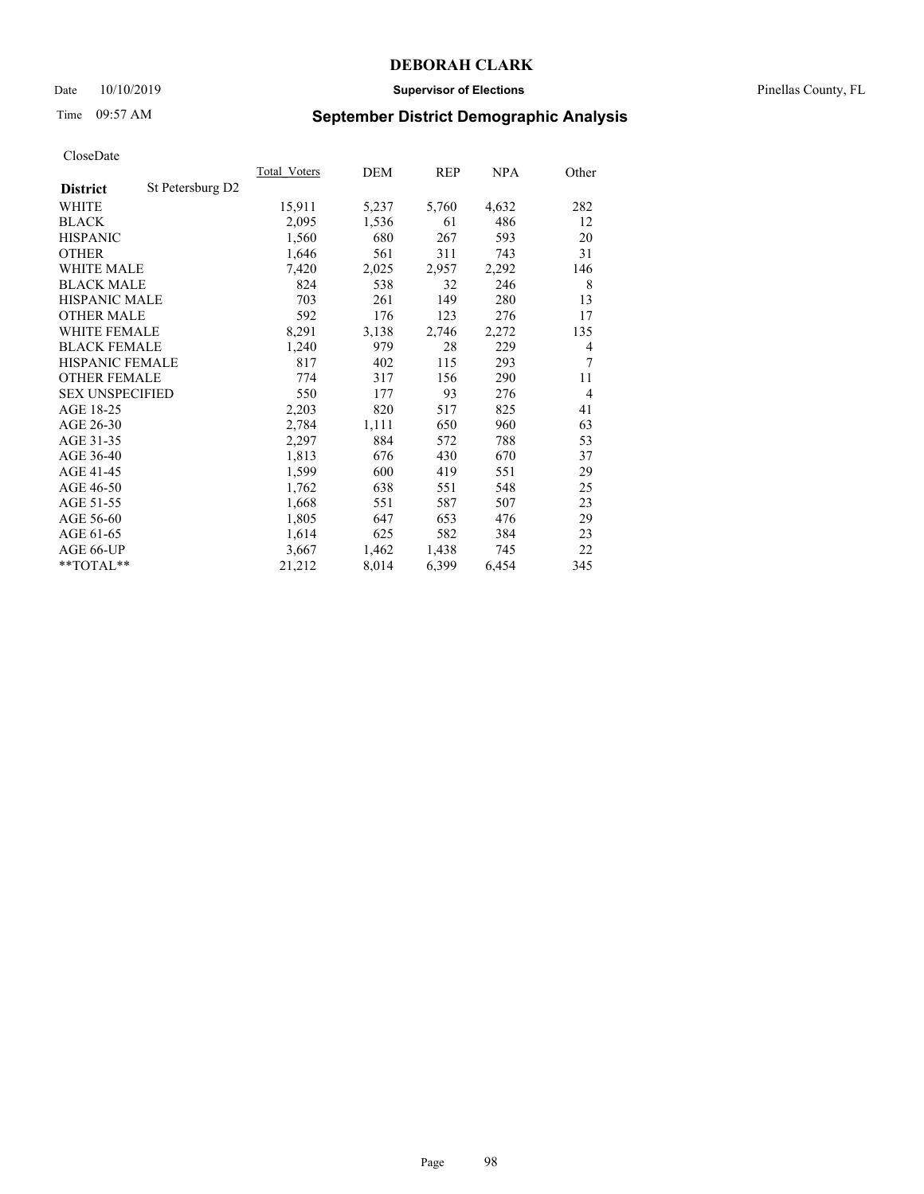**DEBORAH CLARK**

Date 10/10/2019 **Supervisor of Elections** Pinellas County, FL

Time 09:57 AM **September District Demographic Analysis**

CloseDate

| **District** St Petersburg D2 | Total_Voters | DEM | REP | NPA | Other |
|---|---|---|---|---|---|
| WHITE | 15,911 | 5,237 | 5,760 | 4,632 | 282 |
| BLACK | 2,095 | 1,536 | 61 | 486 | 12 |
| HISPANIC | 1,560 | 680 | 267 | 593 | 20 |
| OTHER | 1,646 | 561 | 311 | 743 | 31 |
| WHITE MALE | 7,420 | 2,025 | 2,957 | 2,292 | 146 |
| BLACK MALE | 824 | 538 | 32 | 246 | 8 |
| HISPANIC MALE | 703 | 261 | 149 | 280 | 13 |
| OTHER MALE | 592 | 176 | 123 | 276 | 17 |
| WHITE FEMALE | 8,291 | 3,138 | 2,746 | 2,272 | 135 |
| BLACK FEMALE | 1,240 | 979 | 28 | 229 | 4 |
| HISPANIC FEMALE | 817 | 402 | 115 | 293 | 7 |
| OTHER FEMALE | 774 | 317 | 156 | 290 | 11 |
| SEX UNSPECIFIED | 550 | 177 | 93 | 276 | 4 |
| AGE 18-25 | 2,203 | 820 | 517 | 825 | 41 |
| AGE 26-30 | 2,784 | 1,111 | 650 | 960 | 63 |
| AGE 31-35 | 2,297 | 884 | 572 | 788 | 53 |
| AGE 36-40 | 1,813 | 676 | 430 | 670 | 37 |
| AGE 41-45 | 1,599 | 600 | 419 | 551 | 29 |
| AGE 46-50 | 1,762 | 638 | 551 | 548 | 25 |
| AGE 51-55 | 1,668 | 551 | 587 | 507 | 23 |
| AGE 56-60 | 1,805 | 647 | 653 | 476 | 29 |
| AGE 61-65 | 1,614 | 625 | 582 | 384 | 23 |
| AGE 66-UP | 3,667 | 1,462 | 1,438 | 745 | 22 |
| **TOTAL** | 21,212 | 8,014 | 6,399 | 6,454 | 345 |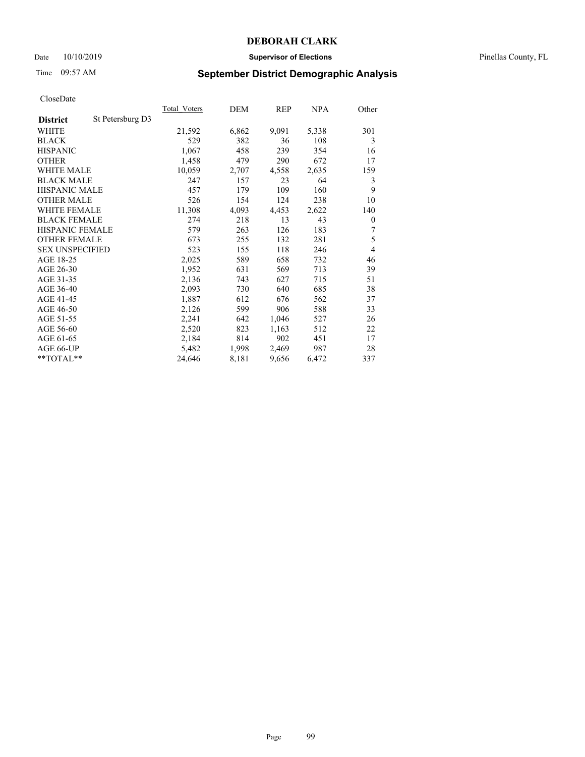# DEBORAH CLARK

Date 10/10/2019 **Supervisor of Elections** Pinellas County, FL

Time 09:57 AM **September District Demographic Analysis**

CloseDate

| **District** St Petersburg D3 | Total_Voters | DEM | REP | NPA | Other |
|---|---|---|---|---|---|
| WHITE | 21,592 | 6,862 | 9,091 | 5,338 | 301 |
| BLACK | 529 | 382 | 36 | 108 | 3 |
| HISPANIC | 1,067 | 458 | 239 | 354 | 16 |
| OTHER | 1,458 | 479 | 290 | 672 | 17 |
| WHITE MALE | 10,059 | 2,707 | 4,558 | 2,635 | 159 |
| BLACK MALE | 247 | 157 | 23 | 64 | 3 |
| HISPANIC MALE | 457 | 179 | 109 | 160 | 9 |
| OTHER MALE | 526 | 154 | 124 | 238 | 10 |
| WHITE FEMALE | 11,308 | 4,093 | 4,453 | 2,622 | 140 |
| BLACK FEMALE | 274 | 218 | 13 | 43 | 0 |
| HISPANIC FEMALE | 579 | 263 | 126 | 183 | 7 |
| OTHER FEMALE | 673 | 255 | 132 | 281 | 5 |
| SEX UNSPECIFIED | 523 | 155 | 118 | 246 | 4 |
| AGE 18-25 | 2,025 | 589 | 658 | 732 | 46 |
| AGE 26-30 | 1,952 | 631 | 569 | 713 | 39 |
| AGE 31-35 | 2,136 | 743 | 627 | 715 | 51 |
| AGE 36-40 | 2,093 | 730 | 640 | 685 | 38 |
| AGE 41-45 | 1,887 | 612 | 676 | 562 | 37 |
| AGE 46-50 | 2,126 | 599 | 906 | 588 | 33 |
| AGE 51-55 | 2,241 | 642 | 1,046 | 527 | 26 |
| AGE 56-60 | 2,520 | 823 | 1,163 | 512 | 22 |
| AGE 61-65 | 2,184 | 814 | 902 | 451 | 17 |
| AGE 66-UP | 5,482 | 1,998 | 2,469 | 987 | 28 |
| **TOTAL** | 24,646 | 8,181 | 9,656 | 6,472 | 337 |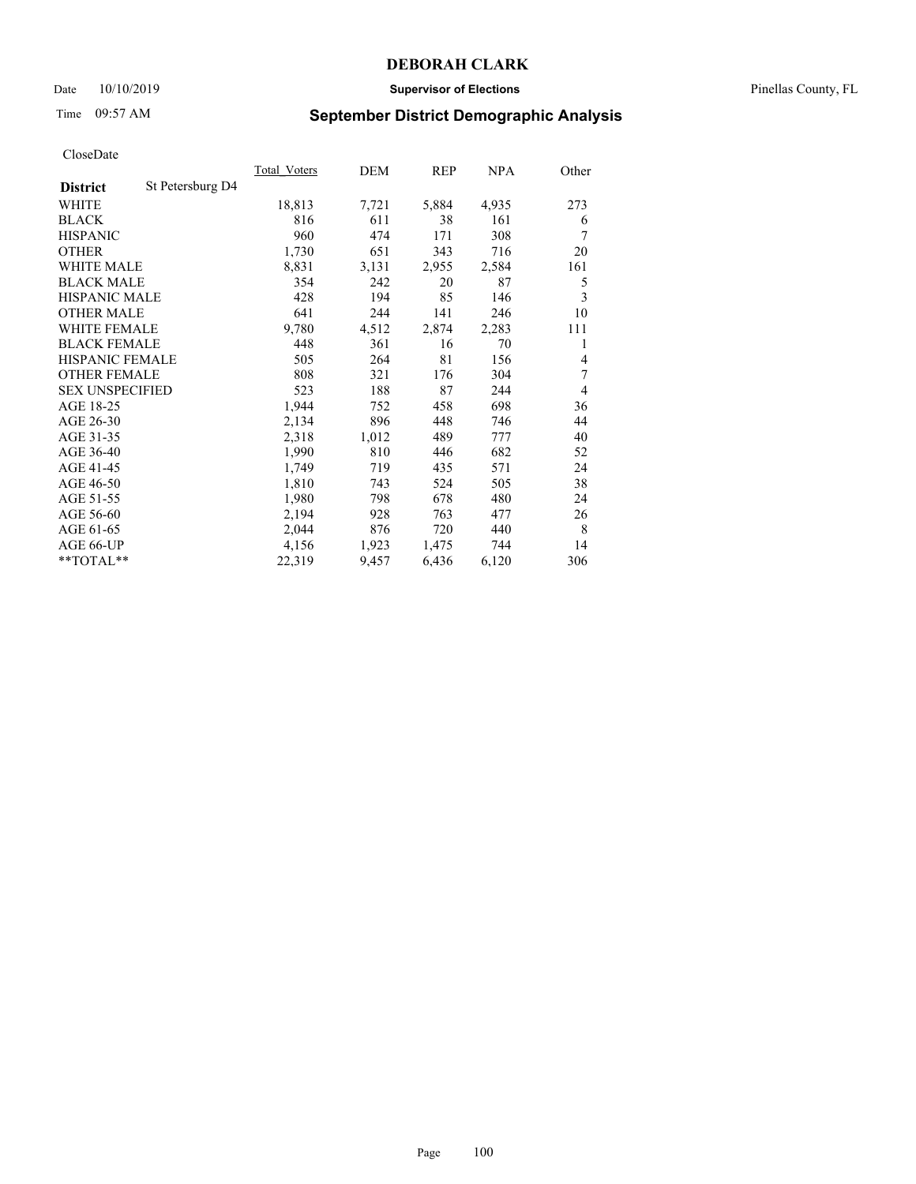**DEBORAH CLARK**

Date 10/10/2019 **Supervisor of Elections** Pinellas County, FL

Time 09:57 AM

## September District Demographic Analysis

CloseDate

| | Total_Voters | DEM | REP | NPA | Other |
|---|---|---|---|---|---|
| **District** St Petersburg D4 | | | | | |
| WHITE | 18,813 | 7,721 | 5,884 | 4,935 | 273 |
| BLACK | 816 | 611 | 38 | 161 | 6 |
| HISPANIC | 960 | 474 | 171 | 308 | 7 |
| OTHER | 1,730 | 651 | 343 | 716 | 20 |
| WHITE MALE | 8,831 | 3,131 | 2,955 | 2,584 | 161 |
| BLACK MALE | 354 | 242 | 20 | 87 | 5 |
| HISPANIC MALE | 428 | 194 | 85 | 146 | 3 |
| OTHER MALE | 641 | 244 | 141 | 246 | 10 |
| WHITE FEMALE | 9,780 | 4,512 | 2,874 | 2,283 | 111 |
| BLACK FEMALE | 448 | 361 | 16 | 70 | 1 |
| HISPANIC FEMALE | 505 | 264 | 81 | 156 | 4 |
| OTHER FEMALE | 808 | 321 | 176 | 304 | 7 |
| SEX UNSPECIFIED | 523 | 188 | 87 | 244 | 4 |
| AGE 18-25 | 1,944 | 752 | 458 | 698 | 36 |
| AGE 26-30 | 2,134 | 896 | 448 | 746 | 44 |
| AGE 31-35 | 2,318 | 1,012 | 489 | 777 | 40 |
| AGE 36-40 | 1,990 | 810 | 446 | 682 | 52 |
| AGE 41-45 | 1,749 | 719 | 435 | 571 | 24 |
| AGE 46-50 | 1,810 | 743 | 524 | 505 | 38 |
| AGE 51-55 | 1,980 | 798 | 678 | 480 | 24 |
| AGE 56-60 | 2,194 | 928 | 763 | 477 | 26 |
| AGE 61-65 | 2,044 | 876 | 720 | 440 | 8 |
| AGE 66-UP | 4,156 | 1,923 | 1,475 | 744 | 14 |
| **TOTAL** | 22,319 | 9,457 | 6,436 | 6,120 | 306 |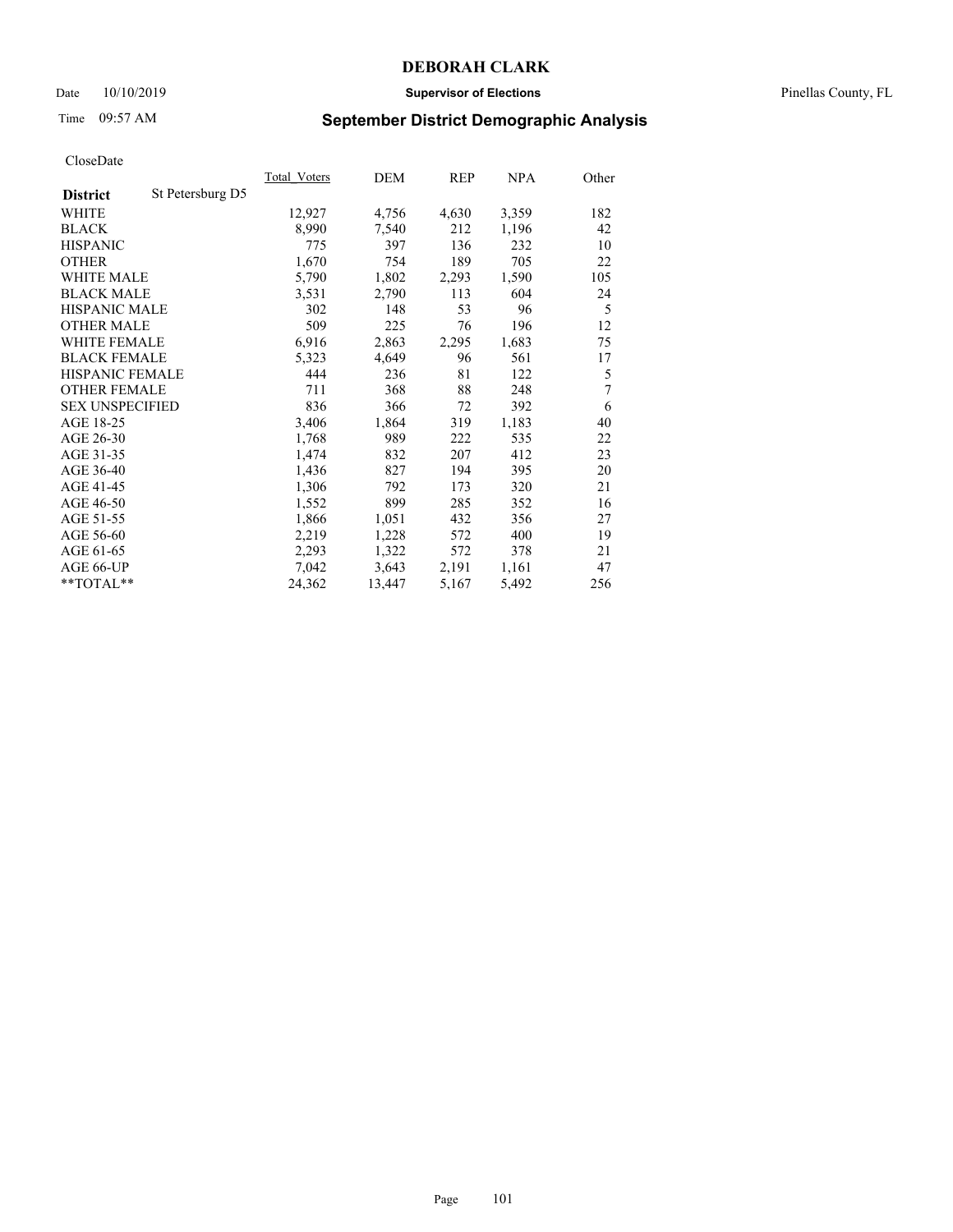# DEBORAH CLARK

Date 10/10/2019 **Supervisor of Elections** Pinellas County, FL

Time 09:57 AM **September District Demographic Analysis**

CloseDate

| **District** St Petersburg D5 | Total_Voters | DEM | REP | NPA | Other |
|---|---|---|---|---|---|
| WHITE | 12,927 | 4,756 | 4,630 | 3,359 | 182 |
| BLACK | 8,990 | 7,540 | 212 | 1,196 | 42 |
| HISPANIC | 775 | 397 | 136 | 232 | 10 |
| OTHER | 1,670 | 754 | 189 | 705 | 22 |
| WHITE MALE | 5,790 | 1,802 | 2,293 | 1,590 | 105 |
| BLACK MALE | 3,531 | 2,790 | 113 | 604 | 24 |
| HISPANIC MALE | 302 | 148 | 53 | 96 | 5 |
| OTHER MALE | 509 | 225 | 76 | 196 | 12 |
| WHITE FEMALE | 6,916 | 2,863 | 2,295 | 1,683 | 75 |
| BLACK FEMALE | 5,323 | 4,649 | 96 | 561 | 17 |
| HISPANIC FEMALE | 444 | 236 | 81 | 122 | 5 |
| OTHER FEMALE | 711 | 368 | 88 | 248 | 7 |
| SEX UNSPECIFIED | 836 | 366 | 72 | 392 | 6 |
| AGE 18-25 | 3,406 | 1,864 | 319 | 1,183 | 40 |
| AGE 26-30 | 1,768 | 989 | 222 | 535 | 22 |
| AGE 31-35 | 1,474 | 832 | 207 | 412 | 23 |
| AGE 36-40 | 1,436 | 827 | 194 | 395 | 20 |
| AGE 41-45 | 1,306 | 792 | 173 | 320 | 21 |
| AGE 46-50 | 1,552 | 899 | 285 | 352 | 16 |
| AGE 51-55 | 1,866 | 1,051 | 432 | 356 | 27 |
| AGE 56-60 | 2,219 | 1,228 | 572 | 400 | 19 |
| AGE 61-65 | 2,293 | 1,322 | 572 | 378 | 21 |
| AGE 66-UP | 7,042 | 3,643 | 2,191 | 1,161 | 47 |
| **TOTAL** | 24,362 | 13,447 | 5,167 | 5,492 | 256 |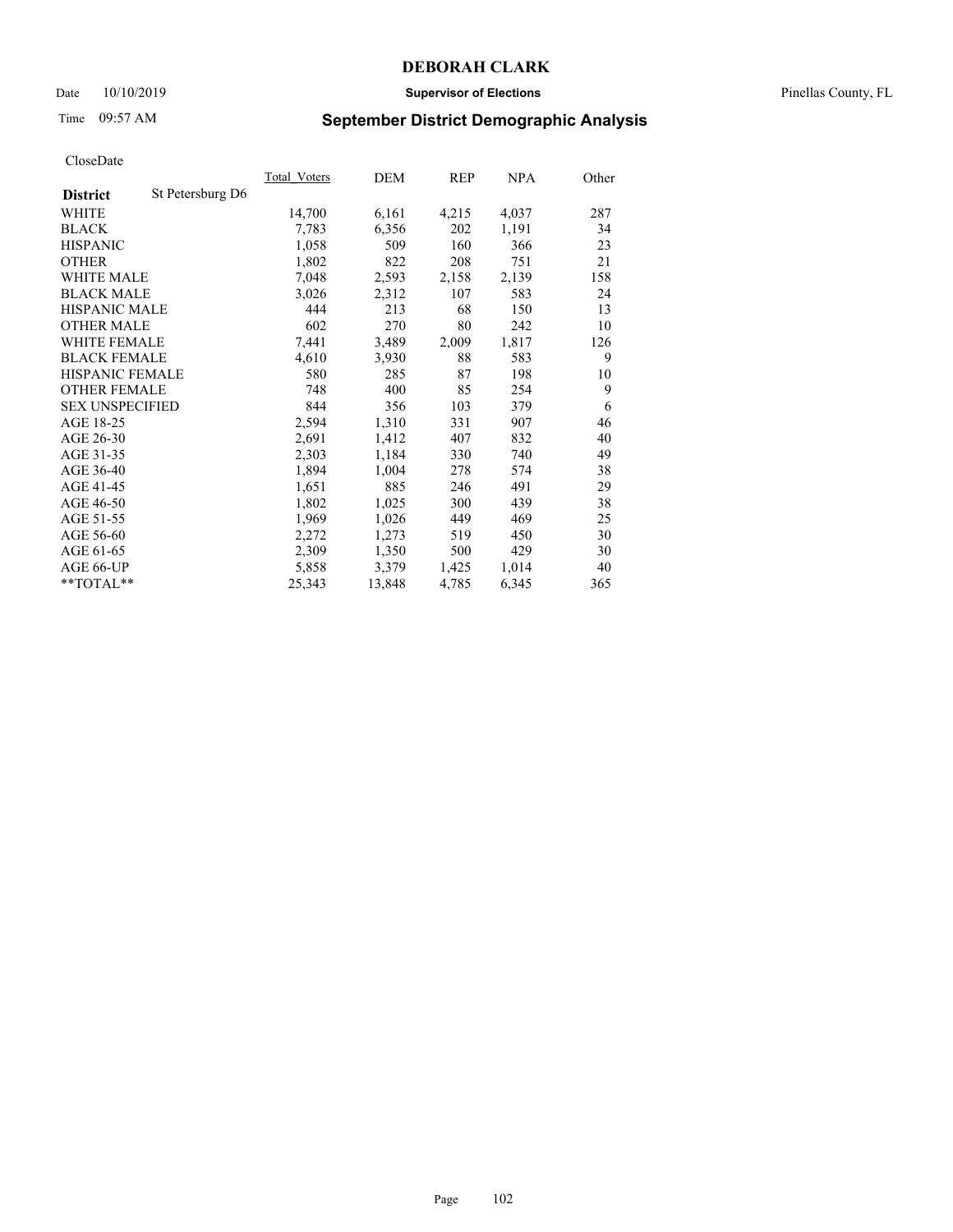# DEBORAH CLARK

Date 10/10/2019 **Supervisor of Elections** Pinellas County, FL

Time 09:57 AM **September District Demographic Analysis**

CloseDate

| **District** St Petersburg D6 | Total_Voters | DEM | REP | NPA | Other |
|---|---|---|---|---|---|
| WHITE | 14,700 | 6,161 | 4,215 | 4,037 | 287 |
| BLACK | 7,783 | 6,356 | 202 | 1,191 | 34 |
| HISPANIC | 1,058 | 509 | 160 | 366 | 23 |
| OTHER | 1,802 | 822 | 208 | 751 | 21 |
| WHITE MALE | 7,048 | 2,593 | 2,158 | 2,139 | 158 |
| BLACK MALE | 3,026 | 2,312 | 107 | 583 | 24 |
| HISPANIC MALE | 444 | 213 | 68 | 150 | 13 |
| OTHER MALE | 602 | 270 | 80 | 242 | 10 |
| WHITE FEMALE | 7,441 | 3,489 | 2,009 | 1,817 | 126 |
| BLACK FEMALE | 4,610 | 3,930 | 88 | 583 | 9 |
| HISPANIC FEMALE | 580 | 285 | 87 | 198 | 10 |
| OTHER FEMALE | 748 | 400 | 85 | 254 | 9 |
| SEX UNSPECIFIED | 844 | 356 | 103 | 379 | 6 |
| AGE 18-25 | 2,594 | 1,310 | 331 | 907 | 46 |
| AGE 26-30 | 2,691 | 1,412 | 407 | 832 | 40 |
| AGE 31-35 | 2,303 | 1,184 | 330 | 740 | 49 |
| AGE 36-40 | 1,894 | 1,004 | 278 | 574 | 38 |
| AGE 41-45 | 1,651 | 885 | 246 | 491 | 29 |
| AGE 46-50 | 1,802 | 1,025 | 300 | 439 | 38 |
| AGE 51-55 | 1,969 | 1,026 | 449 | 469 | 25 |
| AGE 56-60 | 2,272 | 1,273 | 519 | 450 | 30 |
| AGE 61-65 | 2,309 | 1,350 | 500 | 429 | 30 |
| AGE 66-UP | 5,858 | 3,379 | 1,425 | 1,014 | 40 |
| **TOTAL** | 25,343 | 13,848 | 4,785 | 6,345 | 365 |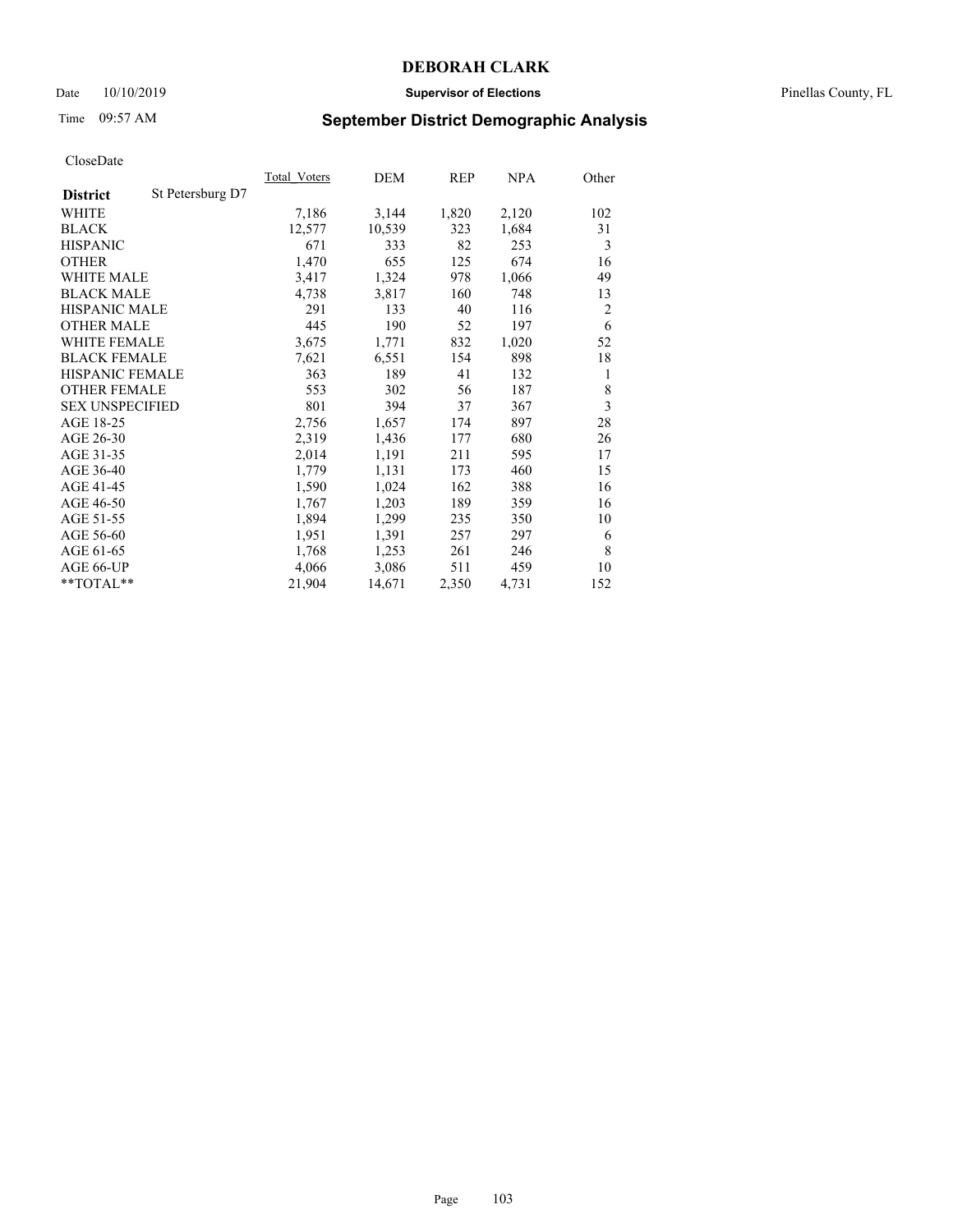# DEBORAH CLARK

Date 10/10/2019 **Supervisor of Elections** Pinellas County, FL

Time 09:57 AM **September District Demographic Analysis**

CloseDate

| District | St Petersburg D7 | Total_Voters | DEM | REP | NPA | Other |
|---|---|---|---|---|---|---|
| WHITE | | 7,186 | 3,144 | 1,820 | 2,120 | 102 |
| BLACK | | 12,577 | 10,539 | 323 | 1,684 | 31 |
| HISPANIC | | 671 | 333 | 82 | 253 | 3 |
| OTHER | | 1,470 | 655 | 125 | 674 | 16 |
| WHITE MALE | | 3,417 | 1,324 | 978 | 1,066 | 49 |
| BLACK MALE | | 4,738 | 3,817 | 160 | 748 | 13 |
| HISPANIC MALE | | 291 | 133 | 40 | 116 | 2 |
| OTHER MALE | | 445 | 190 | 52 | 197 | 6 |
| WHITE FEMALE | | 3,675 | 1,771 | 832 | 1,020 | 52 |
| BLACK FEMALE | | 7,621 | 6,551 | 154 | 898 | 18 |
| HISPANIC FEMALE | | 363 | 189 | 41 | 132 | 1 |
| OTHER FEMALE | | 553 | 302 | 56 | 187 | 8 |
| SEX UNSPECIFIED | | 801 | 394 | 37 | 367 | 3 |
| AGE 18-25 | | 2,756 | 1,657 | 174 | 897 | 28 |
| AGE 26-30 | | 2,319 | 1,436 | 177 | 680 | 26 |
| AGE 31-35 | | 2,014 | 1,191 | 211 | 595 | 17 |
| AGE 36-40 | | 1,779 | 1,131 | 173 | 460 | 15 |
| AGE 41-45 | | 1,590 | 1,024 | 162 | 388 | 16 |
| AGE 46-50 | | 1,767 | 1,203 | 189 | 359 | 16 |
| AGE 51-55 | | 1,894 | 1,299 | 235 | 350 | 10 |
| AGE 56-60 | | 1,951 | 1,391 | 257 | 297 | 6 |
| AGE 61-65 | | 1,768 | 1,253 | 261 | 246 | 8 |
| AGE 66-UP | | 4,066 | 3,086 | 511 | 459 | 10 |
| **TOTAL** | | 21,904 | 14,671 | 2,350 | 4,731 | 152 |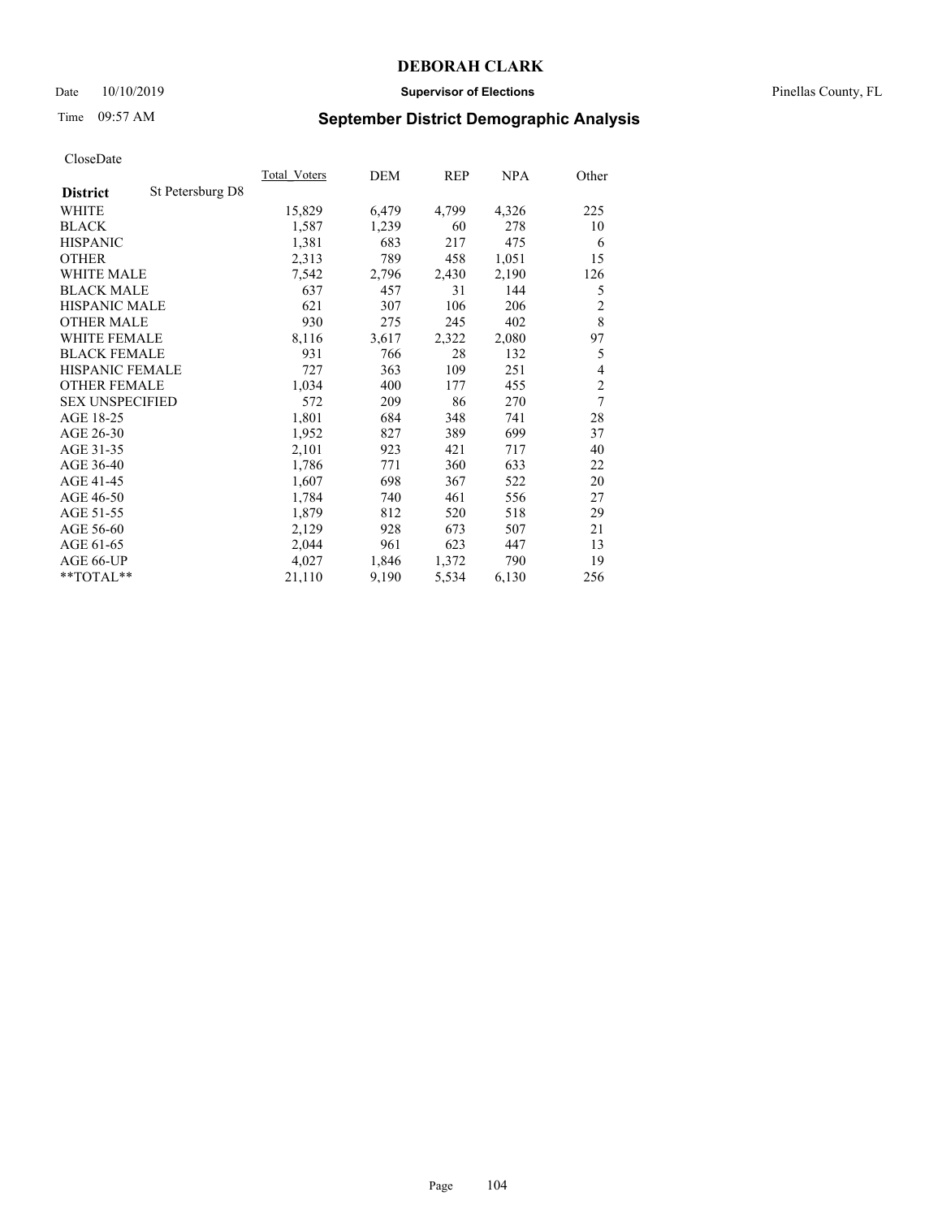# DEBORAH CLARK

Date 10/10/2019 **Supervisor of Elections** Pinellas County, FL

Time 09:57 AM **September District Demographic Analysis**

CloseDate

| **District** St Petersburg D8 | Total_Voters | DEM | REP | NPA | Other |
|---|---|---|---|---|---|
| WHITE | 15,829 | 6,479 | 4,799 | 4,326 | 225 |
| BLACK | 1,587 | 1,239 | 60 | 278 | 10 |
| HISPANIC | 1,381 | 683 | 217 | 475 | 6 |
| OTHER | 2,313 | 789 | 458 | 1,051 | 15 |
| WHITE MALE | 7,542 | 2,796 | 2,430 | 2,190 | 126 |
| BLACK MALE | 637 | 457 | 31 | 144 | 5 |
| HISPANIC MALE | 621 | 307 | 106 | 206 | 2 |
| OTHER MALE | 930 | 275 | 245 | 402 | 8 |
| WHITE FEMALE | 8,116 | 3,617 | 2,322 | 2,080 | 97 |
| BLACK FEMALE | 931 | 766 | 28 | 132 | 5 |
| HISPANIC FEMALE | 727 | 363 | 109 | 251 | 4 |
| OTHER FEMALE | 1,034 | 400 | 177 | 455 | 2 |
| SEX UNSPECIFIED | 572 | 209 | 86 | 270 | 7 |
| AGE 18-25 | 1,801 | 684 | 348 | 741 | 28 |
| AGE 26-30 | 1,952 | 827 | 389 | 699 | 37 |
| AGE 31-35 | 2,101 | 923 | 421 | 717 | 40 |
| AGE 36-40 | 1,786 | 771 | 360 | 633 | 22 |
| AGE 41-45 | 1,607 | 698 | 367 | 522 | 20 |
| AGE 46-50 | 1,784 | 740 | 461 | 556 | 27 |
| AGE 51-55 | 1,879 | 812 | 520 | 518 | 29 |
| AGE 56-60 | 2,129 | 928 | 673 | 507 | 21 |
| AGE 61-65 | 2,044 | 961 | 623 | 447 | 13 |
| AGE 66-UP | 4,027 | 1,846 | 1,372 | 790 | 19 |
| **TOTAL** | 21,110 | 9,190 | 5,534 | 6,130 | 256 |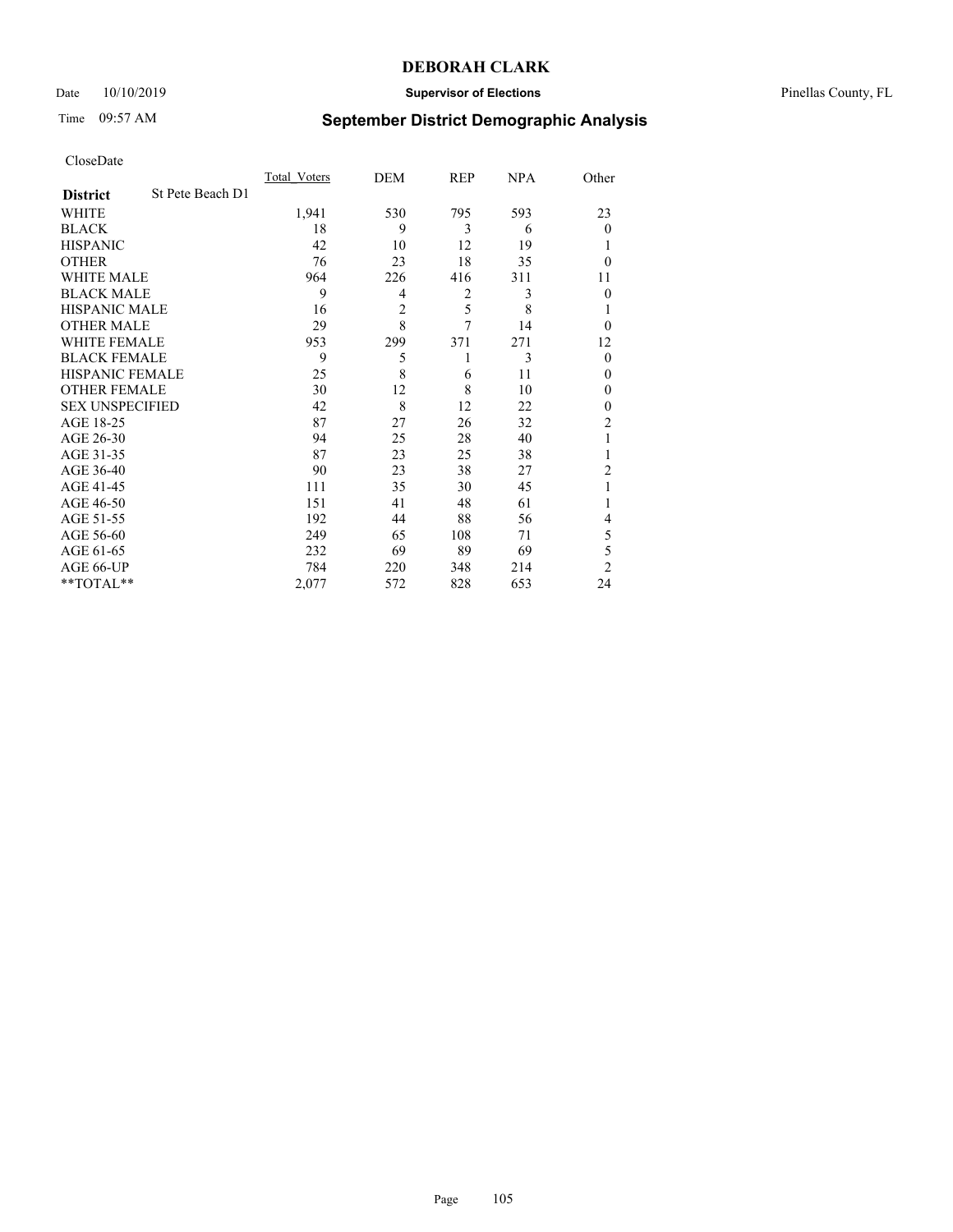**DEBORAH CLARK**

Date 10/10/2019 **Supervisor of Elections** Pinellas County, FL

Time 09:57 AM

## September District Demographic Analysis

CloseDate

| **District** St Pete Beach D1 | Total_Voters | DEM | REP | NPA | Other |
|---|---|---|---|---|---|
| WHITE | 1,941 | 530 | 795 | 593 | 23 |
| BLACK | 18 | 9 | 3 | 6 | 0 |
| HISPANIC | 42 | 10 | 12 | 19 | 1 |
| OTHER | 76 | 23 | 18 | 35 | 0 |
| WHITE MALE | 964 | 226 | 416 | 311 | 11 |
| BLACK MALE | 9 | 4 | 2 | 3 | 0 |
| HISPANIC MALE | 16 | 2 | 5 | 8 | 1 |
| OTHER MALE | 29 | 8 | 7 | 14 | 0 |
| WHITE FEMALE | 953 | 299 | 371 | 271 | 12 |
| BLACK FEMALE | 9 | 5 | 1 | 3 | 0 |
| HISPANIC FEMALE | 25 | 8 | 6 | 11 | 0 |
| OTHER FEMALE | 30 | 12 | 8 | 10 | 0 |
| SEX UNSPECIFIED | 42 | 8 | 12 | 22 | 0 |
| AGE 18-25 | 87 | 27 | 26 | 32 | 2 |
| AGE 26-30 | 94 | 25 | 28 | 40 | 1 |
| AGE 31-35 | 87 | 23 | 25 | 38 | 1 |
| AGE 36-40 | 90 | 23 | 38 | 27 | 2 |
| AGE 41-45 | 111 | 35 | 30 | 45 | 1 |
| AGE 46-50 | 151 | 41 | 48 | 61 | 1 |
| AGE 51-55 | 192 | 44 | 88 | 56 | 4 |
| AGE 56-60 | 249 | 65 | 108 | 71 | 5 |
| AGE 61-65 | 232 | 69 | 89 | 69 | 5 |
| AGE 66-UP | 784 | 220 | 348 | 214 | 2 |
| **TOTAL** | 2,077 | 572 | 828 | 653 | 24 |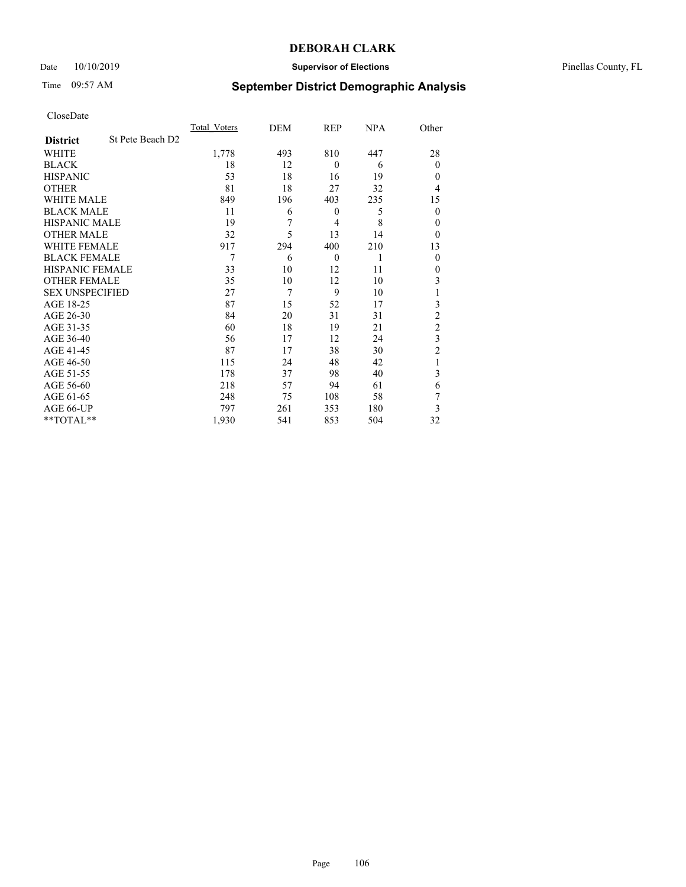# DEBORAH CLARK

Date 10/10/2019 **Supervisor of Elections** Pinellas County, FL

Time 09:57 AM **September District Demographic Analysis**

CloseDate

| **District** St Pete Beach D2 | Total_Voters | DEM | REP | NPA | Other |
|---|---|---|---|---|---|
| WHITE | 1,778 | 493 | 810 | 447 | 28 |
| BLACK | 18 | 12 | 0 | 6 | 0 |
| HISPANIC | 53 | 18 | 16 | 19 | 0 |
| OTHER | 81 | 18 | 27 | 32 | 4 |
| WHITE MALE | 849 | 196 | 403 | 235 | 15 |
| BLACK MALE | 11 | 6 | 0 | 5 | 0 |
| HISPANIC MALE | 19 | 7 | 4 | 8 | 0 |
| OTHER MALE | 32 | 5 | 13 | 14 | 0 |
| WHITE FEMALE | 917 | 294 | 400 | 210 | 13 |
| BLACK FEMALE | 7 | 6 | 0 | 1 | 0 |
| HISPANIC FEMALE | 33 | 10 | 12 | 11 | 0 |
| OTHER FEMALE | 35 | 10 | 12 | 10 | 3 |
| SEX UNSPECIFIED | 27 | 7 | 9 | 10 | 1 |
| AGE 18-25 | 87 | 15 | 52 | 17 | 3 |
| AGE 26-30 | 84 | 20 | 31 | 31 | 2 |
| AGE 31-35 | 60 | 18 | 19 | 21 | 2 |
| AGE 36-40 | 56 | 17 | 12 | 24 | 3 |
| AGE 41-45 | 87 | 17 | 38 | 30 | 2 |
| AGE 46-50 | 115 | 24 | 48 | 42 | 1 |
| AGE 51-55 | 178 | 37 | 98 | 40 | 3 |
| AGE 56-60 | 218 | 57 | 94 | 61 | 6 |
| AGE 61-65 | 248 | 75 | 108 | 58 | 7 |
| AGE 66-UP | 797 | 261 | 353 | 180 | 3 |
| **TOTAL** | 1,930 | 541 | 853 | 504 | 32 |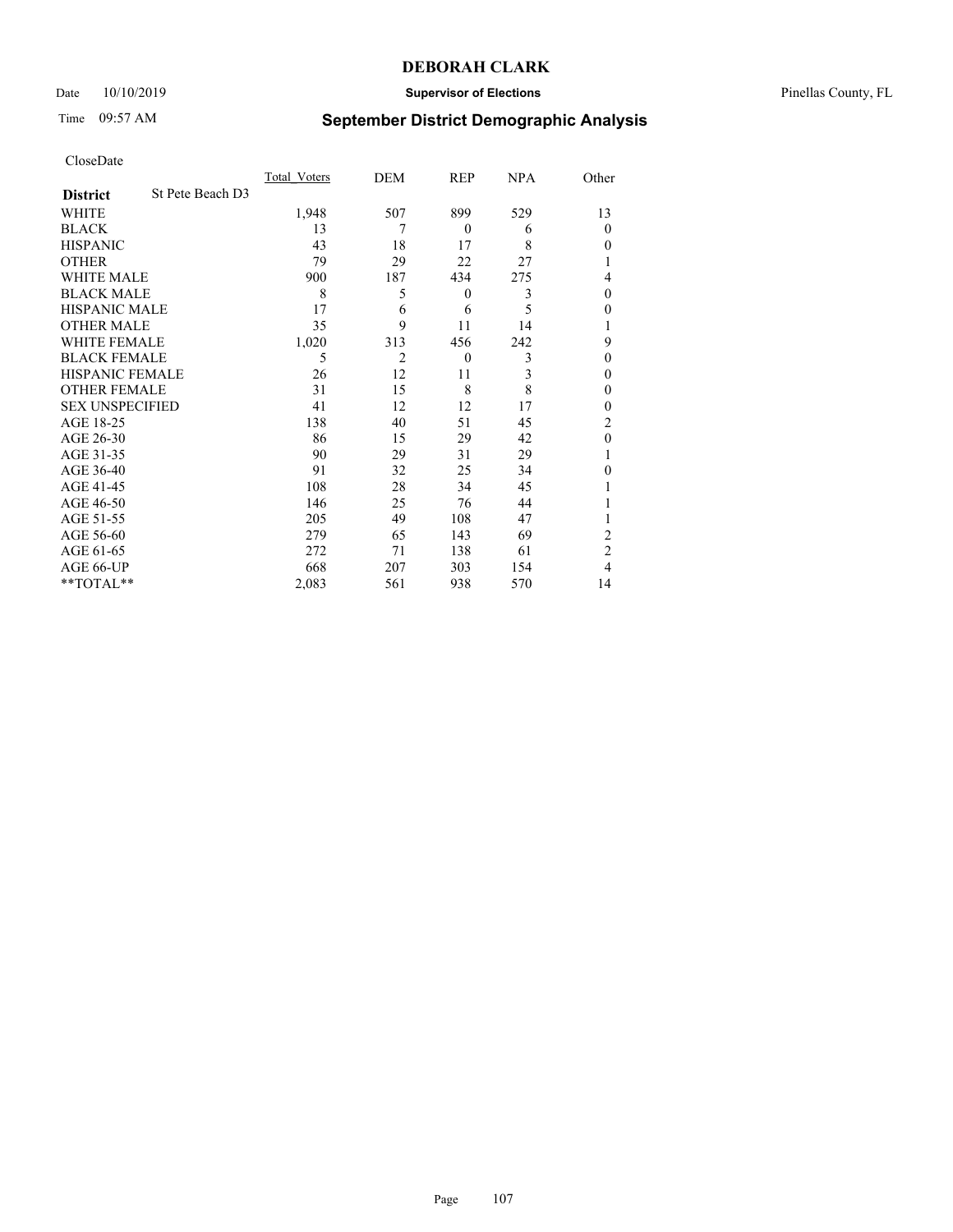CloseDate

| District | St Pete Beach D3 | Total_Voters | DEM | REP | NPA | Other |
|---|---|---|---|---|---|---|
| WHITE | | 1,948 | 507 | 899 | 529 | 13 |
| BLACK | | 13 | 7 | 0 | 6 | 0 |
| HISPANIC | | 43 | 18 | 17 | 8 | 0 |
| OTHER | | 79 | 29 | 22 | 27 | 1 |
| WHITE MALE | | 900 | 187 | 434 | 275 | 4 |
| BLACK MALE | | 8 | 5 | 0 | 3 | 0 |
| HISPANIC MALE | | 17 | 6 | 6 | 5 | 0 |
| OTHER MALE | | 35 | 9 | 11 | 14 | 1 |
| WHITE FEMALE | | 1,020 | 313 | 456 | 242 | 9 |
| BLACK FEMALE | | 5 | 2 | 0 | 3 | 0 |
| HISPANIC FEMALE | | 26 | 12 | 11 | 3 | 0 |
| OTHER FEMALE | | 31 | 15 | 8 | 8 | 0 |
| SEX UNSPECIFIED | | 41 | 12 | 12 | 17 | 0 |
| AGE 18-25 | | 138 | 40 | 51 | 45 | 2 |
| AGE 26-30 | | 86 | 15 | 29 | 42 | 0 |
| AGE 31-35 | | 90 | 29 | 31 | 29 | 1 |
| AGE 36-40 | | 91 | 32 | 25 | 34 | 0 |
| AGE 41-45 | | 108 | 28 | 34 | 45 | 1 |
| AGE 46-50 | | 146 | 25 | 76 | 44 | 1 |
| AGE 51-55 | | 205 | 49 | 108 | 47 | 1 |
| AGE 56-60 | | 279 | 65 | 143 | 69 | 2 |
| AGE 61-65 | | 272 | 71 | 138 | 61 | 2 |
| AGE 66-UP | | 668 | 207 | 303 | 154 | 4 |
| **TOTAL** | | 2,083 | 561 | 938 | 570 | 14 |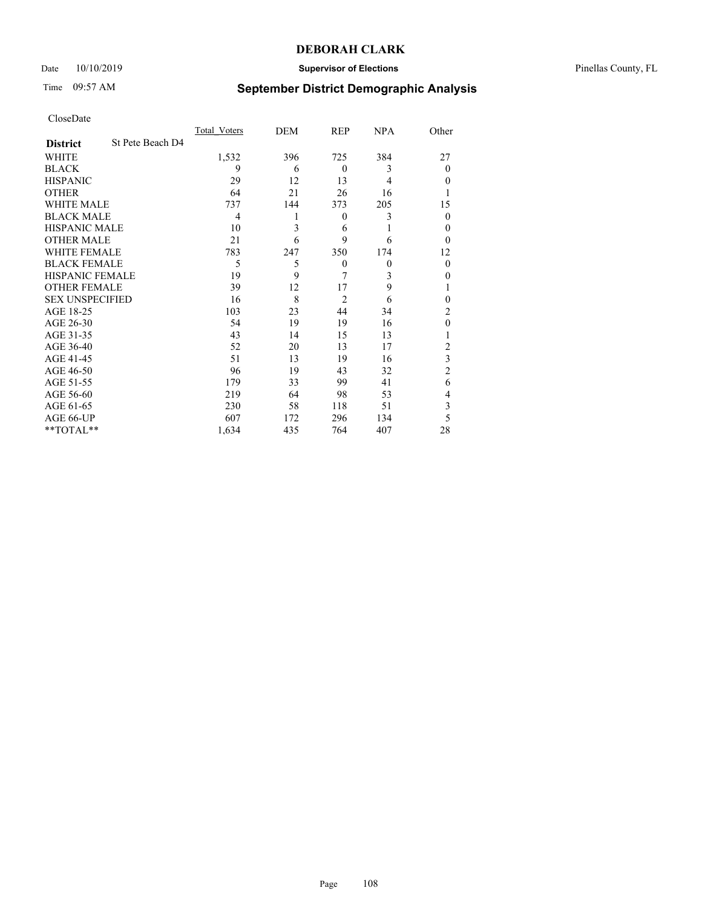# DEBORAH CLARK

Date 10/10/2019 **Supervisor of Elections** Pinellas County, FL

Time 09:57 AM **September District Demographic Analysis**

CloseDate

| **District** St Pete Beach D4 | Total_Voters | DEM | REP | NPA | Other |
|---|---|---|---|---|---|
| WHITE | 1,532 | 396 | 725 | 384 | 27 |
| BLACK | 9 | 6 | 0 | 3 | 0 |
| HISPANIC | 29 | 12 | 13 | 4 | 0 |
| OTHER | 64 | 21 | 26 | 16 | 1 |
| WHITE MALE | 737 | 144 | 373 | 205 | 15 |
| BLACK MALE | 4 | 1 | 0 | 3 | 0 |
| HISPANIC MALE | 10 | 3 | 6 | 1 | 0 |
| OTHER MALE | 21 | 6 | 9 | 6 | 0 |
| WHITE FEMALE | 783 | 247 | 350 | 174 | 12 |
| BLACK FEMALE | 5 | 5 | 0 | 0 | 0 |
| HISPANIC FEMALE | 19 | 9 | 7 | 3 | 0 |
| OTHER FEMALE | 39 | 12 | 17 | 9 | 1 |
| SEX UNSPECIFIED | 16 | 8 | 2 | 6 | 0 |
| AGE 18-25 | 103 | 23 | 44 | 34 | 2 |
| AGE 26-30 | 54 | 19 | 19 | 16 | 0 |
| AGE 31-35 | 43 | 14 | 15 | 13 | 1 |
| AGE 36-40 | 52 | 20 | 13 | 17 | 2 |
| AGE 41-45 | 51 | 13 | 19 | 16 | 3 |
| AGE 46-50 | 96 | 19 | 43 | 32 | 2 |
| AGE 51-55 | 179 | 33 | 99 | 41 | 6 |
| AGE 56-60 | 219 | 64 | 98 | 53 | 4 |
| AGE 61-65 | 230 | 58 | 118 | 51 | 3 |
| AGE 66-UP | 607 | 172 | 296 | 134 | 5 |
| **TOTAL** | 1,634 | 435 | 764 | 407 | 28 |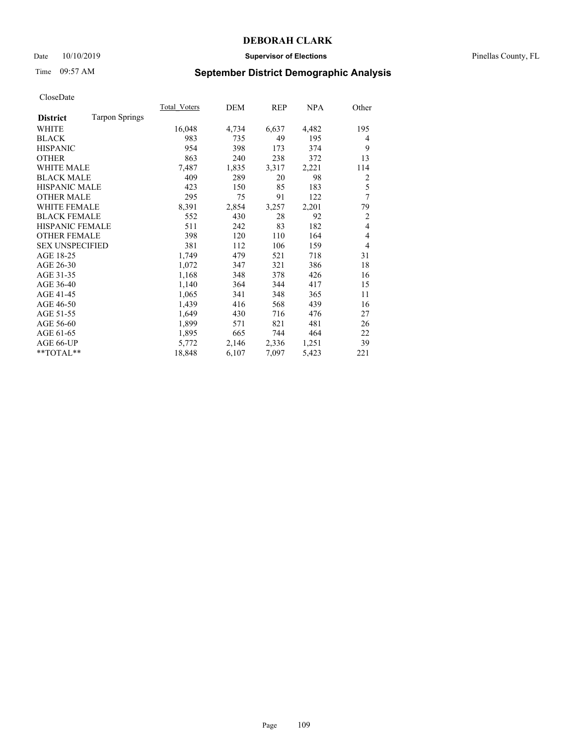# DEBORAH CLARK

Date 10/10/2019 **Supervisor of Elections** Pinellas County, FL

Time 09:57 AM **September District Demographic Analysis**

CloseDate

| **District** Tarpon Springs | Total_Voters | DEM | REP | NPA | Other |
|---|---|---|---|---|---|
| WHITE | 16,048 | 4,734 | 6,637 | 4,482 | 195 |
| BLACK | 983 | 735 | 49 | 195 | 4 |
| HISPANIC | 954 | 398 | 173 | 374 | 9 |
| OTHER | 863 | 240 | 238 | 372 | 13 |
| WHITE MALE | 7,487 | 1,835 | 3,317 | 2,221 | 114 |
| BLACK MALE | 409 | 289 | 20 | 98 | 2 |
| HISPANIC MALE | 423 | 150 | 85 | 183 | 5 |
| OTHER MALE | 295 | 75 | 91 | 122 | 7 |
| WHITE FEMALE | 8,391 | 2,854 | 3,257 | 2,201 | 79 |
| BLACK FEMALE | 552 | 430 | 28 | 92 | 2 |
| HISPANIC FEMALE | 511 | 242 | 83 | 182 | 4 |
| OTHER FEMALE | 398 | 120 | 110 | 164 | 4 |
| SEX UNSPECIFIED | 381 | 112 | 106 | 159 | 4 |
| AGE 18-25 | 1,749 | 479 | 521 | 718 | 31 |
| AGE 26-30 | 1,072 | 347 | 321 | 386 | 18 |
| AGE 31-35 | 1,168 | 348 | 378 | 426 | 16 |
| AGE 36-40 | 1,140 | 364 | 344 | 417 | 15 |
| AGE 41-45 | 1,065 | 341 | 348 | 365 | 11 |
| AGE 46-50 | 1,439 | 416 | 568 | 439 | 16 |
| AGE 51-55 | 1,649 | 430 | 716 | 476 | 27 |
| AGE 56-60 | 1,899 | 571 | 821 | 481 | 26 |
| AGE 61-65 | 1,895 | 665 | 744 | 464 | 22 |
| AGE 66-UP | 5,772 | 2,146 | 2,336 | 1,251 | 39 |
| **TOTAL** | 18,848 | 6,107 | 7,097 | 5,423 | 221 |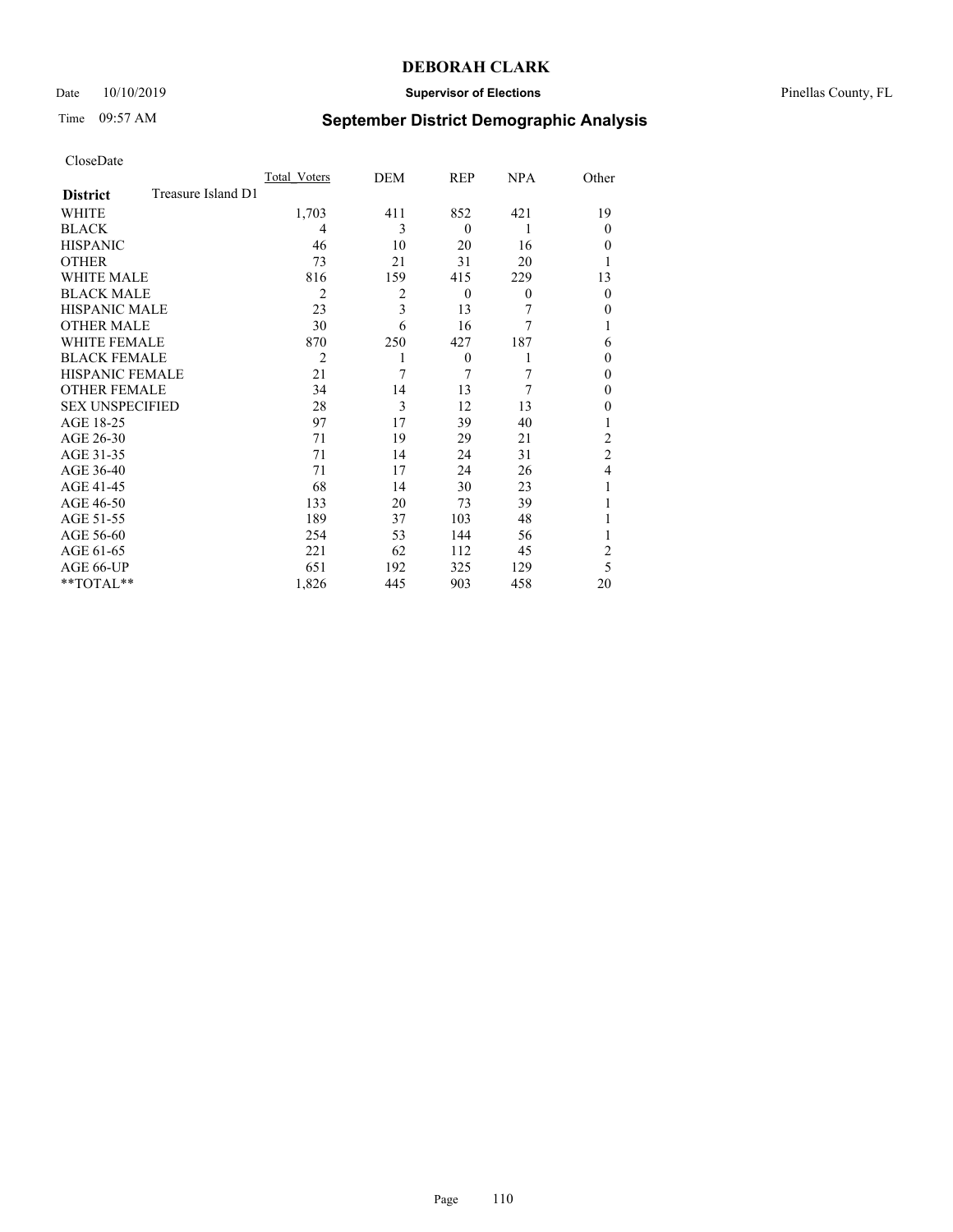# DEBORAH CLARK

Date 10/10/2019 **Supervisor of Elections** Pinellas County, FL

Time 09:57 AM **September District Demographic Analysis**

CloseDate

| **District** Treasure Island D1 | Total_Voters | DEM | REP | NPA | Other |
|---|---|---|---|---|---|
| WHITE | 1,703 | 411 | 852 | 421 | 19 |
| BLACK | 4 | 3 | 0 | 1 | 0 |
| HISPANIC | 46 | 10 | 20 | 16 | 0 |
| OTHER | 73 | 21 | 31 | 20 | 1 |
| WHITE MALE | 816 | 159 | 415 | 229 | 13 |
| BLACK MALE | 2 | 2 | 0 | 0 | 0 |
| HISPANIC MALE | 23 | 3 | 13 | 7 | 0 |
| OTHER MALE | 30 | 6 | 16 | 7 | 1 |
| WHITE FEMALE | 870 | 250 | 427 | 187 | 6 |
| BLACK FEMALE | 2 | 1 | 0 | 1 | 0 |
| HISPANIC FEMALE | 21 | 7 | 7 | 7 | 0 |
| OTHER FEMALE | 34 | 14 | 13 | 7 | 0 |
| SEX UNSPECIFIED | 28 | 3 | 12 | 13 | 0 |
| AGE 18-25 | 97 | 17 | 39 | 40 | 1 |
| AGE 26-30 | 71 | 19 | 29 | 21 | 2 |
| AGE 31-35 | 71 | 14 | 24 | 31 | 2 |
| AGE 36-40 | 71 | 17 | 24 | 26 | 4 |
| AGE 41-45 | 68 | 14 | 30 | 23 | 1 |
| AGE 46-50 | 133 | 20 | 73 | 39 | 1 |
| AGE 51-55 | 189 | 37 | 103 | 48 | 1 |
| AGE 56-60 | 254 | 53 | 144 | 56 | 1 |
| AGE 61-65 | 221 | 62 | 112 | 45 | 2 |
| AGE 66-UP | 651 | 192 | 325 | 129 | 5 |
| **TOTAL** | 1,826 | 445 | 903 | 458 | 20 |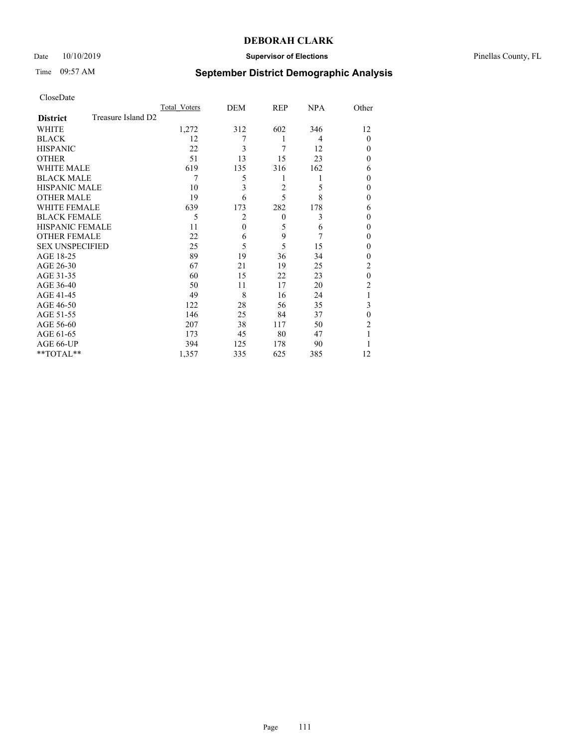# DEBORAH CLARK

Date 10/10/2019 **Supervisor of Elections** Pinellas County, FL

Time 09:57 AM **September District Demographic Analysis**

CloseDate

| **District** Treasure Island D2 | Total_Voters | DEM | REP | NPA | Other |
|---|---|---|---|---|---|
| WHITE | 1,272 | 312 | 602 | 346 | 12 |
| BLACK | 12 | 7 | 1 | 4 | 0 |
| HISPANIC | 22 | 3 | 7 | 12 | 0 |
| OTHER | 51 | 13 | 15 | 23 | 0 |
| WHITE MALE | 619 | 135 | 316 | 162 | 6 |
| BLACK MALE | 7 | 5 | 1 | 1 | 0 |
| HISPANIC MALE | 10 | 3 | 2 | 5 | 0 |
| OTHER MALE | 19 | 6 | 5 | 8 | 0 |
| WHITE FEMALE | 639 | 173 | 282 | 178 | 6 |
| BLACK FEMALE | 5 | 2 | 0 | 3 | 0 |
| HISPANIC FEMALE | 11 | 0 | 5 | 6 | 0 |
| OTHER FEMALE | 22 | 6 | 9 | 7 | 0 |
| SEX UNSPECIFIED | 25 | 5 | 5 | 15 | 0 |
| AGE 18-25 | 89 | 19 | 36 | 34 | 0 |
| AGE 26-30 | 67 | 21 | 19 | 25 | 2 |
| AGE 31-35 | 60 | 15 | 22 | 23 | 0 |
| AGE 36-40 | 50 | 11 | 17 | 20 | 2 |
| AGE 41-45 | 49 | 8 | 16 | 24 | 1 |
| AGE 46-50 | 122 | 28 | 56 | 35 | 3 |
| AGE 51-55 | 146 | 25 | 84 | 37 | 0 |
| AGE 56-60 | 207 | 38 | 117 | 50 | 2 |
| AGE 61-65 | 173 | 45 | 80 | 47 | 1 |
| AGE 66-UP | 394 | 125 | 178 | 90 | 1 |
| **TOTAL** | 1,357 | 335 | 625 | 385 | 12 |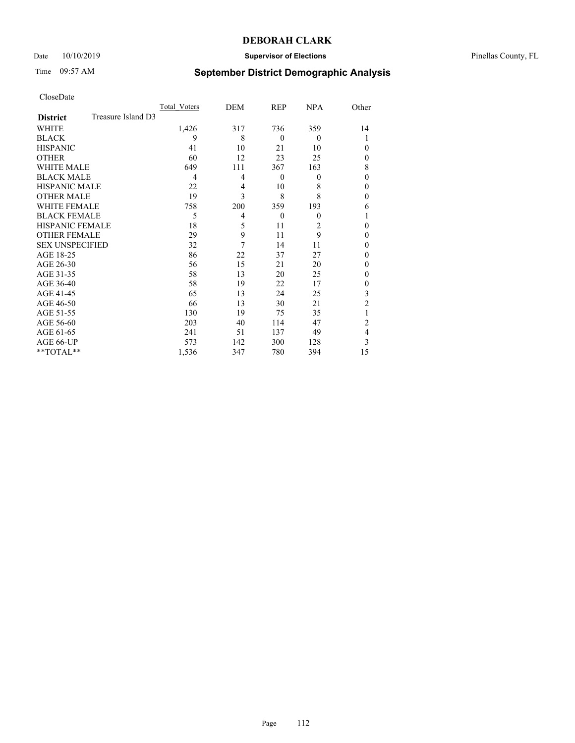# DEBORAH CLARK

Date 10/10/2019 **Supervisor of Elections** Pinellas County, FL

Time 09:57 AM **September District Demographic Analysis**

CloseDate

| | Total_Voters | DEM | REP | NPA | Other |
|---|---|---|---|---|---|
| **District** Treasure Island D3 | | | | | |
| WHITE | 1,426 | 317 | 736 | 359 | 14 |
| BLACK | 9 | 8 | 0 | 0 | 1 |
| HISPANIC | 41 | 10 | 21 | 10 | 0 |
| OTHER | 60 | 12 | 23 | 25 | 0 |
| WHITE MALE | 649 | 111 | 367 | 163 | 8 |
| BLACK MALE | 4 | 4 | 0 | 0 | 0 |
| HISPANIC MALE | 22 | 4 | 10 | 8 | 0 |
| OTHER MALE | 19 | 3 | 8 | 8 | 0 |
| WHITE FEMALE | 758 | 200 | 359 | 193 | 6 |
| BLACK FEMALE | 5 | 4 | 0 | 0 | 1 |
| HISPANIC FEMALE | 18 | 5 | 11 | 2 | 0 |
| OTHER FEMALE | 29 | 9 | 11 | 9 | 0 |
| SEX UNSPECIFIED | 32 | 7 | 14 | 11 | 0 |
| AGE 18-25 | 86 | 22 | 37 | 27 | 0 |
| AGE 26-30 | 56 | 15 | 21 | 20 | 0 |
| AGE 31-35 | 58 | 13 | 20 | 25 | 0 |
| AGE 36-40 | 58 | 19 | 22 | 17 | 0 |
| AGE 41-45 | 65 | 13 | 24 | 25 | 3 |
| AGE 46-50 | 66 | 13 | 30 | 21 | 2 |
| AGE 51-55 | 130 | 19 | 75 | 35 | 1 |
| AGE 56-60 | 203 | 40 | 114 | 47 | 2 |
| AGE 61-65 | 241 | 51 | 137 | 49 | 4 |
| AGE 66-UP | 573 | 142 | 300 | 128 | 3 |
| **TOTAL** | 1,536 | 347 | 780 | 394 | 15 |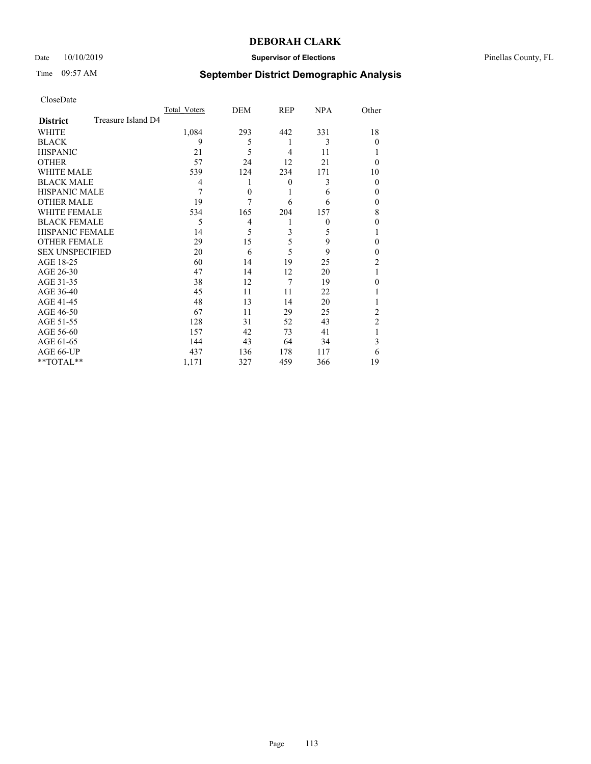# DEBORAH CLARK

Date 10/10/2019 **Supervisor of Elections** Pinellas County, FL

Time 09:57 AM **September District Demographic Analysis**

CloseDate

| | Total_Voters | DEM | REP | NPA | Other |
|---|---|---|---|---|---|
| **District** Treasure Island D4 | | | | | |
| WHITE | 1,084 | 293 | 442 | 331 | 18 |
| BLACK | 9 | 5 | 1 | 3 | 0 |
| HISPANIC | 21 | 5 | 4 | 11 | 1 |
| OTHER | 57 | 24 | 12 | 21 | 0 |
| WHITE MALE | 539 | 124 | 234 | 171 | 10 |
| BLACK MALE | 4 | 1 | 0 | 3 | 0 |
| HISPANIC MALE | 7 | 0 | 1 | 6 | 0 |
| OTHER MALE | 19 | 7 | 6 | 6 | 0 |
| WHITE FEMALE | 534 | 165 | 204 | 157 | 8 |
| BLACK FEMALE | 5 | 4 | 1 | 0 | 0 |
| HISPANIC FEMALE | 14 | 5 | 3 | 5 | 1 |
| OTHER FEMALE | 29 | 15 | 5 | 9 | 0 |
| SEX UNSPECIFIED | 20 | 6 | 5 | 9 | 0 |
| AGE 18-25 | 60 | 14 | 19 | 25 | 2 |
| AGE 26-30 | 47 | 14 | 12 | 20 | 1 |
| AGE 31-35 | 38 | 12 | 7 | 19 | 0 |
| AGE 36-40 | 45 | 11 | 11 | 22 | 1 |
| AGE 41-45 | 48 | 13 | 14 | 20 | 1 |
| AGE 46-50 | 67 | 11 | 29 | 25 | 2 |
| AGE 51-55 | 128 | 31 | 52 | 43 | 2 |
| AGE 56-60 | 157 | 42 | 73 | 41 | 1 |
| AGE 61-65 | 144 | 43 | 64 | 34 | 3 |
| AGE 66-UP | 437 | 136 | 178 | 117 | 6 |
| **TOTAL** | 1,171 | 327 | 459 | 366 | 19 |